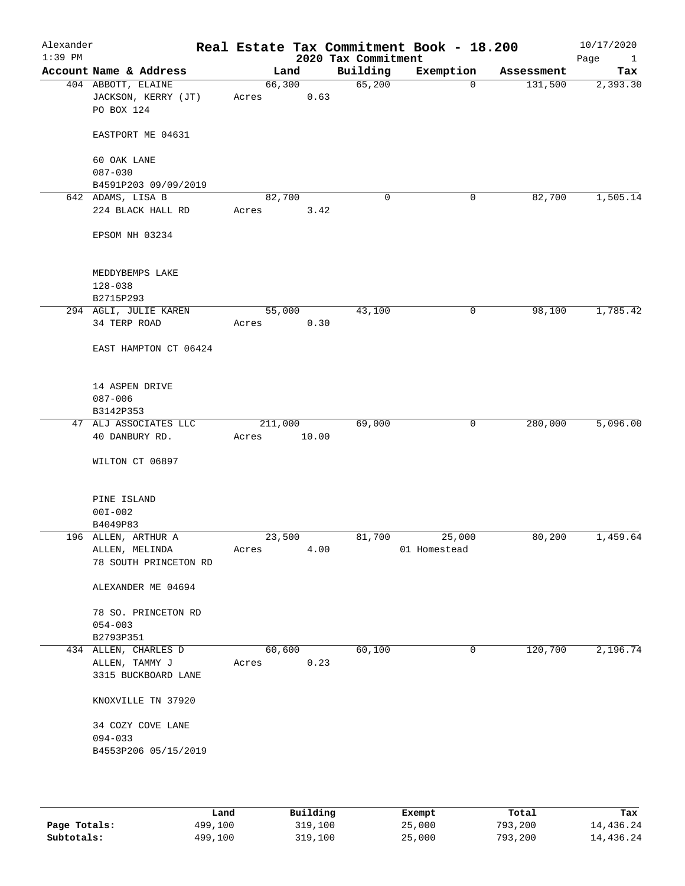# Real Estate Tax Commitment Book - 18.200

Alexander
1:39 PM
2020 Tax Commitment
10/17/2020

| Account Name & Address | Land | Building | Exemption | Assessment | Tax |
|---|---|---|---|---|---|
| 404 ABBOTT, ELAINE<br>JACKSON, KERRY (JT)<br>PO BOX 124<br><br>EASTPORT ME 04631<br><br>60 OAK LANE<br>087-030<br>B4591P203 09/09/2019 | 66,300<br>Acres 0.63 | 65,200 | 0 | 131,500 | 2,393.30 |
| 642 ADAMS, LISA B<br>224 BLACK HALL RD<br><br>EPSOM NH 03234<br><br>MEDDYBEMPS LAKE<br>128-038<br>B2715P293 | 82,700<br>Acres 3.42 | 0 | 0 | 82,700 | 1,505.14 |
| 294 AGLI, JULIE KAREN<br>34 TERP ROAD<br><br>EAST HAMPTON CT 06424<br><br>14 ASPEN DRIVE<br>087-006<br>B3142P353 | 55,000<br>Acres 0.30 | 43,100 | 0 | 98,100 | 1,785.42 |
| 47 ALJ ASSOCIATES LLC<br>40 DANBURY RD.<br><br>WILTON CT 06897<br><br>PINE ISLAND<br>00I-002<br>B4049P83 | 211,000<br>Acres 10.00 | 69,000 | 0 | 280,000 | 5,096.00 |
| 196 ALLEN, ARTHUR A<br>ALLEN, MELINDA<br>78 SOUTH PRINCETON RD<br><br>ALEXANDER ME 04694<br><br>78 SO. PRINCETON RD<br>054-003<br>B2793P351 | 23,500<br>Acres 4.00 | 81,700 | 25,000<br>01 Homestead | 80,200 | 1,459.64 |
| 434 ALLEN, CHARLES D<br>ALLEN, TAMMY J<br>3315 BUCKBOARD LANE<br><br>KNOXVILLE TN 37920<br><br>34 COZY COVE LANE<br>094-033<br>B4553P206 05/15/2019 | 60,600<br>Acres 0.23 | 60,100 | 0 | 120,700 | 2,196.74 |

| | Land | Building | Exempt | Total | Tax |
|---|---|---|---|---|---|
| **Page Totals:** | 499,100 | 319,100 | 25,000 | 793,200 | 14,436.24 |
| **Subtotals:** | 499,100 | 319,100 | 25,000 | 793,200 | 14,436.24 |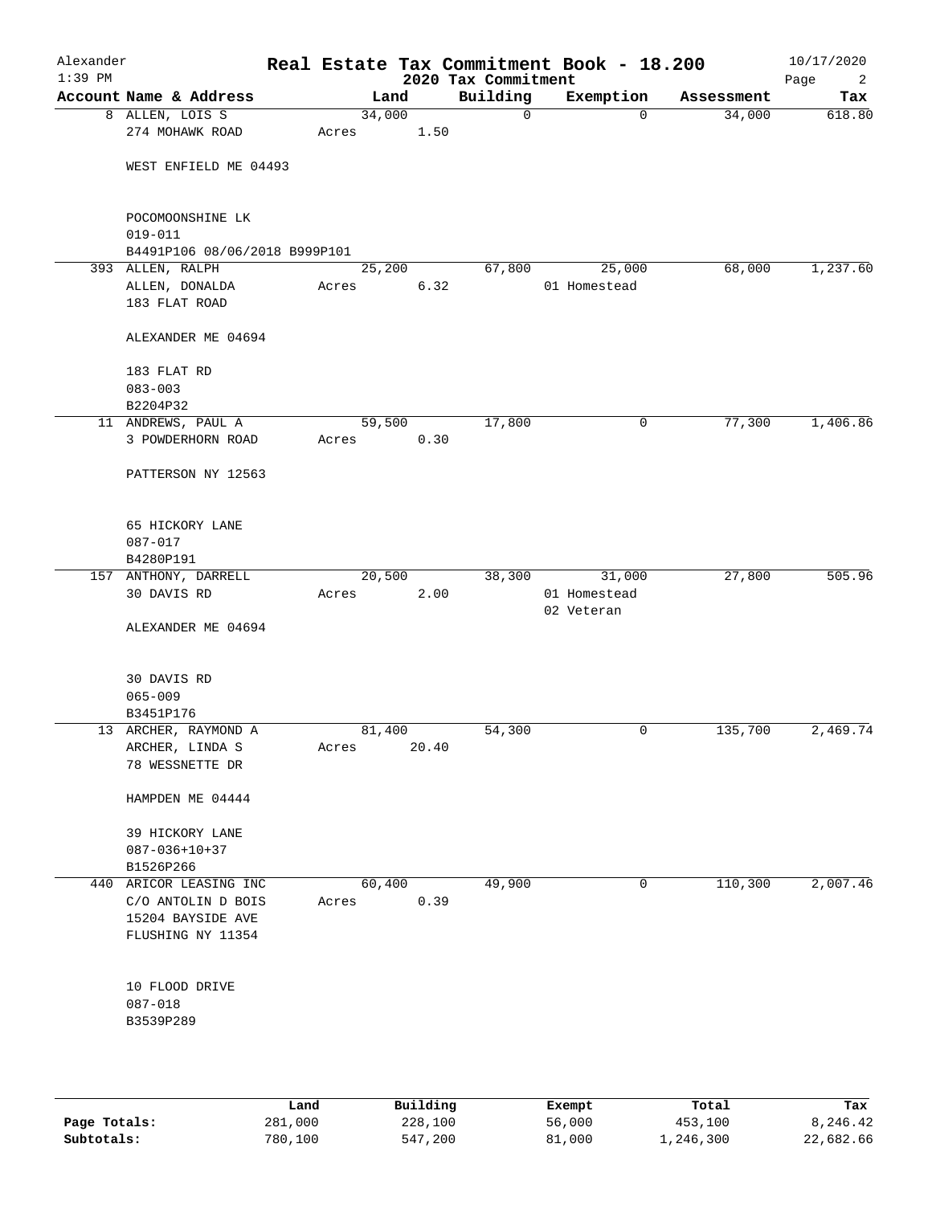Alexander 1:39 PM

# Real Estate Tax Commitment Book - 18.200

## 2020 Tax Commitment

10/17/2020

| Account Name & Address | Land | Building | Exemption | Assessment | Tax |
|---|---|---|---|---|---|
| 8 ALLEN, LOIS S<br>274 MOHAWK ROAD<br><br>WEST ENFIELD ME 04493<br><br>POCOMOONSHINE LK<br>019-011<br>B4491P106 08/06/2018 B999P101 | 34,000<br>Acres 1.50 | 0 | 0 | 34,000 | 618.80 |
| 393 ALLEN, RALPH<br>ALLEN, DONALDA<br>183 FLAT ROAD<br><br>ALEXANDER ME 04694<br><br>183 FLAT RD<br>083-003<br>B2204P32 | 25,200<br>Acres 6.32 | 67,800 | 25,000<br>01 Homestead | 68,000 | 1,237.60 |
| 11 ANDREWS, PAUL A<br>3 POWDERHORN ROAD<br><br>PATTERSON NY 12563<br><br>65 HICKORY LANE<br>087-017<br>B4280P191 | 59,500<br>Acres 0.30 | 17,800 | 0 | 77,300 | 1,406.86 |
| 157 ANTHONY, DARRELL<br>30 DAVIS RD<br><br>ALEXANDER ME 04694<br><br>30 DAVIS RD<br>065-009<br>B3451P176 | 20,500<br>Acres 2.00 | 38,300 | 31,000<br>01 Homestead<br>02 Veteran | 27,800 | 505.96 |
| 13 ARCHER, RAYMOND A<br>ARCHER, LINDA S<br>78 WESSNETTE DR<br><br>HAMPDEN ME 04444<br><br>39 HICKORY LANE<br>087-036+10+37<br>B1526P266 | 81,400<br>Acres 20.40 | 54,300 | 0 | 135,700 | 2,469.74 |
| 440 ARICOR LEASING INC<br>C/O ANTOLIN D BOIS<br>15204 BAYSIDE AVE<br>FLUSHING NY 11354<br><br>10 FLOOD DRIVE<br>087-018<br>B3539P289 | 60,400<br>Acres 0.39 | 49,900 | 0 | 110,300 | 2,007.46 |

| | Land | Building | Exempt | Total | Tax |
|---|---|---|---|---|---|
| Page Totals: | 281,000 | 228,100 | 56,000 | 453,100 | 8,246.42 |
| Subtotals: | 780,100 | 547,200 | 81,000 | 1,246,300 | 22,682.66 |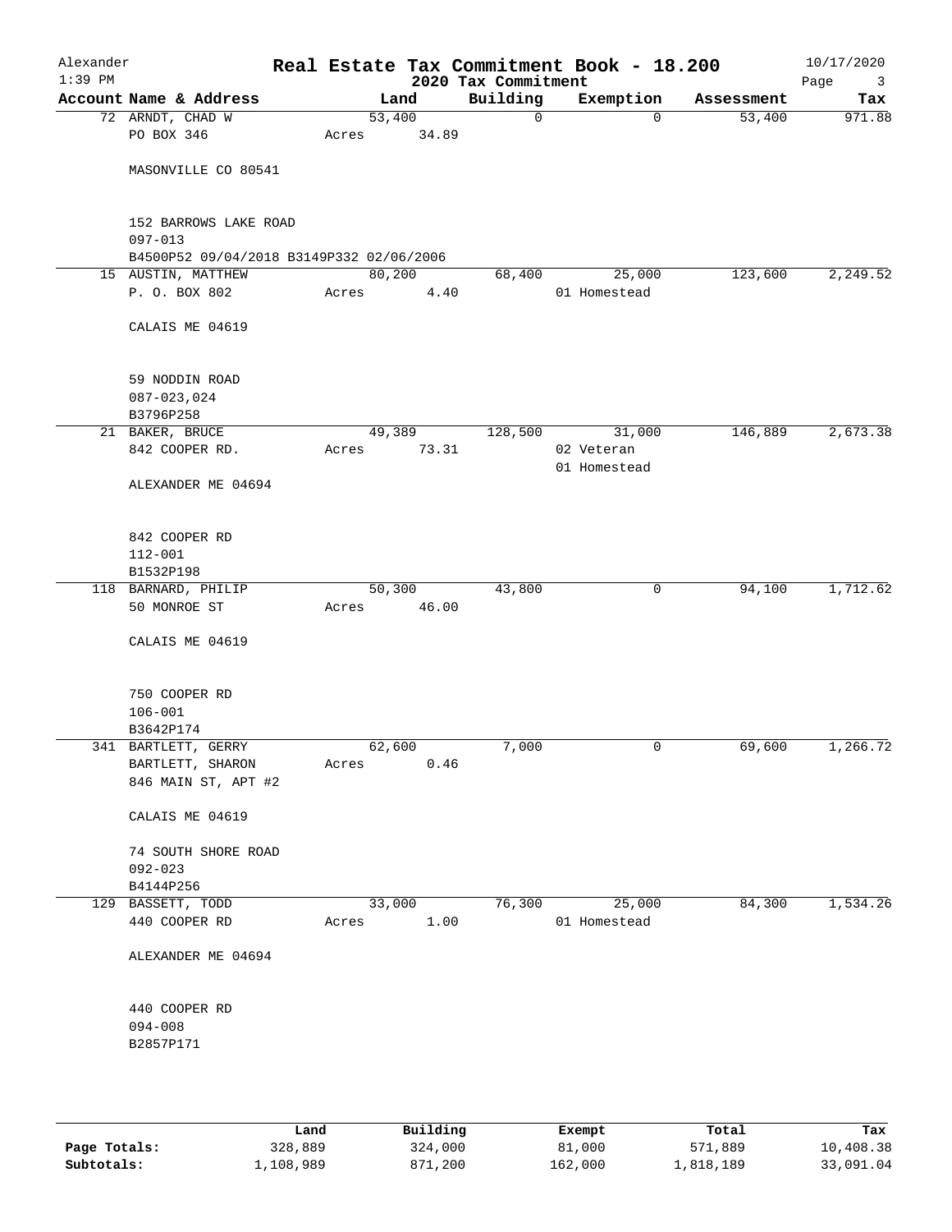# Real Estate Tax Commitment Book - 18.200

Alexander 1:39 PM — 2020 Tax Commitment — 10/17/2020

| Account Name & Address | Land | Building | Exemption | Assessment | Tax |
|---|---|---|---|---|---|
| 72 ARNDT, CHAD W<br>PO BOX 346<br><br>MASONVILLE CO 80541<br><br>152 BARROWS LAKE ROAD<br>097-013<br>B4500P52 09/04/2018 B3149P332 02/06/2006 | 53,400<br>Acres 34.89 | 0 | 0 | 53,400 | 971.88 |
| 15 AUSTIN, MATTHEW<br>P. O. BOX 802<br><br>CALAIS ME 04619<br><br>59 NODDIN ROAD<br>087-023,024<br>B3796P258 | 80,200<br>Acres 4.40 | 68,400 | 25,000<br>01 Homestead | 123,600 | 2,249.52 |
| 21 BAKER, BRUCE<br>842 COOPER RD.<br><br>ALEXANDER ME 04694<br><br>842 COOPER RD<br>112-001<br>B1532P198 | 49,389<br>Acres 73.31 | 128,500 | 31,000<br>02 Veteran<br>01 Homestead | 146,889 | 2,673.38 |
| 118 BARNARD, PHILIP<br>50 MONROE ST<br><br>CALAIS ME 04619<br><br>750 COOPER RD<br>106-001<br>B3642P174 | 50,300<br>Acres 46.00 | 43,800 | 0 | 94,100 | 1,712.62 |
| 341 BARTLETT, GERRY<br>BARTLETT, SHARON<br>846 MAIN ST, APT #2<br><br>CALAIS ME 04619<br><br>74 SOUTH SHORE ROAD<br>092-023<br>B4144P256 | 62,600<br>Acres 0.46 | 7,000 | 0 | 69,600 | 1,266.72 |
| 129 BASSETT, TODD<br>440 COOPER RD<br><br>ALEXANDER ME 04694<br><br>440 COOPER RD<br>094-008<br>B2857P171 | 33,000<br>Acres 1.00 | 76,300 | 25,000<br>01 Homestead | 84,300 | 1,534.26 |

| | Land | Building | Exempt | Total | Tax |
|---|---|---|---|---|---|
| Page Totals: | 328,889 | 324,000 | 81,000 | 571,889 | 10,408.38 |
| Subtotals: | 1,108,989 | 871,200 | 162,000 | 1,818,189 | 33,091.04 |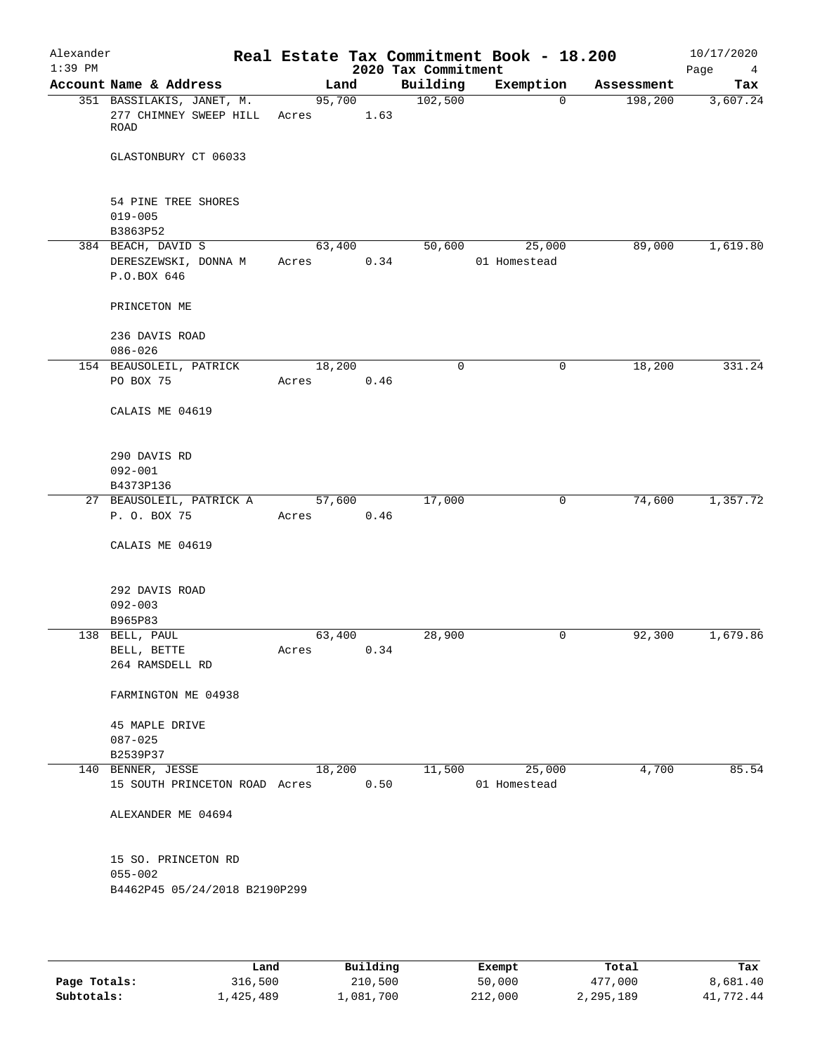# Real Estate Tax Commitment Book - 18.200

## 2020 Tax Commitment

Alexander
1:39 PM
10/17/2020

| Account Name & Address | Land | | Building | Exemption | Assessment | Tax |
|---|---|---|---|---|---|---|
| 351 BASSILAKIS, JANET, M. | 95,700 | | 102,500 | 0 | 198,200 | 3,607.24 |
| 277 CHIMNEY SWEEP HILL ROAD | Acres | 1.63 | | | | |
| GLASTONBURY CT 06033 | | | | | | |
| 54 PINE TREE SHORES | | | | | | |
| 019-005 | | | | | | |
| B3863P52 | | | | | | |
| 384 BEACH, DAVID S | 63,400 | | 50,600 | 25,000 | 89,000 | 1,619.80 |
| DERESZEWSKI, DONNA M | Acres | 0.34 | | 01 Homestead | | |
| P.O.BOX 646 | | | | | | |
| PRINCETON ME | | | | | | |
| 236 DAVIS ROAD | | | | | | |
| 086-026 | | | | | | |
| 154 BEAUSOLEIL, PATRICK | 18,200 | | 0 | 0 | 18,200 | 331.24 |
| PO BOX 75 | Acres | 0.46 | | | | |
| CALAIS ME 04619 | | | | | | |
| 290 DAVIS RD | | | | | | |
| 092-001 | | | | | | |
| B4373P136 | | | | | | |
| 27 BEAUSOLEIL, PATRICK A | 57,600 | | 17,000 | 0 | 74,600 | 1,357.72 |
| P. O. BOX 75 | Acres | 0.46 | | | | |
| CALAIS ME 04619 | | | | | | |
| 292 DAVIS ROAD | | | | | | |
| 092-003 | | | | | | |
| B965P83 | | | | | | |
| 138 BELL, PAUL | 63,400 | | 28,900 | 0 | 92,300 | 1,679.86 |
| BELL, BETTE | Acres | 0.34 | | | | |
| 264 RAMSDELL RD | | | | | | |
| FARMINGTON ME 04938 | | | | | | |
| 45 MAPLE DRIVE | | | | | | |
| 087-025 | | | | | | |
| B2539P37 | | | | | | |
| 140 BENNER, JESSE | 18,200 | | 11,500 | 25,000 | 4,700 | 85.54 |
| 15 SOUTH PRINCETON ROAD | Acres | 0.50 | | 01 Homestead | | |
| ALEXANDER ME 04694 | | | | | | |
| 15 SO. PRINCETON RD | | | | | | |
| 055-002 | | | | | | |
| B4462P45 05/24/2018 B2190P299 | | | | | | |

| | Land | Building | Exempt | Total | Tax |
|---|---|---|---|---|---|
| Page Totals: | 316,500 | 210,500 | 50,000 | 477,000 | 8,681.40 |
| Subtotals: | 1,425,489 | 1,081,700 | 212,000 | 2,295,189 | 41,772.44 |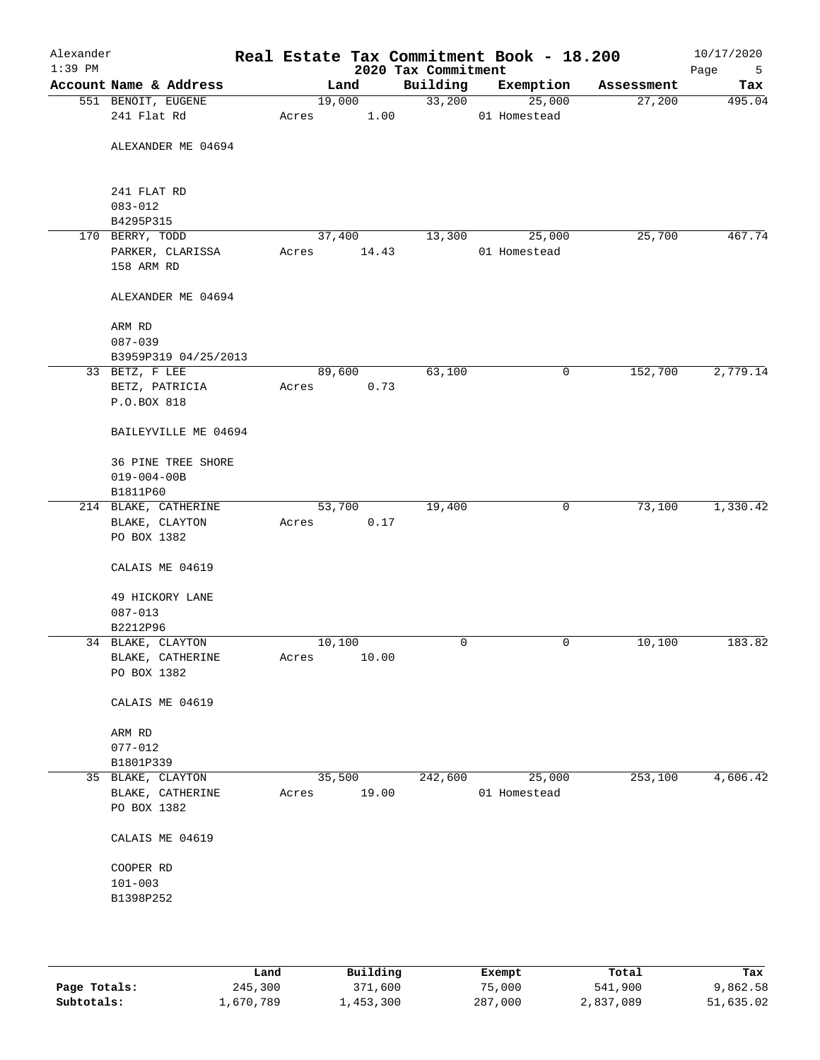# Real Estate Tax Commitment Book - 18.200

## 2020 Tax Commitment

Alexander, 1:39 PM, 10/17/2020

| Account | Name & Address | Land | Building | Exemption | Assessment | Tax |
|---|---|---|---|---|---|---|
| 551 | BENOIT, EUGENE<br>241 Flat Rd<br><br>ALEXANDER ME 04694<br><br>241 FLAT RD<br>083-012<br>B4295P315 | 19,000<br>Acres 1.00 | 33,200 | 25,000<br>01 Homestead | 27,200 | 495.04 |
| 170 | BERRY, TODD<br>PARKER, CLARISSA<br>158 ARM RD<br><br>ALEXANDER ME 04694<br><br>ARM RD<br>087-039<br>B3959P319 04/25/2013 | 37,400<br>Acres 14.43 | 13,300 | 25,000<br>01 Homestead | 25,700 | 467.74 |
| 33 | BETZ, F LEE<br>BETZ, PATRICIA<br>P.O.BOX 818<br><br>BAILEYVILLE ME 04694<br><br>36 PINE TREE SHORE<br>019-004-00B<br>B1811P60 | 89,600<br>Acres 0.73 | 63,100 | 0 | 152,700 | 2,779.14 |
| 214 | BLAKE, CATHERINE<br>BLAKE, CLAYTON<br>PO BOX 1382<br><br>CALAIS ME 04619<br><br>49 HICKORY LANE<br>087-013<br>B2212P96 | 53,700<br>Acres 0.17 | 19,400 | 0 | 73,100 | 1,330.42 |
| 34 | BLAKE, CLAYTON<br>BLAKE, CATHERINE<br>PO BOX 1382<br><br>CALAIS ME 04619<br><br>ARM RD<br>077-012<br>B1801P339 | 10,100<br>Acres 10.00 | 0 | 0 | 10,100 | 183.82 |
| 35 | BLAKE, CLAYTON<br>BLAKE, CATHERINE<br>PO BOX 1382<br><br>CALAIS ME 04619<br><br>COOPER RD<br>101-003<br>B1398P252 | 35,500<br>Acres 19.00 | 242,600 | 25,000<br>01 Homestead | 253,100 | 4,606.42 |

| | Land | Building | Exempt | Total | Tax |
|---|---|---|---|---|---|
| **Page Totals:** | 245,300 | 371,600 | 75,000 | 541,900 | 9,862.58 |
| **Subtotals:** | 1,670,789 | 1,453,300 | 287,000 | 2,837,089 | 51,635.02 |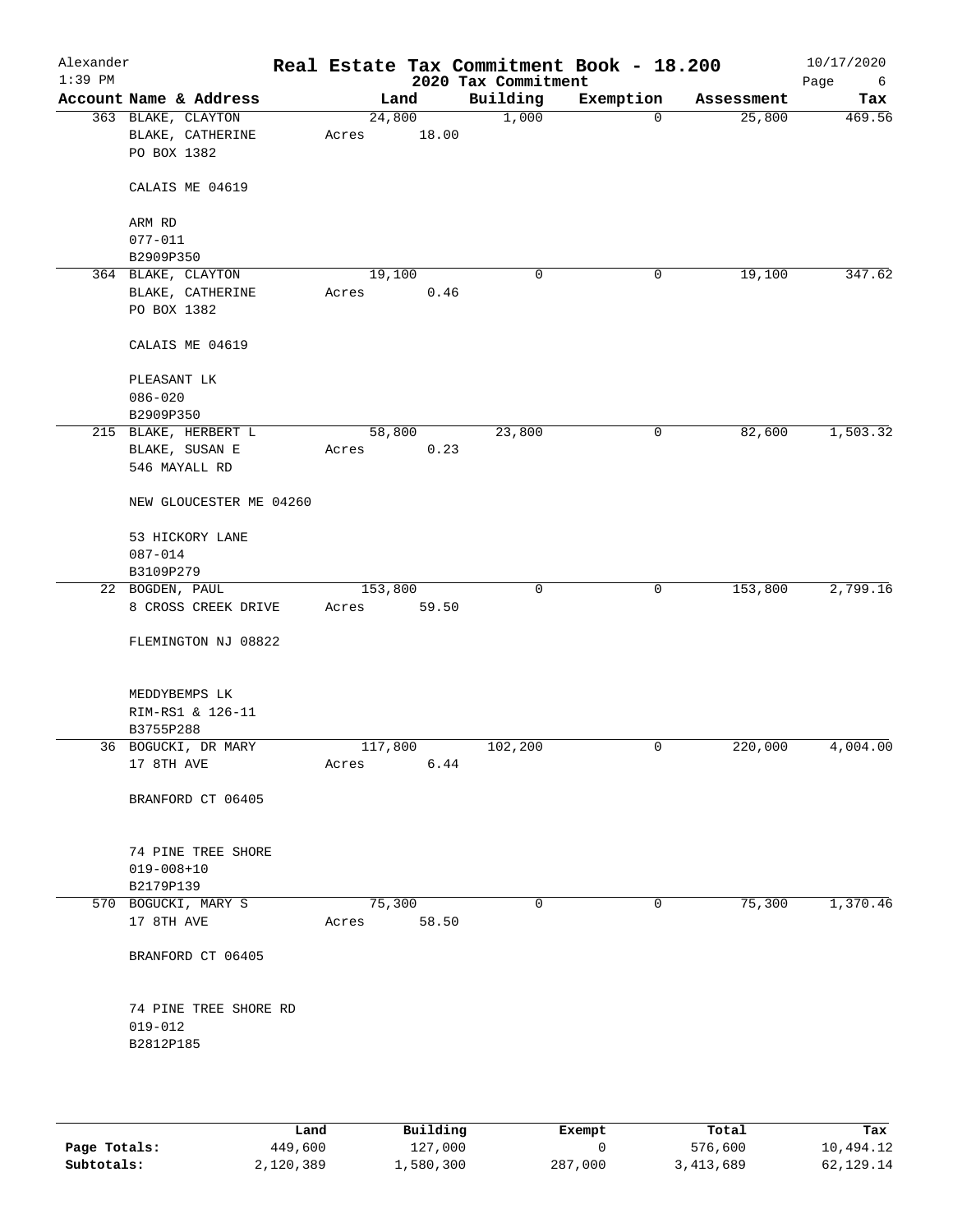Alexander 1:39 PM

# Real Estate Tax Commitment Book - 18.200

## 2020 Tax Commitment

10/17/2020

| Account Name & Address | Land | Building | Exemption | Assessment | Tax |
|---|---|---|---|---|---|
| 363 BLAKE, CLAYTON<br>BLAKE, CATHERINE<br>PO BOX 1382<br><br>CALAIS ME 04619<br><br>ARM RD<br>077-011<br>B2909P350 | 24,800<br>Acres 18.00 | 1,000 | 0 | 25,800 | 469.56 |
| 364 BLAKE, CLAYTON<br>BLAKE, CATHERINE<br>PO BOX 1382<br><br>CALAIS ME 04619<br><br>PLEASANT LK<br>086-020<br>B2909P350 | 19,100<br>Acres 0.46 | 0 | 0 | 19,100 | 347.62 |
| 215 BLAKE, HERBERT L<br>BLAKE, SUSAN E<br>546 MAYALL RD<br><br>NEW GLOUCESTER ME 04260<br><br>53 HICKORY LANE<br>087-014<br>B3109P279 | 58,800<br>Acres 0.23 | 23,800 | 0 | 82,600 | 1,503.32 |
| 22 BOGDEN, PAUL<br>8 CROSS CREEK DRIVE<br><br>FLEMINGTON NJ 08822<br><br>MEDDYBEMPS LK<br>RIM-RS1 & 126-11<br>B3755P288 | 153,800<br>Acres 59.50 | 0 | 0 | 153,800 | 2,799.16 |
| 36 BOGUCKI, DR MARY<br>17 8TH AVE<br><br>BRANFORD CT 06405<br><br>74 PINE TREE SHORE<br>019-008+10<br>B2179P139 | 117,800<br>Acres 6.44 | 102,200 | 0 | 220,000 | 4,004.00 |
| 570 BOGUCKI, MARY S<br>17 8TH AVE<br><br>BRANFORD CT 06405<br><br>74 PINE TREE SHORE RD<br>019-012<br>B2812P185 | 75,300<br>Acres 58.50 | 0 | 0 | 75,300 | 1,370.46 |

| | Land | Building | Exempt | Total | Tax |
|---|---|---|---|---|---|
| **Page Totals:** | 449,600 | 127,000 | 0 | 576,600 | 10,494.12 |
| **Subtotals:** | 2,120,389 | 1,580,300 | 287,000 | 3,413,689 | 62,129.14 |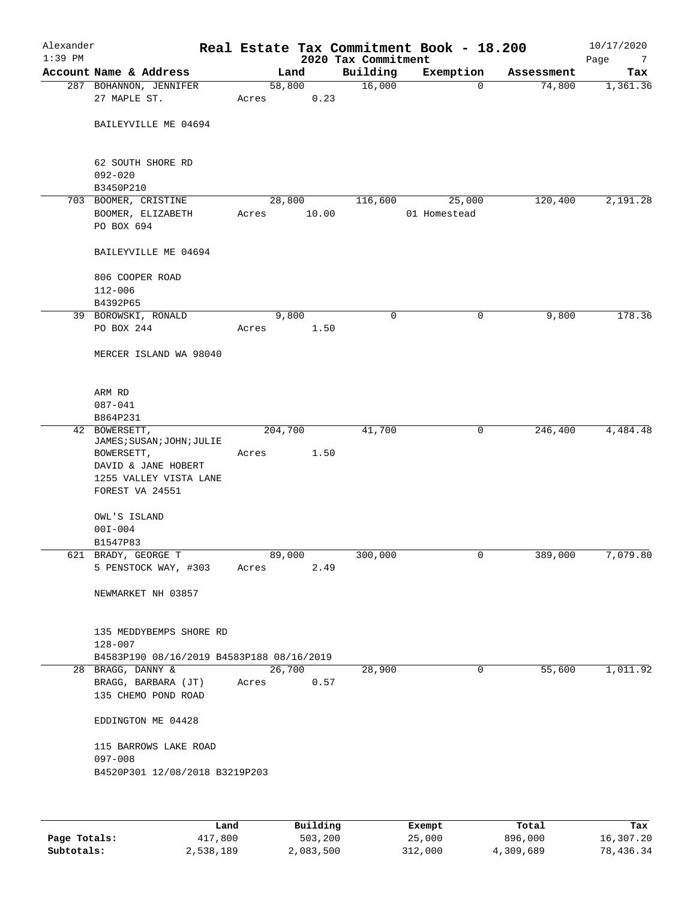# Real Estate Tax Commitment Book - 18.200

## 2020 Tax Commitment

Alexander
1:39 PM
10/17/2020

| Account Name & Address | Land | Building | Exemption | Assessment | Tax |
|---|---|---|---|---|---|
| 287 BOHANNON, JENNIFER<br>27 MAPLE ST.<br><br>BAILEYVILLE ME 04694<br><br>62 SOUTH SHORE RD<br>092-020<br>B3450P210 | 58,800<br>Acres 0.23 | 16,000 | 0 | 74,800 | 1,361.36 |
| 703 BOOMER, CRISTINE<br>BOOMER, ELIZABETH<br>PO BOX 694<br><br>BAILEYVILLE ME 04694<br><br>806 COOPER ROAD<br>112-006<br>B4392P65 | 28,800<br>Acres 10.00 | 116,600 | 25,000<br>01 Homestead | 120,400 | 2,191.28 |
| 39 BOROWSKI, RONALD<br>PO BOX 244<br><br>MERCER ISLAND WA 98040<br><br>ARM RD<br>087-041<br>B864P231 | 9,800<br>Acres 1.50 | 0 | 0 | 9,800 | 178.36 |
| 42 BOWERSETT, JAMES;SUSAN;JOHN;JULIE<br>BOWERSETT,<br>DAVID & JANE HOBERT<br>1255 VALLEY VISTA LANE<br>FOREST VA 24551<br><br>OWL'S ISLAND<br>00I-004<br>B1547P83 | 204,700<br>Acres 1.50 | 41,700 | 0 | 246,400 | 4,484.48 |
| 621 BRADY, GEORGE T<br>5 PENSTOCK WAY, #303<br><br>NEWMARKET NH 03857<br><br>135 MEDDYBEMPS SHORE RD<br>128-007<br>B4583P190 08/16/2019 B4583P188 08/16/2019 | 89,000<br>Acres 2.49 | 300,000 | 0 | 389,000 | 7,079.80 |
| 28 BRAGG, DANNY &<br>BRAGG, BARBARA (JT)<br>135 CHEMO POND ROAD<br><br>EDDINGTON ME 04428<br><br>115 BARROWS LAKE ROAD<br>097-008<br>B4520P301 12/08/2018 B3219P203 | 26,700<br>Acres 0.57 | 28,900 | 0 | 55,600 | 1,011.92 |

| | Land | Building | Exempt | Total | Tax |
|---|---|---|---|---|---|
| Page Totals: | 417,800 | 503,200 | 25,000 | 896,000 | 16,307.20 |
| Subtotals: | 2,538,189 | 2,083,500 | 312,000 | 4,309,689 | 78,436.34 |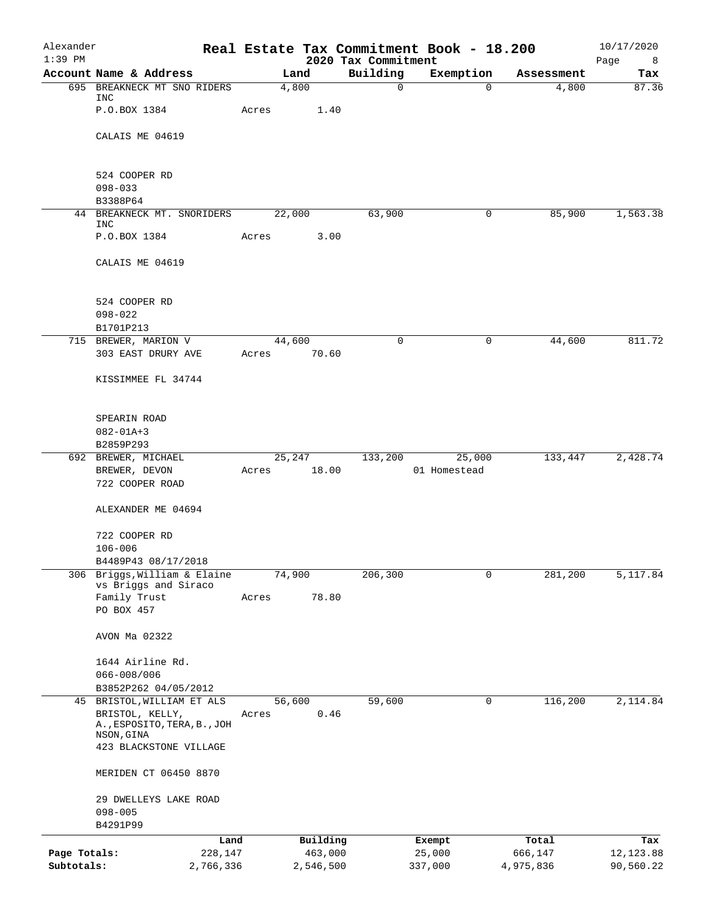# Real Estate Tax Commitment Book - 18.200

Alexander
1:39 PM

2020 Tax Commitment

10/17/2020

| Account Name & Address | Land | Building | Exemption | Assessment | Tax |
|---|---|---|---|---|---|
| 695 BREAKNECK MT SNO RIDERS INC<br>P.O.BOX 1384<br><br>CALAIS ME 04619<br><br>524 COOPER RD<br>098-033<br>B3388P64 | 4,800<br>Acres 1.40 | 0 | 0 | 4,800 | 87.36 |
| 44 BREAKNECK MT. SNORIDERS INC<br>P.O.BOX 1384<br><br>CALAIS ME 04619<br><br>524 COOPER RD<br>098-022<br>B1701P213 | 22,000<br>Acres 3.00 | 63,900 | 0 | 85,900 | 1,563.38 |
| 715 BREWER, MARION V<br>303 EAST DRURY AVE<br><br>KISSIMMEE FL 34744<br><br>SPEARIN ROAD<br>082-01A+3<br>B2859P293 | 44,600<br>Acres 70.60 | 0 | 0 | 44,600 | 811.72 |
| 692 BREWER, MICHAEL<br>BREWER, DEVON<br>722 COOPER ROAD<br><br>ALEXANDER ME 04694<br><br>722 COOPER RD<br>106-006<br>B4489P43 08/17/2018 | 25,247<br>Acres 18.00 | 133,200 | 25,000<br>01 Homestead | 133,447 | 2,428.74 |
| 306 Briggs,William & Elaine vs Briggs and Siraco Family Trust<br>PO BOX 457<br><br>AVON Ma 02322<br><br>1644 Airline Rd.<br>066-008/006<br>B3852P262 04/05/2012 | 74,900<br>Acres 78.80 | 206,300 | 0 | 281,200 | 5,117.84 |
| 45 BRISTOL,WILLIAM ET ALS<br>BRISTOL, KELLY, A.,ESPOSITO,TERA,B.,JOHNSON,GINA<br>423 BLACKSTONE VILLAGE<br><br>MERIDEN CT 06450 8870<br><br>29 DWELLEYS LAKE ROAD<br>098-005<br>B4291P99 | 56,600<br>Acres 0.46 | 59,600 | 0 | 116,200 | 2,114.84 |

| | Land | Building | Exempt | Total | Tax |
|---|---|---|---|---|---|
| Page Totals: | 228,147 | 463,000 | 25,000 | 666,147 | 12,123.88 |
| Subtotals: | 2,766,336 | 2,546,500 | 337,000 | 4,975,836 | 90,560.22 |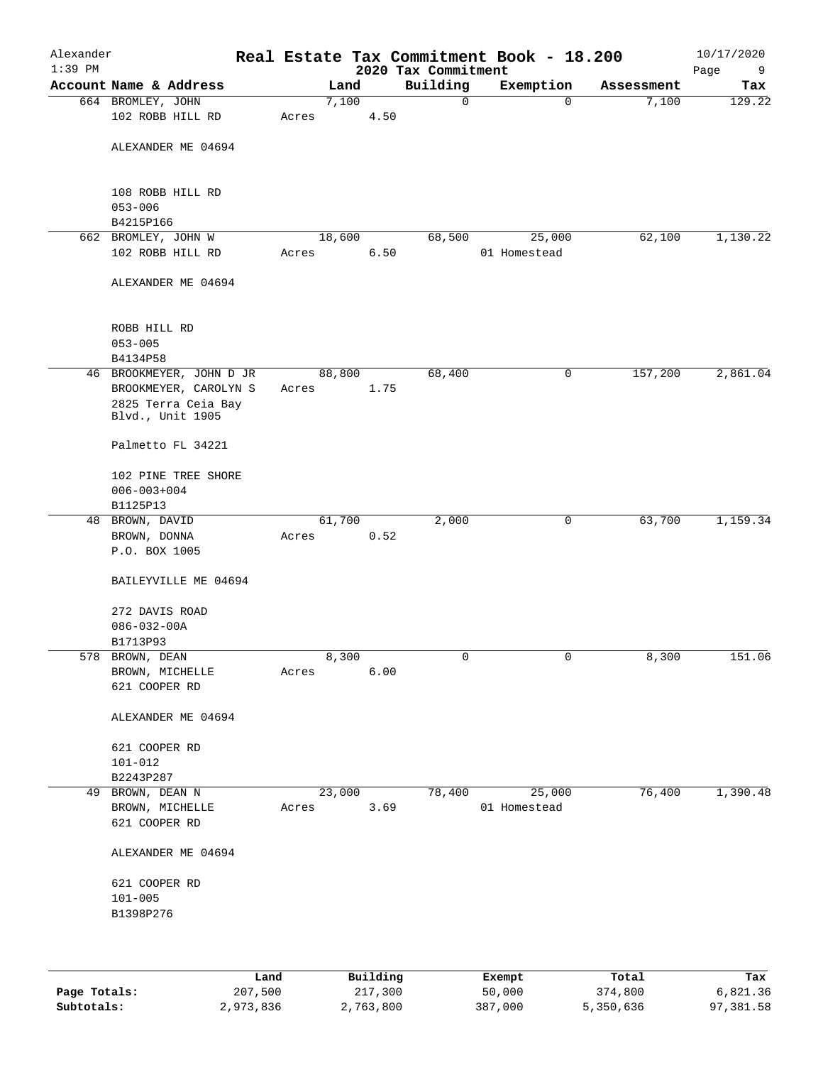# Real Estate Tax Commitment Book - 18.200

Alexander
1:39 PM
2020 Tax Commitment
10/17/2020

| Account Name & Address | Land | Building | Exemption | Assessment | Tax |
|---|---|---|---|---|---|
| 664 BROMLEY, JOHN<br>102 ROBB HILL RD<br><br>ALEXANDER ME 04694<br><br>108 ROBB HILL RD<br>053-006<br>B4215P166 | 7,100<br>Acres 4.50 | 0 | 0 | 7,100 | 129.22 |
| 662 BROMLEY, JOHN W<br>102 ROBB HILL RD<br><br>ALEXANDER ME 04694<br><br>ROBB HILL RD<br>053-005<br>B4134P58 | 18,600<br>Acres 6.50 | 68,500 | 25,000<br>01 Homestead | 62,100 | 1,130.22 |
| 46 BROOKMEYER, JOHN D JR<br>BROOKMEYER, CAROLYN S<br>2825 Terra Ceia Bay Blvd., Unit 1905<br><br>Palmetto FL 34221<br><br>102 PINE TREE SHORE<br>006-003+004<br>B1125P13 | 88,800<br>Acres 1.75 | 68,400 | 0 | 157,200 | 2,861.04 |
| 48 BROWN, DAVID<br>BROWN, DONNA<br>P.O. BOX 1005<br><br>BAILEYVILLE ME 04694<br><br>272 DAVIS ROAD<br>086-032-00A<br>B1713P93 | 61,700<br>Acres 0.52 | 2,000 | 0 | 63,700 | 1,159.34 |
| 578 BROWN, DEAN<br>BROWN, MICHELLE<br>621 COOPER RD<br><br>ALEXANDER ME 04694<br><br>621 COOPER RD<br>101-012<br>B2243P287 | 8,300<br>Acres 6.00 | 0 | 0 | 8,300 | 151.06 |
| 49 BROWN, DEAN N<br>BROWN, MICHELLE<br>621 COOPER RD<br><br>ALEXANDER ME 04694<br><br>621 COOPER RD<br>101-005<br>B1398P276 | 23,000<br>Acres 3.69 | 78,400 | 25,000<br>01 Homestead | 76,400 | 1,390.48 |

| | Land | Building | Exempt | Total | Tax |
|---|---|---|---|---|---|
| Page Totals: | 207,500 | 217,300 | 50,000 | 374,800 | 6,821.36 |
| Subtotals: | 2,973,836 | 2,763,800 | 387,000 | 5,350,636 | 97,381.58 |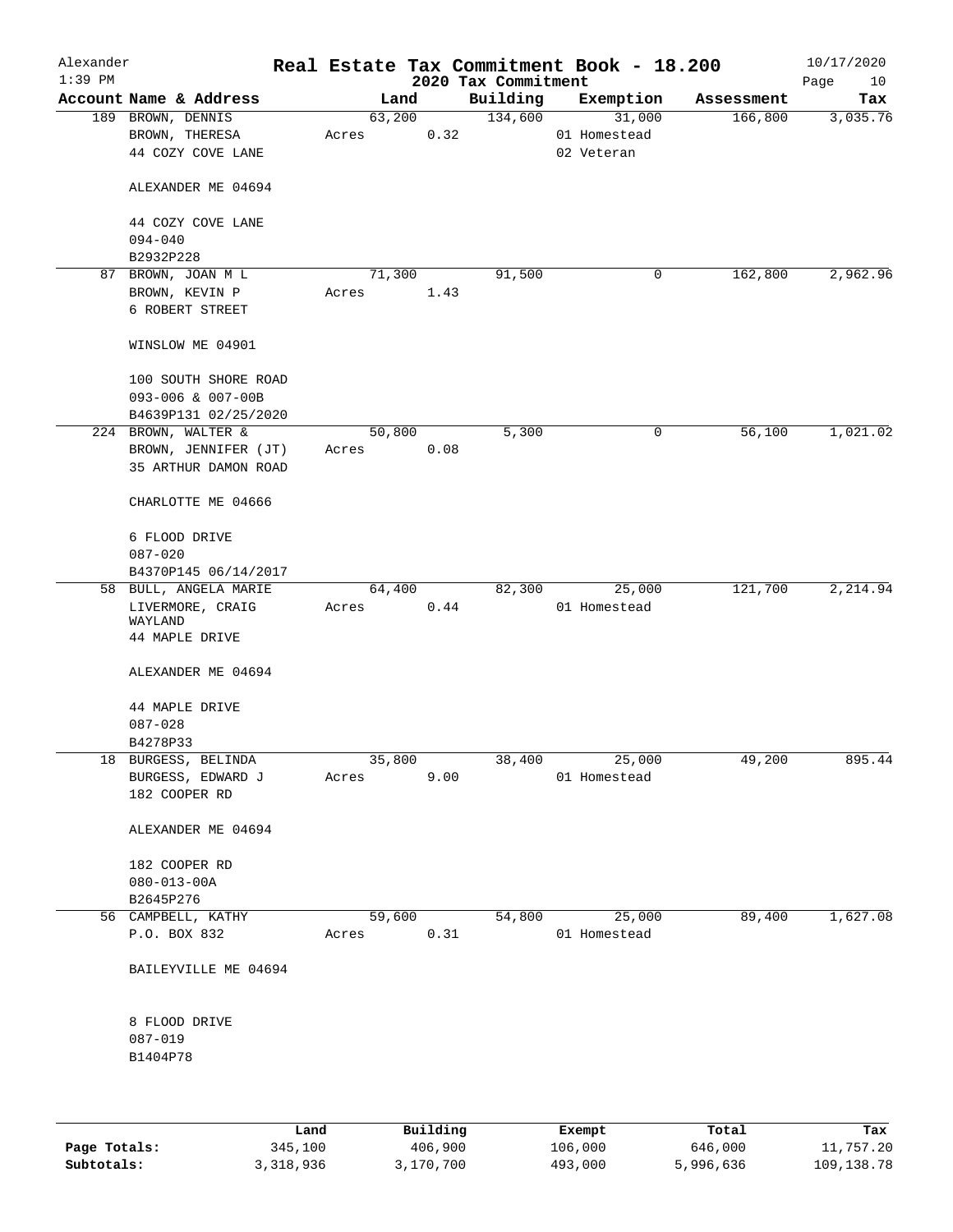# Real Estate Tax Commitment Book - 18.200

Alexander
1:39 PM

2020 Tax Commitment

10/17/2020

| Account Name & Address | Land | Building | Exemption | Assessment | Tax |
|---|---|---|---|---|---|
| 189 BROWN, DENNIS<br>BROWN, THERESA<br>44 COZY COVE LANE<br><br>ALEXANDER ME 04694<br><br>44 COZY COVE LANE<br>094-040<br>B2932P228 | 63,200<br>Acres 0.32 | 134,600 | 31,000<br>01 Homestead<br>02 Veteran | 166,800 | 3,035.76 |
| 87 BROWN, JOAN M L<br>BROWN, KEVIN P<br>6 ROBERT STREET<br><br>WINSLOW ME 04901<br><br>100 SOUTH SHORE ROAD<br>093-006 & 007-00B<br>B4639P131 02/25/2020 | 71,300<br>Acres 1.43 | 91,500 | 0 | 162,800 | 2,962.96 |
| 224 BROWN, WALTER &<br>BROWN, JENNIFER (JT)<br>35 ARTHUR DAMON ROAD<br><br>CHARLOTTE ME 04666<br><br>6 FLOOD DRIVE<br>087-020<br>B4370P145 06/14/2017 | 50,800<br>Acres 0.08 | 5,300 | 0 | 56,100 | 1,021.02 |
| 58 BULL, ANGELA MARIE<br>LIVERMORE, CRAIG WAYLAND<br>44 MAPLE DRIVE<br><br>ALEXANDER ME 04694<br><br>44 MAPLE DRIVE<br>087-028<br>B4278P33 | 64,400<br>Acres 0.44 | 82,300 | 25,000<br>01 Homestead | 121,700 | 2,214.94 |
| 18 BURGESS, BELINDA<br>BURGESS, EDWARD J<br>182 COOPER RD<br><br>ALEXANDER ME 04694<br><br>182 COOPER RD<br>080-013-00A<br>B2645P276 | 35,800<br>Acres 9.00 | 38,400 | 25,000<br>01 Homestead | 49,200 | 895.44 |
| 56 CAMPBELL, KATHY<br>P.O. BOX 832<br><br>BAILEYVILLE ME 04694<br><br>8 FLOOD DRIVE<br>087-019<br>B1404P78 | 59,600<br>Acres 0.31 | 54,800 | 25,000<br>01 Homestead | 89,400 | 1,627.08 |

| | Land | Building | Exempt | Total | Tax |
|---|---|---|---|---|---|
| **Page Totals:** | 345,100 | 406,900 | 106,000 | 646,000 | 11,757.20 |
| **Subtotals:** | 3,318,936 | 3,170,700 | 493,000 | 5,996,636 | 109,138.78 |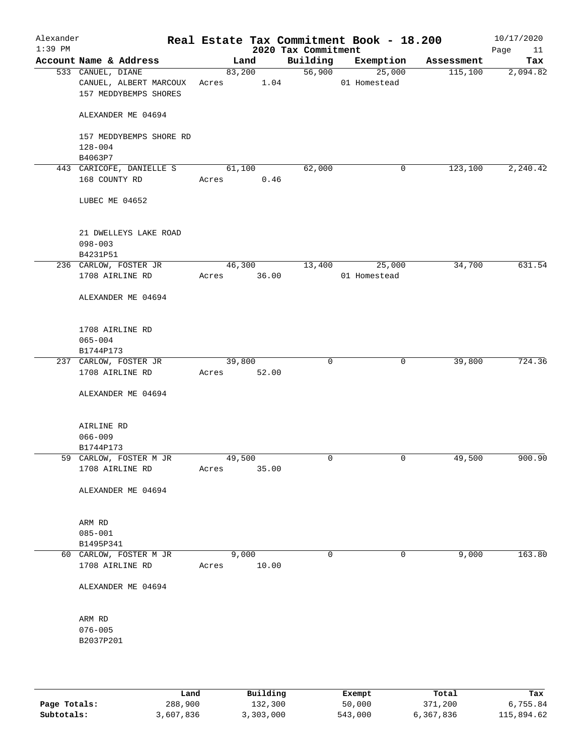# Real Estate Tax Commitment Book - 18.200

Alexander
1:39 PM

2020 Tax Commitment

10/17/2020

| Account Name & Address | Land | Building | Exemption | Assessment | Tax |
|---|---|---|---|---|---|
| 533 CANUEL, DIANE<br>CANUEL, ALBERT MARCOUX<br>157 MEDDYBEMPS SHORES<br><br>ALEXANDER ME 04694<br><br>157 MEDDYBEMPS SHORE RD<br>128-004<br>B4063P7 | 83,200<br>Acres 1.04 | 56,900 | 25,000<br>01 Homestead | 115,100 | 2,094.82 |
| 443 CARICOFE, DANIELLE S<br>168 COUNTY RD<br><br>LUBEC ME 04652<br><br>21 DWELLEYS LAKE ROAD<br>098-003<br>B4231P51 | 61,100<br>Acres 0.46 | 62,000 | 0 | 123,100 | 2,240.42 |
| 236 CARLOW, FOSTER JR<br>1708 AIRLINE RD<br><br>ALEXANDER ME 04694<br><br>1708 AIRLINE RD<br>065-004<br>B1744P173 | 46,300<br>Acres 36.00 | 13,400 | 25,000<br>01 Homestead | 34,700 | 631.54 |
| 237 CARLOW, FOSTER JR<br>1708 AIRLINE RD<br><br>ALEXANDER ME 04694<br><br>AIRLINE RD<br>066-009<br>B1744P173 | 39,800<br>Acres 52.00 | 0 | 0 | 39,800 | 724.36 |
| 59 CARLOW, FOSTER M JR<br>1708 AIRLINE RD<br><br>ALEXANDER ME 04694<br><br>ARM RD<br>085-001<br>B1495P341 | 49,500<br>Acres 35.00 | 0 | 0 | 49,500 | 900.90 |
| 60 CARLOW, FOSTER M JR<br>1708 AIRLINE RD<br><br>ALEXANDER ME 04694<br><br>ARM RD<br>076-005<br>B2037P201 | 9,000<br>Acres 10.00 | 0 | 0 | 9,000 | 163.80 |

| | Land | Building | Exempt | Total | Tax |
|---|---|---|---|---|---|
| **Page Totals:** | 288,900 | 132,300 | 50,000 | 371,200 | 6,755.84 |
| **Subtotals:** | 3,607,836 | 3,303,000 | 543,000 | 6,367,836 | 115,894.62 |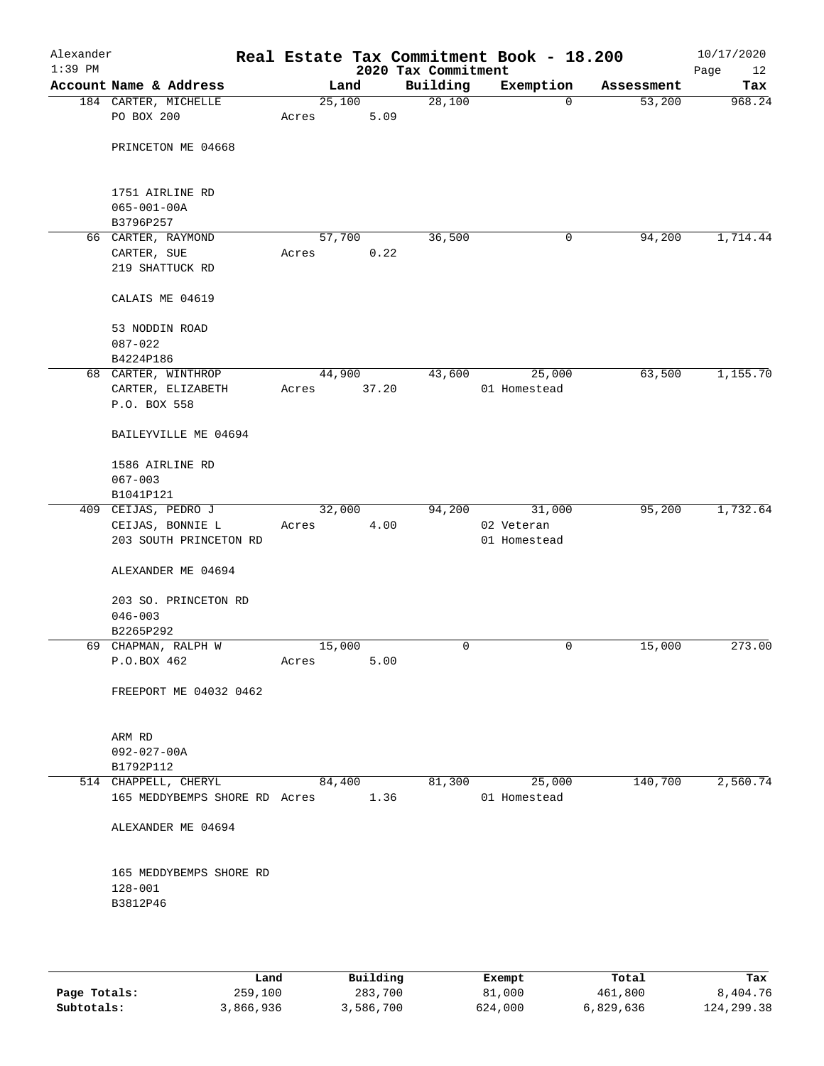Alexander 1:39 PM

**Real Estate Tax Commitment Book - 18.200**

**2020 Tax Commitment**

10/17/2020

| Account Name & Address | Land | Building | Exemption | Assessment | Tax |
|---|---|---|---|---|---|
| 184 CARTER, MICHELLE<br>PO BOX 200<br><br>PRINCETON ME 04668<br><br>1751 AIRLINE RD<br>065-001-00A<br>B3796P257 | 25,100<br>Acres 5.09 | 28,100 | 0 | 53,200 | 968.24 |
| 66 CARTER, RAYMOND<br>CARTER, SUE<br>219 SHATTUCK RD<br><br>CALAIS ME 04619<br><br>53 NODDIN ROAD<br>087-022<br>B4224P186 | 57,700<br>Acres 0.22 | 36,500 | 0 | 94,200 | 1,714.44 |
| 68 CARTER, WINTHROP<br>CARTER, ELIZABETH<br>P.O. BOX 558<br><br>BAILEYVILLE ME 04694<br><br>1586 AIRLINE RD<br>067-003<br>B1041P121 | 44,900<br>Acres 37.20 | 43,600 | 25,000<br>01 Homestead | 63,500 | 1,155.70 |
| 409 CEIJAS, PEDRO J<br>CEIJAS, BONNIE L<br>203 SOUTH PRINCETON RD<br><br>ALEXANDER ME 04694<br><br>203 SO. PRINCETON RD<br>046-003<br>B2265P292 | 32,000<br>Acres 4.00 | 94,200 | 31,000<br>02 Veteran<br>01 Homestead | 95,200 | 1,732.64 |
| 69 CHAPMAN, RALPH W<br>P.O.BOX 462<br><br>FREEPORT ME 04032 0462<br><br>ARM RD<br>092-027-00A<br>B1792P112 | 15,000<br>Acres 5.00 | 0 | 0 | 15,000 | 273.00 |
| 514 CHAPPELL, CHERYL<br>165 MEDDYBEMPS SHORE RD<br><br>ALEXANDER ME 04694<br><br>165 MEDDYBEMPS SHORE RD<br>128-001<br>B3812P46 | 84,400<br>Acres 1.36 | 81,300 | 25,000<br>01 Homestead | 140,700 | 2,560.74 |

|  | Land | Building | Exempt | Total | Tax |
|---|---|---|---|---|---|
| Page Totals: | 259,100 | 283,700 | 81,000 | 461,800 | 8,404.76 |
| Subtotals: | 3,866,936 | 3,586,700 | 624,000 | 6,829,636 | 124,299.38 |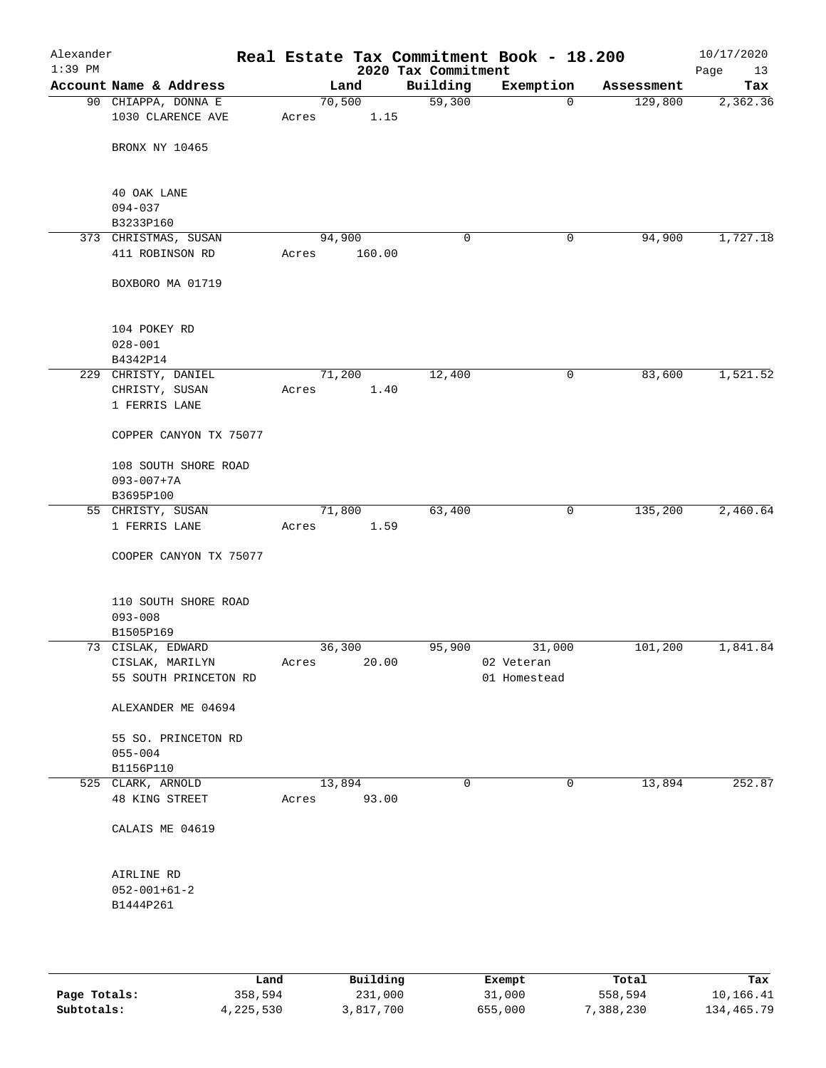# Real Estate Tax Commitment Book - 18.200

Alexander
1:39 PM

2020 Tax Commitment

10/17/2020

| Account Name & Address | Land | Building | Exemption | Assessment | Tax |
|---|---|---|---|---|---|
| 90 CHIAPPA, DONNA E<br>1030 CLARENCE AVE<br><br>BRONX NY 10465<br><br>40 OAK LANE<br>094-037<br>B3233P160 | 70,500<br>Acres 1.15 | 59,300 | 0 | 129,800 | 2,362.36 |
| 373 CHRISTMAS, SUSAN<br>411 ROBINSON RD<br><br>BOXBORO MA 01719<br><br>104 POKEY RD<br>028-001<br>B4342P14 | 94,900<br>Acres 160.00 | 0 | 0 | 94,900 | 1,727.18 |
| 229 CHRISTY, DANIEL<br>CHRISTY, SUSAN<br>1 FERRIS LANE<br><br>COPPER CANYON TX 75077<br><br>108 SOUTH SHORE ROAD<br>093-007+7A<br>B3695P100 | 71,200<br>Acres 1.40 | 12,400 | 0 | 83,600 | 1,521.52 |
| 55 CHRISTY, SUSAN<br>1 FERRIS LANE<br><br>COOPER CANYON TX 75077<br><br>110 SOUTH SHORE ROAD<br>093-008<br>B1505P169 | 71,800<br>Acres 1.59 | 63,400 | 0 | 135,200 | 2,460.64 |
| 73 CISLAK, EDWARD<br>CISLAK, MARILYN<br>55 SOUTH PRINCETON RD<br><br>ALEXANDER ME 04694<br><br>55 SO. PRINCETON RD<br>055-004<br>B1156P110 | 36,300<br>Acres 20.00 | 95,900 | 31,000<br>02 Veteran<br>01 Homestead | 101,200 | 1,841.84 |
| 525 CLARK, ARNOLD<br>48 KING STREET<br><br>CALAIS ME 04619<br><br>AIRLINE RD<br>052-001+61-2<br>B1444P261 | 13,894<br>Acres 93.00 | 0 | 0 | 13,894 | 252.87 |

| | Land | Building | Exempt | Total | Tax |
|---|---|---|---|---|---|
| Page Totals: | 358,594 | 231,000 | 31,000 | 558,594 | 10,166.41 |
| Subtotals: | 4,225,530 | 3,817,700 | 655,000 | 7,388,230 | 134,465.79 |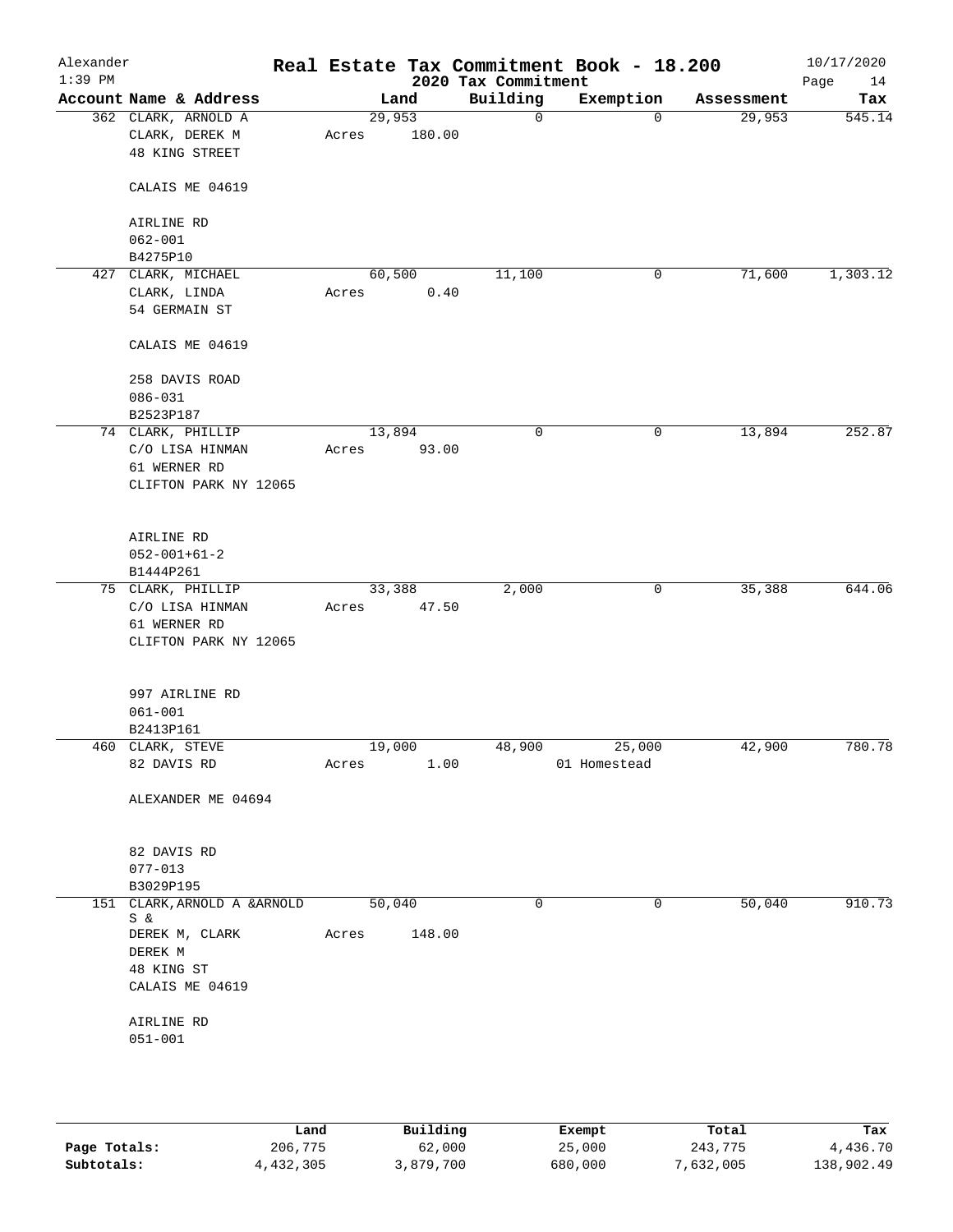# Real Estate Tax Commitment Book - 18.200

## 2020 Tax Commitment

Alexander
1:39 PM

10/17/2020

| Account Name & Address | Land | Building | Exemption | Assessment | Tax |
|---|---|---|---|---|---|
| 362 CLARK, ARNOLD A<br>CLARK, DEREK M<br>48 KING STREET<br><br>CALAIS ME 04619<br><br>AIRLINE RD<br>062-001<br>B4275P10 | 29,953<br>Acres 180.00 | 0 | 0 | 29,953 | 545.14 |
| 427 CLARK, MICHAEL<br>CLARK, LINDA<br>54 GERMAIN ST<br><br>CALAIS ME 04619<br><br>258 DAVIS ROAD<br>086-031<br>B2523P187 | 60,500<br>Acres 0.40 | 11,100 | 0 | 71,600 | 1,303.12 |
| 74 CLARK, PHILLIP<br>C/O LISA HINMAN<br>61 WERNER RD<br>CLIFTON PARK NY 12065<br><br>AIRLINE RD<br>052-001+61-2<br>B1444P261 | 13,894<br>Acres 93.00 | 0 | 0 | 13,894 | 252.87 |
| 75 CLARK, PHILLIP<br>C/O LISA HINMAN<br>61 WERNER RD<br>CLIFTON PARK NY 12065<br><br>997 AIRLINE RD<br>061-001<br>B2413P161 | 33,388<br>Acres 47.50 | 2,000 | 0 | 35,388 | 644.06 |
| 460 CLARK, STEVE<br>82 DAVIS RD<br><br>ALEXANDER ME 04694<br><br>82 DAVIS RD<br>077-013<br>B3029P195 | 19,000<br>Acres 1.00 | 48,900 | 25,000<br>01 Homestead | 42,900 | 780.78 |
| 151 CLARK, ARNOLD A &ARNOLD S &<br>DEREK M, CLARK<br>DEREK M<br>48 KING ST<br>CALAIS ME 04619<br><br>AIRLINE RD<br>051-001 | 50,040<br>Acres 148.00 | 0 | 0 | 50,040 | 910.73 |

| | Land | Building | Exempt | Total | Tax |
|---|---|---|---|---|---|
| Page Totals: | 206,775 | 62,000 | 25,000 | 243,775 | 4,436.70 |
| Subtotals: | 4,432,305 | 3,879,700 | 680,000 | 7,632,005 | 138,902.49 |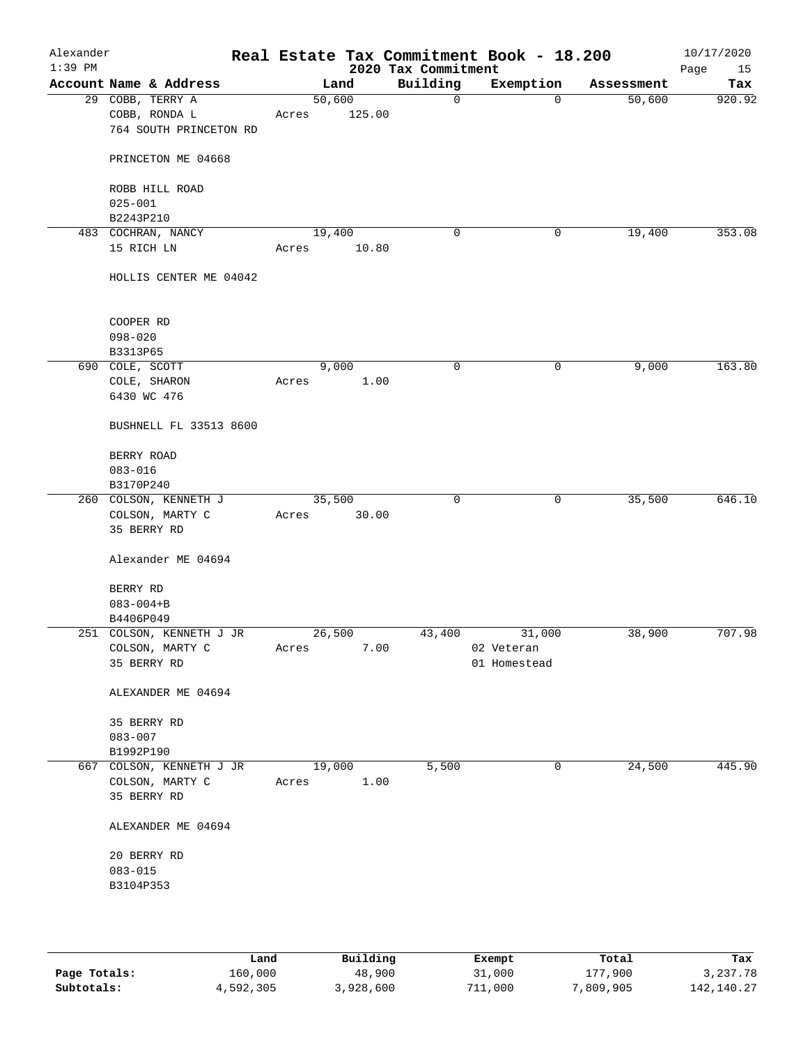# Real Estate Tax Commitment Book - 18.200

Alexander
1:39 PM

2020 Tax Commitment

10/17/2020

| Account | Name & Address | Land | Building | Exemption | Assessment | Tax |
|---|---|---|---|---|---|---|
| 29 | COBB, TERRY A<br>COBB, RONDA L<br>764 SOUTH PRINCETON RD<br><br>PRINCETON ME 04668<br><br>ROBB HILL ROAD<br>025-001<br>B2243P210 | 50,600<br>Acres 125.00 | 0 | 0 | 50,600 | 920.92 |
| 483 | COCHRAN, NANCY<br>15 RICH LN<br><br>HOLLIS CENTER ME 04042<br><br>COOPER RD<br>098-020<br>B3313P65 | 19,400<br>Acres 10.80 | 0 | 0 | 19,400 | 353.08 |
| 690 | COLE, SCOTT<br>COLE, SHARON<br>6430 WC 476<br><br>BUSHNELL FL 33513 8600<br><br>BERRY ROAD<br>083-016<br>B3170P240 | 9,000<br>Acres 1.00 | 0 | 0 | 9,000 | 163.80 |
| 260 | COLSON, KENNETH J<br>COLSON, MARTY C<br>35 BERRY RD<br><br>Alexander ME 04694<br><br>BERRY RD<br>083-004+B<br>B4406P049 | 35,500<br>Acres 30.00 | 0 | 0 | 35,500 | 646.10 |
| 251 | COLSON, KENNETH J JR<br>COLSON, MARTY C<br>35 BERRY RD<br><br>ALEXANDER ME 04694<br><br>35 BERRY RD<br>083-007<br>B1992P190 | 26,500<br>Acres 7.00 | 43,400 | 31,000<br>02 Veteran<br>01 Homestead | 38,900 | 707.98 |
| 667 | COLSON, KENNETH J JR<br>COLSON, MARTY C<br>35 BERRY RD<br><br>ALEXANDER ME 04694<br><br>20 BERRY RD<br>083-015<br>B3104P353 | 19,000<br>Acres 1.00 | 5,500 | 0 | 24,500 | 445.90 |

| | Land | Building | Exempt | Total | Tax |
|---|---|---|---|---|---|
| Page Totals: | 160,000 | 48,900 | 31,000 | 177,900 | 3,237.78 |
| Subtotals: | 4,592,305 | 3,928,600 | 711,000 | 7,809,905 | 142,140.27 |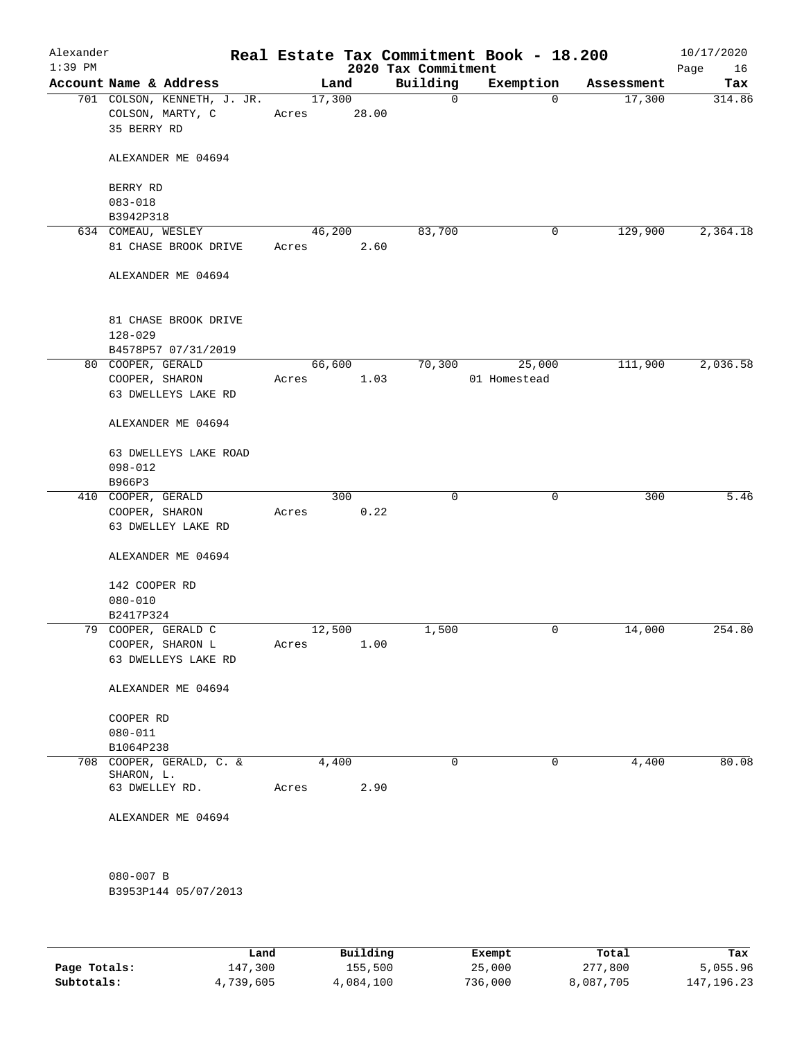# Real Estate Tax Commitment Book - 18.200

Alexander
1:39 PM

2020 Tax Commitment

10/17/2020

| Account Name & Address | Land | Building | Exemption | Assessment | Tax |
|---|---|---|---|---|---|
| 701 COLSON, KENNETH, J. JR.<br>COLSON, MARTY, C<br>35 BERRY RD<br><br>ALEXANDER ME 04694<br><br>BERRY RD<br>083-018<br>B3942P318 | 17,300<br>Acres 28.00 | 0 | 0 | 17,300 | 314.86 |
| 634 COMEAU, WESLEY<br>81 CHASE BROOK DRIVE<br><br>ALEXANDER ME 04694<br><br>81 CHASE BROOK DRIVE<br>128-029<br>B4578P57 07/31/2019 | 46,200<br>Acres 2.60 | 83,700 | 0 | 129,900 | 2,364.18 |
| 80 COOPER, GERALD<br>COOPER, SHARON<br>63 DWELLEYS LAKE RD<br><br>ALEXANDER ME 04694<br><br>63 DWELLEYS LAKE ROAD<br>098-012<br>B966P3 | 66,600<br>Acres 1.03 | 70,300 | 25,000<br>01 Homestead | 111,900 | 2,036.58 |
| 410 COOPER, GERALD<br>COOPER, SHARON<br>63 DWELLEY LAKE RD<br><br>ALEXANDER ME 04694<br><br>142 COOPER RD<br>080-010<br>B2417P324 | 300<br>Acres 0.22 | 0 | 0 | 300 | 5.46 |
| 79 COOPER, GERALD C<br>COOPER, SHARON L<br>63 DWELLEYS LAKE RD<br><br>ALEXANDER ME 04694<br><br>COOPER RD<br>080-011<br>B1064P238 | 12,500<br>Acres 1.00 | 1,500 | 0 | 14,000 | 254.80 |
| 708 COOPER, GERALD, C. &<br>SHARON, L.<br>63 DWELLEY RD.<br><br>ALEXANDER ME 04694<br><br>080-007 B<br>B3953P144 05/07/2013 | 4,400<br>Acres 2.90 | 0 | 0 | 4,400 | 80.08 |

| | Land | Building | Exempt | Total | Tax |
|---|---|---|---|---|---|
| **Page Totals:** | 147,300 | 155,500 | 25,000 | 277,800 | 5,055.96 |
| **Subtotals:** | 4,739,605 | 4,084,100 | 736,000 | 8,087,705 | 147,196.23 |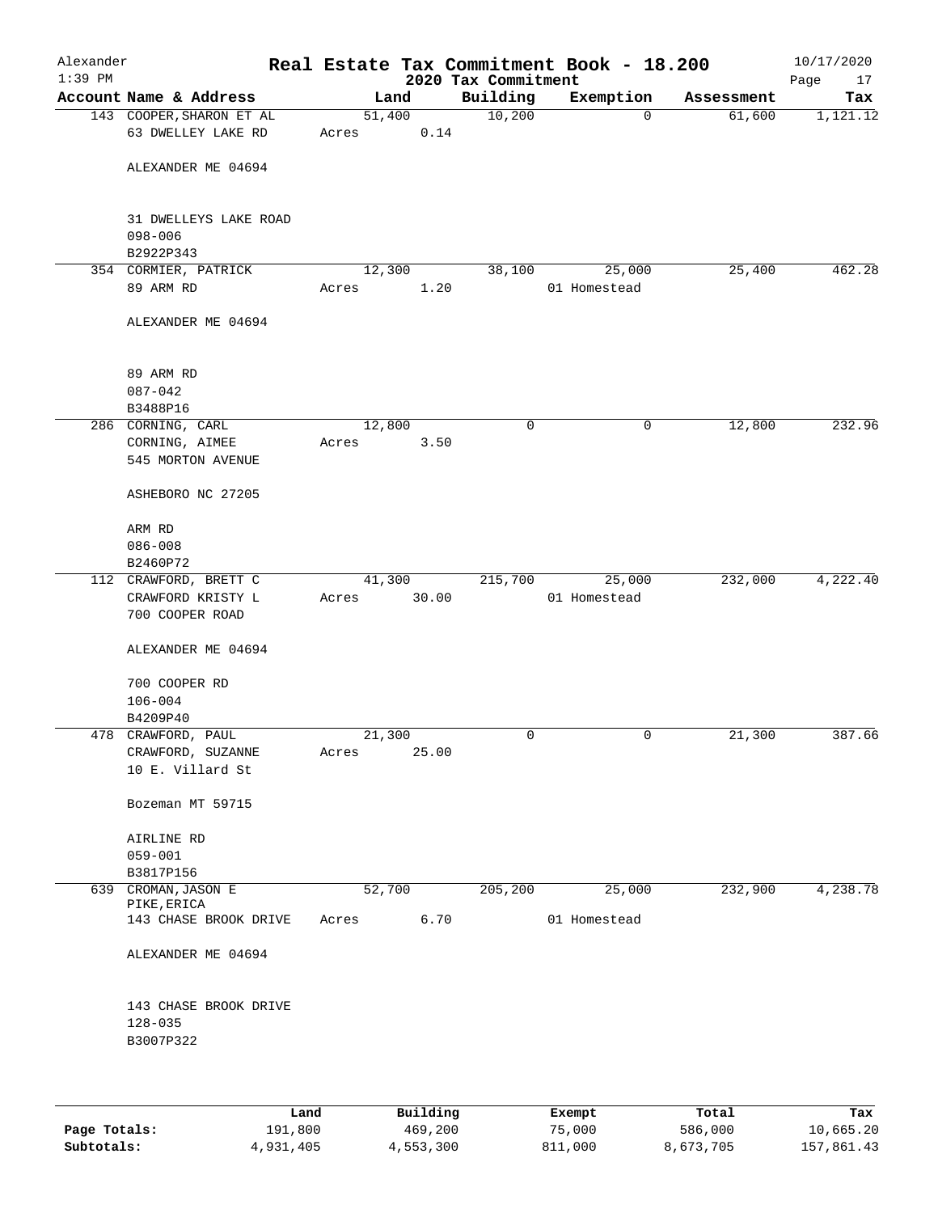# Real Estate Tax Commitment Book - 18.200

## 2020 Tax Commitment

Alexander
1:39 PM
10/17/2020

| Account Name & Address | Land | Building | Exemption | Assessment | Tax |
|---|---|---|---|---|---|
| 143 COOPER, SHARON ET AL<br>63 DWELLEY LAKE RD<br><br>ALEXANDER ME 04694<br><br>31 DWELLEYS LAKE ROAD<br>098-006<br>B2922P343 | 51,400<br>Acres 0.14 | 10,200 | 0 | 61,600 | 1,121.12 |
| 354 CORMIER, PATRICK<br>89 ARM RD<br><br>ALEXANDER ME 04694<br><br>89 ARM RD<br>087-042<br>B3488P16 | 12,300<br>Acres 1.20 | 38,100 | 25,000<br>01 Homestead | 25,400 | 462.28 |
| 286 CORNING, CARL<br>CORNING, AIMEE<br>545 MORTON AVENUE<br><br>ASHEBORO NC 27205<br><br>ARM RD<br>086-008<br>B2460P72 | 12,800<br>Acres 3.50 | 0 | 0 | 12,800 | 232.96 |
| 112 CRAWFORD, BRETT C<br>CRAWFORD KRISTY L<br>700 COOPER ROAD<br><br>ALEXANDER ME 04694<br><br>700 COOPER RD<br>106-004<br>B4209P40 | 41,300<br>Acres 30.00 | 215,700 | 25,000<br>01 Homestead | 232,000 | 4,222.40 |
| 478 CRAWFORD, PAUL<br>CRAWFORD, SUZANNE<br>10 E. Villard St<br><br>Bozeman MT 59715<br><br>AIRLINE RD<br>059-001<br>B3817P156 | 21,300<br>Acres 25.00 | 0 | 0 | 21,300 | 387.66 |
| 639 CROMAN, JASON E<br>PIKE, ERICA<br>143 CHASE BROOK DRIVE<br><br>ALEXANDER ME 04694<br><br>143 CHASE BROOK DRIVE<br>128-035<br>B3007P322 | 52,700<br>Acres 6.70 | 205,200 | 25,000<br>01 Homestead | 232,900 | 4,238.78 |

| | Land | Building | Exempt | Total | Tax |
|---|---|---|---|---|---|
| Page Totals: | 191,800 | 469,200 | 75,000 | 586,000 | 10,665.20 |
| Subtotals: | 4,931,405 | 4,553,300 | 811,000 | 8,673,705 | 157,861.43 |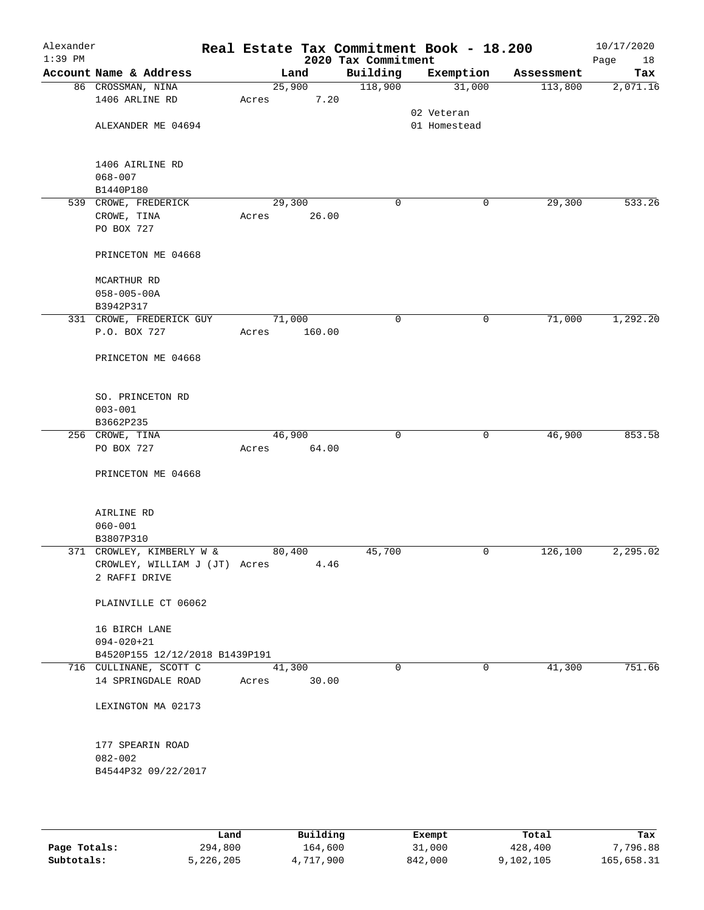# Real Estate Tax Commitment Book - 18.200

Alexander
1:39 PM

2020 Tax Commitment

10/17/2020

| Account Name & Address | Land | Building | Exemption | Assessment | Tax |
|---|---|---|---|---|---|
| 86 CROSSMAN, NINA<br>1406 ARLINE RD<br><br>ALEXANDER ME 04694<br><br>1406 AIRLINE RD<br>068-007<br>B1440P180 | 25,900<br>Acres 7.20 | 118,900 | 31,000<br>02 Veteran<br>01 Homestead | 113,800 | 2,071.16 |
| 539 CROWE, FREDERICK<br>CROWE, TINA<br>PO BOX 727<br><br>PRINCETON ME 04668<br><br>MCARTHUR RD<br>058-005-00A<br>B3942P317 | 29,300<br>Acres 26.00 | 0 | 0 | 29,300 | 533.26 |
| 331 CROWE, FREDERICK GUY<br>P.O. BOX 727<br><br>PRINCETON ME 04668<br><br>SO. PRINCETON RD<br>003-001<br>B3662P235 | 71,000<br>Acres 160.00 | 0 | 0 | 71,000 | 1,292.20 |
| 256 CROWE, TINA<br>PO BOX 727<br><br>PRINCETON ME 04668<br><br>AIRLINE RD<br>060-001<br>B3807P310 | 46,900<br>Acres 64.00 | 0 | 0 | 46,900 | 853.58 |
| 371 CROWLEY, KIMBERLY W &<br>CROWLEY, WILLIAM J (JT)<br>2 RAFFI DRIVE<br><br>PLAINVILLE CT 06062<br><br>16 BIRCH LANE<br>094-020+21<br>B4520P155 12/12/2018 B1439P191 | 80,400<br>Acres 4.46 | 45,700 | 0 | 126,100 | 2,295.02 |
| 716 CULLINANE, SCOTT C<br>14 SPRINGDALE ROAD<br><br>LEXINGTON MA 02173<br><br>177 SPEARIN ROAD<br>082-002<br>B4544P32 09/22/2017 | 41,300<br>Acres 30.00 | 0 | 0 | 41,300 | 751.66 |

| | Land | Building | Exempt | Total | Tax |
|---|---|---|---|---|---|
| Page Totals: | 294,800 | 164,600 | 31,000 | 428,400 | 7,796.88 |
| Subtotals: | 5,226,205 | 4,717,900 | 842,000 | 9,102,105 | 165,658.31 |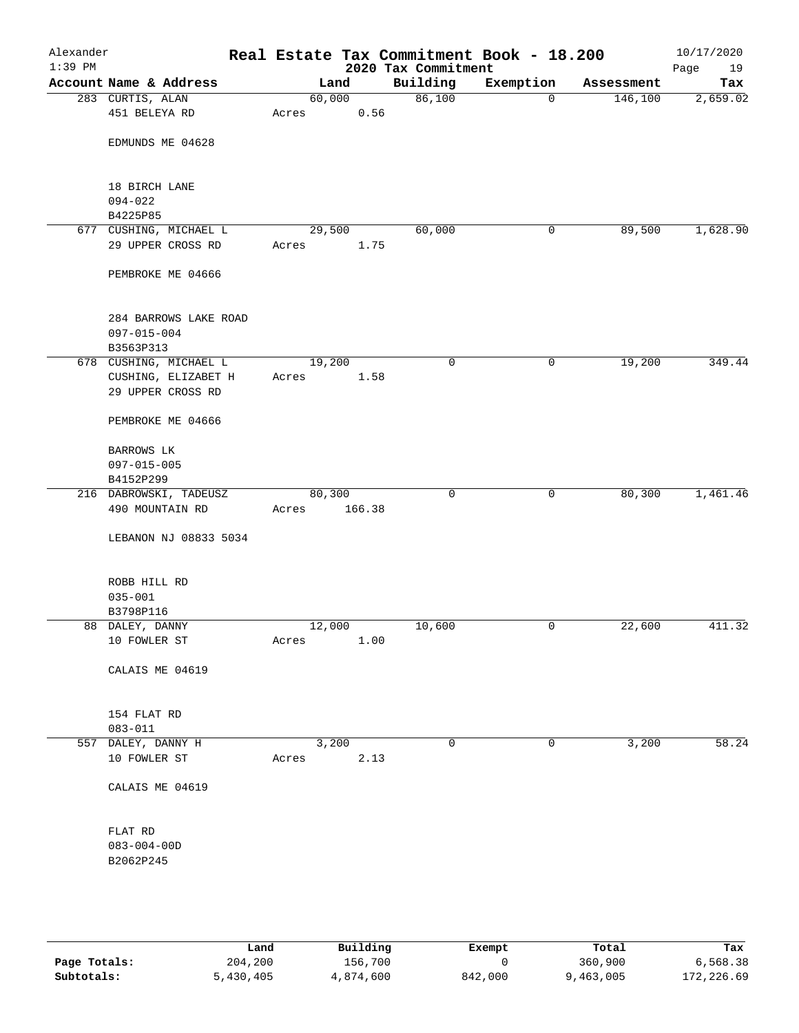# Real Estate Tax Commitment Book - 18.200

Alexander
1:39 PM

2020 Tax Commitment

10/17/2020

| Account Name & Address | Land | Building | Exemption | Assessment | Tax |
|---|---|---|---|---|---|
| 283 CURTIS, ALAN<br>451 BELEYA RD<br><br>EDMUNDS ME 04628<br><br>18 BIRCH LANE<br>094-022<br>B4225P85 | 60,000<br>Acres 0.56 | 86,100 | 0 | 146,100 | 2,659.02 |
| 677 CUSHING, MICHAEL L<br>29 UPPER CROSS RD<br><br>PEMBROKE ME 04666<br><br>284 BARROWS LAKE ROAD<br>097-015-004<br>B3563P313 | 29,500<br>Acres 1.75 | 60,000 | 0 | 89,500 | 1,628.90 |
| 678 CUSHING, MICHAEL L<br>CUSHING, ELIZABET H<br>29 UPPER CROSS RD<br><br>PEMBROKE ME 04666<br><br>BARROWS LK<br>097-015-005<br>B4152P299 | 19,200<br>Acres 1.58 | 0 | 0 | 19,200 | 349.44 |
| 216 DABROWSKI, TADEUSZ<br>490 MOUNTAIN RD<br><br>LEBANON NJ 08833 5034<br><br>ROBB HILL RD<br>035-001<br>B3798P116 | 80,300<br>Acres 166.38 | 0 | 0 | 80,300 | 1,461.46 |
| 88 DALEY, DANNY<br>10 FOWLER ST<br><br>CALAIS ME 04619<br><br>154 FLAT RD<br>083-011 | 12,000<br>Acres 1.00 | 10,600 | 0 | 22,600 | 411.32 |
| 557 DALEY, DANNY H<br>10 FOWLER ST<br><br>CALAIS ME 04619<br><br>FLAT RD<br>083-004-00D<br>B2062P245 | 3,200<br>Acres 2.13 | 0 | 0 | 3,200 | 58.24 |

| | Land | Building | Exempt | Total | Tax |
|---|---|---|---|---|---|
| **Page Totals:** | 204,200 | 156,700 | 0 | 360,900 | 6,568.38 |
| **Subtotals:** | 5,430,405 | 4,874,600 | 842,000 | 9,463,005 | 172,226.69 |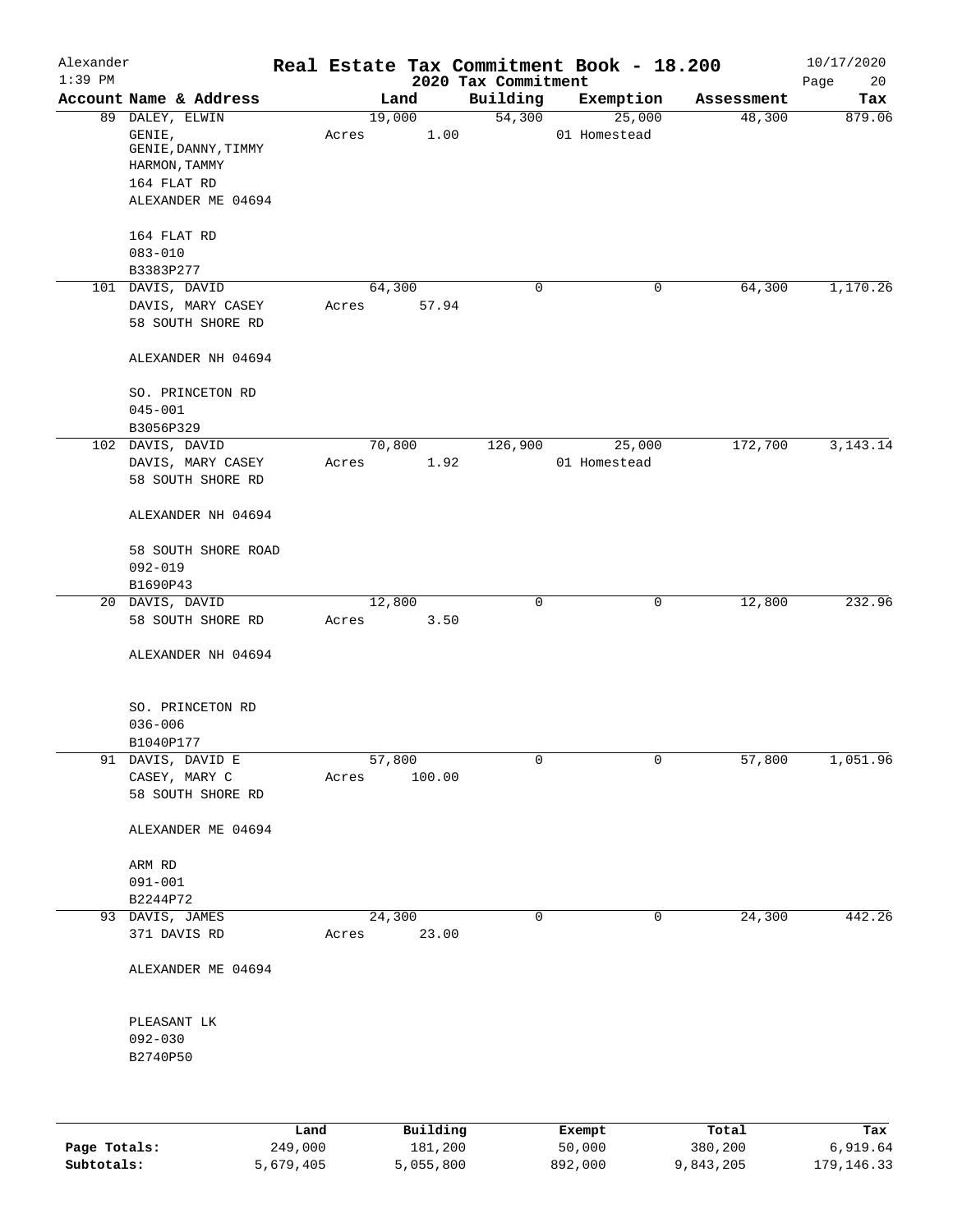# Real Estate Tax Commitment Book - 18.200

Alexander
1:39 PM

2020 Tax Commitment

10/17/2020

| Account Name & Address | Land | Building | Exemption | Assessment | Tax |
|---|---|---|---|---|---|
| 89 DALEY, ELWIN<br>GENIE,<br>GENIE,DANNY,TIMMY<br>HARMON,TAMMY<br>164 FLAT RD<br>ALEXANDER ME 04694<br><br>164 FLAT RD<br>083-010<br>B3383P277 | 19,000<br>Acres 1.00 | 54,300 | 25,000<br>01 Homestead | 48,300 | 879.06 |
| 101 DAVIS, DAVID<br>DAVIS, MARY CASEY<br>58 SOUTH SHORE RD<br><br>ALEXANDER NH 04694<br><br>SO. PRINCETON RD<br>045-001<br>B3056P329 | 64,300<br>Acres 57.94 | 0 | 0 | 64,300 | 1,170.26 |
| 102 DAVIS, DAVID<br>DAVIS, MARY CASEY<br>58 SOUTH SHORE RD<br><br>ALEXANDER NH 04694<br><br>58 SOUTH SHORE ROAD<br>092-019<br>B1690P43 | 70,800<br>Acres 1.92 | 126,900 | 25,000<br>01 Homestead | 172,700 | 3,143.14 |
| 20 DAVIS, DAVID<br>58 SOUTH SHORE RD<br><br>ALEXANDER NH 04694<br><br>SO. PRINCETON RD<br>036-006<br>B1040P177 | 12,800<br>Acres 3.50 | 0 | 0 | 12,800 | 232.96 |
| 91 DAVIS, DAVID E<br>CASEY, MARY C<br>58 SOUTH SHORE RD<br><br>ALEXANDER ME 04694<br><br>ARM RD<br>091-001<br>B2244P72 | 57,800<br>Acres 100.00 | 0 | 0 | 57,800 | 1,051.96 |
| 93 DAVIS, JAMES<br>371 DAVIS RD<br><br>ALEXANDER ME 04694<br><br>PLEASANT LK<br>092-030<br>B2740P50 | 24,300<br>Acres 23.00 | 0 | 0 | 24,300 | 442.26 |

| | Land | Building | Exempt | Total | Tax |
|---|---|---|---|---|---|
| Page Totals: | 249,000 | 181,200 | 50,000 | 380,200 | 6,919.64 |
| Subtotals: | 5,679,405 | 5,055,800 | 892,000 | 9,843,205 | 179,146.33 |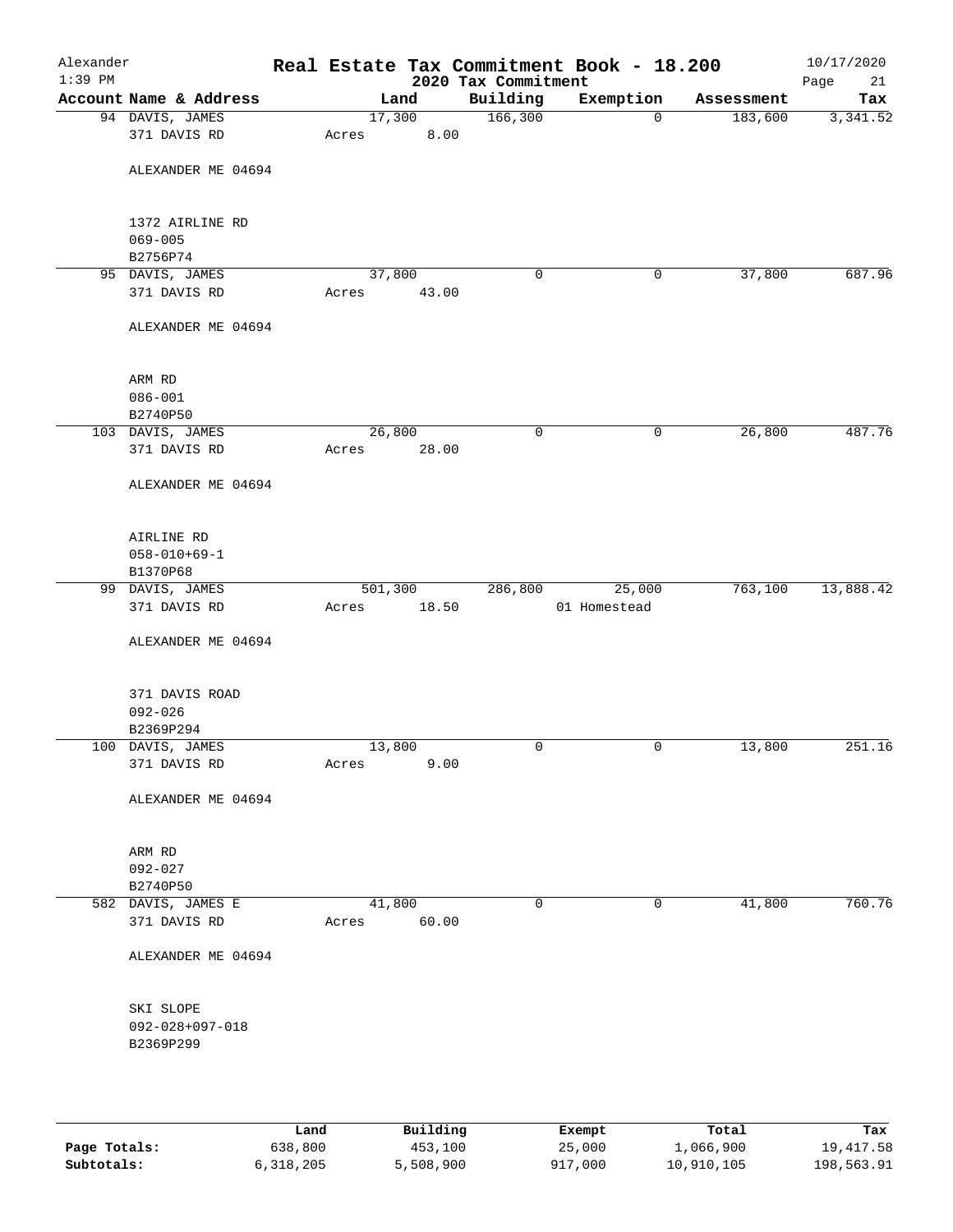# Alexander — Real Estate Tax Commitment Book - 18.200

2020 Tax Commitment

1:39 PM — 10/17/2020

| Account Name & Address | Land | Building | Exemption | Assessment | Tax |
|---|---|---|---|---|---|
| 94 DAVIS, JAMES<br>371 DAVIS RD<br><br>ALEXANDER ME 04694<br><br>1372 AIRLINE RD<br>069-005<br>B2756P74 | 17,300<br>Acres 8.00 | 166,300 | 0 | 183,600 | 3,341.52 |
| 95 DAVIS, JAMES<br>371 DAVIS RD<br><br>ALEXANDER ME 04694<br><br>ARM RD<br>086-001<br>B2740P50 | 37,800<br>Acres 43.00 | 0 | 0 | 37,800 | 687.96 |
| 103 DAVIS, JAMES<br>371 DAVIS RD<br><br>ALEXANDER ME 04694<br><br>AIRLINE RD<br>058-010+69-1<br>B1370P68 | 26,800<br>Acres 28.00 | 0 | 0 | 26,800 | 487.76 |
| 99 DAVIS, JAMES<br>371 DAVIS RD<br><br>ALEXANDER ME 04694<br><br>371 DAVIS ROAD<br>092-026<br>B2369P294 | 501,300<br>Acres 18.50 | 286,800 | 25,000<br>01 Homestead | 763,100 | 13,888.42 |
| 100 DAVIS, JAMES<br>371 DAVIS RD<br><br>ALEXANDER ME 04694<br><br>ARM RD<br>092-027<br>B2740P50 | 13,800<br>Acres 9.00 | 0 | 0 | 13,800 | 251.16 |
| 582 DAVIS, JAMES E<br>371 DAVIS RD<br><br>ALEXANDER ME 04694<br><br>SKI SLOPE<br>092-028+097-018<br>B2369P299 | 41,800<br>Acres 60.00 | 0 | 0 | 41,800 | 760.76 |

| | Land | Building | Exempt | Total | Tax |
|---|---|---|---|---|---|
| **Page Totals:** | 638,800 | 453,100 | 25,000 | 1,066,900 | 19,417.58 |
| **Subtotals:** | 6,318,205 | 5,508,900 | 917,000 | 10,910,105 | 198,563.91 |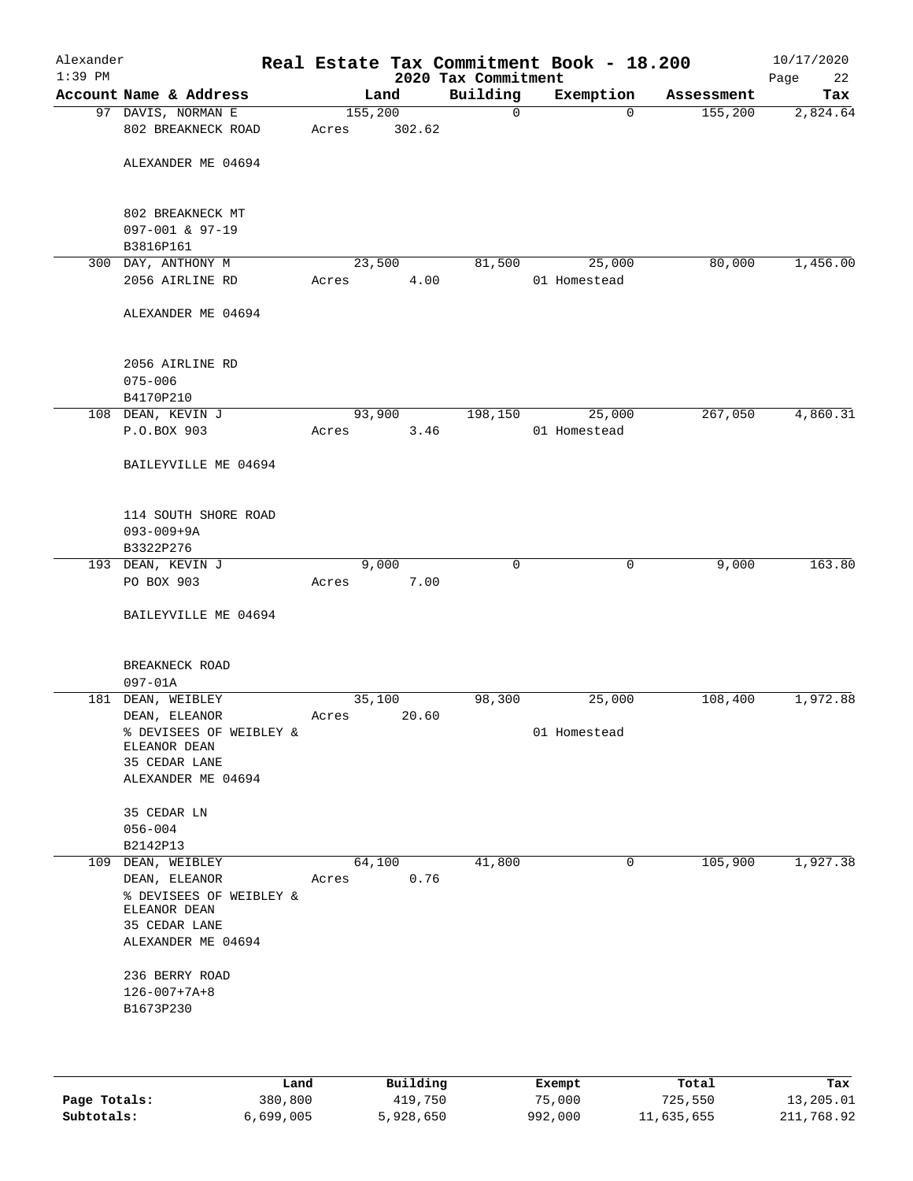Alexander
1:39 PM

# Real Estate Tax Commitment Book - 18.200

2020 Tax Commitment

10/17/2020

| Account Name & Address | Land | Building | Exemption | Assessment | Tax |
|---|---|---|---|---|---|
| 97 DAVIS, NORMAN E<br>802 BREAKNECK ROAD<br><br>ALEXANDER ME 04694<br><br>802 BREAKNECK MT<br>097-001 & 97-19<br>B3816P161 | 155,200<br>Acres 302.62 | 0 | 0 | 155,200 | 2,824.64 |
| 300 DAY, ANTHONY M<br>2056 AIRLINE RD<br><br>ALEXANDER ME 04694<br><br>2056 AIRLINE RD<br>075-006<br>B4170P210 | 23,500<br>Acres 4.00 | 81,500 | 25,000<br>01 Homestead | 80,000 | 1,456.00 |
| 108 DEAN, KEVIN J<br>P.O.BOX 903<br><br>BAILEYVILLE ME 04694<br><br>114 SOUTH SHORE ROAD<br>093-009+9A<br>B3322P276 | 93,900<br>Acres 3.46 | 198,150 | 25,000<br>01 Homestead | 267,050 | 4,860.31 |
| 193 DEAN, KEVIN J<br>PO BOX 903<br><br>BAILEYVILLE ME 04694<br><br>BREAKNECK ROAD<br>097-01A | 9,000<br>Acres 7.00 | 0 | 0 | 9,000 | 163.80 |
| 181 DEAN, WEIBLEY<br>DEAN, ELEANOR<br>% DEVISEES OF WEIBLEY & ELEANOR DEAN<br>35 CEDAR LANE<br>ALEXANDER ME 04694<br><br>35 CEDAR LN<br>056-004<br>B2142P13 | 35,100<br>Acres 20.60 | 98,300 | 25,000<br>01 Homestead | 108,400 | 1,972.88 |
| 109 DEAN, WEIBLEY<br>DEAN, ELEANOR<br>% DEVISEES OF WEIBLEY & ELEANOR DEAN<br>35 CEDAR LANE<br>ALEXANDER ME 04694<br><br>236 BERRY ROAD<br>126-007+7A+8<br>B1673P230 | 64,100<br>Acres 0.76 | 41,800 | 0 | 105,900 | 1,927.38 |

| | Land | Building | Exempt | Total | Tax |
|---|---|---|---|---|---|
| Page Totals: | 380,800 | 419,750 | 75,000 | 725,550 | 13,205.01 |
| Subtotals: | 6,699,005 | 5,928,650 | 992,000 | 11,635,655 | 211,768.92 |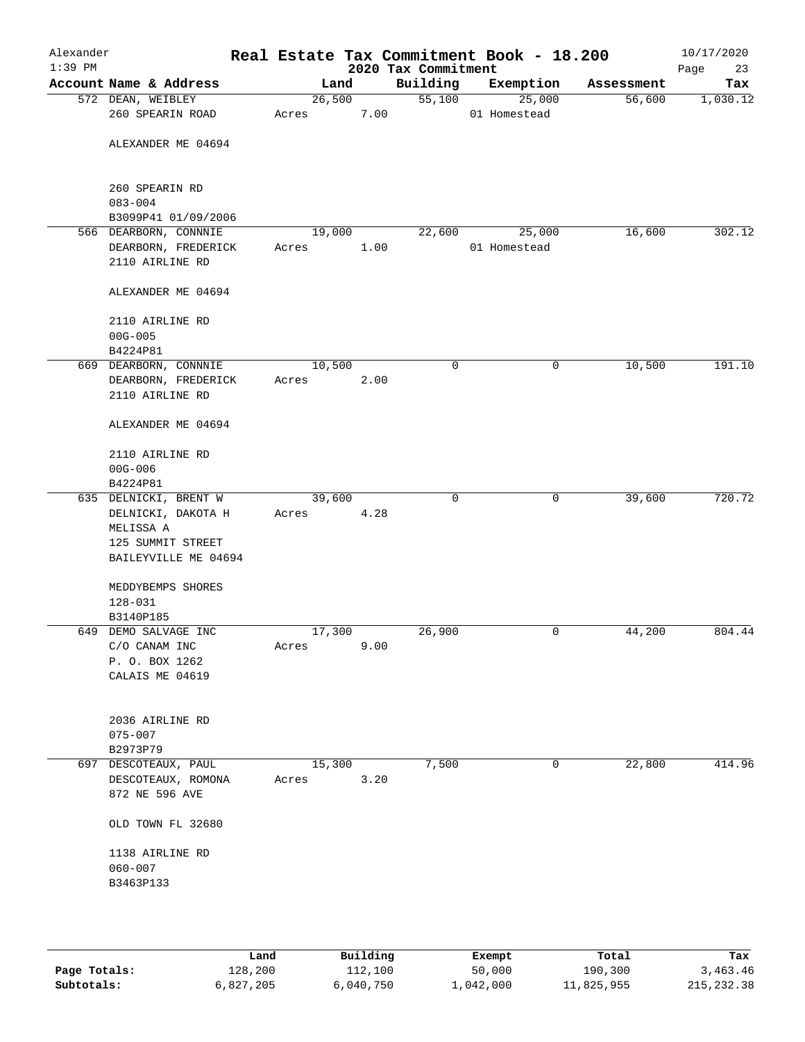Alexander
1:39 PM

# Real Estate Tax Commitment Book - 18.200

2020 Tax Commitment

10/17/2020

| Account Name & Address | Land | Building | Exemption | Assessment | Tax |
|---|---|---|---|---|---|
| 572 DEAN, WEIBLEY<br>260 SPEARIN ROAD<br><br>ALEXANDER ME 04694<br><br>260 SPEARIN RD<br>083-004<br>B3099P41 01/09/2006 | 26,500<br>Acres 7.00 | 55,100 | 25,000<br>01 Homestead | 56,600 | 1,030.12 |
| 566 DEARBORN, CONNNIE<br>DEARBORN, FREDERICK<br>2110 AIRLINE RD<br><br>ALEXANDER ME 04694<br><br>2110 AIRLINE RD<br>00G-005<br>B4224P81 | 19,000<br>Acres 1.00 | 22,600 | 25,000<br>01 Homestead | 16,600 | 302.12 |
| 669 DEARBORN, CONNNIE<br>DEARBORN, FREDERICK<br>2110 AIRLINE RD<br><br>ALEXANDER ME 04694<br><br>2110 AIRLINE RD<br>00G-006<br>B4224P81 | 10,500<br>Acres 2.00 | 0 | 0 | 10,500 | 191.10 |
| 635 DELNICKI, BRENT W<br>DELNICKI, DAKOTA H<br>MELISSA A<br>125 SUMMIT STREET<br>BAILEYVILLE ME 04694<br><br>MEDDYBEMPS SHORES<br>128-031<br>B3140P185 | 39,600<br>Acres 4.28 | 0 | 0 | 39,600 | 720.72 |
| 649 DEMO SALVAGE INC<br>C/O CANAM INC<br>P. O. BOX 1262<br>CALAIS ME 04619<br><br>2036 AIRLINE RD<br>075-007<br>B2973P79 | 17,300<br>Acres 9.00 | 26,900 | 0 | 44,200 | 804.44 |
| 697 DESCOTEAUX, PAUL<br>DESCOTEAUX, ROMONA<br>872 NE 596 AVE<br><br>OLD TOWN FL 32680<br><br>1138 AIRLINE RD<br>060-007<br>B3463P133 | 15,300<br>Acres 3.20 | 7,500 | 0 | 22,800 | 414.96 |

| | Land | Building | Exempt | Total | Tax |
|---|---|---|---|---|---|
| **Page Totals:** | 128,200 | 112,100 | 50,000 | 190,300 | 3,463.46 |
| **Subtotals:** | 6,827,205 | 6,040,750 | 1,042,000 | 11,825,955 | 215,232.38 |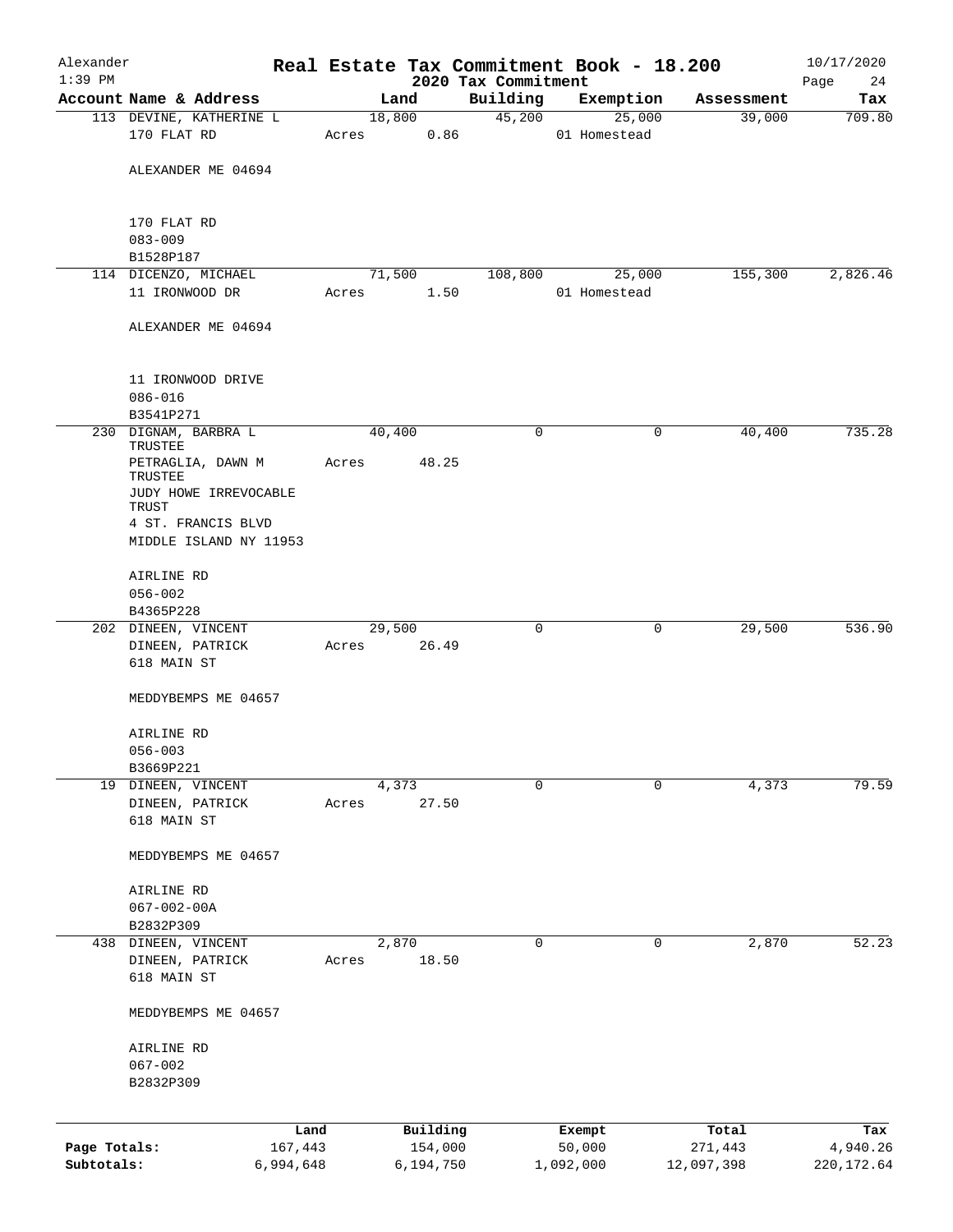# Alexander — Real Estate Tax Commitment Book - 18.200

1:39 PM — 2020 Tax Commitment — 10/17/2020

| Account Name & Address | Land | Building | Exemption | Assessment | Tax |
|---|---|---|---|---|---|
| 113 DEVINE, KATHERINE L<br>170 FLAT RD<br><br>ALEXANDER ME 04694<br><br>170 FLAT RD<br>083-009<br>B1528P187 | 18,800<br>Acres 0.86 | 45,200 | 25,000<br>01 Homestead | 39,000 | 709.80 |
| 114 DICENZO, MICHAEL<br>11 IRONWOOD DR<br><br>ALEXANDER ME 04694<br><br>11 IRONWOOD DRIVE<br>086-016<br>B3541P271 | 71,500<br>Acres 1.50 | 108,800 | 25,000<br>01 Homestead | 155,300 | 2,826.46 |
| 230 DIGNAM, BARBRA L TRUSTEE<br>PETRAGLIA, DAWN M TRUSTEE<br>JUDY HOWE IRREVOCABLE TRUST<br>4 ST. FRANCIS BLVD<br>MIDDLE ISLAND NY 11953<br><br>AIRLINE RD<br>056-002<br>B4365P228 | 40,400<br>Acres 48.25 | 0 | 0 | 40,400 | 735.28 |
| 202 DINEEN, VINCENT<br>DINEEN, PATRICK<br>618 MAIN ST<br><br>MEDDYBEMPS ME 04657<br><br>AIRLINE RD<br>056-003<br>B3669P221 | 29,500<br>Acres 26.49 | 0 | 0 | 29,500 | 536.90 |
| 19 DINEEN, VINCENT<br>DINEEN, PATRICK<br>618 MAIN ST<br><br>MEDDYBEMPS ME 04657<br><br>AIRLINE RD<br>067-002-00A<br>B2832P309 | 4,373<br>Acres 27.50 | 0 | 0 | 4,373 | 79.59 |
| 438 DINEEN, VINCENT<br>DINEEN, PATRICK<br>618 MAIN ST<br><br>MEDDYBEMPS ME 04657<br><br>AIRLINE RD<br>067-002<br>B2832P309 | 2,870<br>Acres 18.50 | 0 | 0 | 2,870 | 52.23 |

| | Land | Building | Exempt | Total | Tax |
|---|---|---|---|---|---|
| Page Totals: | 167,443 | 154,000 | 50,000 | 271,443 | 4,940.26 |
| Subtotals: | 6,994,648 | 6,194,750 | 1,092,000 | 12,097,398 | 220,172.64 |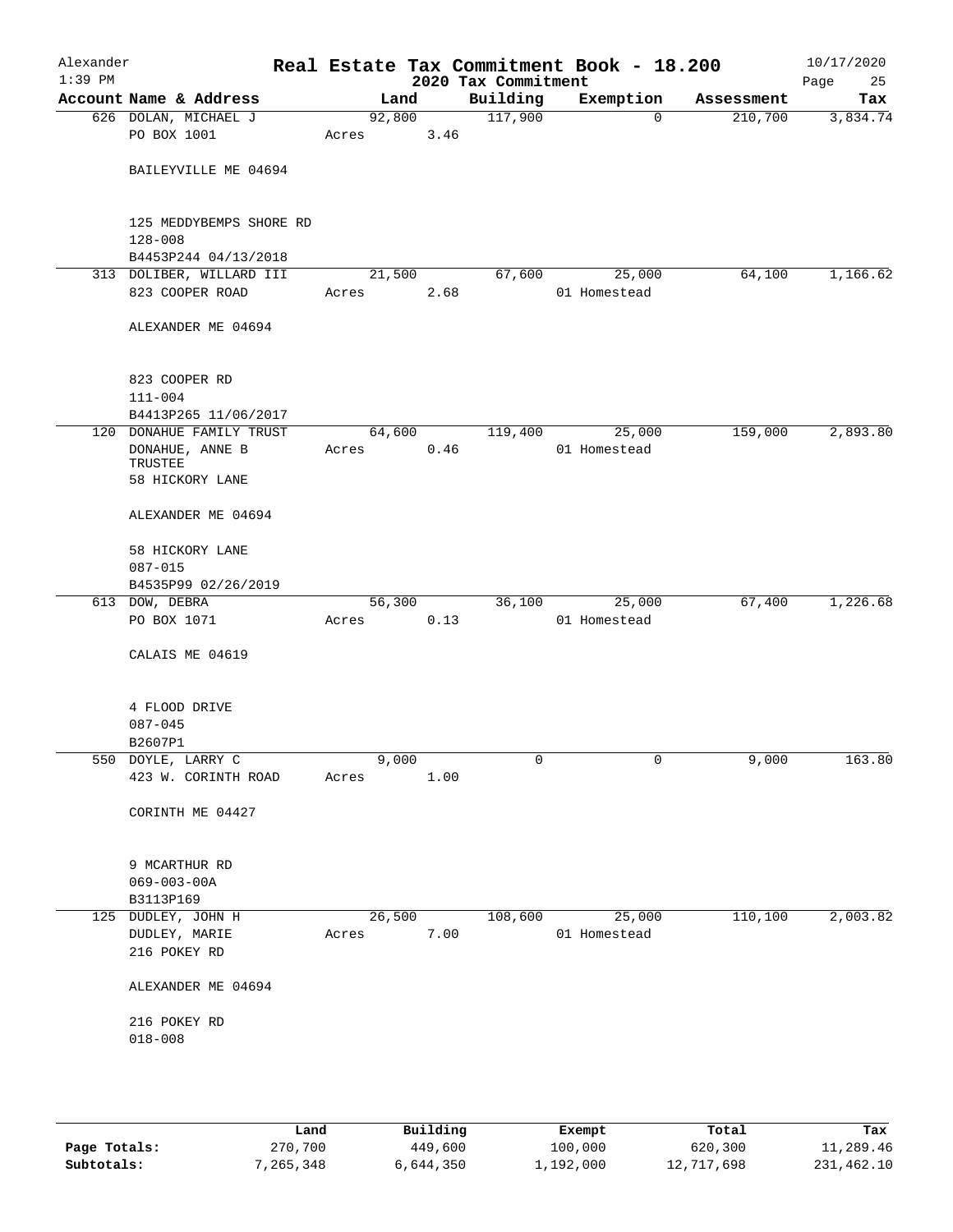# Real Estate Tax Commitment Book - 18.200

Alexander
1:39 PM

2020 Tax Commitment

10/17/2020

| Account Name & Address | Land | Building | Exemption | Assessment | Tax |
|---|---|---|---|---|---|
| 626 DOLAN, MICHAEL J<br>PO BOX 1001<br><br>BAILEYVILLE ME 04694<br><br>125 MEDDYBEMPS SHORE RD<br>128-008<br>B4453P244 04/13/2018 | 92,800<br>Acres 3.46 | 117,900 | 0 | 210,700 | 3,834.74 |
| 313 DOLIBER, WILLARD III<br>823 COOPER ROAD<br><br>ALEXANDER ME 04694<br><br>823 COOPER RD<br>111-004<br>B4413P265 11/06/2017 | 21,500<br>Acres 2.68 | 67,600 | 25,000<br>01 Homestead | 64,100 | 1,166.62 |
| 120 DONAHUE FAMILY TRUST<br>DONAHUE, ANNE B<br>TRUSTEE<br>58 HICKORY LANE<br><br>ALEXANDER ME 04694<br><br>58 HICKORY LANE<br>087-015<br>B4535P99 02/26/2019 | 64,600<br>Acres 0.46 | 119,400 | 25,000<br>01 Homestead | 159,000 | 2,893.80 |
| 613 DOW, DEBRA<br>PO BOX 1071<br><br>CALAIS ME 04619<br><br>4 FLOOD DRIVE<br>087-045<br>B2607P1 | 56,300<br>Acres 0.13 | 36,100 | 25,000<br>01 Homestead | 67,400 | 1,226.68 |
| 550 DOYLE, LARRY C<br>423 W. CORINTH ROAD<br><br>CORINTH ME 04427<br><br>9 MCARTHUR RD<br>069-003-00A<br>B3113P169 | 9,000<br>Acres 1.00 | 0 | 0 | 9,000 | 163.80 |
| 125 DUDLEY, JOHN H<br>DUDLEY, MARIE<br>216 POKEY RD<br><br>ALEXANDER ME 04694<br><br>216 POKEY RD<br>018-008 | 26,500<br>Acres 7.00 | 108,600 | 25,000<br>01 Homestead | 110,100 | 2,003.82 |

| | Land | Building | Exempt | Total | Tax |
|---|---|---|---|---|---|
| Page Totals: | 270,700 | 449,600 | 100,000 | 620,300 | 11,289.46 |
| Subtotals: | 7,265,348 | 6,644,350 | 1,192,000 | 12,717,698 | 231,462.10 |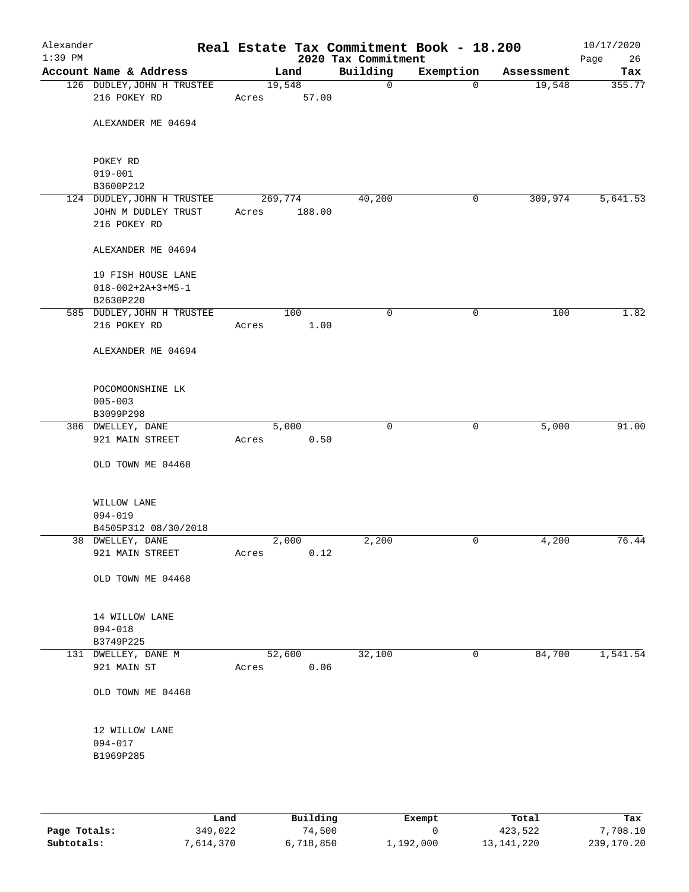# Real Estate Tax Commitment Book - 18.200

Alexander
1:39 PM

2020 Tax Commitment

10/17/2020

| Account Name & Address | Land | Building | Exemption | Assessment | Tax |
|---|---|---|---|---|---|
| 126 DUDLEY, JOHN H TRUSTEE<br>216 POKEY RD<br><br>ALEXANDER ME 04694<br><br>POKEY RD<br>019-001<br>B3600P212 | 19,548<br>Acres 57.00 | 0 | 0 | 19,548 | 355.77 |
| 124 DUDLEY, JOHN H TRUSTEE<br>JOHN M DUDLEY TRUST<br>216 POKEY RD<br><br>ALEXANDER ME 04694<br><br>19 FISH HOUSE LANE<br>018-002+2A+3+M5-1<br>B2630P220 | 269,774<br>Acres 188.00 | 40,200 | 0 | 309,974 | 5,641.53 |
| 585 DUDLEY, JOHN H TRUSTEE<br>216 POKEY RD<br><br>ALEXANDER ME 04694<br><br>POCOMOONSHINE LK<br>005-003<br>B3099P298 | 100<br>Acres 1.00 | 0 | 0 | 100 | 1.82 |
| 386 DWELLEY, DANE<br>921 MAIN STREET<br><br>OLD TOWN ME 04468<br><br>WILLOW LANE<br>094-019<br>B4505P312 08/30/2018 | 5,000<br>Acres 0.50 | 0 | 0 | 5,000 | 91.00 |
| 38 DWELLEY, DANE<br>921 MAIN STREET<br><br>OLD TOWN ME 04468<br><br>14 WILLOW LANE<br>094-018<br>B3749P225 | 2,000<br>Acres 0.12 | 2,200 | 0 | 4,200 | 76.44 |
| 131 DWELLEY, DANE M<br>921 MAIN ST<br><br>OLD TOWN ME 04468<br><br>12 WILLOW LANE<br>094-017<br>B1969P285 | 52,600<br>Acres 0.06 | 32,100 | 0 | 84,700 | 1,541.54 |

| | Land | Building | Exempt | Total | Tax |
|---|---|---|---|---|---|
| Page Totals: | 349,022 | 74,500 | 0 | 423,522 | 7,708.10 |
| Subtotals: | 7,614,370 | 6,718,850 | 1,192,000 | 13,141,220 | 239,170.20 |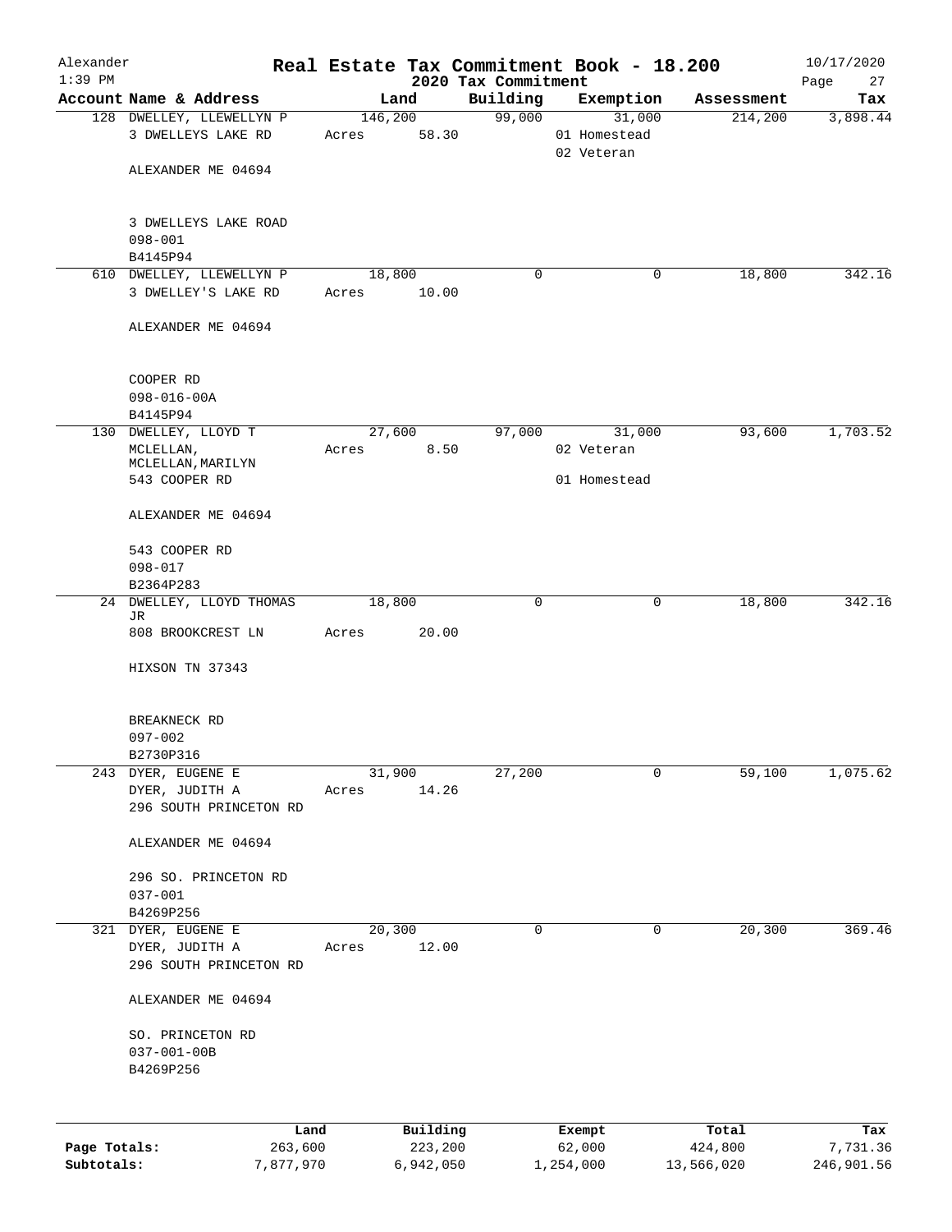# Alexander — Real Estate Tax Commitment Book - 18.200

2020 Tax Commitment — 1:39 PM — 10/17/2020

| Account Name & Address | Land | Building | Exemption | Assessment | Tax |
|---|---|---|---|---|---|
| 128 DWELLEY, LLEWELLYN P<br>3 DWELLEYS LAKE RD<br><br>ALEXANDER ME 04694<br><br>3 DWELLEYS LAKE ROAD<br>098-001<br>B4145P94 | 146,200<br>Acres 58.30 | 99,000 | 31,000<br>01 Homestead<br>02 Veteran | 214,200 | 3,898.44 |
| 610 DWELLEY, LLEWELLYN P<br>3 DWELLEY'S LAKE RD<br><br>ALEXANDER ME 04694<br><br>COOPER RD<br>098-016-00A<br>B4145P94 | 18,800<br>Acres 10.00 | 0 | 0 | 18,800 | 342.16 |
| 130 DWELLEY, LLOYD T<br>MCLELLAN, MCLELLAN,MARILYN<br>543 COOPER RD<br><br>ALEXANDER ME 04694<br><br>543 COOPER RD<br>098-017<br>B2364P283 | 27,600<br>Acres 8.50 | 97,000 | 31,000<br>02 Veteran<br>01 Homestead | 93,600 | 1,703.52 |
| 24 DWELLEY, LLOYD THOMAS JR<br>808 BROOKCREST LN<br><br>HIXSON TN 37343<br><br>BREAKNECK RD<br>097-002<br>B2730P316 | 18,800<br>Acres 20.00 | 0 | 0 | 18,800 | 342.16 |
| 243 DYER, EUGENE E<br>DYER, JUDITH A<br>296 SOUTH PRINCETON RD<br><br>ALEXANDER ME 04694<br><br>296 SO. PRINCETON RD<br>037-001<br>B4269P256 | 31,900<br>Acres 14.26 | 27,200 | 0 | 59,100 | 1,075.62 |
| 321 DYER, EUGENE E<br>DYER, JUDITH A<br>296 SOUTH PRINCETON RD<br><br>ALEXANDER ME 04694<br><br>SO. PRINCETON RD<br>037-001-00B<br>B4269P256 | 20,300<br>Acres 12.00 | 0 | 0 | 20,300 | 369.46 |

| | Land | Building | Exempt | Total | Tax |
|---|---|---|---|---|---|
| Page Totals: | 263,600 | 223,200 | 62,000 | 424,800 | 7,731.36 |
| Subtotals: | 7,877,970 | 6,942,050 | 1,254,000 | 13,566,020 | 246,901.56 |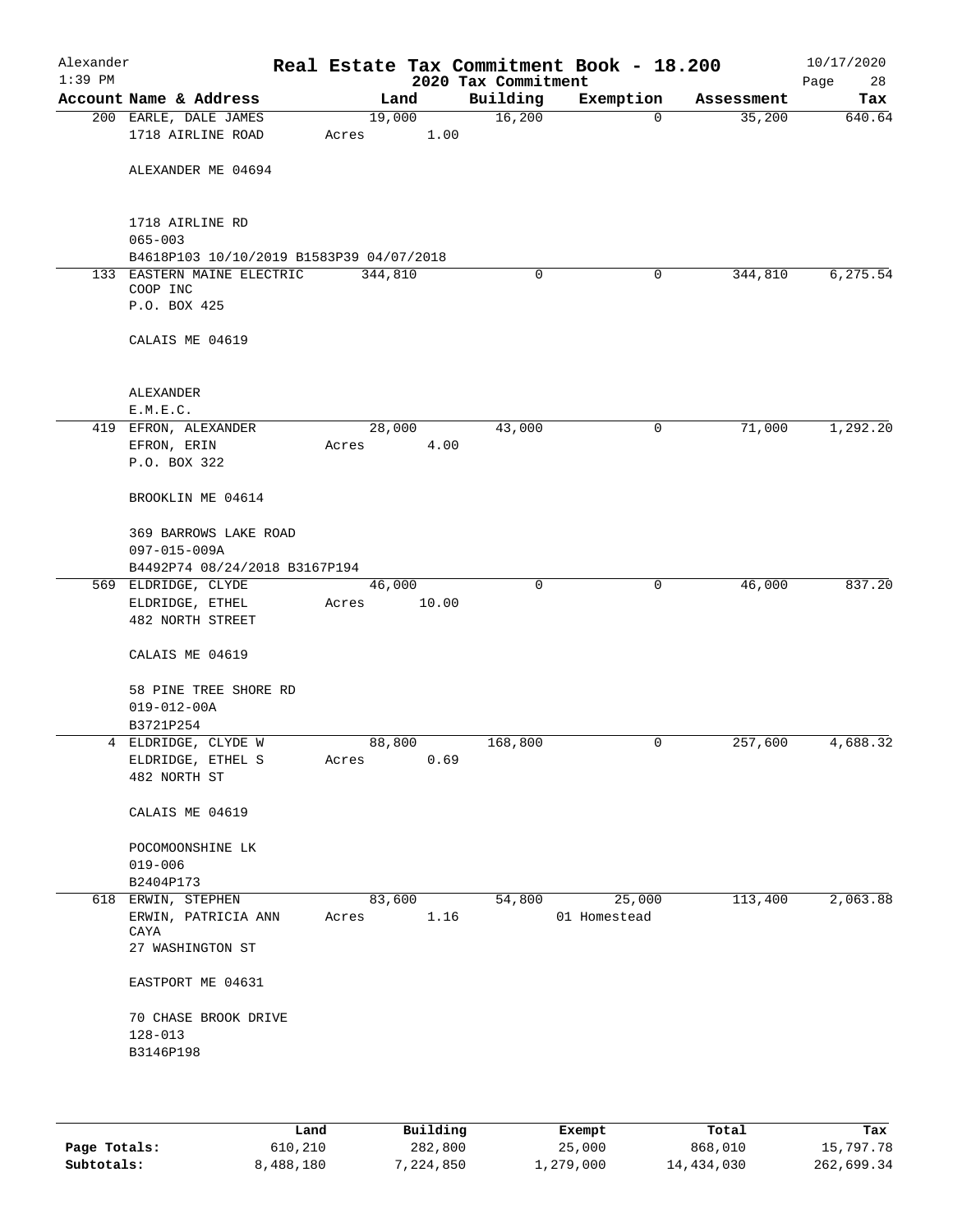Alexander
1:39 PM

# Real Estate Tax Commitment Book - 18.200

2020 Tax Commitment

10/17/2020

| Account | Name & Address | Land | Building | Exemption | Assessment | Tax |
|---|---|---|---|---|---|---|
| 200 | EARLE, DALE JAMES<br>1718 AIRLINE ROAD<br><br>ALEXANDER ME 04694<br><br>1718 AIRLINE RD<br>065-003<br>B4618P103 10/10/2019 B1583P39 04/07/2018 | 19,000<br>Acres 1.00 | 16,200 | 0 | 35,200 | 640.64 |
| 133 | EASTERN MAINE ELECTRIC COOP INC<br>P.O. BOX 425<br><br>CALAIS ME 04619<br><br>ALEXANDER<br>E.M.E.C. | 344,810 | 0 | 0 | 344,810 | 6,275.54 |
| 419 | EFRON, ALEXANDER<br>EFRON, ERIN<br>P.O. BOX 322<br><br>BROOKLIN ME 04614<br><br>369 BARROWS LAKE ROAD<br>097-015-009A<br>B4492P74 08/24/2018 B3167P194 | 28,000<br>Acres 4.00 | 43,000 | 0 | 71,000 | 1,292.20 |
| 569 | ELDRIDGE, CLYDE<br>ELDRIDGE, ETHEL<br>482 NORTH STREET<br><br>CALAIS ME 04619<br><br>58 PINE TREE SHORE RD<br>019-012-00A<br>B3721P254 | 46,000<br>Acres 10.00 | 0 | 0 | 46,000 | 837.20 |
| 4 | ELDRIDGE, CLYDE W<br>ELDRIDGE, ETHEL S<br>482 NORTH ST<br><br>CALAIS ME 04619<br><br>POCOMOONSHINE LK<br>019-006<br>B2404P173 | 88,800<br>Acres 0.69 | 168,800 | 0 | 257,600 | 4,688.32 |
| 618 | ERWIN, STEPHEN<br>ERWIN, PATRICIA ANN CAYA<br>27 WASHINGTON ST<br><br>EASTPORT ME 04631<br><br>70 CHASE BROOK DRIVE<br>128-013<br>B3146P198 | 83,600<br>Acres 1.16 | 54,800 | 25,000<br>01 Homestead | 113,400 | 2,063.88 |

| | Land | Building | Exempt | Total | Tax |
|---|---|---|---|---|---|
| Page Totals: | 610,210 | 282,800 | 25,000 | 868,010 | 15,797.78 |
| Subtotals: | 8,488,180 | 7,224,850 | 1,279,000 | 14,434,030 | 262,699.34 |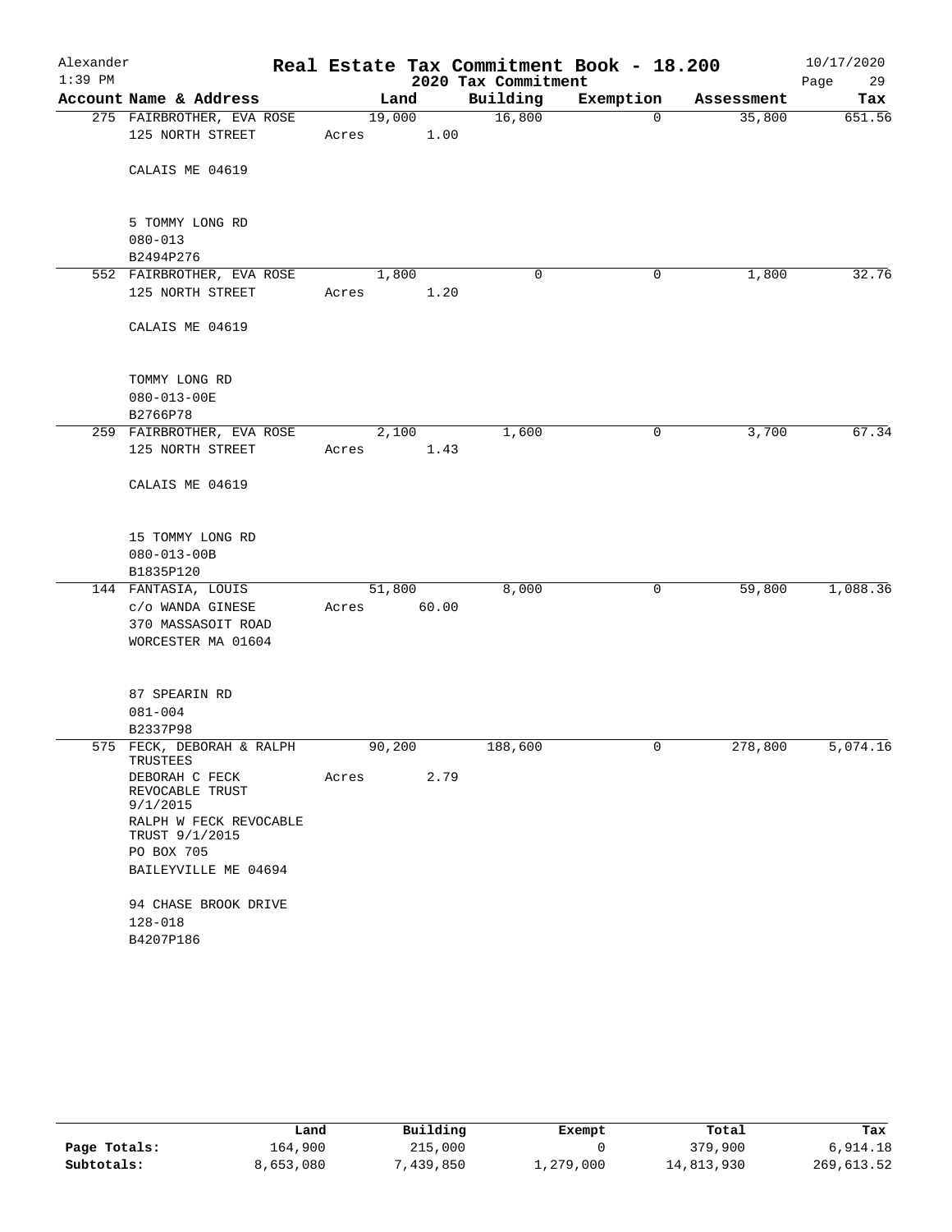# Real Estate Tax Commitment Book - 18.200

Alexander 1:39 PM — 2020 Tax Commitment — 10/17/2020

| Account Name & Address | Land | Building | Exemption | Assessment | Tax |
|---|---|---|---|---|---|
| 275 FAIRBROTHER, EVA ROSE<br>125 NORTH STREET<br><br>CALAIS ME 04619<br><br>5 TOMMY LONG RD<br>080-013<br>B2494P276 | 19,000<br>Acres 1.00 | 16,800 | 0 | 35,800 | 651.56 |
| 552 FAIRBROTHER, EVA ROSE<br>125 NORTH STREET<br><br>CALAIS ME 04619<br><br>TOMMY LONG RD<br>080-013-00E<br>B2766P78 | 1,800<br>Acres 1.20 | 0 | 0 | 1,800 | 32.76 |
| 259 FAIRBROTHER, EVA ROSE<br>125 NORTH STREET<br><br>CALAIS ME 04619<br><br>15 TOMMY LONG RD<br>080-013-00B<br>B1835P120 | 2,100<br>Acres 1.43 | 1,600 | 0 | 3,700 | 67.34 |
| 144 FANTASIA, LOUIS<br>c/o WANDA GINESE<br>370 MASSASOIT ROAD<br>WORCESTER MA 01604<br><br>87 SPEARIN RD<br>081-004<br>B2337P98 | 51,800<br>Acres 60.00 | 8,000 | 0 | 59,800 | 1,088.36 |
| 575 FECK, DEBORAH & RALPH TRUSTEES<br>DEBORAH C FECK REVOCABLE TRUST 9/1/2015<br>RALPH W FECK REVOCABLE TRUST 9/1/2015<br>PO BOX 705<br>BAILEYVILLE ME 04694<br><br>94 CHASE BROOK DRIVE<br>128-018<br>B4207P186 | 90,200<br>Acres 2.79 | 188,600 | 0 | 278,800 | 5,074.16 |

| | Land | Building | Exempt | Total | Tax |
|---|---|---|---|---|---|
| **Page Totals:** | 164,900 | 215,000 | 0 | 379,900 | 6,914.18 |
| **Subtotals:** | 8,653,080 | 7,439,850 | 1,279,000 | 14,813,930 | 269,613.52 |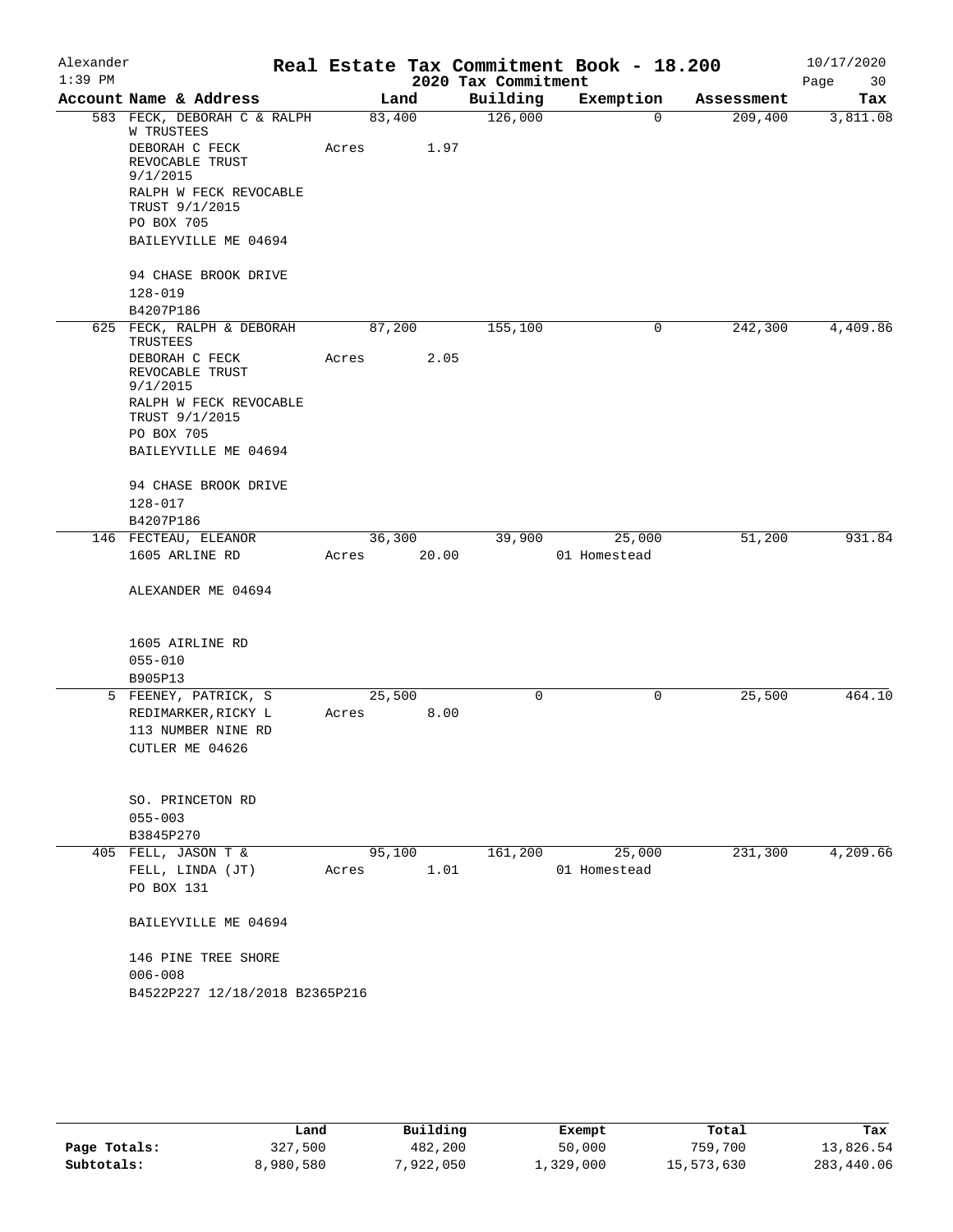Alexander — Real Estate Tax Commitment Book - 18.200 — 10/17/2020
1:39 PM — 2020 Tax Commitment

| Account Name & Address | Land | Building | Exemption | Assessment | Tax |
|---|---|---|---|---|---|
| 583 FECK, DEBORAH C & RALPH W TRUSTEES<br>DEBORAH C FECK REVOCABLE TRUST 9/1/2015<br>RALPH W FECK REVOCABLE TRUST 9/1/2015<br>PO BOX 705<br>BAILEYVILLE ME 04694<br><br>94 CHASE BROOK DRIVE<br>128-019<br>B4207P186 | 83,400<br>Acres 1.97 | 126,000 | 0 | 209,400 | 3,811.08 |
| 625 FECK, RALPH & DEBORAH TRUSTEES<br>DEBORAH C FECK REVOCABLE TRUST 9/1/2015<br>RALPH W FECK REVOCABLE TRUST 9/1/2015<br>PO BOX 705<br>BAILEYVILLE ME 04694<br><br>94 CHASE BROOK DRIVE<br>128-017<br>B4207P186 | 87,200<br>Acres 2.05 | 155,100 | 0 | 242,300 | 4,409.86 |
| 146 FECTEAU, ELEANOR<br>1605 ARLINE RD<br><br>ALEXANDER ME 04694<br><br>1605 AIRLINE RD<br>055-010<br>B905P13 | 36,300<br>Acres 20.00 | 39,900 | 25,000<br>01 Homestead | 51,200 | 931.84 |
| 5 FEENEY, PATRICK, S<br>REDIMARKER,RICKY L<br>113 NUMBER NINE RD<br>CUTLER ME 04626<br><br>SO. PRINCETON RD<br>055-003<br>B3845P270 | 25,500<br>Acres 8.00 | 0 | 0 | 25,500 | 464.10 |
| 405 FELL, JASON T &<br>FELL, LINDA (JT)<br>PO BOX 131<br><br>BAILEYVILLE ME 04694<br><br>146 PINE TREE SHORE<br>006-008<br>B4522P227 12/18/2018 B2365P216 | 95,100<br>Acres 1.01 | 161,200 | 25,000<br>01 Homestead | 231,300 | 4,209.66 |

| | Land | Building | Exempt | Total | Tax |
|---|---|---|---|---|---|
| Page Totals: | 327,500 | 482,200 | 50,000 | 759,700 | 13,826.54 |
| Subtotals: | 8,980,580 | 7,922,050 | 1,329,000 | 15,573,630 | 283,440.06 |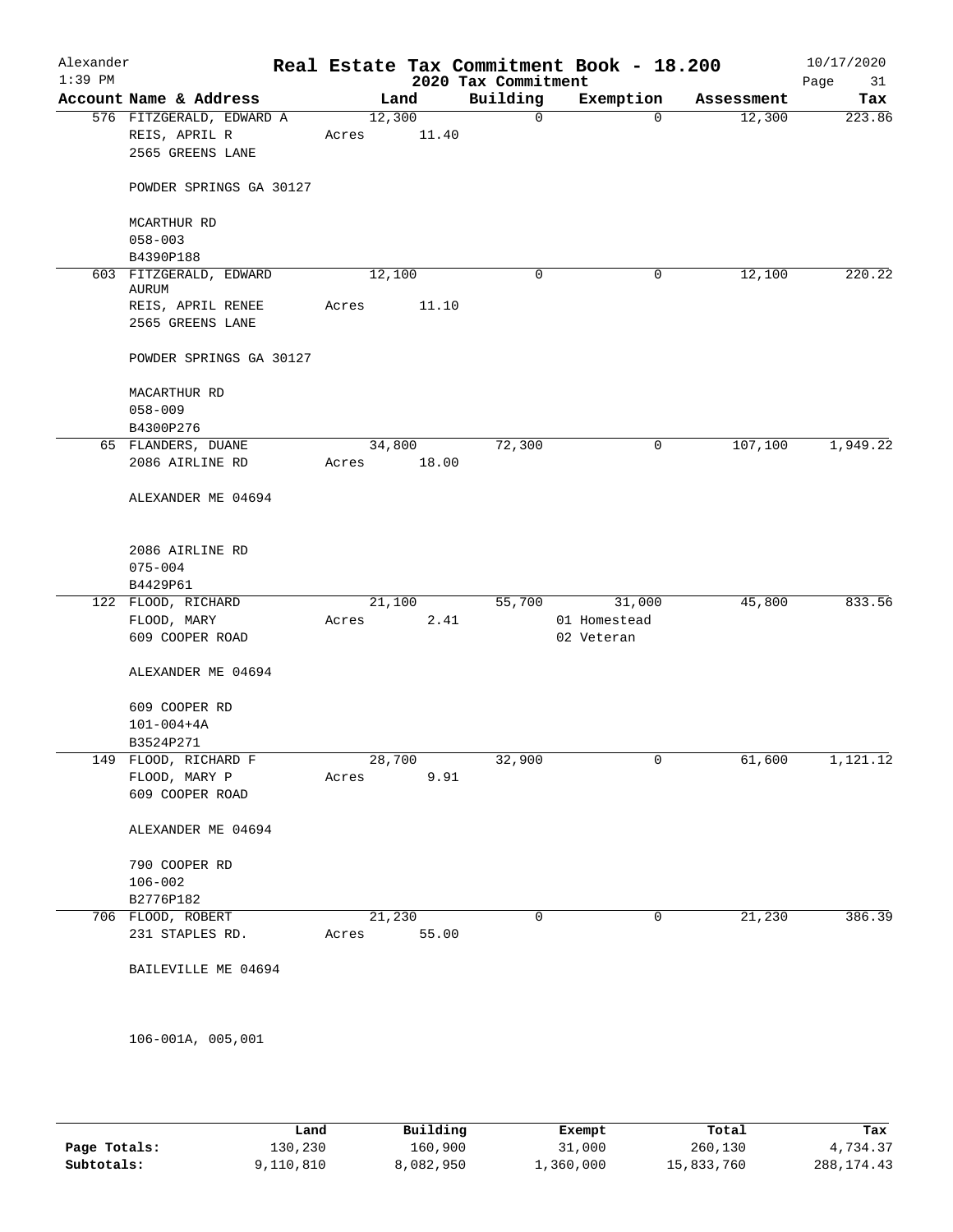# Real Estate Tax Commitment Book - 18.200

Alexander 1:39 PM — 2020 Tax Commitment — 10/17/2020

| Account Name & Address | Land | Building | Exemption | Assessment | Tax |
|---|---|---|---|---|---|
| 576 FITZGERALD, EDWARD A<br>REIS, APRIL R<br>2565 GREENS LANE<br><br>POWDER SPRINGS GA 30127<br><br>MCARTHUR RD<br>058-003<br>B4390P188 | 12,300<br>Acres 11.40 | 0 | 0 | 12,300 | 223.86 |
| 603 FITZGERALD, EDWARD AURUM<br>REIS, APRIL RENEE<br>2565 GREENS LANE<br><br>POWDER SPRINGS GA 30127<br><br>MACARTHUR RD<br>058-009<br>B4300P276 | 12,100<br>Acres 11.10 | 0 | 0 | 12,100 | 220.22 |
| 65 FLANDERS, DUANE<br>2086 AIRLINE RD<br><br>ALEXANDER ME 04694<br><br>2086 AIRLINE RD<br>075-004<br>B4429P61 | 34,800<br>Acres 18.00 | 72,300 | 0 | 107,100 | 1,949.22 |
| 122 FLOOD, RICHARD<br>FLOOD, MARY<br>609 COOPER ROAD<br><br>ALEXANDER ME 04694<br><br>609 COOPER RD<br>101-004+4A<br>B3524P271 | 21,100<br>Acres 2.41 | 55,700 | 31,000<br>01 Homestead<br>02 Veteran | 45,800 | 833.56 |
| 149 FLOOD, RICHARD F<br>FLOOD, MARY P<br>609 COOPER ROAD<br><br>ALEXANDER ME 04694<br><br>790 COOPER RD<br>106-002<br>B2776P182 | 28,700<br>Acres 9.91 | 32,900 | 0 | 61,600 | 1,121.12 |
| 706 FLOOD, ROBERT<br>231 STAPLES RD.<br><br>BAILEVILLE ME 04694<br><br>106-001A, 005,001 | 21,230<br>Acres 55.00 | 0 | 0 | 21,230 | 386.39 |

| | Land | Building | Exempt | Total | Tax |
|---|---|---|---|---|---|
| Page Totals: | 130,230 | 160,900 | 31,000 | 260,130 | 4,734.37 |
| Subtotals: | 9,110,810 | 8,082,950 | 1,360,000 | 15,833,760 | 288,174.43 |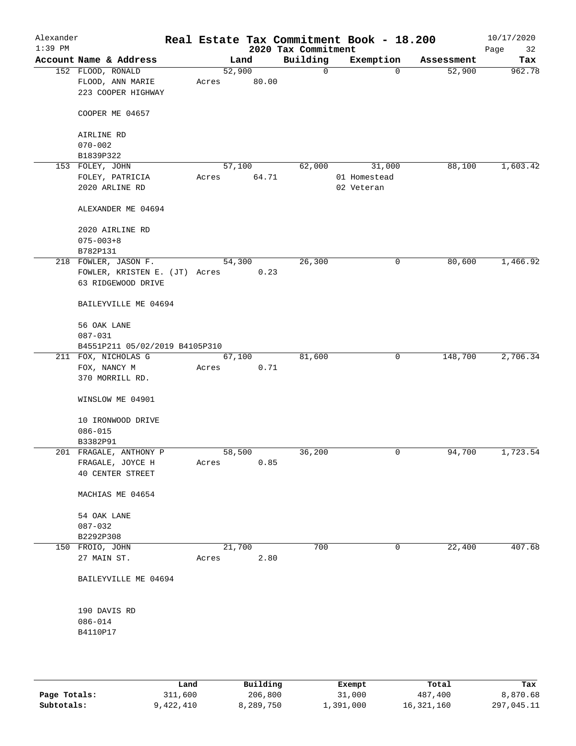Alexander
1:39 PM

# Real Estate Tax Commitment Book - 18.200

## 2020 Tax Commitment

10/17/2020

| Account Name & Address | Land | Building | Exemption | Assessment | Tax |
|---|---|---|---|---|---|
| 152 FLOOD, RONALD<br>FLOOD, ANN MARIE<br>223 COOPER HIGHWAY<br><br>COOPER ME 04657<br><br>AIRLINE RD<br>070-002<br>B1839P322 | 52,900<br>Acres 80.00 | 0 | 0 | 52,900 | 962.78 |
| 153 FOLEY, JOHN<br>FOLEY, PATRICIA<br>2020 ARLINE RD<br><br>ALEXANDER ME 04694<br><br>2020 AIRLINE RD<br>075-003+8<br>B782P131 | 57,100<br>Acres 64.71 | 62,000 | 31,000<br>01 Homestead<br>02 Veteran | 88,100 | 1,603.42 |
| 218 FOWLER, JASON F.<br>FOWLER, KRISTEN E. (JT)<br>63 RIDGEWOOD DRIVE<br><br>BAILEYVILLE ME 04694<br><br>56 OAK LANE<br>087-031<br>B4551P211 05/02/2019 B4105P310 | 54,300<br>Acres 0.23 | 26,300 | 0 | 80,600 | 1,466.92 |
| 211 FOX, NICHOLAS G<br>FOX, NANCY M<br>370 MORRILL RD.<br><br>WINSLOW ME 04901<br><br>10 IRONWOOD DRIVE<br>086-015<br>B3382P91 | 67,100<br>Acres 0.71 | 81,600 | 0 | 148,700 | 2,706.34 |
| 201 FRAGALE, ANTHONY P<br>FRAGALE, JOYCE H<br>40 CENTER STREET<br><br>MACHIAS ME 04654<br><br>54 OAK LANE<br>087-032<br>B2292P308 | 58,500<br>Acres 0.85 | 36,200 | 0 | 94,700 | 1,723.54 |
| 150 FROIO, JOHN<br>27 MAIN ST.<br><br>BAILEYVILLE ME 04694<br><br>190 DAVIS RD<br>086-014<br>B4110P17 | 21,700<br>Acres 2.80 | 700 | 0 | 22,400 | 407.68 |

| | Land | Building | Exempt | Total | Tax |
|---|---|---|---|---|---|
| Page Totals: | 311,600 | 206,800 | 31,000 | 487,400 | 8,870.68 |
| Subtotals: | 9,422,410 | 8,289,750 | 1,391,000 | 16,321,160 | 297,045.11 |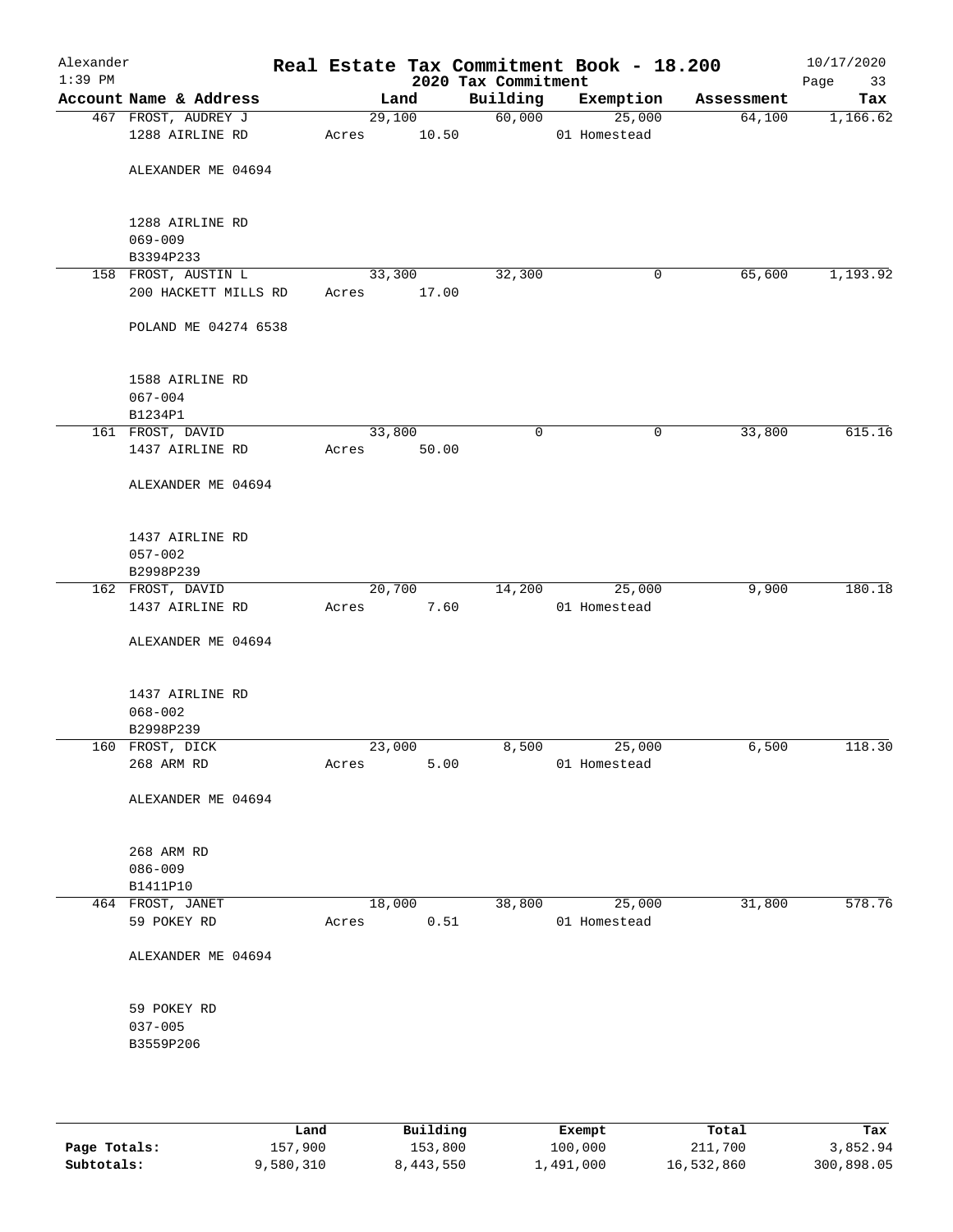# Real Estate Tax Commitment Book - 18.200

Alexander
1:39 PM

2020 Tax Commitment

10/17/2020

| Account Name & Address | Land | Building | Exemption | Assessment | Tax |
|---|---|---|---|---|---|
| 467 FROST, AUDREY J<br>1288 AIRLINE RD<br><br>ALEXANDER ME 04694<br><br>1288 AIRLINE RD<br>069-009<br>B3394P233 | 29,100<br>Acres 10.50 | 60,000 | 25,000<br>01 Homestead | 64,100 | 1,166.62 |
| 158 FROST, AUSTIN L<br>200 HACKETT MILLS RD<br><br>POLAND ME 04274 6538<br><br>1588 AIRLINE RD<br>067-004<br>B1234P1 | 33,300<br>Acres 17.00 | 32,300 | 0 | 65,600 | 1,193.92 |
| 161 FROST, DAVID<br>1437 AIRLINE RD<br><br>ALEXANDER ME 04694<br><br>1437 AIRLINE RD<br>057-002<br>B2998P239 | 33,800<br>Acres 50.00 | 0 | 0 | 33,800 | 615.16 |
| 162 FROST, DAVID<br>1437 AIRLINE RD<br><br>ALEXANDER ME 04694<br><br>1437 AIRLINE RD<br>068-002<br>B2998P239 | 20,700<br>Acres 7.60 | 14,200 | 25,000<br>01 Homestead | 9,900 | 180.18 |
| 160 FROST, DICK<br>268 ARM RD<br><br>ALEXANDER ME 04694<br><br>268 ARM RD<br>086-009<br>B1411P10 | 23,000<br>Acres 5.00 | 8,500 | 25,000<br>01 Homestead | 6,500 | 118.30 |
| 464 FROST, JANET<br>59 POKEY RD<br><br>ALEXANDER ME 04694<br><br>59 POKEY RD<br>037-005<br>B3559P206 | 18,000<br>Acres 0.51 | 38,800 | 25,000<br>01 Homestead | 31,800 | 578.76 |

| | Land | Building | Exempt | Total | Tax |
|---|---|---|---|---|---|
| Page Totals: | 157,900 | 153,800 | 100,000 | 211,700 | 3,852.94 |
| Subtotals: | 9,580,310 | 8,443,550 | 1,491,000 | 16,532,860 | 300,898.05 |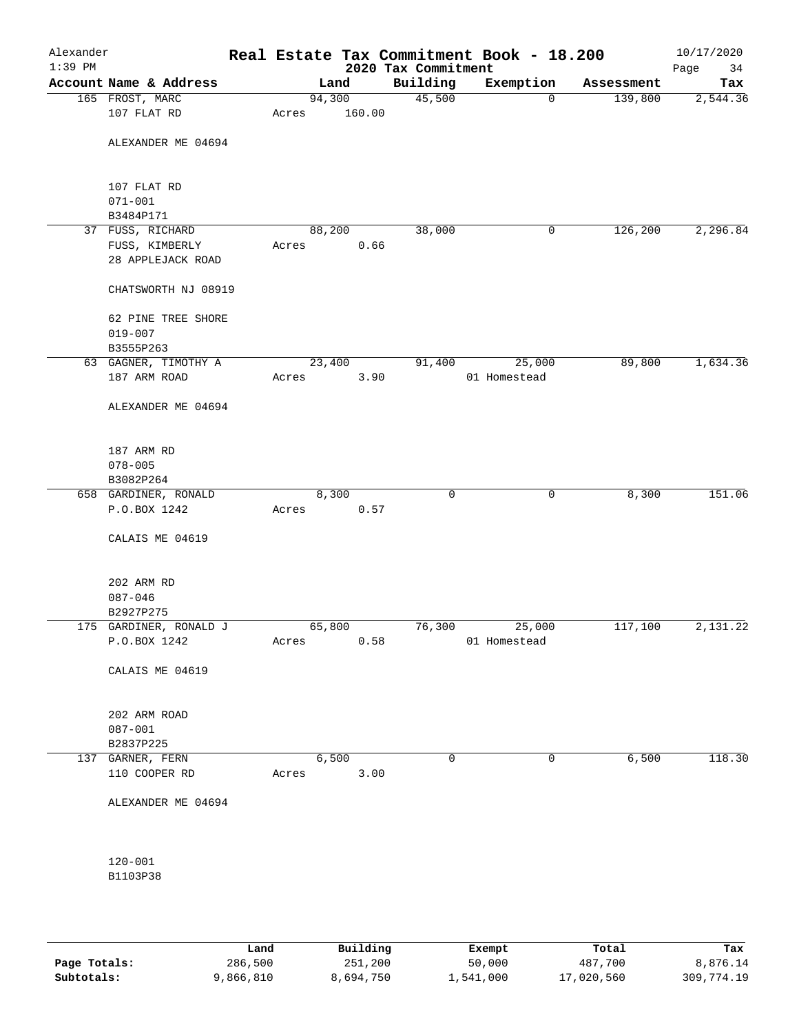Alexander
1:39 PM

# Real Estate Tax Commitment Book - 18.200

2020 Tax Commitment

10/17/2020

| Account Name & Address | Land | Building | Exemption | Assessment | Tax |
|---|---|---|---|---|---|
| 165 FROST, MARC<br>107 FLAT RD<br><br>ALEXANDER ME 04694<br><br>107 FLAT RD<br>071-001<br>B3484P171 | 94,300<br>Acres 160.00 | 45,500 | 0 | 139,800 | 2,544.36 |
| 37 FUSS, RICHARD<br>FUSS, KIMBERLY<br>28 APPLEJACK ROAD<br><br>CHATSWORTH NJ 08919<br><br>62 PINE TREE SHORE<br>019-007<br>B3555P263 | 88,200<br>Acres 0.66 | 38,000 | 0 | 126,200 | 2,296.84 |
| 63 GAGNER, TIMOTHY A<br>187 ARM ROAD<br><br>ALEXANDER ME 04694<br><br>187 ARM RD<br>078-005<br>B3082P264 | 23,400<br>Acres 3.90 | 91,400 | 25,000<br>01 Homestead | 89,800 | 1,634.36 |
| 658 GARDINER, RONALD<br>P.O.BOX 1242<br><br>CALAIS ME 04619<br><br>202 ARM RD<br>087-046<br>B2927P275 | 8,300<br>Acres 0.57 | 0 | 0 | 8,300 | 151.06 |
| 175 GARDINER, RONALD J<br>P.O.BOX 1242<br><br>CALAIS ME 04619<br><br>202 ARM ROAD<br>087-001<br>B2837P225 | 65,800<br>Acres 0.58 | 76,300 | 25,000<br>01 Homestead | 117,100 | 2,131.22 |
| 137 GARNER, FERN<br>110 COOPER RD<br><br>ALEXANDER ME 04694<br><br>120-001<br>B1103P38 | 6,500<br>Acres 3.00 | 0 | 0 | 6,500 | 118.30 |

| | Land | Building | Exempt | Total | Tax |
|---|---|---|---|---|---|
| Page Totals: | 286,500 | 251,200 | 50,000 | 487,700 | 8,876.14 |
| Subtotals: | 9,866,810 | 8,694,750 | 1,541,000 | 17,020,560 | 309,774.19 |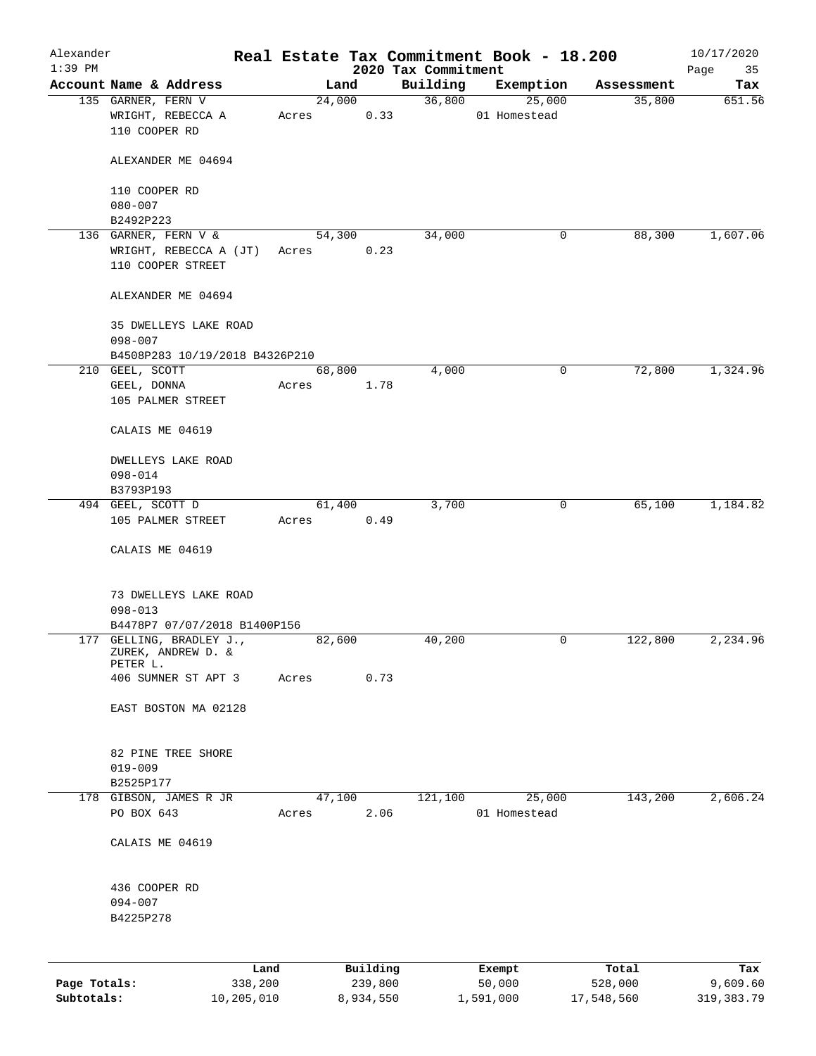Alexander
1:39 PM

# Real Estate Tax Commitment Book - 18.200
## 2020 Tax Commitment

10/17/2020

| Account Name & Address | Land | Building | Exemption | Assessment | Tax |
|---|---|---|---|---|---|
| 135 GARNER, FERN V<br>WRIGHT, REBECCA A<br>110 COOPER RD<br><br>ALEXANDER ME 04694<br><br>110 COOPER RD<br>080-007<br>B2492P223 | 24,000<br>Acres 0.33 | 36,800 | 25,000<br>01 Homestead | 35,800 | 651.56 |
| 136 GARNER, FERN V &<br>WRIGHT, REBECCA A (JT)<br>110 COOPER STREET<br><br>ALEXANDER ME 04694<br><br>35 DWELLEYS LAKE ROAD<br>098-007<br>B4508P283 10/19/2018 B4326P210 | 54,300<br>Acres 0.23 | 34,000 | 0 | 88,300 | 1,607.06 |
| 210 GEEL, SCOTT<br>GEEL, DONNA<br>105 PALMER STREET<br><br>CALAIS ME 04619<br><br>DWELLEYS LAKE ROAD<br>098-014<br>B3793P193 | 68,800<br>Acres 1.78 | 4,000 | 0 | 72,800 | 1,324.96 |
| 494 GEEL, SCOTT D<br>105 PALMER STREET<br><br>CALAIS ME 04619<br><br>73 DWELLEYS LAKE ROAD<br>098-013<br>B4478P7 07/07/2018 B1400P156 | 61,400<br>Acres 0.49 | 3,700 | 0 | 65,100 | 1,184.82 |
| 177 GELLING, BRADLEY J., ZUREK, ANDREW D. & PETER L.<br>406 SUMNER ST APT 3<br><br>EAST BOSTON MA 02128<br><br>82 PINE TREE SHORE<br>019-009<br>B2525P177 | 82,600<br>Acres 0.73 | 40,200 | 0 | 122,800 | 2,234.96 |
| 178 GIBSON, JAMES R JR<br>PO BOX 643<br><br>CALAIS ME 04619<br><br>436 COOPER RD<br>094-007<br>B4225P278 | 47,100<br>Acres 2.06 | 121,100 | 25,000<br>01 Homestead | 143,200 | 2,606.24 |

| | Land | Building | Exempt | Total | Tax |
|---|---|---|---|---|---|
| Page Totals: | 338,200 | 239,800 | 50,000 | 528,000 | 9,609.60 |
| Subtotals: | 10,205,010 | 8,934,550 | 1,591,000 | 17,548,560 | 319,383.79 |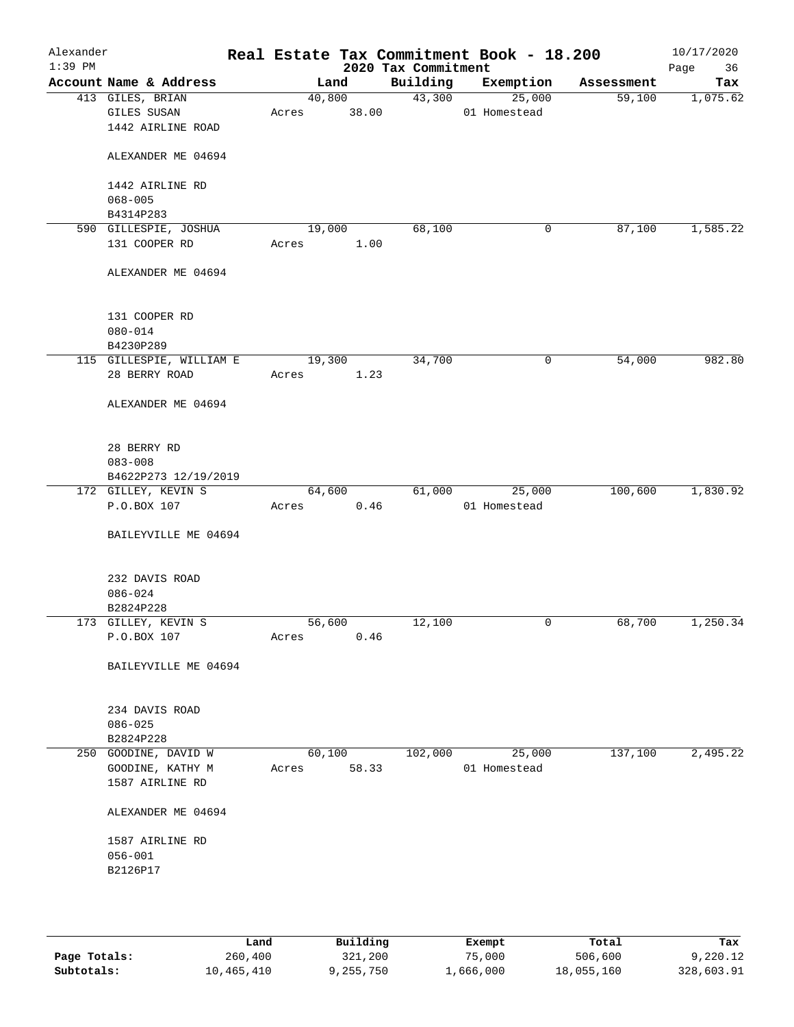Alexander
1:39 PM

# Real Estate Tax Commitment Book - 18.200

10/17/2020

2020 Tax Commitment

| Account Name & Address | Land | Building | Exemption | Assessment | Tax |
|---|---|---|---|---|---|
| 413 GILES, BRIAN<br>GILES SUSAN<br>1442 AIRLINE ROAD<br><br>ALEXANDER ME 04694<br><br>1442 AIRLINE RD<br>068-005<br>B4314P283 | 40,800<br>Acres 38.00 | 43,300 | 25,000<br>01 Homestead | 59,100 | 1,075.62 |
| 590 GILLESPIE, JOSHUA<br>131 COOPER RD<br><br>ALEXANDER ME 04694<br><br>131 COOPER RD<br>080-014<br>B4230P289 | 19,000<br>Acres 1.00 | 68,100 | 0 | 87,100 | 1,585.22 |
| 115 GILLESPIE, WILLIAM E<br>28 BERRY ROAD<br><br>ALEXANDER ME 04694<br><br>28 BERRY RD<br>083-008<br>B4622P273 12/19/2019 | 19,300<br>Acres 1.23 | 34,700 | 0 | 54,000 | 982.80 |
| 172 GILLEY, KEVIN S<br>P.O.BOX 107<br><br>BAILEYVILLE ME 04694<br><br>232 DAVIS ROAD<br>086-024<br>B2824P228 | 64,600<br>Acres 0.46 | 61,000 | 25,000<br>01 Homestead | 100,600 | 1,830.92 |
| 173 GILLEY, KEVIN S<br>P.O.BOX 107<br><br>BAILEYVILLE ME 04694<br><br>234 DAVIS ROAD<br>086-025<br>B2824P228 | 56,600<br>Acres 0.46 | 12,100 | 0 | 68,700 | 1,250.34 |
| 250 GOODINE, DAVID W<br>GOODINE, KATHY M<br>1587 AIRLINE RD<br><br>ALEXANDER ME 04694<br><br>1587 AIRLINE RD<br>056-001<br>B2126P17 | 60,100<br>Acres 58.33 | 102,000 | 25,000<br>01 Homestead | 137,100 | 2,495.22 |

| | Land | Building | Exempt | Total | Tax |
|---|---|---|---|---|---|
| Page Totals: | 260,400 | 321,200 | 75,000 | 506,600 | 9,220.12 |
| Subtotals: | 10,465,410 | 9,255,750 | 1,666,000 | 18,055,160 | 328,603.91 |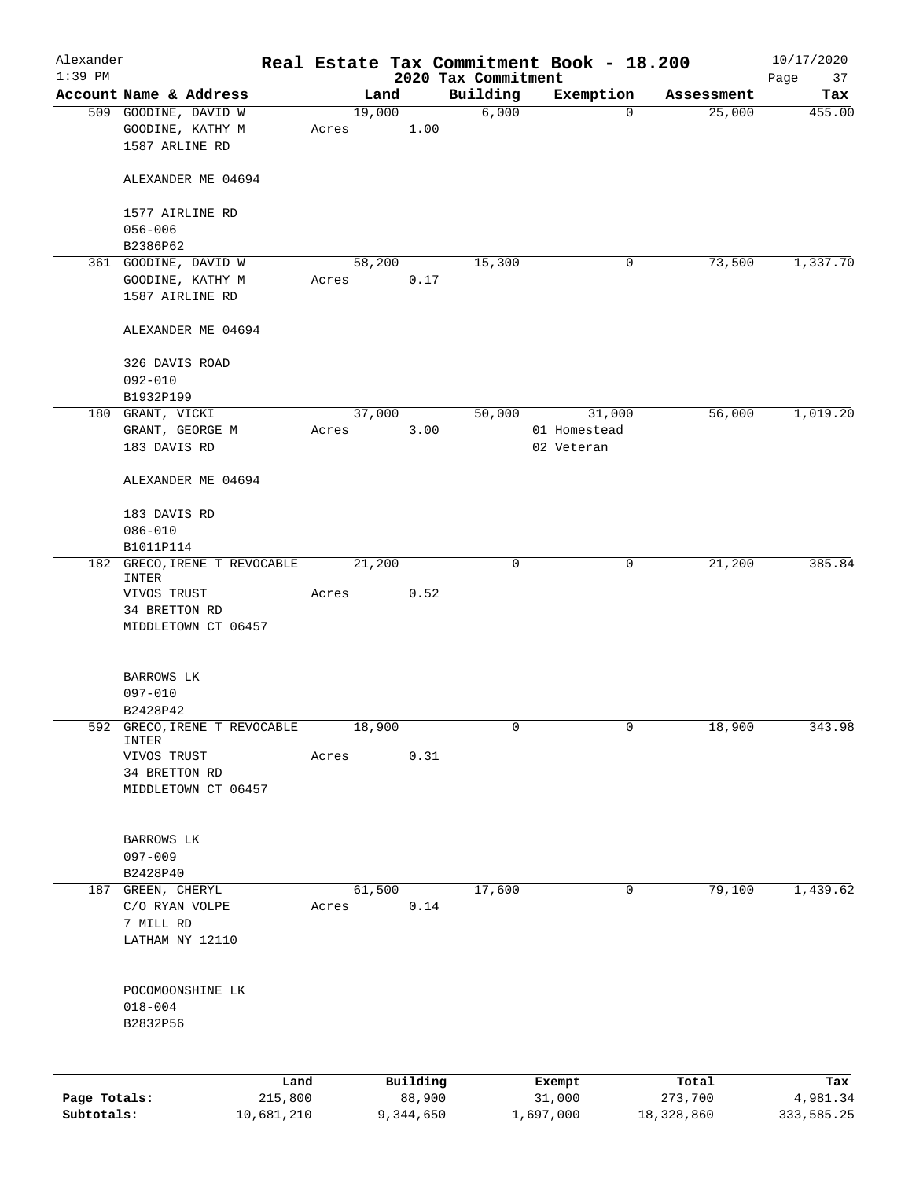# Alexander — Real Estate Tax Commitment Book - 18.200

2020 Tax Commitment — 10/17/2020, 1:39 PM

| Account Name & Address | Land | Building | Exemption | Assessment | Tax |
|---|---|---|---|---|---|
| 509 GOODINE, DAVID W<br>GOODINE, KATHY M<br>1587 ARLINE RD<br><br>ALEXANDER ME 04694<br><br>1577 AIRLINE RD<br>056-006<br>B2386P62 | 19,000<br>Acres 1.00 | 6,000 | 0 | 25,000 | 455.00 |
| 361 GOODINE, DAVID W<br>GOODINE, KATHY M<br>1587 AIRLINE RD<br><br>ALEXANDER ME 04694<br><br>326 DAVIS ROAD<br>092-010<br>B1932P199 | 58,200<br>Acres 0.17 | 15,300 | 0 | 73,500 | 1,337.70 |
| 180 GRANT, VICKI<br>GRANT, GEORGE M<br>183 DAVIS RD<br><br>ALEXANDER ME 04694<br><br>183 DAVIS RD<br>086-010<br>B1011P114 | 37,000<br>Acres 3.00 | 50,000 | 31,000<br>01 Homestead<br>02 Veteran | 56,000 | 1,019.20 |
| 182 GRECO, IRENE T REVOCABLE INTER<br>VIVOS TRUST<br>34 BRETTON RD<br>MIDDLETOWN CT 06457<br><br>BARROWS LK<br>097-010<br>B2428P42 | 21,200<br>Acres 0.52 | 0 | 0 | 21,200 | 385.84 |
| 592 GRECO, IRENE T REVOCABLE INTER<br>VIVOS TRUST<br>34 BRETTON RD<br>MIDDLETOWN CT 06457<br><br>BARROWS LK<br>097-009<br>B2428P40 | 18,900<br>Acres 0.31 | 0 | 0 | 18,900 | 343.98 |
| 187 GREEN, CHERYL<br>C/O RYAN VOLPE<br>7 MILL RD<br>LATHAM NY 12110<br><br>POCOMOONSHINE LK<br>018-004<br>B2832P56 | 61,500<br>Acres 0.14 | 17,600 | 0 | 79,100 | 1,439.62 |

| | Land | Building | Exempt | Total | Tax |
|---|---|---|---|---|---|
| Page Totals: | 215,800 | 88,900 | 31,000 | 273,700 | 4,981.34 |
| Subtotals: | 10,681,210 | 9,344,650 | 1,697,000 | 18,328,860 | 333,585.25 |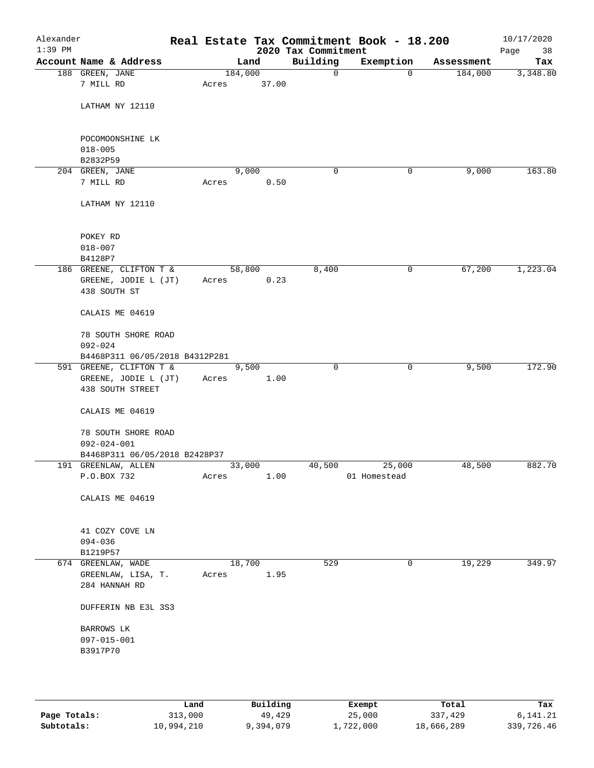# Real Estate Tax Commitment Book - 18.200

Alexander
1:39 PM

2020 Tax Commitment

10/17/2020

| Account Name & Address | Land | Building | Exemption | Assessment | Tax |
|---|---|---|---|---|---|
| 188 GREEN, JANE<br>7 MILL RD<br><br>LATHAM NY 12110<br><br>POCOMOONSHINE LK<br>018-005<br>B2832P59 | 184,000<br>Acres 37.00 | 0 | 0 | 184,000 | 3,348.80 |
| 204 GREEN, JANE<br>7 MILL RD<br><br>LATHAM NY 12110<br><br>POKEY RD<br>018-007<br>B4128P7 | 9,000<br>Acres 0.50 | 0 | 0 | 9,000 | 163.80 |
| 186 GREENE, CLIFTON T &<br>GREENE, JODIE L (JT)<br>438 SOUTH ST<br><br>CALAIS ME 04619<br><br>78 SOUTH SHORE ROAD<br>092-024<br>B4468P311 06/05/2018 B4312P281 | 58,800<br>Acres 0.23 | 8,400 | 0 | 67,200 | 1,223.04 |
| 591 GREENE, CLIFTON T &<br>GREENE, JODIE L (JT)<br>438 SOUTH STREET<br><br>CALAIS ME 04619<br><br>78 SOUTH SHORE ROAD<br>092-024-001<br>B4468P311 06/05/2018 B2428P37 | 9,500<br>Acres 1.00 | 0 | 0 | 9,500 | 172.90 |
| 191 GREENLAW, ALLEN<br>P.O.BOX 732<br><br>CALAIS ME 04619<br><br>41 COZY COVE LN<br>094-036<br>B1219P57 | 33,000<br>Acres 1.00 | 40,500 | 25,000<br>01 Homestead | 48,500 | 882.70 |
| 674 GREENLAW, WADE<br>GREENLAW, LISA, T.<br>284 HANNAH RD<br><br>DUFFERIN NB E3L 3S3<br><br>BARROWS LK<br>097-015-001<br>B3917P70 | 18,700<br>Acres 1.95 | 529 | 0 | 19,229 | 349.97 |

| | Land | Building | Exempt | Total | Tax |
|---|---|---|---|---|---|
| **Page Totals:** | 313,000 | 49,429 | 25,000 | 337,429 | 6,141.21 |
| **Subtotals:** | 10,994,210 | 9,394,079 | 1,722,000 | 18,666,289 | 339,726.46 |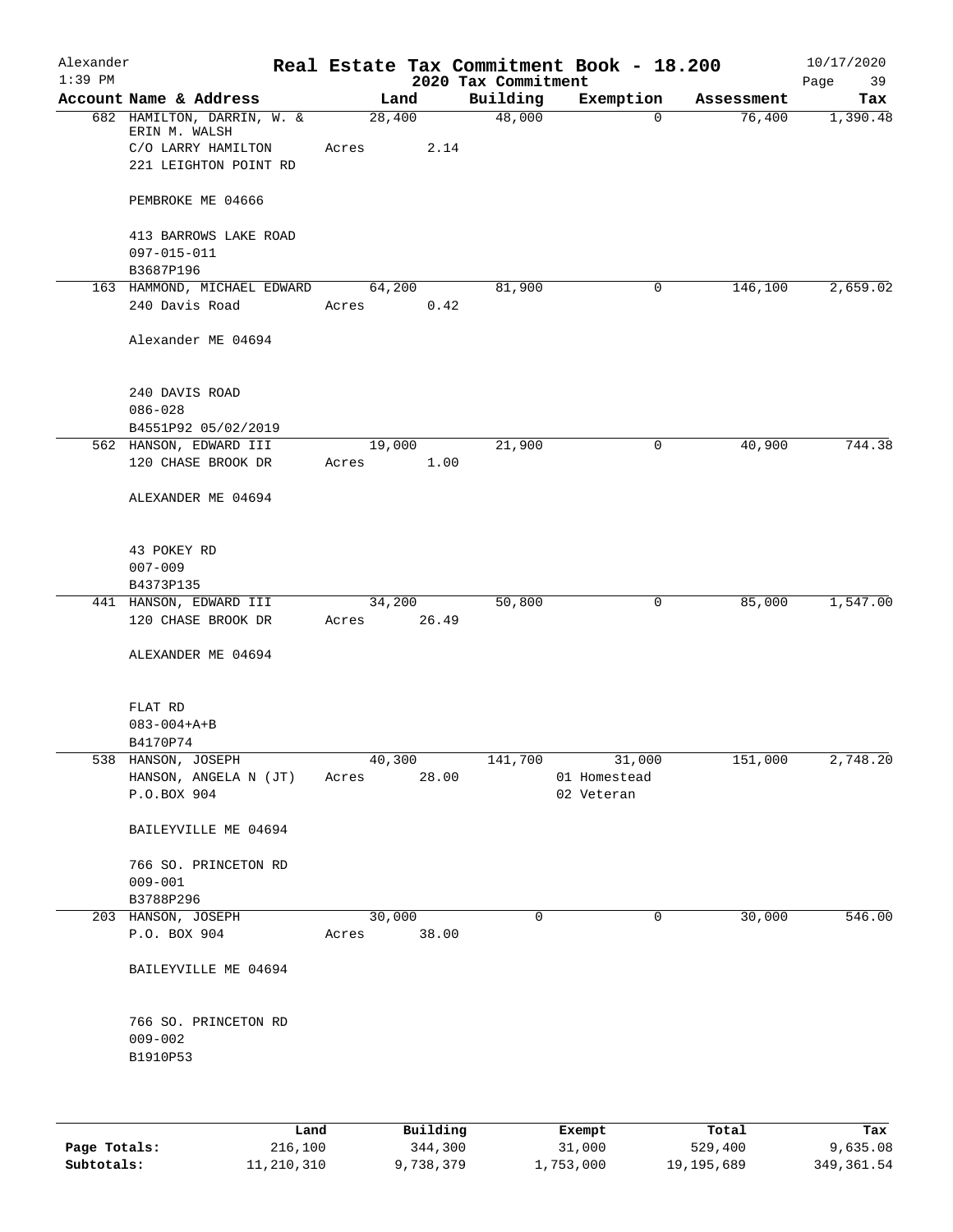Alexander 1:39 PM

# Real Estate Tax Commitment Book - 18.200

## 2020 Tax Commitment

10/17/2020

| Account Name & Address | Land | Building | Exemption | Assessment | Tax |
|---|---|---|---|---|---|
| 682 HAMILTON, DARRIN, W. & ERIN M. WALSH<br>C/O LARRY HAMILTON<br>221 LEIGHTON POINT RD<br><br>PEMBROKE ME 04666<br><br>413 BARROWS LAKE ROAD<br>097-015-011<br>B3687P196 | 28,400<br>Acres 2.14 | 48,000 | 0 | 76,400 | 1,390.48 |
| 163 HAMMOND, MICHAEL EDWARD<br>240 Davis Road<br><br>Alexander ME 04694<br><br>240 DAVIS ROAD<br>086-028<br>B4551P92 05/02/2019 | 64,200<br>Acres 0.42 | 81,900 | 0 | 146,100 | 2,659.02 |
| 562 HANSON, EDWARD III<br>120 CHASE BROOK DR<br><br>ALEXANDER ME 04694<br><br>43 POKEY RD<br>007-009<br>B4373P135 | 19,000<br>Acres 1.00 | 21,900 | 0 | 40,900 | 744.38 |
| 441 HANSON, EDWARD III<br>120 CHASE BROOK DR<br><br>ALEXANDER ME 04694<br><br>FLAT RD<br>083-004+A+B<br>B4170P74 | 34,200<br>Acres 26.49 | 50,800 | 0 | 85,000 | 1,547.00 |
| 538 HANSON, JOSEPH<br>HANSON, ANGELA N (JT)<br>P.O.BOX 904<br><br>BAILEYVILLE ME 04694<br><br>766 SO. PRINCETON RD<br>009-001<br>B3788P296 | 40,300<br>Acres 28.00 | 141,700 | 31,000<br>01 Homestead<br>02 Veteran | 151,000 | 2,748.20 |
| 203 HANSON, JOSEPH<br>P.O. BOX 904<br><br>BAILEYVILLE ME 04694<br><br>766 SO. PRINCETON RD<br>009-002<br>B1910P53 | 30,000<br>Acres 38.00 | 0 | 0 | 30,000 | 546.00 |

| | Land | Building | Exempt | Total | Tax |
|---|---|---|---|---|---|
| **Page Totals:** | 216,100 | 344,300 | 31,000 | 529,400 | 9,635.08 |
| **Subtotals:** | 11,210,310 | 9,738,379 | 1,753,000 | 19,195,689 | 349,361.54 |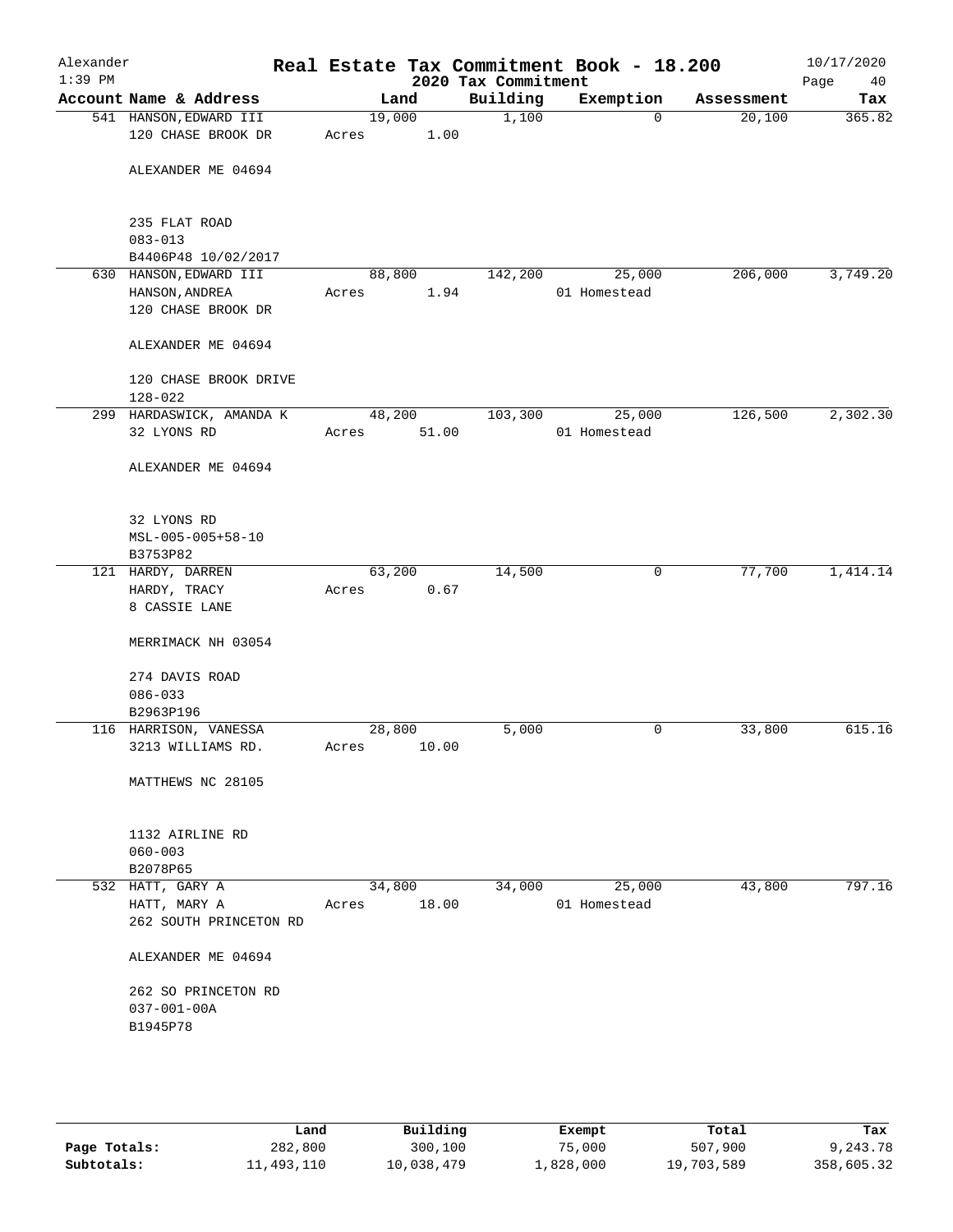# Real Estate Tax Commitment Book - 18.200

## 2020 Tax Commitment

Alexander
1:39 PM

10/17/2020

| Account Name & Address | Land | Building | Exemption | Assessment | Tax |
|---|---|---|---|---|---|
| 541 HANSON,EDWARD III<br>120 CHASE BROOK DR<br><br>ALEXANDER ME 04694<br><br>235 FLAT ROAD<br>083-013<br>B4406P48 10/02/2017 | 19,000<br>Acres 1.00 | 1,100 | 0 | 20,100 | 365.82 |
| 630 HANSON,EDWARD III<br>HANSON,ANDREA<br>120 CHASE BROOK DR<br><br>ALEXANDER ME 04694<br><br>120 CHASE BROOK DRIVE<br>128-022 | 88,800<br>Acres 1.94 | 142,200 | 25,000<br>01 Homestead | 206,000 | 3,749.20 |
| 299 HARDASWICK, AMANDA K<br>32 LYONS RD<br><br>ALEXANDER ME 04694<br><br>32 LYONS RD<br>MSL-005-005+58-10<br>B3753P82 | 48,200<br>Acres 51.00 | 103,300 | 25,000<br>01 Homestead | 126,500 | 2,302.30 |
| 121 HARDY, DARREN<br>HARDY, TRACY<br>8 CASSIE LANE<br><br>MERRIMACK NH 03054<br><br>274 DAVIS ROAD<br>086-033<br>B2963P196 | 63,200<br>Acres 0.67 | 14,500 | 0 | 77,700 | 1,414.14 |
| 116 HARRISON, VANESSA<br>3213 WILLIAMS RD.<br><br>MATTHEWS NC 28105<br><br>1132 AIRLINE RD<br>060-003<br>B2078P65 | 28,800<br>Acres 10.00 | 5,000 | 0 | 33,800 | 615.16 |
| 532 HATT, GARY A<br>HATT, MARY A<br>262 SOUTH PRINCETON RD<br><br>ALEXANDER ME 04694<br><br>262 SO PRINCETON RD<br>037-001-00A<br>B1945P78 | 34,800<br>Acres 18.00 | 34,000 | 25,000<br>01 Homestead | 43,800 | 797.16 |

|  | Land | Building | Exempt | Total | Tax |
|---|---|---|---|---|---|
| **Page Totals:** | 282,800 | 300,100 | 75,000 | 507,900 | 9,243.78 |
| **Subtotals:** | 11,493,110 | 10,038,479 | 1,828,000 | 19,703,589 | 358,605.32 |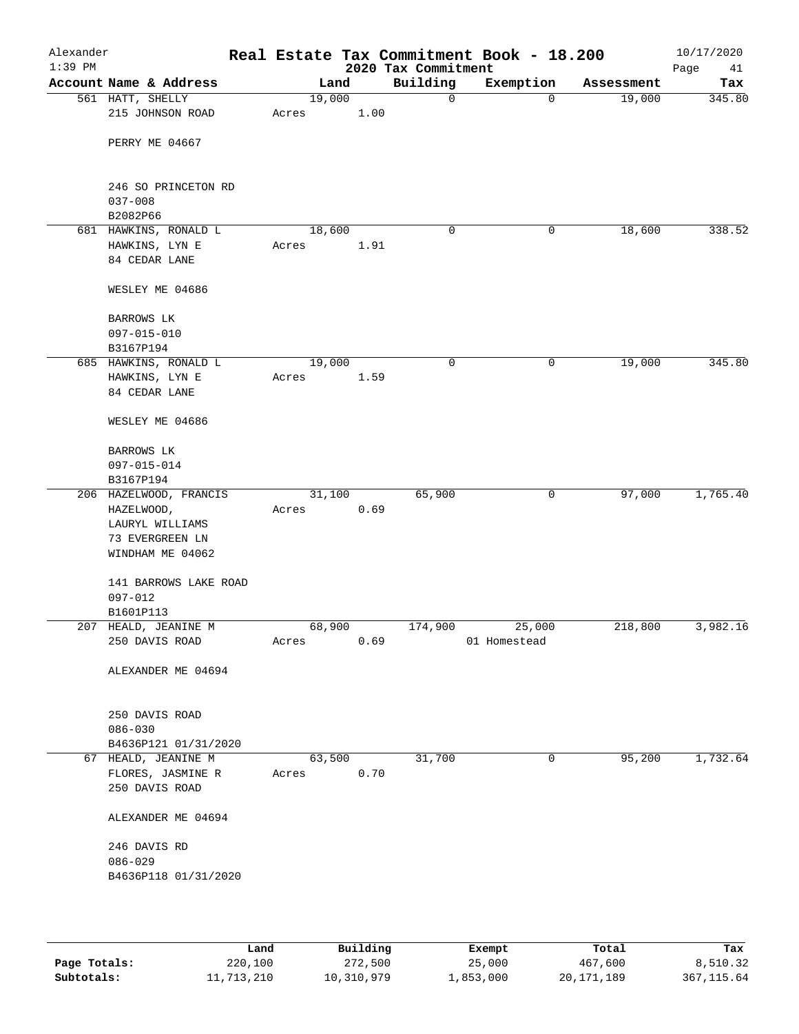Alexander — Real Estate Tax Commitment Book - 18.200 — 10/17/2020

1:39 PM — 2020 Tax Commitment

| Account Name & Address | Land | Building | Exemption | Assessment | Tax |
|---|---|---|---|---|---|
| 561 HATT, SHELLY<br>215 JOHNSON ROAD<br><br>PERRY ME 04667<br><br>246 SO PRINCETON RD<br>037-008<br>B2082P66 | 19,000<br>Acres 1.00 | 0 | 0 | 19,000 | 345.80 |
| 681 HAWKINS, RONALD L<br>HAWKINS, LYN E<br>84 CEDAR LANE<br><br>WESLEY ME 04686<br><br>BARROWS LK<br>097-015-010<br>B3167P194 | 18,600<br>Acres 1.91 | 0 | 0 | 18,600 | 338.52 |
| 685 HAWKINS, RONALD L<br>HAWKINS, LYN E<br>84 CEDAR LANE<br><br>WESLEY ME 04686<br><br>BARROWS LK<br>097-015-014<br>B3167P194 | 19,000<br>Acres 1.59 | 0 | 0 | 19,000 | 345.80 |
| 206 HAZELWOOD, FRANCIS<br>HAZELWOOD,<br>LAURYL WILLIAMS<br>73 EVERGREEN LN<br>WINDHAM ME 04062<br><br>141 BARROWS LAKE ROAD<br>097-012<br>B1601P113 | 31,100<br>Acres 0.69 | 65,900 | 0 | 97,000 | 1,765.40 |
| 207 HEALD, JEANINE M<br>250 DAVIS ROAD<br><br>ALEXANDER ME 04694<br><br>250 DAVIS ROAD<br>086-030<br>B4636P121 01/31/2020 | 68,900<br>Acres 0.69 | 174,900 | 25,000<br>01 Homestead | 218,800 | 3,982.16 |
| 67 HEALD, JEANINE M<br>FLORES, JASMINE R<br>250 DAVIS ROAD<br><br>ALEXANDER ME 04694<br><br>246 DAVIS RD<br>086-029<br>B4636P118 01/31/2020 | 63,500<br>Acres 0.70 | 31,700 | 0 | 95,200 | 1,732.64 |

| | Land | Building | Exempt | Total | Tax |
|---|---|---|---|---|---|
| **Page Totals:** | 220,100 | 272,500 | 25,000 | 467,600 | 8,510.32 |
| **Subtotals:** | 11,713,210 | 10,310,979 | 1,853,000 | 20,171,189 | 367,115.64 |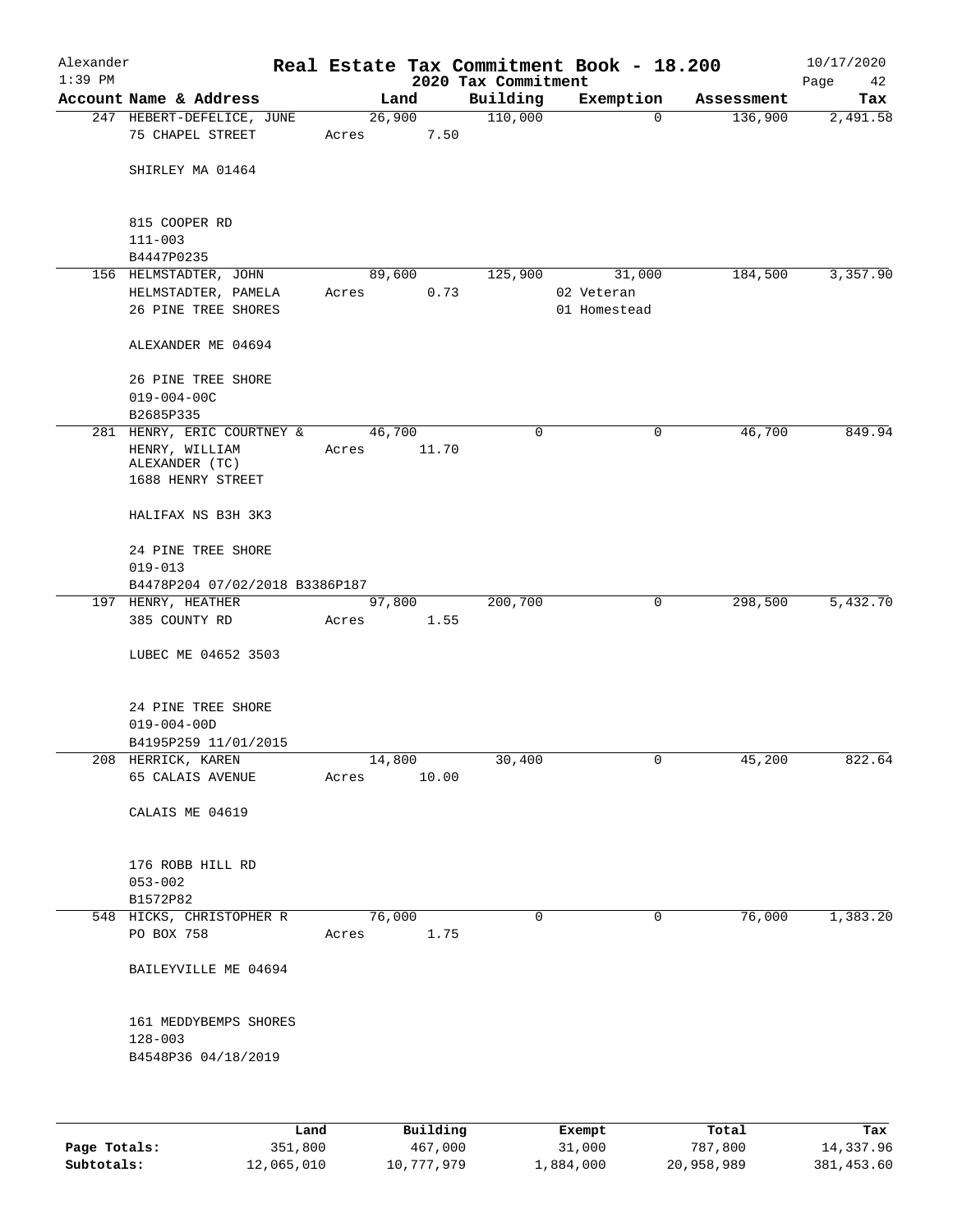# Alexander — Real Estate Tax Commitment Book - 18.200

1:39 PM — 2020 Tax Commitment — 10/17/2020

| Account Name & Address | Land | Building | Exemption | Assessment | Tax |
|---|---|---|---|---|---|
| 247 HEBERT-DEFELICE, JUNE<br>75 CHAPEL STREET<br><br>SHIRLEY MA 01464<br><br>815 COOPER RD<br>111-003<br>B4447P0235 | 26,900<br>Acres 7.50 | 110,000 | 0 | 136,900 | 2,491.58 |
| 156 HELMSTADTER, JOHN<br>HELMSTADTER, PAMELA<br>26 PINE TREE SHORES<br><br>ALEXANDER ME 04694<br><br>26 PINE TREE SHORE<br>019-004-00C<br>B2685P335 | 89,600<br>Acres 0.73 | 125,900 | 31,000<br>02 Veteran<br>01 Homestead | 184,500 | 3,357.90 |
| 281 HENRY, ERIC COURTNEY &<br>HENRY, WILLIAM<br>ALEXANDER (TC)<br>1688 HENRY STREET<br><br>HALIFAX NS B3H 3K3<br><br>24 PINE TREE SHORE<br>019-013<br>B4478P204 07/02/2018 B3386P187 | 46,700<br>Acres 11.70 | 0 | 0 | 46,700 | 849.94 |
| 197 HENRY, HEATHER<br>385 COUNTY RD<br><br>LUBEC ME 04652 3503<br><br>24 PINE TREE SHORE<br>019-004-00D<br>B4195P259 11/01/2015 | 97,800<br>Acres 1.55 | 200,700 | 0 | 298,500 | 5,432.70 |
| 208 HERRICK, KAREN<br>65 CALAIS AVENUE<br><br>CALAIS ME 04619<br><br>176 ROBB HILL RD<br>053-002<br>B1572P82 | 14,800<br>Acres 10.00 | 30,400 | 0 | 45,200 | 822.64 |
| 548 HICKS, CHRISTOPHER R<br>PO BOX 758<br><br>BAILEYVILLE ME 04694<br><br>161 MEDDYBEMPS SHORES<br>128-003<br>B4548P36 04/18/2019 | 76,000<br>Acres 1.75 | 0 | 0 | 76,000 | 1,383.20 |

| | Land | Building | Exempt | Total | Tax |
|---|---|---|---|---|---|
| **Page Totals:** | 351,800 | 467,000 | 31,000 | 787,800 | 14,337.96 |
| **Subtotals:** | 12,065,010 | 10,777,979 | 1,884,000 | 20,958,989 | 381,453.60 |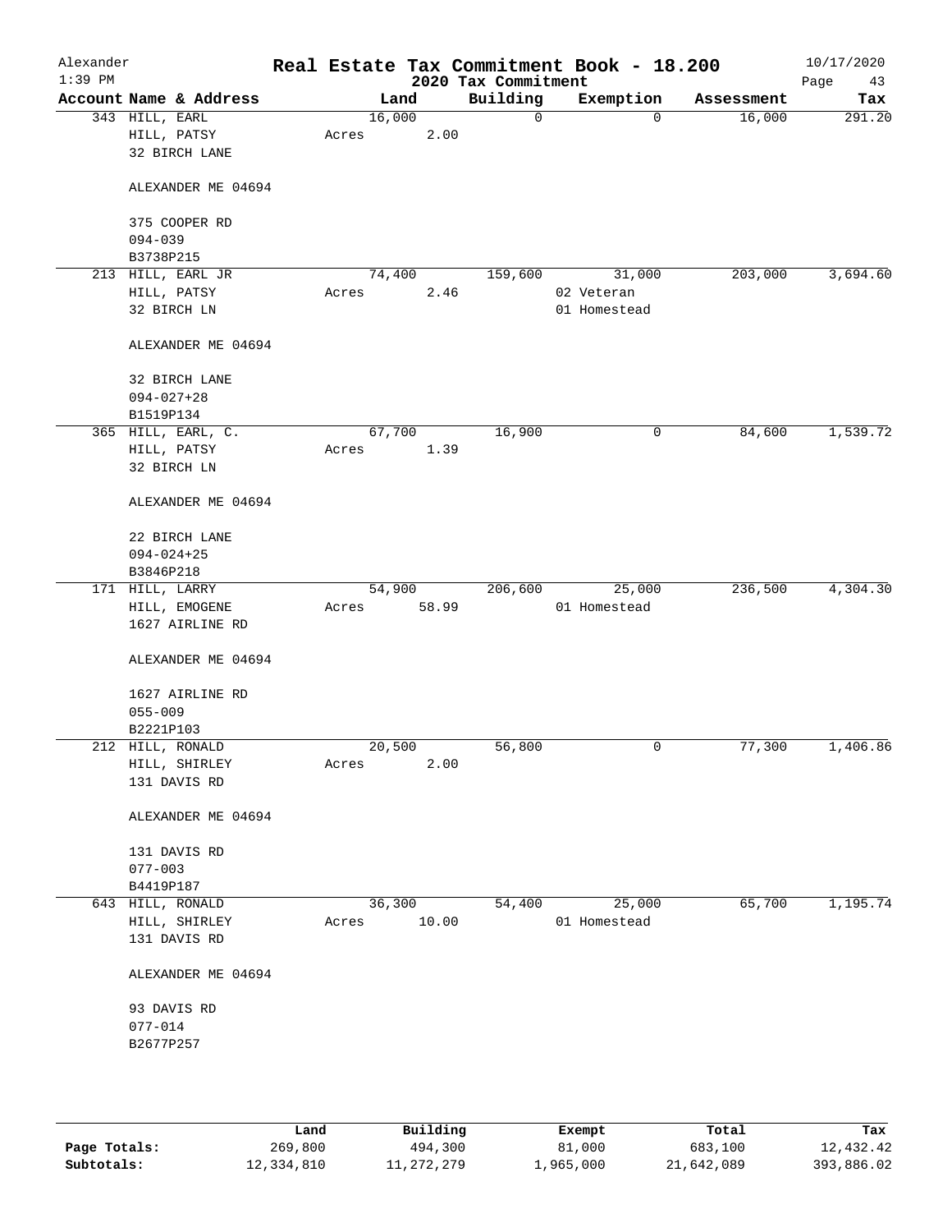# Real Estate Tax Commitment Book - 18.200

Alexander
1:39 PM

2020 Tax Commitment

10/17/2020

| Account Name & Address | Land | Building | Exemption | Assessment | Tax |
|---|---|---|---|---|---|
| 343 HILL, EARL<br>HILL, PATSY<br>32 BIRCH LANE<br><br>ALEXANDER ME 04694<br><br>375 COOPER RD<br>094-039<br>B3738P215 | 16,000<br>Acres 2.00 | 0 | 0 | 16,000 | 291.20 |
| 213 HILL, EARL JR<br>HILL, PATSY<br>32 BIRCH LN<br><br>ALEXANDER ME 04694<br><br>32 BIRCH LANE<br>094-027+28<br>B1519P134 | 74,400<br>Acres 2.46 | 159,600 | 31,000<br>02 Veteran<br>01 Homestead | 203,000 | 3,694.60 |
| 365 HILL, EARL, C.<br>HILL, PATSY<br>32 BIRCH LN<br><br>ALEXANDER ME 04694<br><br>22 BIRCH LANE<br>094-024+25<br>B3846P218 | 67,700<br>Acres 1.39 | 16,900 | 0 | 84,600 | 1,539.72 |
| 171 HILL, LARRY<br>HILL, EMOGENE<br>1627 AIRLINE RD<br><br>ALEXANDER ME 04694<br><br>1627 AIRLINE RD<br>055-009<br>B2221P103 | 54,900<br>Acres 58.99 | 206,600 | 25,000<br>01 Homestead | 236,500 | 4,304.30 |
| 212 HILL, RONALD<br>HILL, SHIRLEY<br>131 DAVIS RD<br><br>ALEXANDER ME 04694<br><br>131 DAVIS RD<br>077-003<br>B4419P187 | 20,500<br>Acres 2.00 | 56,800 | 0 | 77,300 | 1,406.86 |
| 643 HILL, RONALD<br>HILL, SHIRLEY<br>131 DAVIS RD<br><br>ALEXANDER ME 04694<br><br>93 DAVIS RD<br>077-014<br>B2677P257 | 36,300<br>Acres 10.00 | 54,400 | 25,000<br>01 Homestead | 65,700 | 1,195.74 |

| | Land | Building | Exempt | Total | Tax |
|---|---|---|---|---|---|
| **Page Totals:** | 269,800 | 494,300 | 81,000 | 683,100 | 12,432.42 |
| **Subtotals:** | 12,334,810 | 11,272,279 | 1,965,000 | 21,642,089 | 393,886.02 |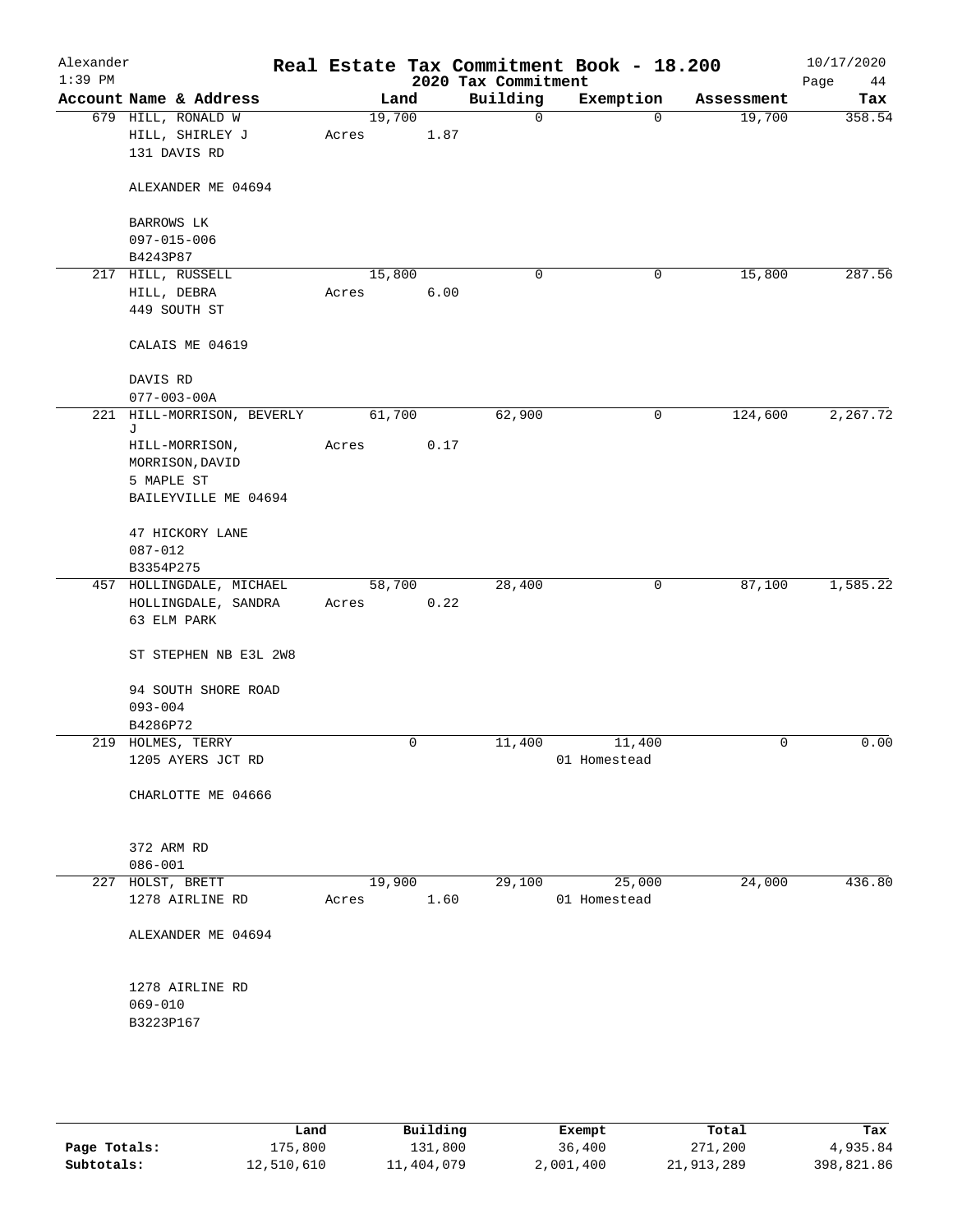# Real Estate Tax Commitment Book - 18.200

Alexander 1:39 PM — 2020 Tax Commitment — 10/17/2020

| Account Name & Address | Land | Building | Exemption | Assessment | Tax |
|---|---|---|---|---|---|
| 679 HILL, RONALD W<br>HILL, SHIRLEY J<br>131 DAVIS RD<br><br>ALEXANDER ME 04694<br><br>BARROWS LK<br>097-015-006<br>B4243P87 | 19,700<br>Acres 1.87 | 0 | 0 | 19,700 | 358.54 |
| 217 HILL, RUSSELL<br>HILL, DEBRA<br>449 SOUTH ST<br><br>CALAIS ME 04619<br><br>DAVIS RD<br>077-003-00A | 15,800<br>Acres 6.00 | 0 | 0 | 15,800 | 287.56 |
| 221 HILL-MORRISON, BEVERLY J<br>HILL-MORRISON, MORRISON,DAVID<br>5 MAPLE ST<br>BAILEYVILLE ME 04694<br><br>47 HICKORY LANE<br>087-012<br>B3354P275 | 61,700<br>Acres 0.17 | 62,900 | 0 | 124,600 | 2,267.72 |
| 457 HOLLINGDALE, MICHAEL<br>HOLLINGDALE, SANDRA<br>63 ELM PARK<br><br>ST STEPHEN NB E3L 2W8<br><br>94 SOUTH SHORE ROAD<br>093-004<br>B4286P72 | 58,700<br>Acres 0.22 | 28,400 | 0 | 87,100 | 1,585.22 |
| 219 HOLMES, TERRY<br>1205 AYERS JCT RD<br><br>CHARLOTTE ME 04666<br><br>372 ARM RD<br>086-001 | 0 | 11,400 | 11,400<br>01 Homestead | 0 | 0.00 |
| 227 HOLST, BRETT<br>1278 AIRLINE RD<br><br>ALEXANDER ME 04694<br><br>1278 AIRLINE RD<br>069-010<br>B3223P167 | 19,900<br>Acres 1.60 | 29,100 | 25,000<br>01 Homestead | 24,000 | 436.80 |

| | Land | Building | Exempt | Total | Tax |
|---|---|---|---|---|---|
| Page Totals: | 175,800 | 131,800 | 36,400 | 271,200 | 4,935.84 |
| Subtotals: | 12,510,610 | 11,404,079 | 2,001,400 | 21,913,289 | 398,821.86 |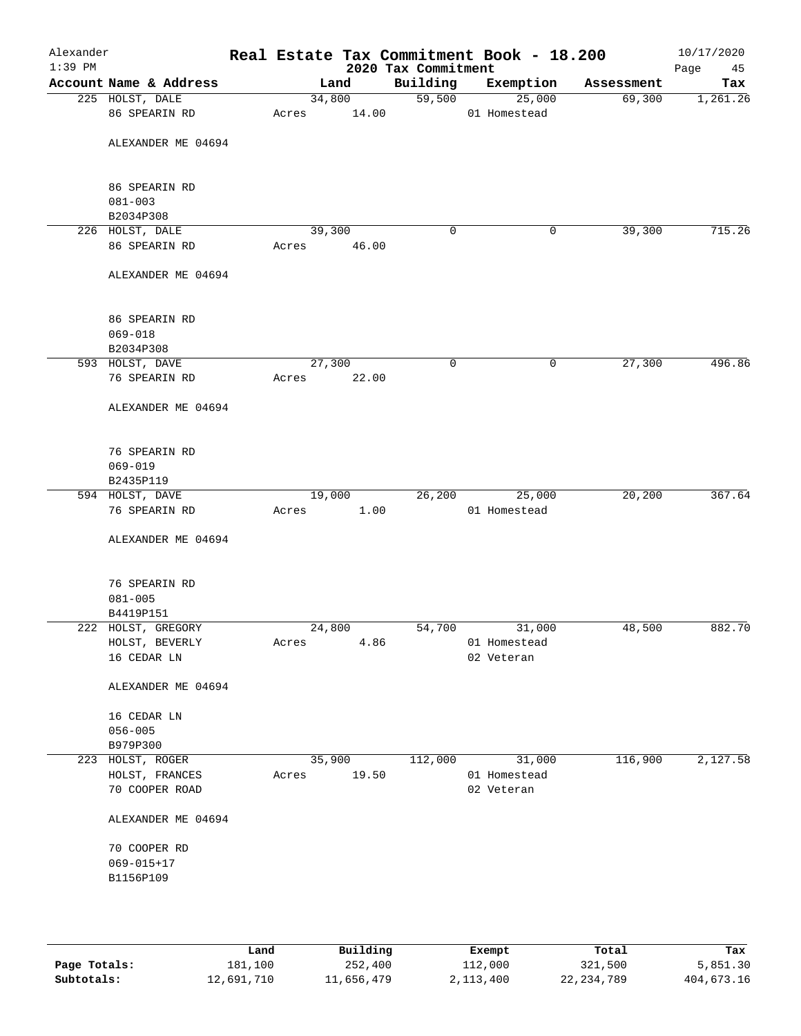# Real Estate Tax Commitment Book - 18.200

Alexander
1:39 PM

2020 Tax Commitment

10/17/2020

| Account Name & Address | Land | Building | Exemption | Assessment | Tax |
|---|---|---|---|---|---|
| 225 HOLST, DALE<br>86 SPEARIN RD<br><br>ALEXANDER ME 04694<br><br>86 SPEARIN RD<br>081-003<br>B2034P308 | 34,800<br>Acres 14.00 | 59,500 | 25,000<br>01 Homestead | 69,300 | 1,261.26 |
| 226 HOLST, DALE<br>86 SPEARIN RD<br><br>ALEXANDER ME 04694<br><br>86 SPEARIN RD<br>069-018<br>B2034P308 | 39,300<br>Acres 46.00 | 0 | 0 | 39,300 | 715.26 |
| 593 HOLST, DAVE<br>76 SPEARIN RD<br><br>ALEXANDER ME 04694<br><br>76 SPEARIN RD<br>069-019<br>B2435P119 | 27,300<br>Acres 22.00 | 0 | 0 | 27,300 | 496.86 |
| 594 HOLST, DAVE<br>76 SPEARIN RD<br><br>ALEXANDER ME 04694<br><br>76 SPEARIN RD<br>081-005<br>B4419P151 | 19,000<br>Acres 1.00 | 26,200 | 25,000<br>01 Homestead | 20,200 | 367.64 |
| 222 HOLST, GREGORY<br>HOLST, BEVERLY<br>16 CEDAR LN<br><br>ALEXANDER ME 04694<br><br>16 CEDAR LN<br>056-005<br>B979P300 | 24,800<br>Acres 4.86 | 54,700 | 31,000<br>01 Homestead<br>02 Veteran | 48,500 | 882.70 |
| 223 HOLST, ROGER<br>HOLST, FRANCES<br>70 COOPER ROAD<br><br>ALEXANDER ME 04694<br><br>70 COOPER RD<br>069-015+17<br>B1156P109 | 35,900<br>Acres 19.50 | 112,000 | 31,000<br>01 Homestead<br>02 Veteran | 116,900 | 2,127.58 |

| | Land | Building | Exempt | Total | Tax |
|---|---|---|---|---|---|
| **Page Totals:** | 181,100 | 252,400 | 112,000 | 321,500 | 5,851.30 |
| **Subtotals:** | 12,691,710 | 11,656,479 | 2,113,400 | 22,234,789 | 404,673.16 |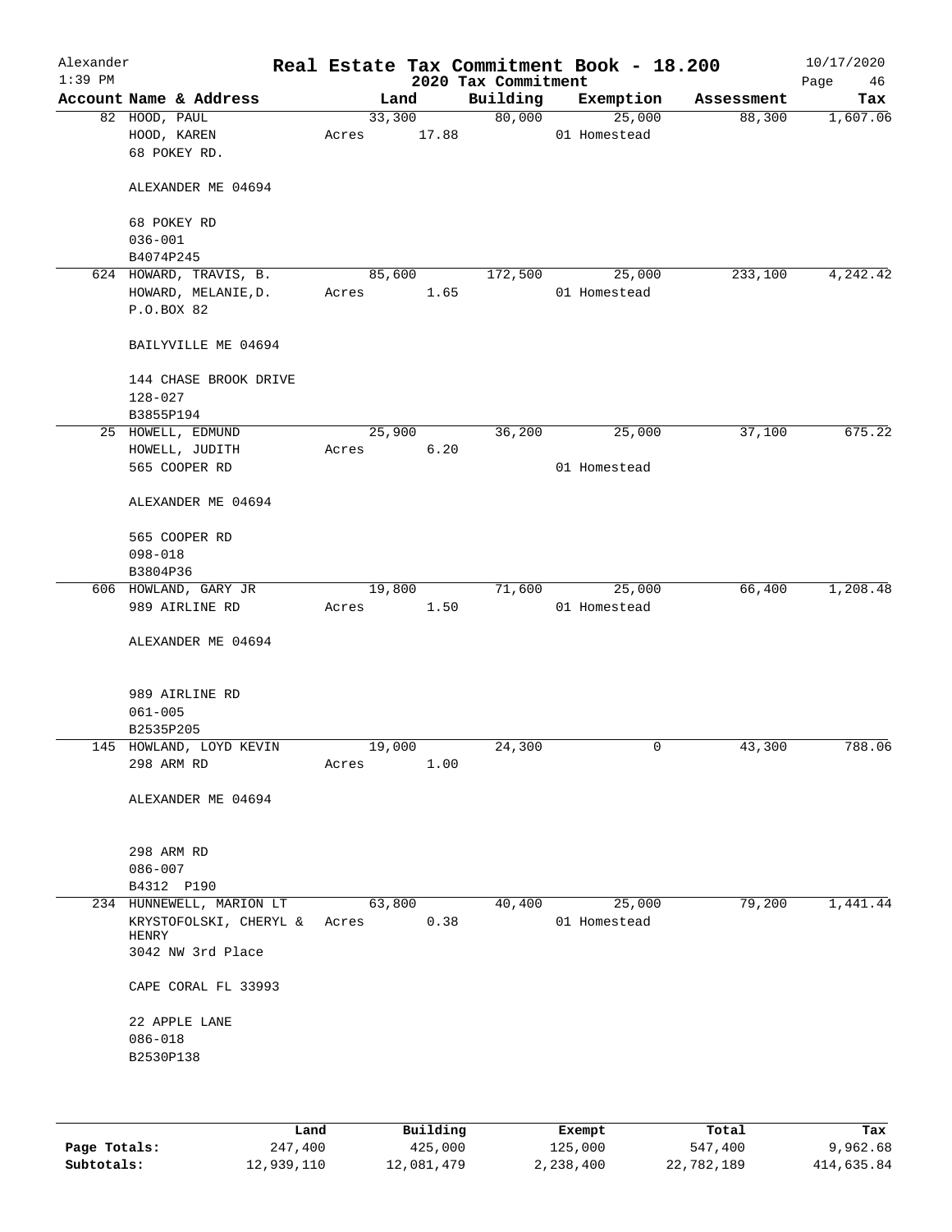# Real Estate Tax Commitment Book - 18.200

Alexander
1:39 PM

2020 Tax Commitment

10/17/2020

| Account Name & Address | Land | Building | Exemption | Assessment | Tax |
|---|---|---|---|---|---|
| 82 HOOD, PAUL<br>HOOD, KAREN<br>68 POKEY RD.<br><br>ALEXANDER ME 04694<br><br>68 POKEY RD<br>036-001<br>B4074P245 | 33,300<br>Acres 17.88 | 80,000 | 25,000<br>01 Homestead | 88,300 | 1,607.06 |
| 624 HOWARD, TRAVIS, B.<br>HOWARD, MELANIE,D.<br>P.O.BOX 82<br><br>BAILYVILLE ME 04694<br><br>144 CHASE BROOK DRIVE<br>128-027<br>B3855P194 | 85,600<br>Acres 1.65 | 172,500 | 25,000<br>01 Homestead | 233,100 | 4,242.42 |
| 25 HOWELL, EDMUND<br>HOWELL, JUDITH<br>565 COOPER RD<br><br>ALEXANDER ME 04694<br><br>565 COOPER RD<br>098-018<br>B3804P36 | 25,900<br>Acres 6.20 | 36,200 | 25,000<br>01 Homestead | 37,100 | 675.22 |
| 606 HOWLAND, GARY JR<br>989 AIRLINE RD<br><br>ALEXANDER ME 04694<br><br>989 AIRLINE RD<br>061-005<br>B2535P205 | 19,800<br>Acres 1.50 | 71,600 | 25,000<br>01 Homestead | 66,400 | 1,208.48 |
| 145 HOWLAND, LOYD KEVIN<br>298 ARM RD<br><br>ALEXANDER ME 04694<br><br>298 ARM RD<br>086-007<br>B4312 P190 | 19,000<br>Acres 1.00 | 24,300 | 0 | 43,300 | 788.06 |
| 234 HUNNEWELL, MARION LT<br>KRYSTOFOLSKI, CHERYL & HENRY<br>3042 NW 3rd Place<br><br>CAPE CORAL FL 33993<br><br>22 APPLE LANE<br>086-018<br>B2530P138 | 63,800<br>Acres 0.38 | 40,400 | 25,000<br>01 Homestead | 79,200 | 1,441.44 |

| | Land | Building | Exempt | Total | Tax |
|---|---|---|---|---|---|
| **Page Totals:** | 247,400 | 425,000 | 125,000 | 547,400 | 9,962.68 |
| **Subtotals:** | 12,939,110 | 12,081,479 | 2,238,400 | 22,782,189 | 414,635.84 |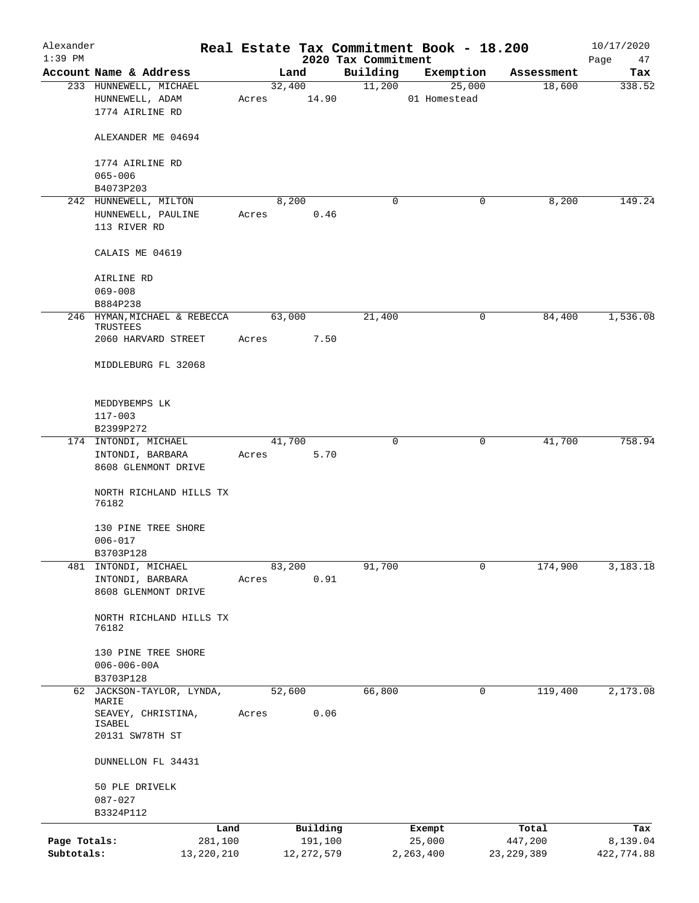# Real Estate Tax Commitment Book - 18.200

## 2020 Tax Commitment

Alexander 1:39 PM — 10/17/2020

| Account Name & Address | Land | Building | Exemption | Assessment | Tax |
|---|---|---|---|---|---|
| 233 HUNNEWELL, MICHAEL<br>HUNNEWELL, ADAM<br>1774 AIRLINE RD<br><br>ALEXANDER ME 04694<br><br>1774 AIRLINE RD<br>065-006<br>B4073P203 | 32,400<br>Acres 14.90 | 11,200 | 25,000<br>01 Homestead | 18,600 | 338.52 |
| 242 HUNNEWELL, MILTON<br>HUNNEWELL, PAULINE<br>113 RIVER RD<br><br>CALAIS ME 04619<br><br>AIRLINE RD<br>069-008<br>B884P238 | 8,200<br>Acres 0.46 | 0 | 0 | 8,200 | 149.24 |
| 246 HYMAN, MICHAEL & REBECCA TRUSTEES<br>2060 HARVARD STREET<br><br>MIDDLEBURG FL 32068<br><br>MEDDYBEMPS LK<br>117-003<br>B2399P272 | 63,000<br>Acres 7.50 | 21,400 | 0 | 84,400 | 1,536.08 |
| 174 INTONDI, MICHAEL<br>INTONDI, BARBARA<br>8608 GLENMONT DRIVE<br><br>NORTH RICHLAND HILLS TX 76182<br><br>130 PINE TREE SHORE<br>006-017<br>B3703P128 | 41,700<br>Acres 5.70 | 0 | 0 | 41,700 | 758.94 |
| 481 INTONDI, MICHAEL<br>INTONDI, BARBARA<br>8608 GLENMONT DRIVE<br><br>NORTH RICHLAND HILLS TX 76182<br><br>130 PINE TREE SHORE<br>006-006-00A<br>B3703P128 | 83,200<br>Acres 0.91 | 91,700 | 0 | 174,900 | 3,183.18 |
| 62 JACKSON-TAYLOR, LYNDA, MARIE<br>SEAVEY, CHRISTINA, ISABEL<br>20131 SW78TH ST<br><br>DUNNELLON FL 34431<br><br>50 PLE DRIVELK<br>087-027<br>B3324P112 | 52,600<br>Acres 0.06 | 66,800 | 0 | 119,400 | 2,173.08 |

| | Land | Building | Exempt | Total | Tax |
|---|---|---|---|---|---|
| Page Totals: | 281,100 | 191,100 | 25,000 | 447,200 | 8,139.04 |
| Subtotals: | 13,220,210 | 12,272,579 | 2,263,400 | 23,229,389 | 422,774.88 |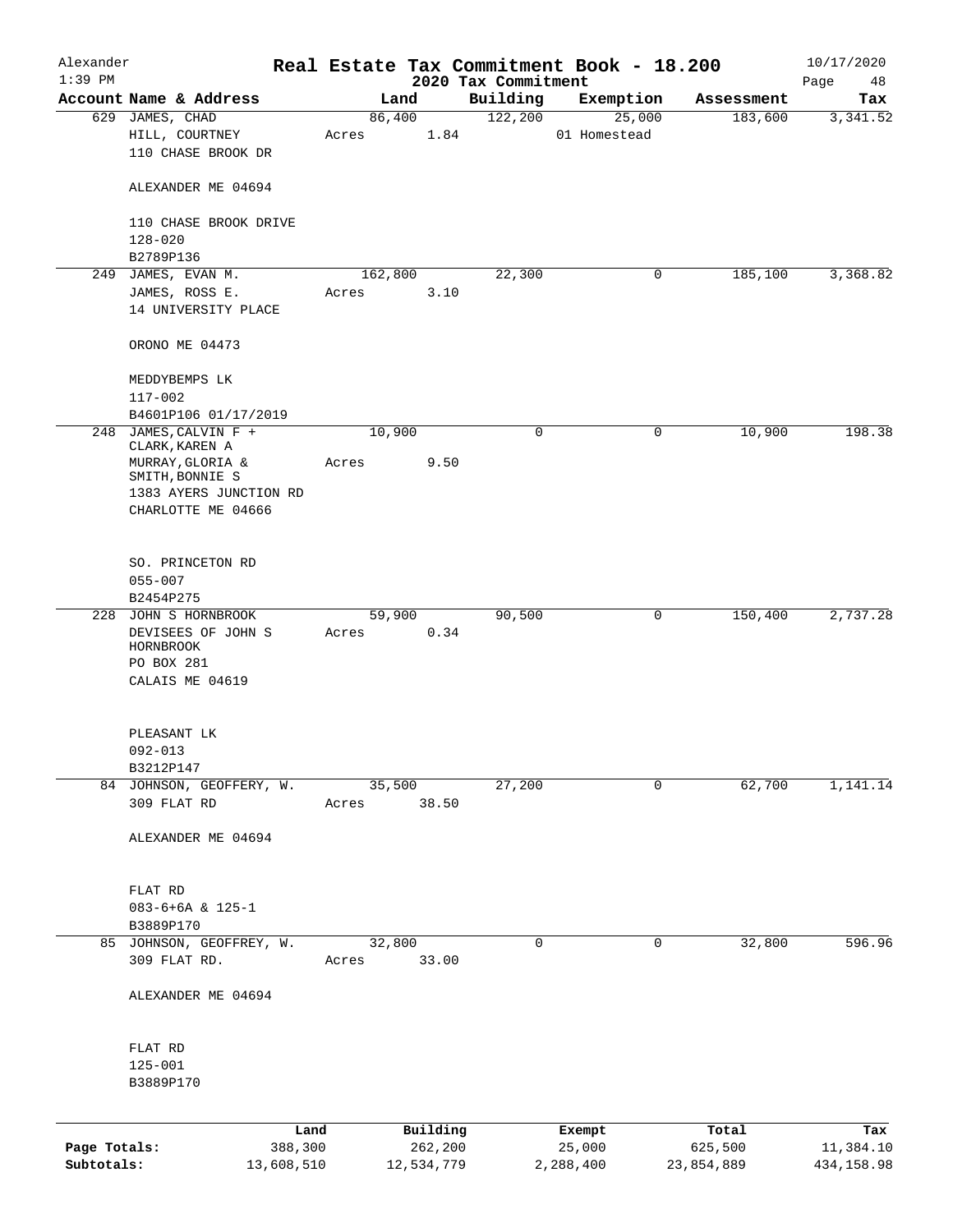# Alexander — Real Estate Tax Commitment Book - 18.200

2020 Tax Commitment

1:39 PM — 10/17/2020

| Account | Name & Address | Land | Building | Exemption | Assessment | Tax |
|---|---|---|---|---|---|---|
| 629 | JAMES, CHAD<br>HILL, COURTNEY<br>110 CHASE BROOK DR<br><br>ALEXANDER ME 04694<br><br>110 CHASE BROOK DRIVE<br>128-020<br>B2789P136 | 86,400<br>Acres 1.84 | 122,200 | 25,000<br>01 Homestead | 183,600 | 3,341.52 |
| 249 | JAMES, EVAN M.<br>JAMES, ROSS E.<br>14 UNIVERSITY PLACE<br><br>ORONO ME 04473<br><br>MEDDYBEMPS LK<br>117-002<br>B4601P106 01/17/2019 | 162,800<br>Acres 3.10 | 22,300 | 0 | 185,100 | 3,368.82 |
| 248 | JAMES, CALVIN F +<br>CLARK, KAREN A<br>MURRAY, GLORIA &<br>SMITH, BONNIE S<br>1383 AYERS JUNCTION RD<br>CHARLOTTE ME 04666<br><br>SO. PRINCETON RD<br>055-007<br>B2454P275 | 10,900<br>Acres 9.50 | 0 | 0 | 10,900 | 198.38 |
| 228 | JOHN S HORNBROOK<br>DEVISEES OF JOHN S HORNBROOK<br>PO BOX 281<br>CALAIS ME 04619<br><br>PLEASANT LK<br>092-013<br>B3212P147 | 59,900<br>Acres 0.34 | 90,500 | 0 | 150,400 | 2,737.28 |
| 84 | JOHNSON, GEOFFERY, W.<br>309 FLAT RD<br><br>ALEXANDER ME 04694<br><br>FLAT RD<br>083-6+6A & 125-1<br>B3889P170 | 35,500<br>Acres 38.50 | 27,200 | 0 | 62,700 | 1,141.14 |
| 85 | JOHNSON, GEOFFREY, W.<br>309 FLAT RD.<br><br>ALEXANDER ME 04694<br><br>FLAT RD<br>125-001<br>B3889P170 | 32,800<br>Acres 33.00 | 0 | 0 | 32,800 | 596.96 |

| | Land | Building | Exempt | Total | Tax |
|---|---|---|---|---|---|
| Page Totals: | 388,300 | 262,200 | 25,000 | 625,500 | 11,384.10 |
| Subtotals: | 13,608,510 | 12,534,779 | 2,288,400 | 23,854,889 | 434,158.98 |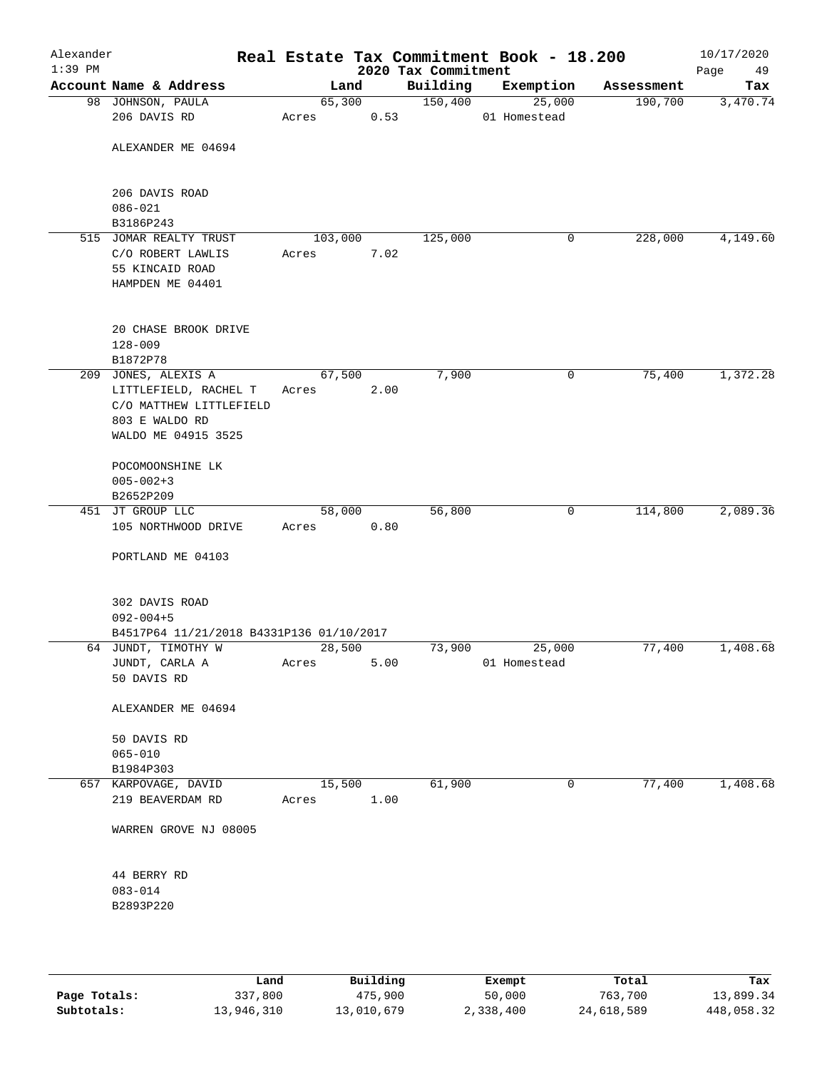# Alexander — Real Estate Tax Commitment Book - 18.200

2020 Tax Commitment — 10/17/2020 1:39 PM

| Account Name & Address | Land | Building | Exemption | Assessment | Tax |
|---|---|---|---|---|---|
| 98 JOHNSON, PAULA<br>206 DAVIS RD<br><br>ALEXANDER ME 04694<br><br>206 DAVIS ROAD<br>086-021<br>B3186P243 | 65,300<br>Acres 0.53 | 150,400 | 25,000<br>01 Homestead | 190,700 | 3,470.74 |
| 515 JOMAR REALTY TRUST<br>C/O ROBERT LAWLIS<br>55 KINCAID ROAD<br>HAMPDEN ME 04401<br><br>20 CHASE BROOK DRIVE<br>128-009<br>B1872P78 | 103,000<br>Acres 7.02 | 125,000 | 0 | 228,000 | 4,149.60 |
| 209 JONES, ALEXIS A<br>LITTLEFIELD, RACHEL T<br>C/O MATTHEW LITTLEFIELD<br>803 E WALDO RD<br>WALDO ME 04915 3525<br><br>POCOMOONSHINE LK<br>005-002+3<br>B2652P209 | 67,500<br>Acres 2.00 | 7,900 | 0 | 75,400 | 1,372.28 |
| 451 JT GROUP LLC<br>105 NORTHWOOD DRIVE<br><br>PORTLAND ME 04103<br><br>302 DAVIS ROAD<br>092-004+5<br>B4517P64 11/21/2018 B4331P136 01/10/2017 | 58,000<br>Acres 0.80 | 56,800 | 0 | 114,800 | 2,089.36 |
| 64 JUNDT, TIMOTHY W<br>JUNDT, CARLA A<br>50 DAVIS RD<br><br>ALEXANDER ME 04694<br><br>50 DAVIS RD<br>065-010<br>B1984P303 | 28,500<br>Acres 5.00 | 73,900 | 25,000<br>01 Homestead | 77,400 | 1,408.68 |
| 657 KARPOVAGE, DAVID<br>219 BEAVERDAM RD<br><br>WARREN GROVE NJ 08005<br><br>44 BERRY RD<br>083-014<br>B2893P220 | 15,500<br>Acres 1.00 | 61,900 | 0 | 77,400 | 1,408.68 |

| | Land | Building | Exempt | Total | Tax |
|---|---|---|---|---|---|
| **Page Totals:** | 337,800 | 475,900 | 50,000 | 763,700 | 13,899.34 |
| **Subtotals:** | 13,946,310 | 13,010,679 | 2,338,400 | 24,618,589 | 448,058.32 |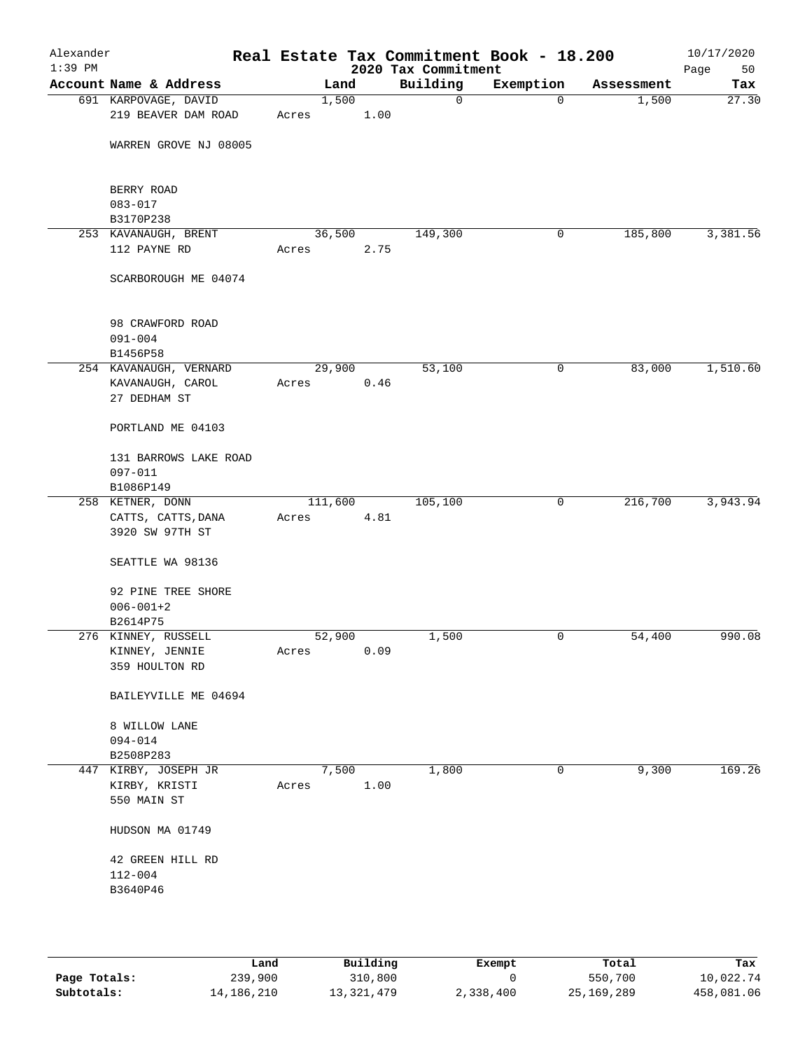# Real Estate Tax Commitment Book - 18.200

Alexander
1:39 PM

2020 Tax Commitment

10/17/2020

| Account Name & Address | Land | Building | Exemption | Assessment | Tax |
|---|---|---|---|---|---|
| 691 KARPOVAGE, DAVID<br>219 BEAVER DAM ROAD<br><br>WARREN GROVE NJ 08005<br><br>BERRY ROAD<br>083-017<br>B3170P238 | 1,500<br>Acres 1.00 | 0 | 0 | 1,500 | 27.30 |
| 253 KAVANAUGH, BRENT<br>112 PAYNE RD<br><br>SCARBOROUGH ME 04074<br><br>98 CRAWFORD ROAD<br>091-004<br>B1456P58 | 36,500<br>Acres 2.75 | 149,300 | 0 | 185,800 | 3,381.56 |
| 254 KAVANAUGH, VERNARD<br>KAVANAUGH, CAROL<br>27 DEDHAM ST<br><br>PORTLAND ME 04103<br><br>131 BARROWS LAKE ROAD<br>097-011<br>B1086P149 | 29,900<br>Acres 0.46 | 53,100 | 0 | 83,000 | 1,510.60 |
| 258 KETNER, DONN<br>CATTS, CATTS,DANA<br>3920 SW 97TH ST<br><br>SEATTLE WA 98136<br><br>92 PINE TREE SHORE<br>006-001+2<br>B2614P75 | 111,600<br>Acres 4.81 | 105,100 | 0 | 216,700 | 3,943.94 |
| 276 KINNEY, RUSSELL<br>KINNEY, JENNIE<br>359 HOULTON RD<br><br>BAILEYVILLE ME 04694<br><br>8 WILLOW LANE<br>094-014<br>B2508P283 | 52,900<br>Acres 0.09 | 1,500 | 0 | 54,400 | 990.08 |
| 447 KIRBY, JOSEPH JR<br>KIRBY, KRISTI<br>550 MAIN ST<br><br>HUDSON MA 01749<br><br>42 GREEN HILL RD<br>112-004<br>B3640P46 | 7,500<br>Acres 1.00 | 1,800 | 0 | 9,300 | 169.26 |

| | Land | Building | Exempt | Total | Tax |
|---|---|---|---|---|---|
| **Page Totals:** | 239,900 | 310,800 | 0 | 550,700 | 10,022.74 |
| **Subtotals:** | 14,186,210 | 13,321,479 | 2,338,400 | 25,169,289 | 458,081.06 |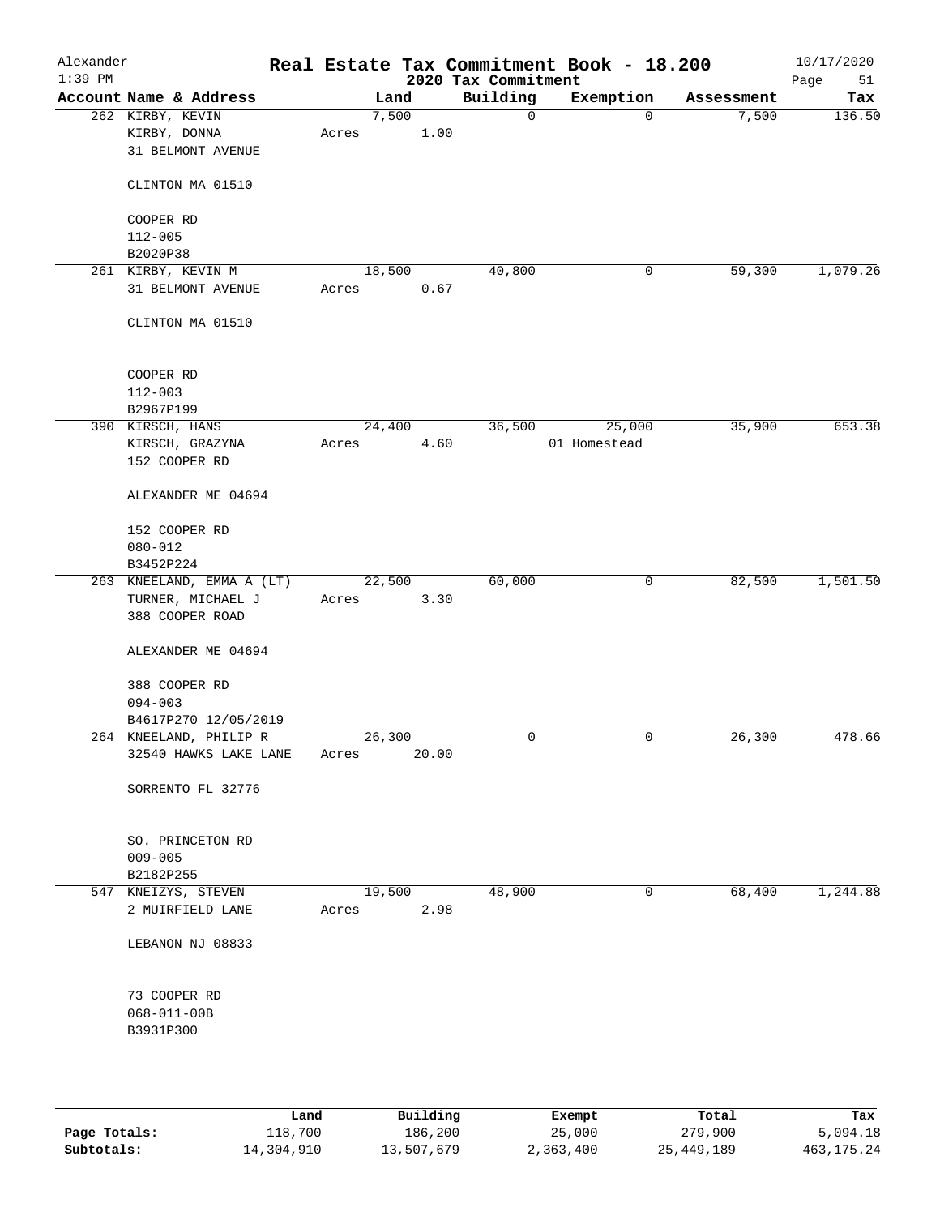# Real Estate Tax Commitment Book - 18.200

Alexander
1:39 PM

2020 Tax Commitment

10/17/2020

| Account Name & Address | Land | Building | Exemption | Assessment | Tax |
|---|---|---|---|---|---|
| 262 KIRBY, KEVIN<br>KIRBY, DONNA<br>31 BELMONT AVENUE<br><br>CLINTON MA 01510<br><br>COOPER RD<br>112-005<br>B2020P38 | 7,500<br>Acres 1.00 | 0 | 0 | 7,500 | 136.50 |
| 261 KIRBY, KEVIN M<br>31 BELMONT AVENUE<br><br>CLINTON MA 01510<br><br>COOPER RD<br>112-003<br>B2967P199 | 18,500<br>Acres 0.67 | 40,800 | 0 | 59,300 | 1,079.26 |
| 390 KIRSCH, HANS<br>KIRSCH, GRAZYNA<br>152 COOPER RD<br><br>ALEXANDER ME 04694<br><br>152 COOPER RD<br>080-012<br>B3452P224 | 24,400<br>Acres 4.60 | 36,500 | 25,000<br>01 Homestead | 35,900 | 653.38 |
| 263 KNEELAND, EMMA A (LT)<br>TURNER, MICHAEL J<br>388 COOPER ROAD<br><br>ALEXANDER ME 04694<br><br>388 COOPER RD<br>094-003<br>B4617P270 12/05/2019 | 22,500<br>Acres 3.30 | 60,000 | 0 | 82,500 | 1,501.50 |
| 264 KNEELAND, PHILIP R<br>32540 HAWKS LAKE LANE<br><br>SORRENTO FL 32776<br><br>SO. PRINCETON RD<br>009-005<br>B2182P255 | 26,300<br>Acres 20.00 | 0 | 0 | 26,300 | 478.66 |
| 547 KNEIZYS, STEVEN<br>2 MUIRFIELD LANE<br><br>LEBANON NJ 08833<br><br>73 COOPER RD<br>068-011-00B<br>B3931P300 | 19,500<br>Acres 2.98 | 48,900 | 0 | 68,400 | 1,244.88 |

| | Land | Building | Exempt | Total | Tax |
|---|---|---|---|---|---|
| Page Totals: | 118,700 | 186,200 | 25,000 | 279,900 | 5,094.18 |
| Subtotals: | 14,304,910 | 13,507,679 | 2,363,400 | 25,449,189 | 463,175.24 |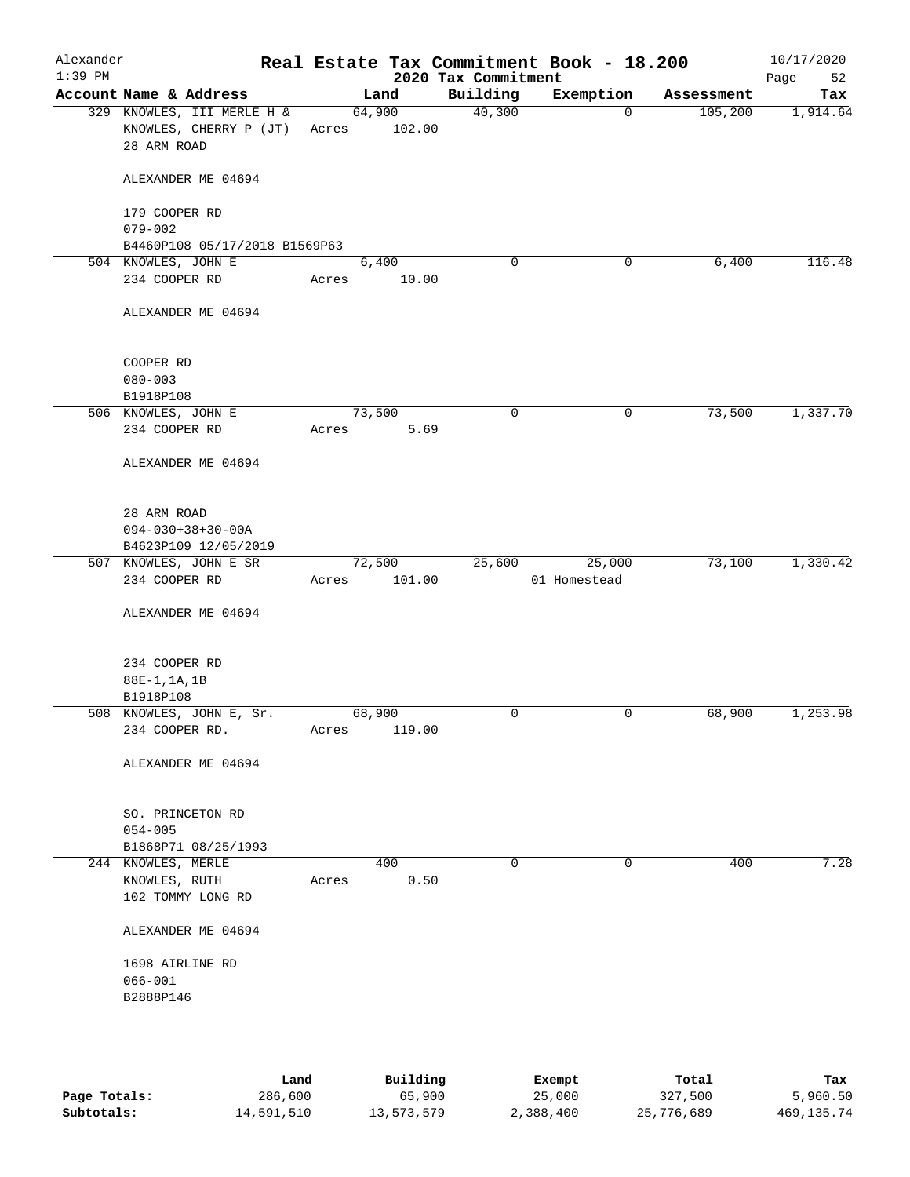# Real Estate Tax Commitment Book - 18.200

Alexander
1:39 PM

2020 Tax Commitment

10/17/2020

| Account Name & Address | Land | Building | Exemption | Assessment | Tax |
|---|---|---|---|---|---|
| 329 KNOWLES, III MERLE H & | 64,900 | 40,300 | 0 | 105,200 | 1,914.64 |
| KNOWLES, CHERRY P (JT) | Acres 102.00 | | | | |
| 28 ARM ROAD | | | | | |
| ALEXANDER ME 04694 | | | | | |
| 179 COOPER RD | | | | | |
| 079-002 | | | | | |
| B4460P108 05/17/2018 B1569P63 | | | | | |
| 504 KNOWLES, JOHN E | 6,400 | 0 | 0 | 6,400 | 116.48 |
| 234 COOPER RD | Acres 10.00 | | | | |
| ALEXANDER ME 04694 | | | | | |
| COOPER RD | | | | | |
| 080-003 | | | | | |
| B1918P108 | | | | | |
| 506 KNOWLES, JOHN E | 73,500 | 0 | 0 | 73,500 | 1,337.70 |
| 234 COOPER RD | Acres 5.69 | | | | |
| ALEXANDER ME 04694 | | | | | |
| 28 ARM ROAD | | | | | |
| 094-030+38+30-00A | | | | | |
| B4623P109 12/05/2019 | | | | | |
| 507 KNOWLES, JOHN E SR | 72,500 | 25,600 | 25,000 | 73,100 | 1,330.42 |
| 234 COOPER RD | Acres 101.00 | | 01 Homestead | | |
| ALEXANDER ME 04694 | | | | | |
| 234 COOPER RD | | | | | |
| 88E-1,1A,1B | | | | | |
| B1918P108 | | | | | |
| 508 KNOWLES, JOHN E, Sr. | 68,900 | 0 | 0 | 68,900 | 1,253.98 |
| 234 COOPER RD. | Acres 119.00 | | | | |
| ALEXANDER ME 04694 | | | | | |
| SO. PRINCETON RD | | | | | |
| 054-005 | | | | | |
| B1868P71 08/25/1993 | | | | | |
| 244 KNOWLES, MERLE | 400 | 0 | 0 | 400 | 7.28 |
| KNOWLES, RUTH | Acres 0.50 | | | | |
| 102 TOMMY LONG RD | | | | | |
| ALEXANDER ME 04694 | | | | | |
| 1698 AIRLINE RD | | | | | |
| 066-001 | | | | | |
| B2888P146 | | | | | |

| | Land | Building | Exempt | Total | Tax |
|---|---|---|---|---|---|
| **Page Totals:** | 286,600 | 65,900 | 25,000 | 327,500 | 5,960.50 |
| **Subtotals:** | 14,591,510 | 13,573,579 | 2,388,400 | 25,776,689 | 469,135.74 |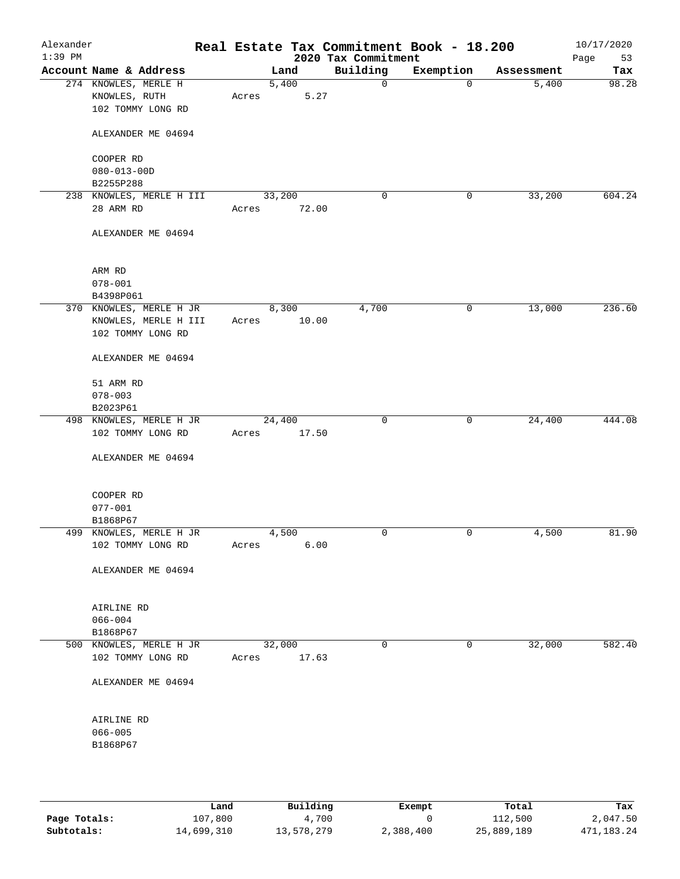Alexander 1:39 PM

# Real Estate Tax Commitment Book - 18.200

## 2020 Tax Commitment

10/17/2020

| Account Name & Address | Land | Building | Exemption | Assessment | Tax |
|---|---|---|---|---|---|
| 274 KNOWLES, MERLE H<br>KNOWLES, RUTH<br>102 TOMMY LONG RD<br><br>ALEXANDER ME 04694<br><br>COOPER RD<br>080-013-00D<br>B2255P288 | 5,400<br>Acres 5.27 | 0 | 0 | 5,400 | 98.28 |
| 238 KNOWLES, MERLE H III<br>28 ARM RD<br><br>ALEXANDER ME 04694<br><br>ARM RD<br>078-001<br>B4398P061 | 33,200<br>Acres 72.00 | 0 | 0 | 33,200 | 604.24 |
| 370 KNOWLES, MERLE H JR<br>KNOWLES, MERLE H III<br>102 TOMMY LONG RD<br><br>ALEXANDER ME 04694<br><br>51 ARM RD<br>078-003<br>B2023P61 | 8,300<br>Acres 10.00 | 4,700 | 0 | 13,000 | 236.60 |
| 498 KNOWLES, MERLE H JR<br>102 TOMMY LONG RD<br><br>ALEXANDER ME 04694<br><br>COOPER RD<br>077-001<br>B1868P67 | 24,400<br>Acres 17.50 | 0 | 0 | 24,400 | 444.08 |
| 499 KNOWLES, MERLE H JR<br>102 TOMMY LONG RD<br><br>ALEXANDER ME 04694<br><br>AIRLINE RD<br>066-004<br>B1868P67 | 4,500<br>Acres 6.00 | 0 | 0 | 4,500 | 81.90 |
| 500 KNOWLES, MERLE H JR<br>102 TOMMY LONG RD<br><br>ALEXANDER ME 04694<br><br>AIRLINE RD<br>066-005<br>B1868P67 | 32,000<br>Acres 17.63 | 0 | 0 | 32,000 | 582.40 |

| | Land | Building | Exempt | Total | Tax |
|---|---|---|---|---|---|
| **Page Totals:** | 107,800 | 4,700 | 0 | 112,500 | 2,047.50 |
| **Subtotals:** | 14,699,310 | 13,578,279 | 2,388,400 | 25,889,189 | 471,183.24 |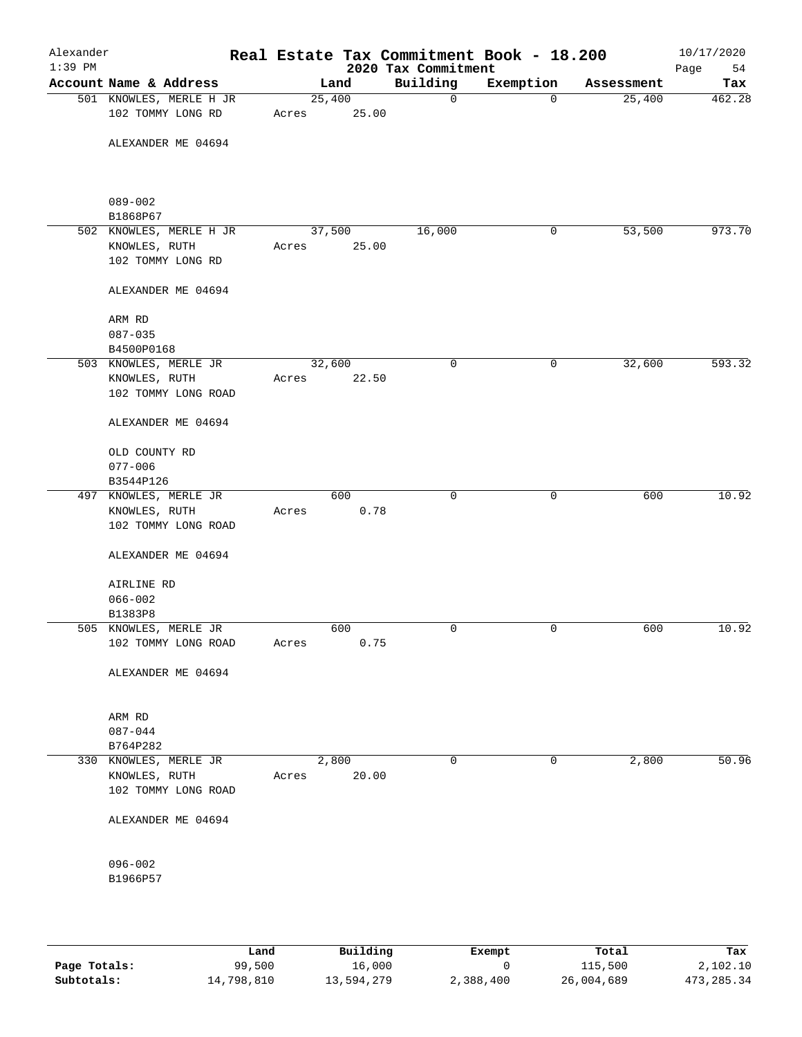# Real Estate Tax Commitment Book - 18.200

Alexander
1:39 PM

2020 Tax Commitment

10/17/2020

| Account | Name & Address | Land | Building | Exemption | Assessment | Tax |
|---|---|---|---|---|---|---|
| 501 | KNOWLES, MERLE H JR<br>102 TOMMY LONG RD<br><br>ALEXANDER ME 04694<br><br>089-002<br>B1868P67 | 25,400<br>Acres 25.00 | 0 | 0 | 25,400 | 462.28 |
| 502 | KNOWLES, MERLE H JR<br>KNOWLES, RUTH<br>102 TOMMY LONG RD<br><br>ALEXANDER ME 04694<br><br>ARM RD<br>087-035<br>B4500P0168 | 37,500<br>Acres 25.00 | 16,000 | 0 | 53,500 | 973.70 |
| 503 | KNOWLES, MERLE JR<br>KNOWLES, RUTH<br>102 TOMMY LONG ROAD<br><br>ALEXANDER ME 04694<br><br>OLD COUNTY RD<br>077-006<br>B3544P126 | 32,600<br>Acres 22.50 | 0 | 0 | 32,600 | 593.32 |
| 497 | KNOWLES, MERLE JR<br>KNOWLES, RUTH<br>102 TOMMY LONG ROAD<br><br>ALEXANDER ME 04694<br><br>AIRLINE RD<br>066-002<br>B1383P8 | 600<br>Acres 0.78 | 0 | 0 | 600 | 10.92 |
| 505 | KNOWLES, MERLE JR<br>102 TOMMY LONG ROAD<br><br>ALEXANDER ME 04694<br><br>ARM RD<br>087-044<br>B764P282 | 600<br>Acres 0.75 | 0 | 0 | 600 | 10.92 |
| 330 | KNOWLES, MERLE JR<br>KNOWLES, RUTH<br>102 TOMMY LONG ROAD<br><br>ALEXANDER ME 04694<br><br>096-002<br>B1966P57 | 2,800<br>Acres 20.00 | 0 | 0 | 2,800 | 50.96 |

| | Land | Building | Exempt | Total | Tax |
|---|---|---|---|---|---|
| Page Totals: | 99,500 | 16,000 | 0 | 115,500 | 2,102.10 |
| Subtotals: | 14,798,810 | 13,594,279 | 2,388,400 | 26,004,689 | 473,285.34 |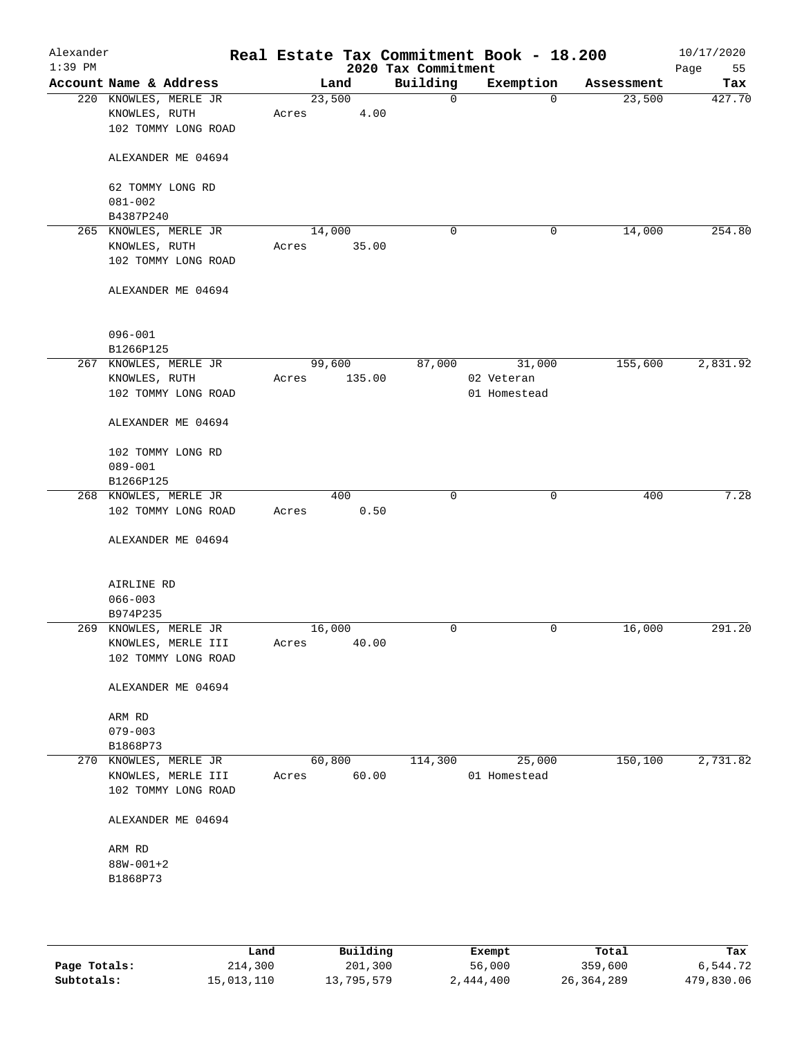# Real Estate Tax Commitment Book - 18.200

Alexander
1:39 PM

2020 Tax Commitment

10/17/2020

| Account Name & Address | Land | Building | Exemption | Assessment | Tax |
|---|---|---|---|---|---|
| 220 KNOWLES, MERLE JR<br>KNOWLES, RUTH<br>102 TOMMY LONG ROAD<br><br>ALEXANDER ME 04694<br><br>62 TOMMY LONG RD<br>081-002<br>B4387P240 | 23,500<br>Acres 4.00 | 0 | 0 | 23,500 | 427.70 |
| 265 KNOWLES, MERLE JR<br>KNOWLES, RUTH<br>102 TOMMY LONG ROAD<br><br>ALEXANDER ME 04694<br><br>096-001<br>B1266P125 | 14,000<br>Acres 35.00 | 0 | 0 | 14,000 | 254.80 |
| 267 KNOWLES, MERLE JR<br>KNOWLES, RUTH<br>102 TOMMY LONG ROAD<br><br>ALEXANDER ME 04694<br><br>102 TOMMY LONG RD<br>089-001<br>B1266P125 | 99,600<br>Acres 135.00 | 87,000 | 31,000<br>02 Veteran<br>01 Homestead | 155,600 | 2,831.92 |
| 268 KNOWLES, MERLE JR<br>102 TOMMY LONG ROAD<br><br>ALEXANDER ME 04694<br><br>AIRLINE RD<br>066-003<br>B974P235 | 400<br>Acres 0.50 | 0 | 0 | 400 | 7.28 |
| 269 KNOWLES, MERLE JR<br>KNOWLES, MERLE III<br>102 TOMMY LONG ROAD<br><br>ALEXANDER ME 04694<br><br>ARM RD<br>079-003<br>B1868P73 | 16,000<br>Acres 40.00 | 0 | 0 | 16,000 | 291.20 |
| 270 KNOWLES, MERLE JR<br>KNOWLES, MERLE III<br>102 TOMMY LONG ROAD<br><br>ALEXANDER ME 04694<br><br>ARM RD<br>88W-001+2<br>B1868P73 | 60,800<br>Acres 60.00 | 114,300 | 25,000<br>01 Homestead | 150,100 | 2,731.82 |

| | Land | Building | Exempt | Total | Tax |
|---|---|---|---|---|---|
| **Page Totals:** | 214,300 | 201,300 | 56,000 | 359,600 | 6,544.72 |
| **Subtotals:** | 15,013,110 | 13,795,579 | 2,444,400 | 26,364,289 | 479,830.06 |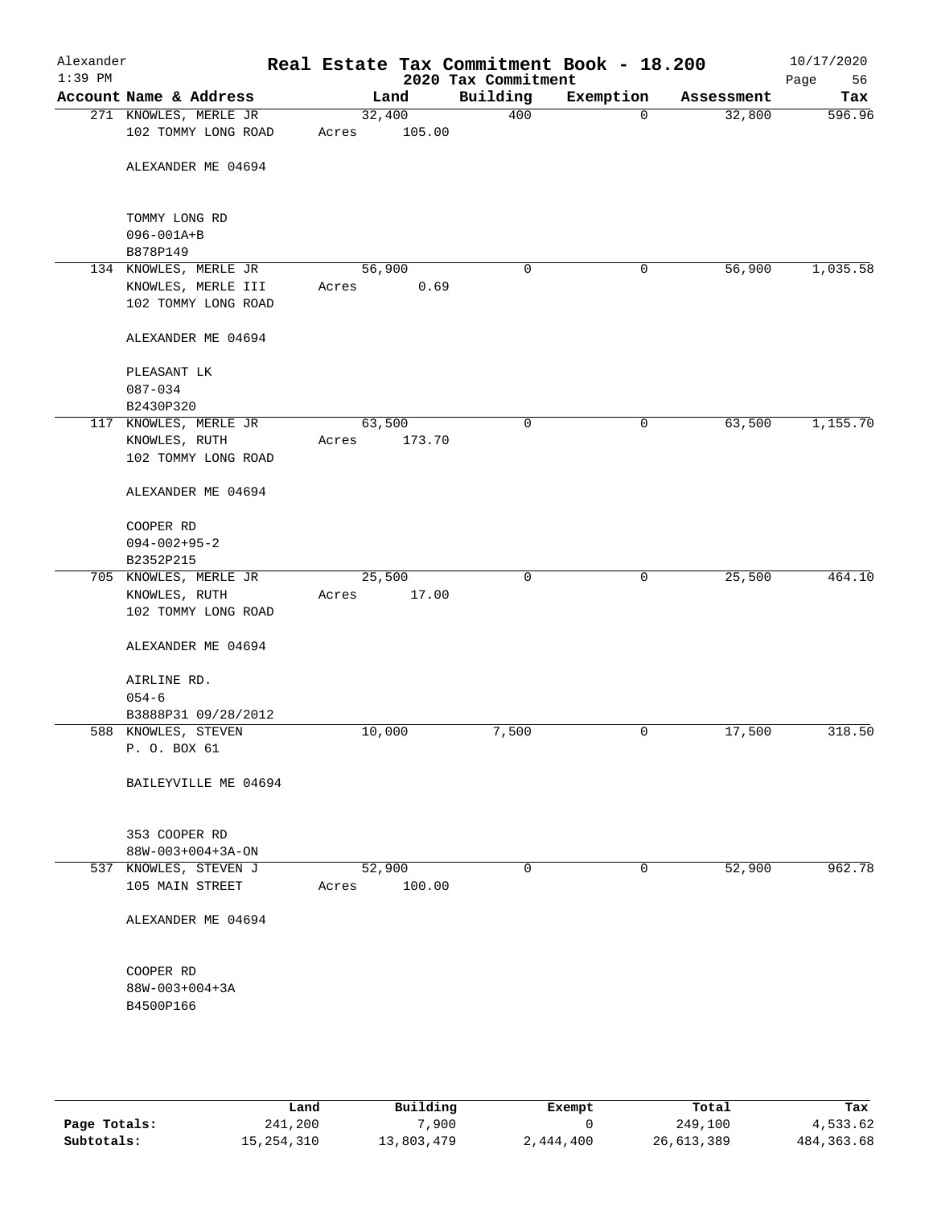Alexander
1:39 PM

# Real Estate Tax Commitment Book - 18.200

## 2020 Tax Commitment

10/17/2020

| Account Name & Address | Land | Building | Exemption | Assessment | Tax |
|---|---|---|---|---|---|
| 271 KNOWLES, MERLE JR<br>102 TOMMY LONG ROAD<br><br>ALEXANDER ME 04694<br><br>TOMMY LONG RD<br>096-001A+B<br>B878P149 | 32,400<br>Acres 105.00 | 400 | 0 | 32,800 | 596.96 |
| 134 KNOWLES, MERLE JR<br>KNOWLES, MERLE III<br>102 TOMMY LONG ROAD<br><br>ALEXANDER ME 04694<br><br>PLEASANT LK<br>087-034<br>B2430P320 | 56,900<br>Acres 0.69 | 0 | 0 | 56,900 | 1,035.58 |
| 117 KNOWLES, MERLE JR<br>KNOWLES, RUTH<br>102 TOMMY LONG ROAD<br><br>ALEXANDER ME 04694<br><br>COOPER RD<br>094-002+95-2<br>B2352P215 | 63,500<br>Acres 173.70 | 0 | 0 | 63,500 | 1,155.70 |
| 705 KNOWLES, MERLE JR<br>KNOWLES, RUTH<br>102 TOMMY LONG ROAD<br><br>ALEXANDER ME 04694<br><br>AIRLINE RD.<br>054-6<br>B3888P31 09/28/2012 | 25,500<br>Acres 17.00 | 0 | 0 | 25,500 | 464.10 |
| 588 KNOWLES, STEVEN<br>P. O. BOX 61<br><br>BAILEYVILLE ME 04694<br><br>353 COOPER RD<br>88W-003+004+3A-ON | 10,000 | 7,500 | 0 | 17,500 | 318.50 |
| 537 KNOWLES, STEVEN J<br>105 MAIN STREET<br><br>ALEXANDER ME 04694<br><br>COOPER RD<br>88W-003+004+3A<br>B4500P166 | 52,900<br>Acres 100.00 | 0 | 0 | 52,900 | 962.78 |

| | Land | Building | Exempt | Total | Tax |
|---|---|---|---|---|---|
| **Page Totals:** | 241,200 | 7,900 | 0 | 249,100 | 4,533.62 |
| **Subtotals:** | 15,254,310 | 13,803,479 | 2,444,400 | 26,613,389 | 484,363.68 |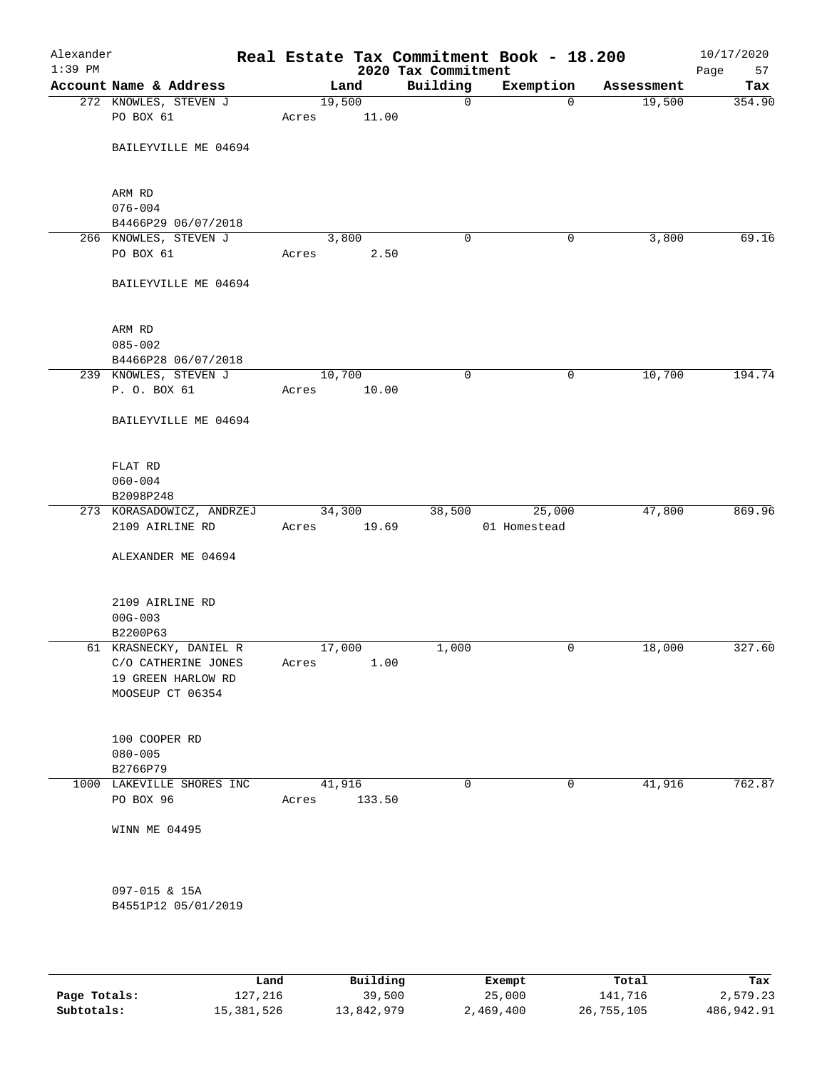Alexander
1:39 PM

**Real Estate Tax Commitment Book - 18.200**
**2020 Tax Commitment**

10/17/2020
Page 57

| Account | Name & Address | Land | Building | Exemption | Assessment | Tax |
|---|---|---|---|---|---|---|
| 272 | KNOWLES, STEVEN J<br>PO BOX 61<br><br>BAILEYVILLE ME 04694<br><br>ARM RD<br>076-004<br>B4466P29 06/07/2018 | 19,500<br>Acres 11.00 | 0 | 0 | 19,500 | 354.90 |
| 266 | KNOWLES, STEVEN J<br>PO BOX 61<br><br>BAILEYVILLE ME 04694<br><br>ARM RD<br>085-002<br>B4466P28 06/07/2018 | 3,800<br>Acres 2.50 | 0 | 0 | 3,800 | 69.16 |
| 239 | KNOWLES, STEVEN J<br>P. O. BOX 61<br><br>BAILEYVILLE ME 04694<br><br>FLAT RD<br>060-004<br>B2098P248 | 10,700<br>Acres 10.00 | 0 | 0 | 10,700 | 194.74 |
| 273 | KORASADOWICZ, ANDRZEJ<br>2109 AIRLINE RD<br><br>ALEXANDER ME 04694<br><br>2109 AIRLINE RD<br>00G-003<br>B2200P63 | 34,300<br>Acres 19.69 | 38,500 | 25,000<br>01 Homestead | 47,800 | 869.96 |
| 61 | KRASNECKY, DANIEL R<br>C/O CATHERINE JONES<br>19 GREEN HARLOW RD<br>MOOSEUP CT 06354<br><br>100 COOPER RD<br>080-005<br>B2766P79 | 17,000<br>Acres 1.00 | 1,000 | 0 | 18,000 | 327.60 |
| 1000 | LAKEVILLE SHORES INC<br>PO BOX 96<br><br>WINN ME 04495<br><br>097-015 & 15A<br>B4551P12 05/01/2019 | 41,916<br>Acres 133.50 | 0 | 0 | 41,916 | 762.87 |

| | Land | Building | Exempt | Total | Tax |
|---|---|---|---|---|---|
| **Page Totals:** | 127,216 | 39,500 | 25,000 | 141,716 | 2,579.23 |
| **Subtotals:** | 15,381,526 | 13,842,979 | 2,469,400 | 26,755,105 | 486,942.91 |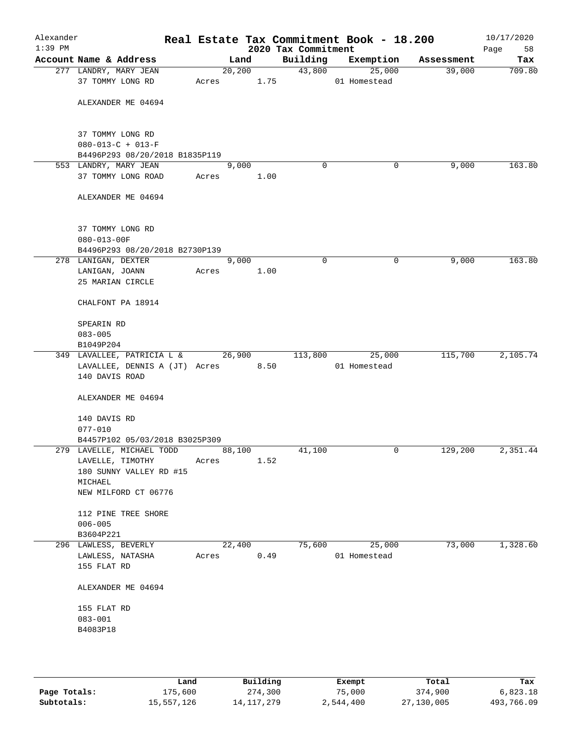Alexander 1:39 PM

# Real Estate Tax Commitment Book - 18.200

## 2020 Tax Commitment

10/17/2020

| Account Name & Address | Land | Building | Exemption | Assessment | Tax |
|---|---|---|---|---|---|
| 277 LANDRY, MARY JEAN<br>37 TOMMY LONG RD<br><br>ALEXANDER ME 04694<br><br>37 TOMMY LONG RD<br>080-013-C + 013-F<br>B4496P293 08/20/2018 B1835P119 | 20,200<br>Acres 1.75 | 43,800 | 25,000<br>01 Homestead | 39,000 | 709.80 |
| 553 LANDRY, MARY JEAN<br>37 TOMMY LONG ROAD<br><br>ALEXANDER ME 04694<br><br>37 TOMMY LONG RD<br>080-013-00F<br>B4496P293 08/20/2018 B2730P139 | 9,000<br>Acres 1.00 | 0 | 0 | 9,000 | 163.80 |
| 278 LANIGAN, DEXTER<br>LANIGAN, JOANN<br>25 MARIAN CIRCLE<br><br>CHALFONT PA 18914<br><br>SPEARIN RD<br>083-005<br>B1049P204 | 9,000<br>Acres 1.00 | 0 | 0 | 9,000 | 163.80 |
| 349 LAVALLEE, PATRICIA L &<br>LAVALLEE, DENNIS A (JT)<br>140 DAVIS ROAD<br><br>ALEXANDER ME 04694<br><br>140 DAVIS RD<br>077-010<br>B4457P102 05/03/2018 B3025P309 | 26,900<br>Acres 8.50 | 113,800 | 25,000<br>01 Homestead | 115,700 | 2,105.74 |
| 279 LAVELLE, MICHAEL TODD<br>LAVELLE, TIMOTHY<br>180 SUNNY VALLEY RD #15<br>MICHAEL<br>NEW MILFORD CT 06776<br><br>112 PINE TREE SHORE<br>006-005<br>B3604P221 | 88,100<br>Acres 1.52 | 41,100 | 0 | 129,200 | 2,351.44 |
| 296 LAWLESS, BEVERLY<br>LAWLESS, NATASHA<br>155 FLAT RD<br><br>ALEXANDER ME 04694<br><br>155 FLAT RD<br>083-001<br>B4083P18 | 22,400<br>Acres 0.49 | 75,600 | 25,000<br>01 Homestead | 73,000 | 1,328.60 |

| | Land | Building | Exempt | Total | Tax |
|---|---|---|---|---|---|
| **Page Totals:** | 175,600 | 274,300 | 75,000 | 374,900 | 6,823.18 |
| **Subtotals:** | 15,557,126 | 14,117,279 | 2,544,400 | 27,130,005 | 493,766.09 |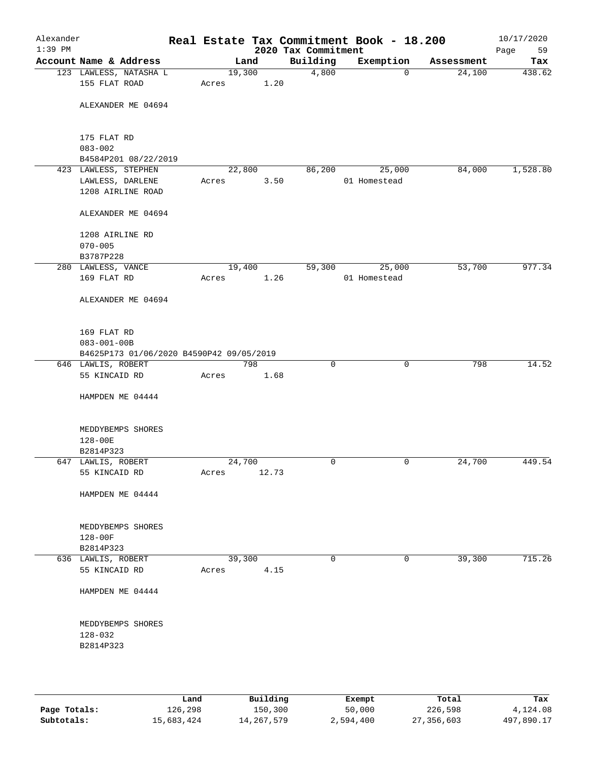# Real Estate Tax Commitment Book - 18.200

Alexander
1:39 PM

2020 Tax Commitment

10/17/2020

| Account Name & Address | Land | Building | Exemption | Assessment | Tax |
|---|---|---|---|---|---|
| 123 LAWLESS, NATASHA L<br>155 FLAT ROAD<br><br>ALEXANDER ME 04694<br><br>175 FLAT RD<br>083-002<br>B4584P201 08/22/2019 | 19,300<br>Acres 1.20 | 4,800 | 0 | 24,100 | 438.62 |
| 423 LAWLESS, STEPHEN<br>LAWLESS, DARLENE<br>1208 AIRLINE ROAD<br><br>ALEXANDER ME 04694<br><br>1208 AIRLINE RD<br>070-005<br>B3787P228 | 22,800<br>Acres 3.50 | 86,200 | 25,000<br>01 Homestead | 84,000 | 1,528.80 |
| 280 LAWLESS, VANCE<br>169 FLAT RD<br><br>ALEXANDER ME 04694<br><br>169 FLAT RD<br>083-001-00B<br>B4625P173 01/06/2020 B4590P42 09/05/2019 | 19,400<br>Acres 1.26 | 59,300 | 25,000<br>01 Homestead | 53,700 | 977.34 |
| 646 LAWLIS, ROBERT<br>55 KINCAID RD<br><br>HAMPDEN ME 04444<br><br>MEDDYBEMPS SHORES<br>128-00E<br>B2814P323 | 798<br>Acres 1.68 | 0 | 0 | 798 | 14.52 |
| 647 LAWLIS, ROBERT<br>55 KINCAID RD<br><br>HAMPDEN ME 04444<br><br>MEDDYBEMPS SHORES<br>128-00F<br>B2814P323 | 24,700<br>Acres 12.73 | 0 | 0 | 24,700 | 449.54 |
| 636 LAWLIS, ROBERT<br>55 KINCAID RD<br><br>HAMPDEN ME 04444<br><br>MEDDYBEMPS SHORES<br>128-032<br>B2814P323 | 39,300<br>Acres 4.15 | 0 | 0 | 39,300 | 715.26 |

| | Land | Building | Exempt | Total | Tax |
|---|---|---|---|---|---|
| **Page Totals:** | 126,298 | 150,300 | 50,000 | 226,598 | 4,124.08 |
| **Subtotals:** | 15,683,424 | 14,267,579 | 2,594,400 | 27,356,603 | 497,890.17 |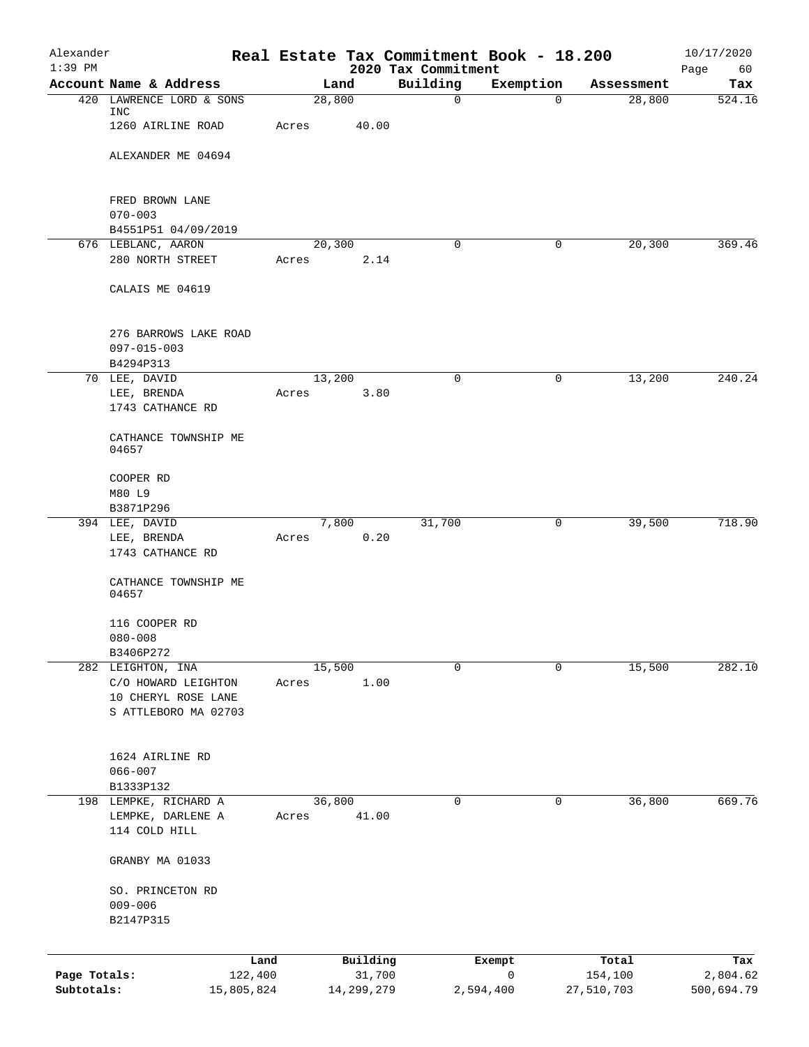# Real Estate Tax Commitment Book - 18.200

Alexander
1:39 PM

2020 Tax Commitment

10/17/2020

| Account Name & Address | Land | Building | Exemption | Assessment | Tax |
|---|---|---|---|---|---|
| 420 LAWRENCE LORD & SONS INC<br>1260 AIRLINE ROAD<br><br>ALEXANDER ME 04694<br><br>FRED BROWN LANE<br>070-003<br>B4551P51 04/09/2019 | 28,800<br>Acres 40.00 | 0 | 0 | 28,800 | 524.16 |
| 676 LEBLANC, AARON<br>280 NORTH STREET<br><br>CALAIS ME 04619<br><br>276 BARROWS LAKE ROAD<br>097-015-003<br>B4294P313 | 20,300<br>Acres 2.14 | 0 | 0 | 20,300 | 369.46 |
| 70 LEE, DAVID<br>LEE, BRENDA<br>1743 CATHANCE RD<br><br>CATHANCE TOWNSHIP ME 04657<br><br>COOPER RD<br>M80 L9<br>B3871P296 | 13,200<br>Acres 3.80 | 0 | 0 | 13,200 | 240.24 |
| 394 LEE, DAVID<br>LEE, BRENDA<br>1743 CATHANCE RD<br><br>CATHANCE TOWNSHIP ME 04657<br><br>116 COOPER RD<br>080-008<br>B3406P272 | 7,800<br>Acres 0.20 | 31,700 | 0 | 39,500 | 718.90 |
| 282 LEIGHTON, INA<br>C/O HOWARD LEIGHTON<br>10 CHERYL ROSE LANE<br>S ATTLEBORO MA 02703<br><br>1624 AIRLINE RD<br>066-007<br>B1333P132 | 15,500<br>Acres 1.00 | 0 | 0 | 15,500 | 282.10 |
| 198 LEMPKE, RICHARD A<br>LEMPKE, DARLENE A<br>114 COLD HILL<br><br>GRANBY MA 01033<br><br>SO. PRINCETON RD<br>009-006<br>B2147P315 | 36,800<br>Acres 41.00 | 0 | 0 | 36,800 | 669.76 |

| | Land | Building | Exempt | Total | Tax |
|---|---|---|---|---|---|
| **Page Totals:** | 122,400 | 31,700 | 0 | 154,100 | 2,804.62 |
| **Subtotals:** | 15,805,824 | 14,299,279 | 2,594,400 | 27,510,703 | 500,694.79 |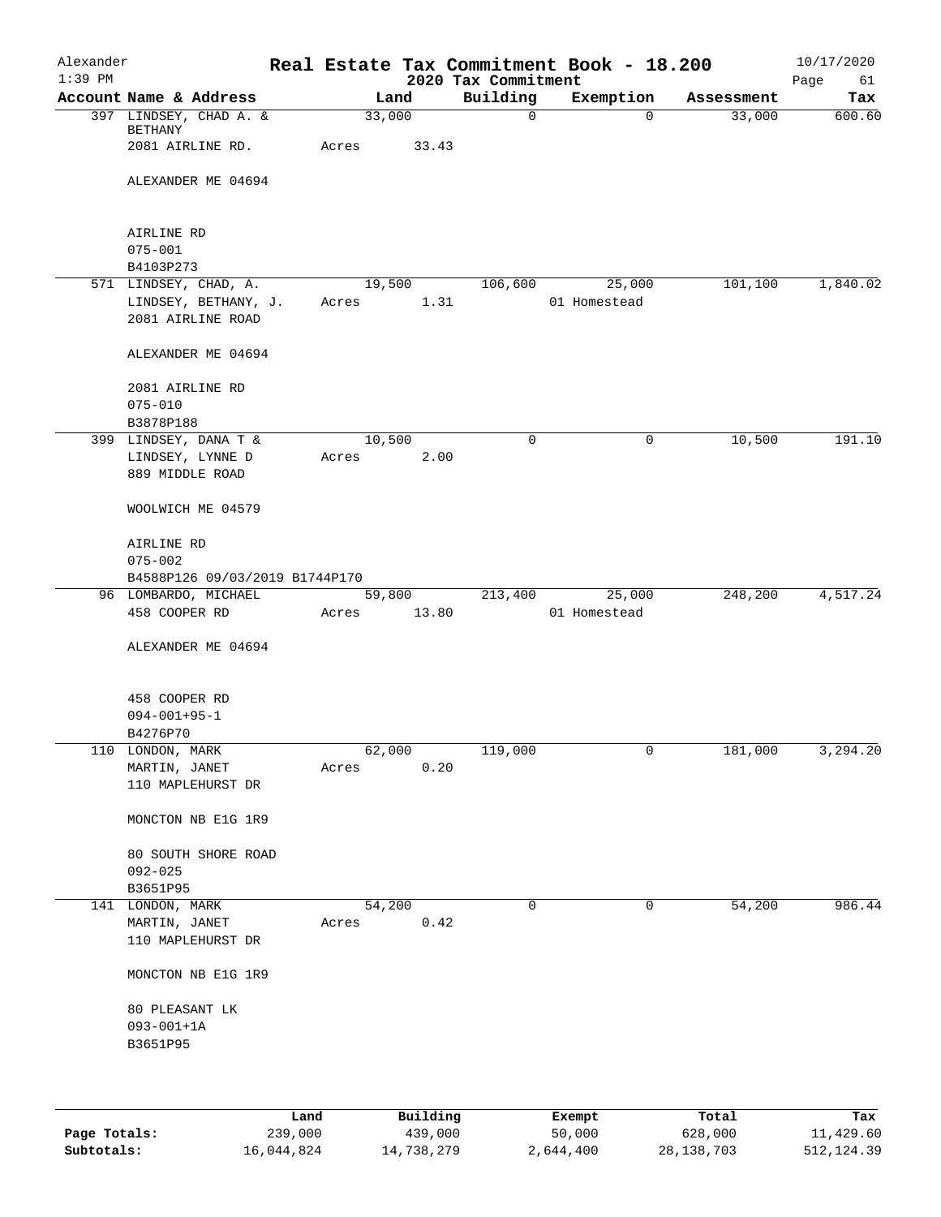# Real Estate Tax Commitment Book - 18.200

Alexander
1:39 PM

2020 Tax Commitment

10/17/2020
Page 61

| Account Name & Address | Land | Building | Exemption | Assessment | Tax |
|---|---|---|---|---|---|
| 397 LINDSEY, CHAD A. & BETHANY<br>2081 AIRLINE RD.<br><br>ALEXANDER ME 04694<br><br>AIRLINE RD<br>075-001<br>B4103P273 | 33,000<br>Acres 33.43 | 0 | 0 | 33,000 | 600.60 |
| 571 LINDSEY, CHAD, A.<br>LINDSEY, BETHANY, J.<br>2081 AIRLINE ROAD<br><br>ALEXANDER ME 04694<br><br>2081 AIRLINE RD<br>075-010<br>B3878P188 | 19,500<br>Acres 1.31 | 106,600 | 25,000<br>01 Homestead | 101,100 | 1,840.02 |
| 399 LINDSEY, DANA T &<br>LINDSEY, LYNNE D<br>889 MIDDLE ROAD<br><br>WOOLWICH ME 04579<br><br>AIRLINE RD<br>075-002<br>B4588P126 09/03/2019 B1744P170 | 10,500<br>Acres 2.00 | 0 | 0 | 10,500 | 191.10 |
| 96 LOMBARDO, MICHAEL<br>458 COOPER RD<br><br>ALEXANDER ME 04694<br><br>458 COOPER RD<br>094-001+95-1<br>B4276P70 | 59,800<br>Acres 13.80 | 213,400 | 25,000<br>01 Homestead | 248,200 | 4,517.24 |
| 110 LONDON, MARK<br>MARTIN, JANET<br>110 MAPLEHURST DR<br><br>MONCTON NB E1G 1R9<br><br>80 SOUTH SHORE ROAD<br>092-025<br>B3651P95 | 62,000<br>Acres 0.20 | 119,000 | 0 | 181,000 | 3,294.20 |
| 141 LONDON, MARK<br>MARTIN, JANET<br>110 MAPLEHURST DR<br><br>MONCTON NB E1G 1R9<br><br>80 PLEASANT LK<br>093-001+1A<br>B3651P95 | 54,200<br>Acres 0.42 | 0 | 0 | 54,200 | 986.44 |

| | Land | Building | Exempt | Total | Tax |
|---|---|---|---|---|---|
| Page Totals: | 239,000 | 439,000 | 50,000 | 628,000 | 11,429.60 |
| Subtotals: | 16,044,824 | 14,738,279 | 2,644,400 | 28,138,703 | 512,124.39 |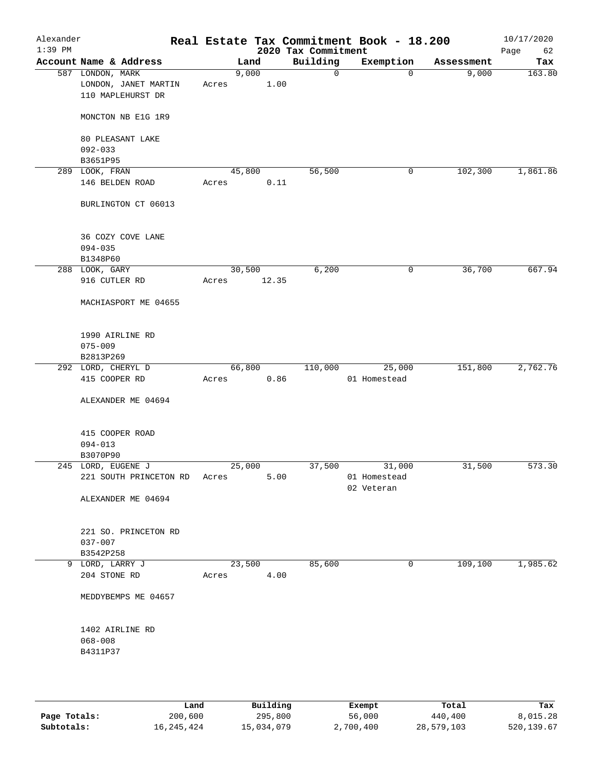# Real Estate Tax Commitment Book - 18.200

Alexander 1:39 PM — 2020 Tax Commitment — 10/17/2020

| Account Name & Address | Land | Building | Exemption | Assessment | Tax |
|---|---|---|---|---|---|
| 587 LONDON, MARK<br>LONDON, JANET MARTIN<br>110 MAPLEHURST DR<br><br>MONCTON NB E1G 1R9<br><br>80 PLEASANT LAKE<br>092-033<br>B3651P95 | 9,000<br>Acres 1.00 | 0 | 0 | 9,000 | 163.80 |
| 289 LOOK, FRAN<br>146 BELDEN ROAD<br><br>BURLINGTON CT 06013<br><br>36 COZY COVE LANE<br>094-035<br>B1348P60 | 45,800<br>Acres 0.11 | 56,500 | 0 | 102,300 | 1,861.86 |
| 288 LOOK, GARY<br>916 CUTLER RD<br><br>MACHIASPORT ME 04655<br><br>1990 AIRLINE RD<br>075-009<br>B2813P269 | 30,500<br>Acres 12.35 | 6,200 | 0 | 36,700 | 667.94 |
| 292 LORD, CHERYL D<br>415 COOPER RD<br><br>ALEXANDER ME 04694<br><br>415 COOPER ROAD<br>094-013<br>B3070P90 | 66,800<br>Acres 0.86 | 110,000 | 25,000<br>01 Homestead | 151,800 | 2,762.76 |
| 245 LORD, EUGENE J<br>221 SOUTH PRINCETON RD<br><br>ALEXANDER ME 04694<br><br>221 SO. PRINCETON RD<br>037-007<br>B3542P258 | 25,000<br>Acres 5.00 | 37,500 | 31,000<br>01 Homestead<br>02 Veteran | 31,500 | 573.30 |
| 9 LORD, LARRY J<br>204 STONE RD<br><br>MEDDYBEMPS ME 04657<br><br>1402 AIRLINE RD<br>068-008<br>B4311P37 | 23,500<br>Acres 4.00 | 85,600 | 0 | 109,100 | 1,985.62 |

| | Land | Building | Exempt | Total | Tax |
|---|---|---|---|---|---|
| Page Totals: | 200,600 | 295,800 | 56,000 | 440,400 | 8,015.28 |
| Subtotals: | 16,245,424 | 15,034,079 | 2,700,400 | 28,579,103 | 520,139.67 |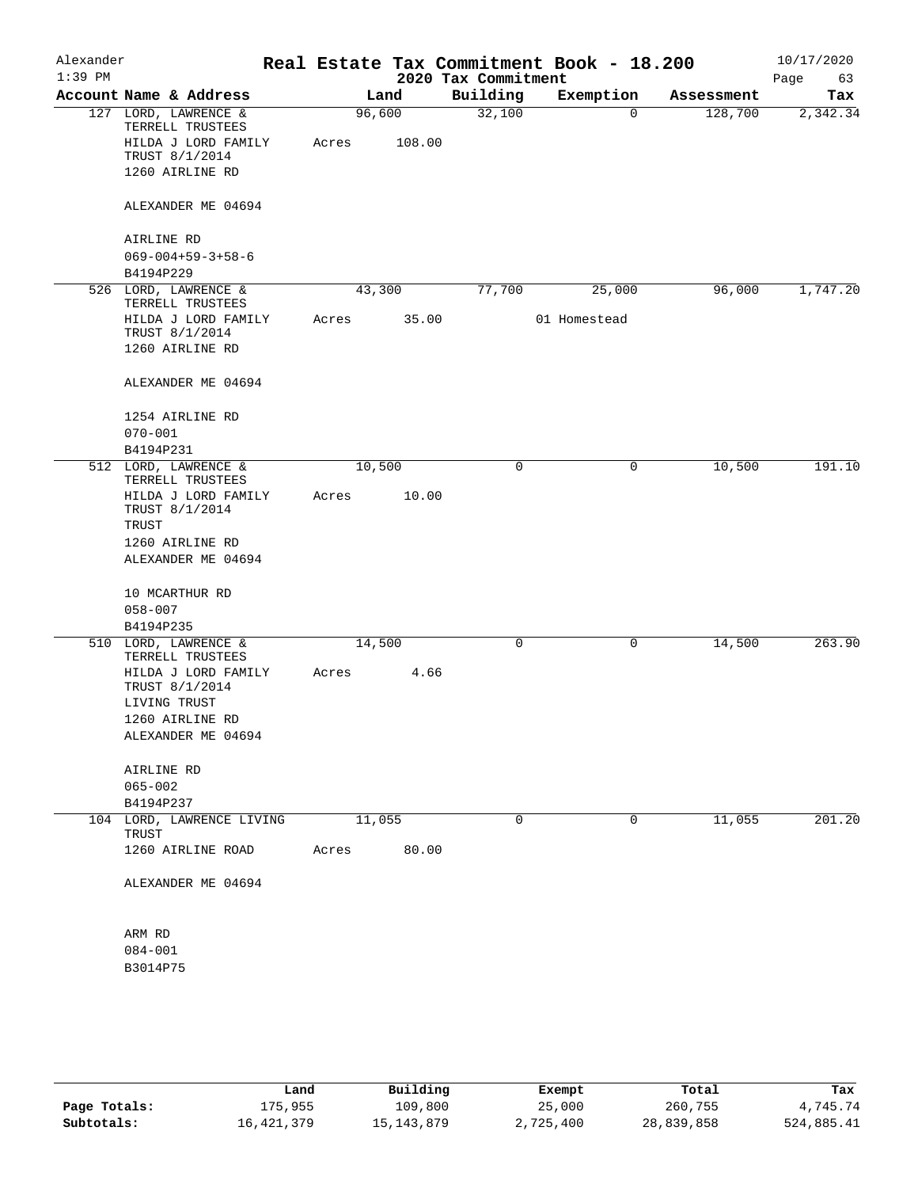# Real Estate Tax Commitment Book - 18.200

Alexander
1:39 PM
2020 Tax Commitment
10/17/2020

| Account Name & Address | Land | Building | Exemption | Assessment | Tax |
|---|---|---|---|---|---|
| 127 LORD, LAWRENCE & TERRELL TRUSTEES<br>HILDA J LORD FAMILY TRUST 8/1/2014<br>1260 AIRLINE RD<br><br>ALEXANDER ME 04694<br><br>AIRLINE RD<br>069-004+59-3+58-6<br>B4194P229 | 96,600<br>Acres 108.00 | 32,100 | 0 | 128,700 | 2,342.34 |
| 526 LORD, LAWRENCE & TERRELL TRUSTEES<br>HILDA J LORD FAMILY TRUST 8/1/2014<br>1260 AIRLINE RD<br><br>ALEXANDER ME 04694<br><br>1254 AIRLINE RD<br>070-001<br>B4194P231 | 43,300<br>Acres 35.00 | 77,700 | 25,000<br>01 Homestead | 96,000 | 1,747.20 |
| 512 LORD, LAWRENCE & TERRELL TRUSTEES<br>HILDA J LORD FAMILY TRUST 8/1/2014<br>TRUST<br>1260 AIRLINE RD<br>ALEXANDER ME 04694<br><br>10 MCARTHUR RD<br>058-007<br>B4194P235 | 10,500<br>Acres 10.00 | 0 | 0 | 10,500 | 191.10 |
| 510 LORD, LAWRENCE & TERRELL TRUSTEES<br>HILDA J LORD FAMILY TRUST 8/1/2014<br>LIVING TRUST<br>1260 AIRLINE RD<br>ALEXANDER ME 04694<br><br>AIRLINE RD<br>065-002<br>B4194P237 | 14,500<br>Acres 4.66 | 0 | 0 | 14,500 | 263.90 |
| 104 LORD, LAWRENCE LIVING TRUST<br>1260 AIRLINE ROAD<br><br>ALEXANDER ME 04694<br><br>ARM RD<br>084-001<br>B3014P75 | 11,055<br>Acres 80.00 | 0 | 0 | 11,055 | 201.20 |

| | Land | Building | Exempt | Total | Tax |
|---|---|---|---|---|---|
| Page Totals: | 175,955 | 109,800 | 25,000 | 260,755 | 4,745.74 |
| Subtotals: | 16,421,379 | 15,143,879 | 2,725,400 | 28,839,858 | 524,885.41 |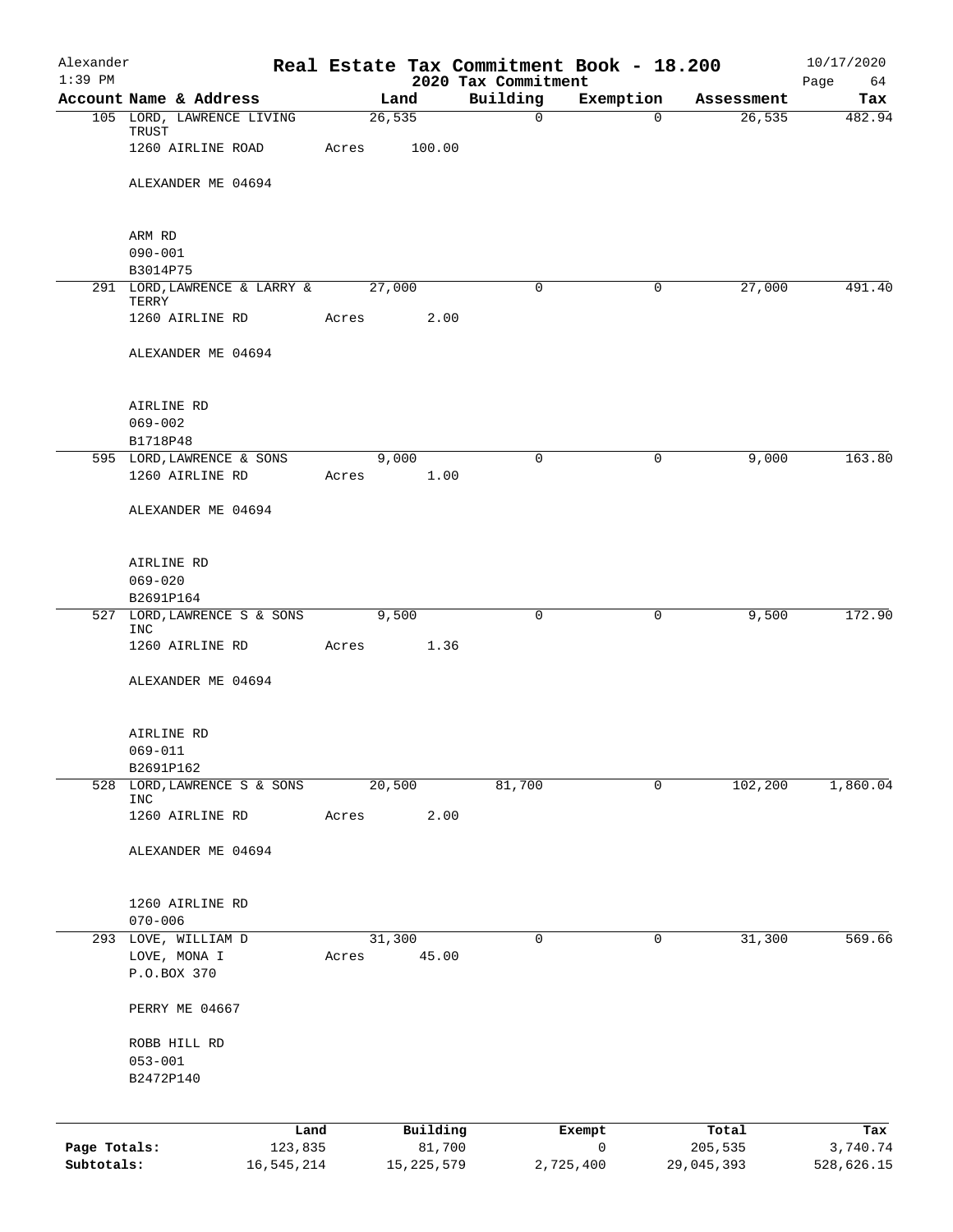# Real Estate Tax Commitment Book - 18.200

Alexander
1:39 PM

2020 Tax Commitment

10/17/2020

| Account Name & Address | Land | Building | Exemption | Assessment | Tax |
|---|---|---|---|---|---|
| 105 LORD, LAWRENCE LIVING TRUST | 26,535 | 0 | 0 | 26,535 | 482.94 |
| 1260 AIRLINE ROAD | Acres 100.00 | | | | |
| ALEXANDER ME 04694 | | | | | |
| ARM RD | | | | | |
| 090-001 | | | | | |
| B3014P75 | | | | | |
| 291 LORD,LAWRENCE & LARRY & TERRY | 27,000 | 0 | 0 | 27,000 | 491.40 |
| 1260 AIRLINE RD | Acres 2.00 | | | | |
| ALEXANDER ME 04694 | | | | | |
| AIRLINE RD | | | | | |
| 069-002 | | | | | |
| B1718P48 | | | | | |
| 595 LORD,LAWRENCE & SONS | 9,000 | 0 | 0 | 9,000 | 163.80 |
| 1260 AIRLINE RD | Acres 1.00 | | | | |
| ALEXANDER ME 04694 | | | | | |
| AIRLINE RD | | | | | |
| 069-020 | | | | | |
| B2691P164 | | | | | |
| 527 LORD,LAWRENCE S & SONS INC | 9,500 | 0 | 0 | 9,500 | 172.90 |
| 1260 AIRLINE RD | Acres 1.36 | | | | |
| ALEXANDER ME 04694 | | | | | |
| AIRLINE RD | | | | | |
| 069-011 | | | | | |
| B2691P162 | | | | | |
| 528 LORD,LAWRENCE S & SONS INC | 20,500 | 81,700 | 0 | 102,200 | 1,860.04 |
| 1260 AIRLINE RD | Acres 2.00 | | | | |
| ALEXANDER ME 04694 | | | | | |
| 1260 AIRLINE RD | | | | | |
| 070-006 | | | | | |
| 293 LOVE, WILLIAM D | 31,300 | 0 | 0 | 31,300 | 569.66 |
| LOVE, MONA I | Acres 45.00 | | | | |
| P.O.BOX 370 | | | | | |
| PERRY ME 04667 | | | | | |
| ROBB HILL RD | | | | | |
| 053-001 | | | | | |
| B2472P140 | | | | | |

| | Land | Building | Exempt | Total | Tax |
|---|---|---|---|---|---|
| Page Totals: | 123,835 | 81,700 | 0 | 205,535 | 3,740.74 |
| Subtotals: | 16,545,214 | 15,225,579 | 2,725,400 | 29,045,393 | 528,626.15 |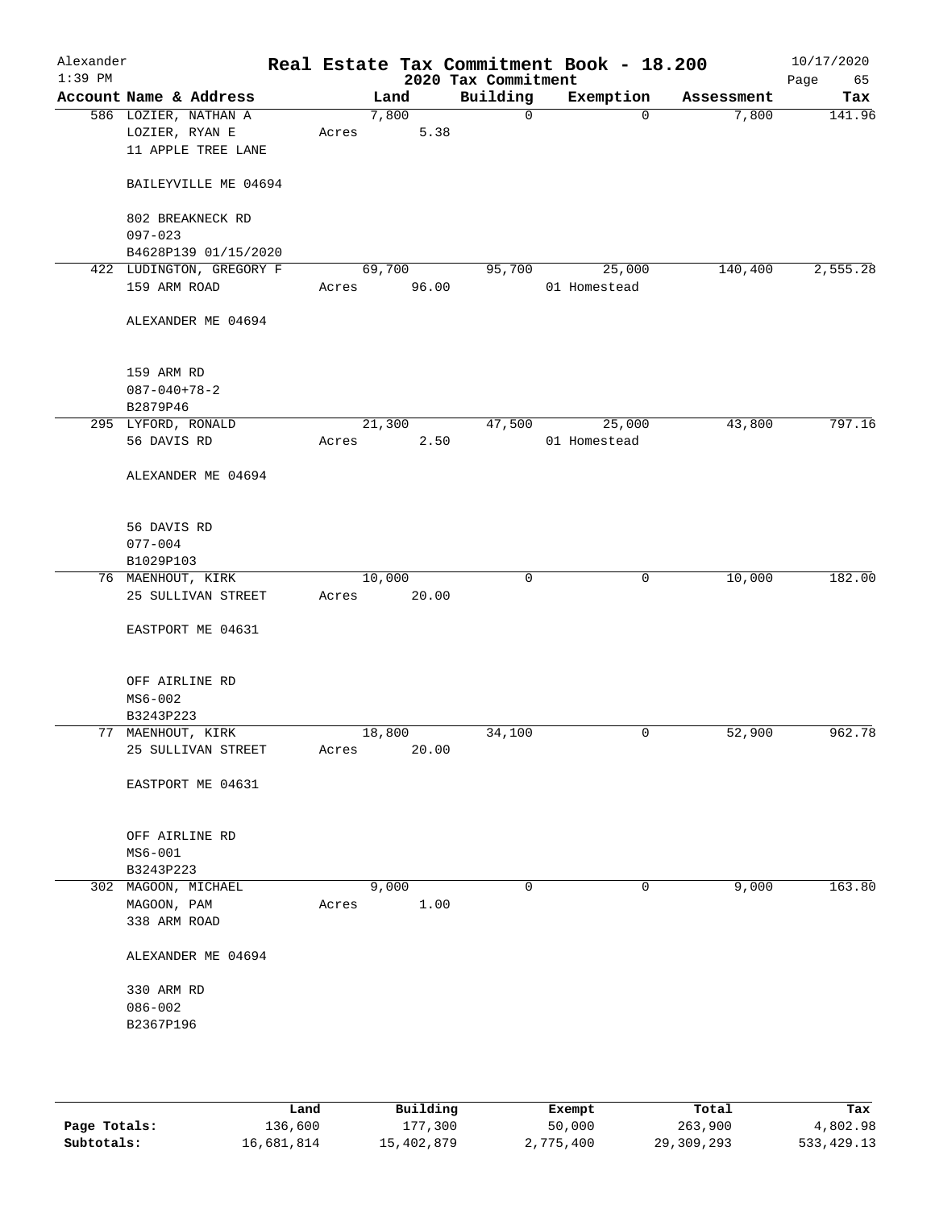Alexander 1:39 PM

# Real Estate Tax Commitment Book - 18.200

2020 Tax Commitment

10/17/2020

| Account | Name & Address | Land | Building | Exemption | Assessment | Tax |
|---|---|---|---|---|---|---|
| 586 | LOZIER, NATHAN A<br>LOZIER, RYAN E<br>11 APPLE TREE LANE<br><br>BAILEYVILLE ME 04694<br><br>802 BREAKNECK RD<br>097-023<br>B4628P139 01/15/2020 | 7,800<br>Acres 5.38 | 0 | 0 | 7,800 | 141.96 |
| 422 | LUDINGTON, GREGORY F<br>159 ARM ROAD<br><br>ALEXANDER ME 04694<br><br>159 ARM RD<br>087-040+78-2<br>B2879P46 | 69,700<br>Acres 96.00 | 95,700 | 25,000<br>01 Homestead | 140,400 | 2,555.28 |
| 295 | LYFORD, RONALD<br>56 DAVIS RD<br><br>ALEXANDER ME 04694<br><br>56 DAVIS RD<br>077-004<br>B1029P103 | 21,300<br>Acres 2.50 | 47,500 | 25,000<br>01 Homestead | 43,800 | 797.16 |
| 76 | MAENHOUT, KIRK<br>25 SULLIVAN STREET<br><br>EASTPORT ME 04631<br><br>OFF AIRLINE RD<br>MS6-002<br>B3243P223 | 10,000<br>Acres 20.00 | 0 | 0 | 10,000 | 182.00 |
| 77 | MAENHOUT, KIRK<br>25 SULLIVAN STREET<br><br>EASTPORT ME 04631<br><br>OFF AIRLINE RD<br>MS6-001<br>B3243P223 | 18,800<br>Acres 20.00 | 34,100 | 0 | 52,900 | 962.78 |
| 302 | MAGOON, MICHAEL<br>MAGOON, PAM<br>338 ARM ROAD<br><br>ALEXANDER ME 04694<br><br>330 ARM RD<br>086-002<br>B2367P196 | 9,000<br>Acres 1.00 | 0 | 0 | 9,000 | 163.80 |

| | Land | Building | Exempt | Total | Tax |
|---|---|---|---|---|---|
| Page Totals: | 136,600 | 177,300 | 50,000 | 263,900 | 4,802.98 |
| Subtotals: | 16,681,814 | 15,402,879 | 2,775,400 | 29,309,293 | 533,429.13 |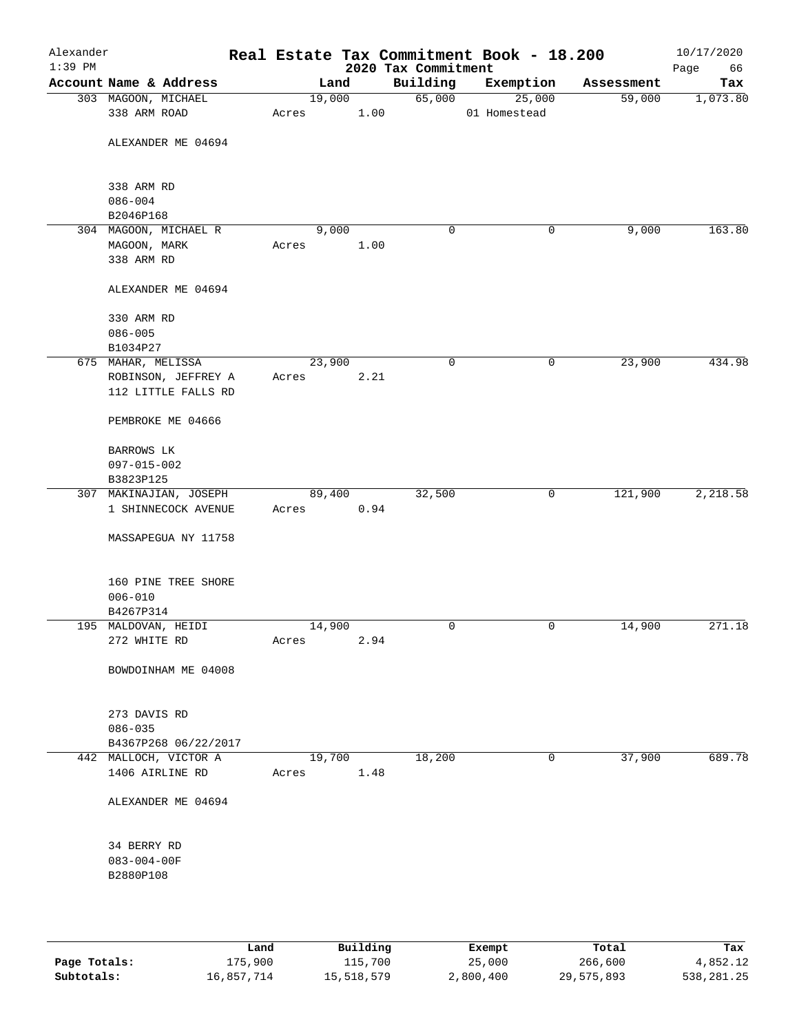Alexander 1:39 PM

# Real Estate Tax Commitment Book - 18.200

2020 Tax Commitment

10/17/2020

| Account Name & Address | Land | Building | Exemption | Assessment | Tax |
|---|---|---|---|---|---|
| 303 MAGOON, MICHAEL<br>338 ARM ROAD<br><br>ALEXANDER ME 04694<br><br>338 ARM RD<br>086-004<br>B2046P168 | 19,000<br>Acres 1.00 | 65,000 | 25,000<br>01 Homestead | 59,000 | 1,073.80 |
| 304 MAGOON, MICHAEL R<br>MAGOON, MARK<br>338 ARM RD<br><br>ALEXANDER ME 04694<br><br>330 ARM RD<br>086-005<br>B1034P27 | 9,000<br>Acres 1.00 | 0 | 0 | 9,000 | 163.80 |
| 675 MAHAR, MELISSA<br>ROBINSON, JEFFREY A<br>112 LITTLE FALLS RD<br><br>PEMBROKE ME 04666<br><br>BARROWS LK<br>097-015-002<br>B3823P125 | 23,900<br>Acres 2.21 | 0 | 0 | 23,900 | 434.98 |
| 307 MAKINAJIAN, JOSEPH<br>1 SHINNECOCK AVENUE<br><br>MASSAPEGUA NY 11758<br><br>160 PINE TREE SHORE<br>006-010<br>B4267P314 | 89,400<br>Acres 0.94 | 32,500 | 0 | 121,900 | 2,218.58 |
| 195 MALDOVAN, HEIDI<br>272 WHITE RD<br><br>BOWDOINHAM ME 04008<br><br>273 DAVIS RD<br>086-035<br>B4367P268 06/22/2017 | 14,900<br>Acres 2.94 | 0 | 0 | 14,900 | 271.18 |
| 442 MALLOCH, VICTOR A<br>1406 AIRLINE RD<br><br>ALEXANDER ME 04694<br><br>34 BERRY RD<br>083-004-00F<br>B2880P108 | 19,700<br>Acres 1.48 | 18,200 | 0 | 37,900 | 689.78 |

| | Land | Building | Exempt | Total | Tax |
|---|---|---|---|---|---|
| Page Totals: | 175,900 | 115,700 | 25,000 | 266,600 | 4,852.12 |
| Subtotals: | 16,857,714 | 15,518,579 | 2,800,400 | 29,575,893 | 538,281.25 |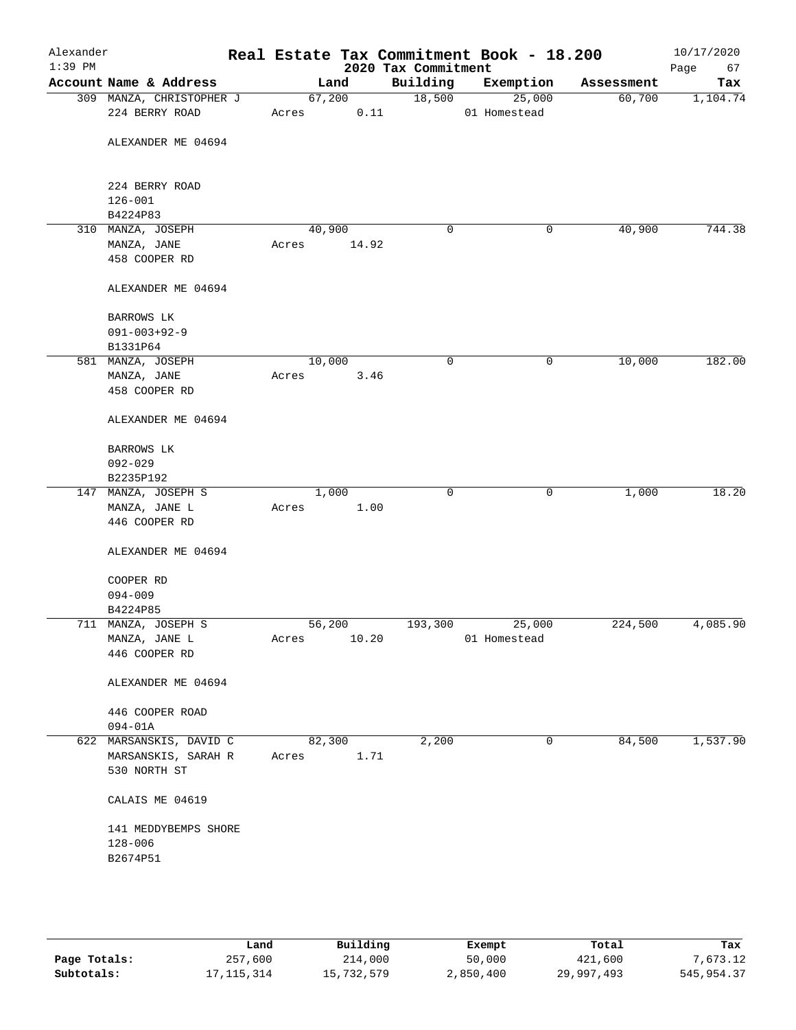# Real Estate Tax Commitment Book - 18.200

Alexander
1:39 PM

2020 Tax Commitment

10/17/2020

| Account Name & Address | Land | Building | Exemption | Assessment | Tax |
|---|---|---|---|---|---|
| 309 MANZA, CHRISTOPHER J<br>224 BERRY ROAD<br><br>ALEXANDER ME 04694<br><br>224 BERRY ROAD<br>126-001<br>B4224P83 | 67,200<br>Acres 0.11 | 18,500 | 25,000<br>01 Homestead | 60,700 | 1,104.74 |
| 310 MANZA, JOSEPH<br>MANZA, JANE<br>458 COOPER RD<br><br>ALEXANDER ME 04694<br><br>BARROWS LK<br>091-003+92-9<br>B1331P64 | 40,900<br>Acres 14.92 | 0 | 0 | 40,900 | 744.38 |
| 581 MANZA, JOSEPH<br>MANZA, JANE<br>458 COOPER RD<br><br>ALEXANDER ME 04694<br><br>BARROWS LK<br>092-029<br>B2235P192 | 10,000<br>Acres 3.46 | 0 | 0 | 10,000 | 182.00 |
| 147 MANZA, JOSEPH S<br>MANZA, JANE L<br>446 COOPER RD<br><br>ALEXANDER ME 04694<br><br>COOPER RD<br>094-009<br>B4224P85 | 1,000<br>Acres 1.00 | 0 | 0 | 1,000 | 18.20 |
| 711 MANZA, JOSEPH S<br>MANZA, JANE L<br>446 COOPER RD<br><br>ALEXANDER ME 04694<br><br>446 COOPER ROAD<br>094-01A | 56,200<br>Acres 10.20 | 193,300 | 25,000<br>01 Homestead | 224,500 | 4,085.90 |
| 622 MARSANSKIS, DAVID C<br>MARSANSKIS, SARAH R<br>530 NORTH ST<br><br>CALAIS ME 04619<br><br>141 MEDDYBEMPS SHORE<br>128-006<br>B2674P51 | 82,300<br>Acres 1.71 | 2,200 | 0 | 84,500 | 1,537.90 |

| | Land | Building | Exempt | Total | Tax |
|---|---|---|---|---|---|
| Page Totals: | 257,600 | 214,000 | 50,000 | 421,600 | 7,673.12 |
| Subtotals: | 17,115,314 | 15,732,579 | 2,850,400 | 29,997,493 | 545,954.37 |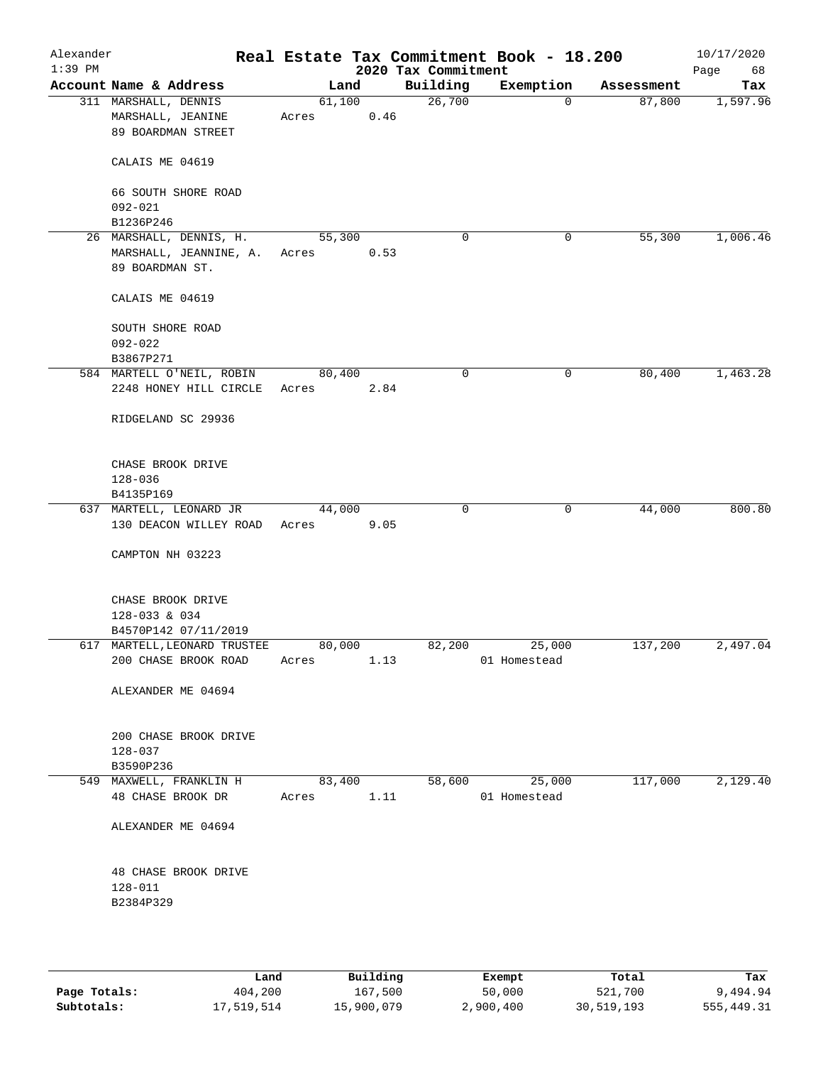Alexander 1:39 PM

# Real Estate Tax Commitment Book - 18.200

2020 Tax Commitment

10/17/2020

| Account | Name & Address | Land | Building | Exemption | Assessment | Tax |
|---|---|---|---|---|---|---|
| 311 | MARSHALL, DENNIS<br>MARSHALL, JEANINE<br>89 BOARDMAN STREET<br><br>CALAIS ME 04619<br><br>66 SOUTH SHORE ROAD<br>092-021<br>B1236P246 | 61,100<br>Acres 0.46 | 26,700 | 0 | 87,800 | 1,597.96 |
| 26 | MARSHALL, DENNIS, H.<br>MARSHALL, JEANNINE, A.<br>89 BOARDMAN ST.<br><br>CALAIS ME 04619<br><br>SOUTH SHORE ROAD<br>092-022<br>B3867P271 | 55,300<br>Acres 0.53 | 0 | 0 | 55,300 | 1,006.46 |
| 584 | MARTELL O'NEIL, ROBIN<br>2248 HONEY HILL CIRCLE<br><br>RIDGELAND SC 29936<br><br>CHASE BROOK DRIVE<br>128-036<br>B4135P169 | 80,400<br>Acres 2.84 | 0 | 0 | 80,400 | 1,463.28 |
| 637 | MARTELL, LEONARD JR<br>130 DEACON WILLEY ROAD<br><br>CAMPTON NH 03223<br><br>CHASE BROOK DRIVE<br>128-033 & 034<br>B4570P142 07/11/2019 | 44,000<br>Acres 9.05 | 0 | 0 | 44,000 | 800.80 |
| 617 | MARTELL, LEONARD TRUSTEE<br>200 CHASE BROOK ROAD<br><br>ALEXANDER ME 04694<br><br>200 CHASE BROOK DRIVE<br>128-037<br>B3590P236 | 80,000<br>Acres 1.13 | 82,200 | 25,000<br>01 Homestead | 137,200 | 2,497.04 |
| 549 | MAXWELL, FRANKLIN H<br>48 CHASE BROOK DR<br><br>ALEXANDER ME 04694<br><br>48 CHASE BROOK DRIVE<br>128-011<br>B2384P329 | 83,400<br>Acres 1.11 | 58,600 | 25,000<br>01 Homestead | 117,000 | 2,129.40 |

| | Land | Building | Exempt | Total | Tax |
|---|---|---|---|---|---|
| Page Totals: | 404,200 | 167,500 | 50,000 | 521,700 | 9,494.94 |
| Subtotals: | 17,519,514 | 15,900,079 | 2,900,400 | 30,519,193 | 555,449.31 |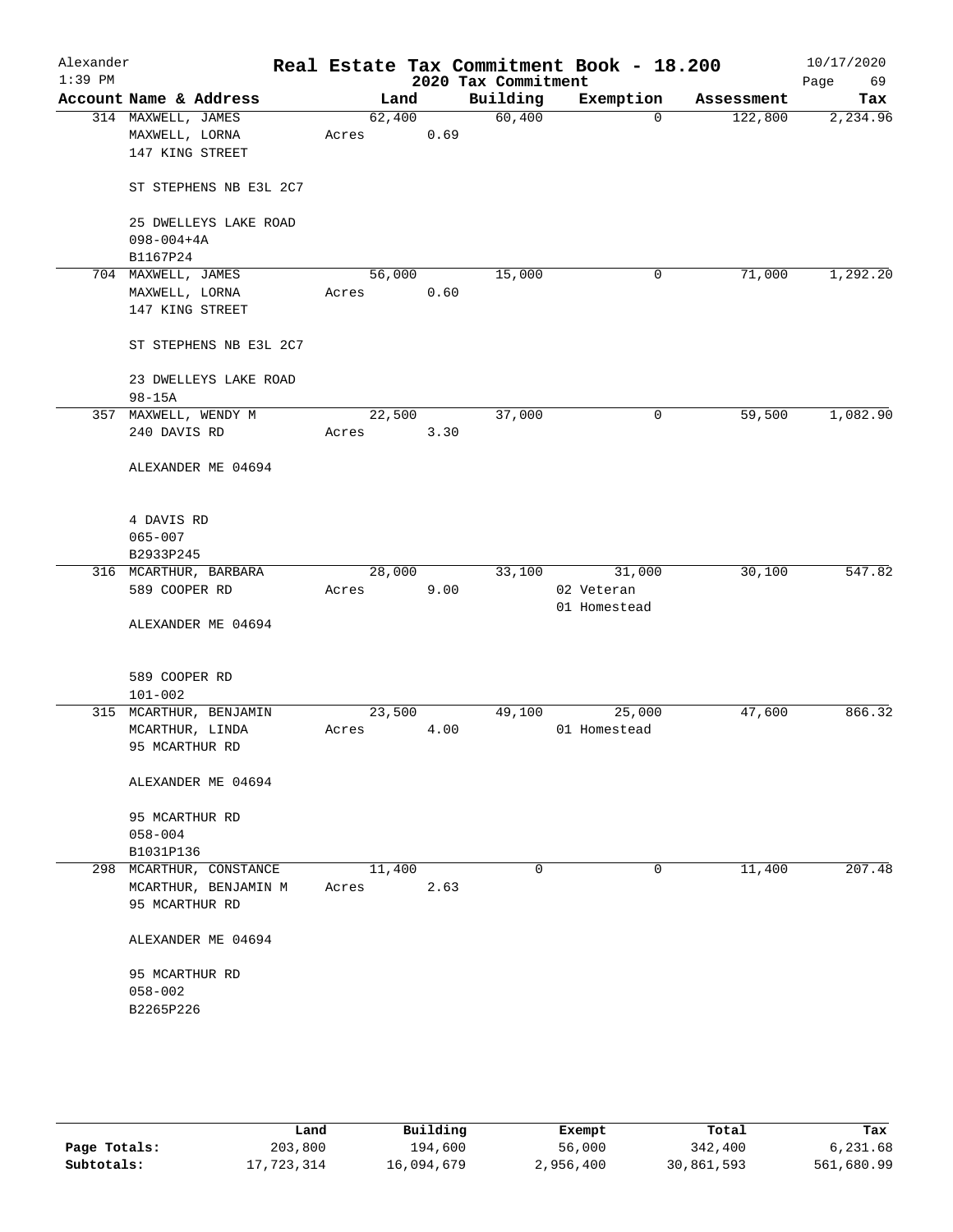Alexander
1:39 PM

# Real Estate Tax Commitment Book - 18.200

2020 Tax Commitment

10/17/2020

| Account Name & Address | Land | | Building | Exemption | Assessment | Tax |
|---|---|---|---|---|---|---|
| 314 MAXWELL, JAMES | 62,400 | | 60,400 | 0 | 122,800 | 2,234.96 |
| MAXWELL, LORNA | Acres | 0.69 | | | | |
| 147 KING STREET | | | | | | |
| ST STEPHENS NB E3L 2C7 | | | | | | |
| 25 DWELLEYS LAKE ROAD | | | | | | |
| 098-004+4A | | | | | | |
| B1167P24 | | | | | | |
| 704 MAXWELL, JAMES | 56,000 | | 15,000 | 0 | 71,000 | 1,292.20 |
| MAXWELL, LORNA | Acres | 0.60 | | | | |
| 147 KING STREET | | | | | | |
| ST STEPHENS NB E3L 2C7 | | | | | | |
| 23 DWELLEYS LAKE ROAD | | | | | | |
| 98-15A | | | | | | |
| 357 MAXWELL, WENDY M | 22,500 | | 37,000 | 0 | 59,500 | 1,082.90 |
| 240 DAVIS RD | Acres | 3.30 | | | | |
| ALEXANDER ME 04694 | | | | | | |
| 4 DAVIS RD | | | | | | |
| 065-007 | | | | | | |
| B2933P245 | | | | | | |
| 316 MCARTHUR, BARBARA | 28,000 | | 33,100 | 31,000 | 30,100 | 547.82 |
| 589 COOPER RD | Acres | 9.00 | | 02 Veteran | | |
| | | | | 01 Homestead | | |
| ALEXANDER ME 04694 | | | | | | |
| 589 COOPER RD | | | | | | |
| 101-002 | | | | | | |
| 315 MCARTHUR, BENJAMIN | 23,500 | | 49,100 | 25,000 | 47,600 | 866.32 |
| MCARTHUR, LINDA | Acres | 4.00 | | 01 Homestead | | |
| 95 MCARTHUR RD | | | | | | |
| ALEXANDER ME 04694 | | | | | | |
| 95 MCARTHUR RD | | | | | | |
| 058-004 | | | | | | |
| B1031P136 | | | | | | |
| 298 MCARTHUR, CONSTANCE | 11,400 | | 0 | 0 | 11,400 | 207.48 |
| MCARTHUR, BENJAMIN M | Acres | 2.63 | | | | |
| 95 MCARTHUR RD | | | | | | |
| ALEXANDER ME 04694 | | | | | | |
| 95 MCARTHUR RD | | | | | | |
| 058-002 | | | | | | |
| B2265P226 | | | | | | |

| | Land | Building | Exempt | Total | Tax |
|---|---|---|---|---|---|
| Page Totals: | 203,800 | 194,600 | 56,000 | 342,400 | 6,231.68 |
| Subtotals: | 17,723,314 | 16,094,679 | 2,956,400 | 30,861,593 | 561,680.99 |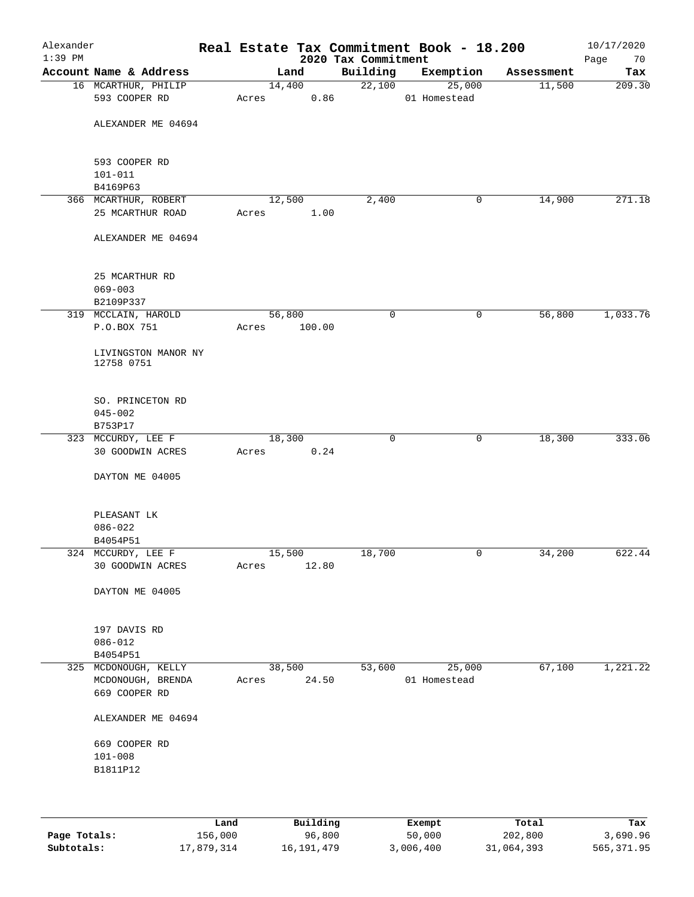# Real Estate Tax Commitment Book - 18.200

Alexander 1:39 PM — 2020 Tax Commitment — 10/17/2020

| Account Name & Address | Land | Building | Exemption | Assessment | Tax |
|---|---|---|---|---|---|
| 16 MCARTHUR, PHILIP<br>593 COOPER RD<br><br>ALEXANDER ME 04694<br><br>593 COOPER RD<br>101-011<br>B4169P63 | 14,400<br>Acres 0.86 | 22,100 | 25,000<br>01 Homestead | 11,500 | 209.30 |
| 366 MCARTHUR, ROBERT<br>25 MCARTHUR ROAD<br><br>ALEXANDER ME 04694<br><br>25 MCARTHUR RD<br>069-003<br>B2109P337 | 12,500<br>Acres 1.00 | 2,400 | 0 | 14,900 | 271.18 |
| 319 MCCLAIN, HAROLD<br>P.O.BOX 751<br><br>LIVINGSTON MANOR NY 12758 0751<br><br>SO. PRINCETON RD<br>045-002<br>B753P17 | 56,800<br>Acres 100.00 | 0 | 0 | 56,800 | 1,033.76 |
| 323 MCCURDY, LEE F<br>30 GOODWIN ACRES<br><br>DAYTON ME 04005<br><br>PLEASANT LK<br>086-022<br>B4054P51 | 18,300<br>Acres 0.24 | 0 | 0 | 18,300 | 333.06 |
| 324 MCCURDY, LEE F<br>30 GOODWIN ACRES<br><br>DAYTON ME 04005<br><br>197 DAVIS RD<br>086-012<br>B4054P51 | 15,500<br>Acres 12.80 | 18,700 | 0 | 34,200 | 622.44 |
| 325 MCDONOUGH, KELLY<br>MCDONOUGH, BRENDA<br>669 COOPER RD<br><br>ALEXANDER ME 04694<br><br>669 COOPER RD<br>101-008<br>B1811P12 | 38,500<br>Acres 24.50 | 53,600 | 25,000<br>01 Homestead | 67,100 | 1,221.22 |

| | Land | Building | Exempt | Total | Tax |
|---|---|---|---|---|---|
| Page Totals: | 156,000 | 96,800 | 50,000 | 202,800 | 3,690.96 |
| Subtotals: | 17,879,314 | 16,191,479 | 3,006,400 | 31,064,393 | 565,371.95 |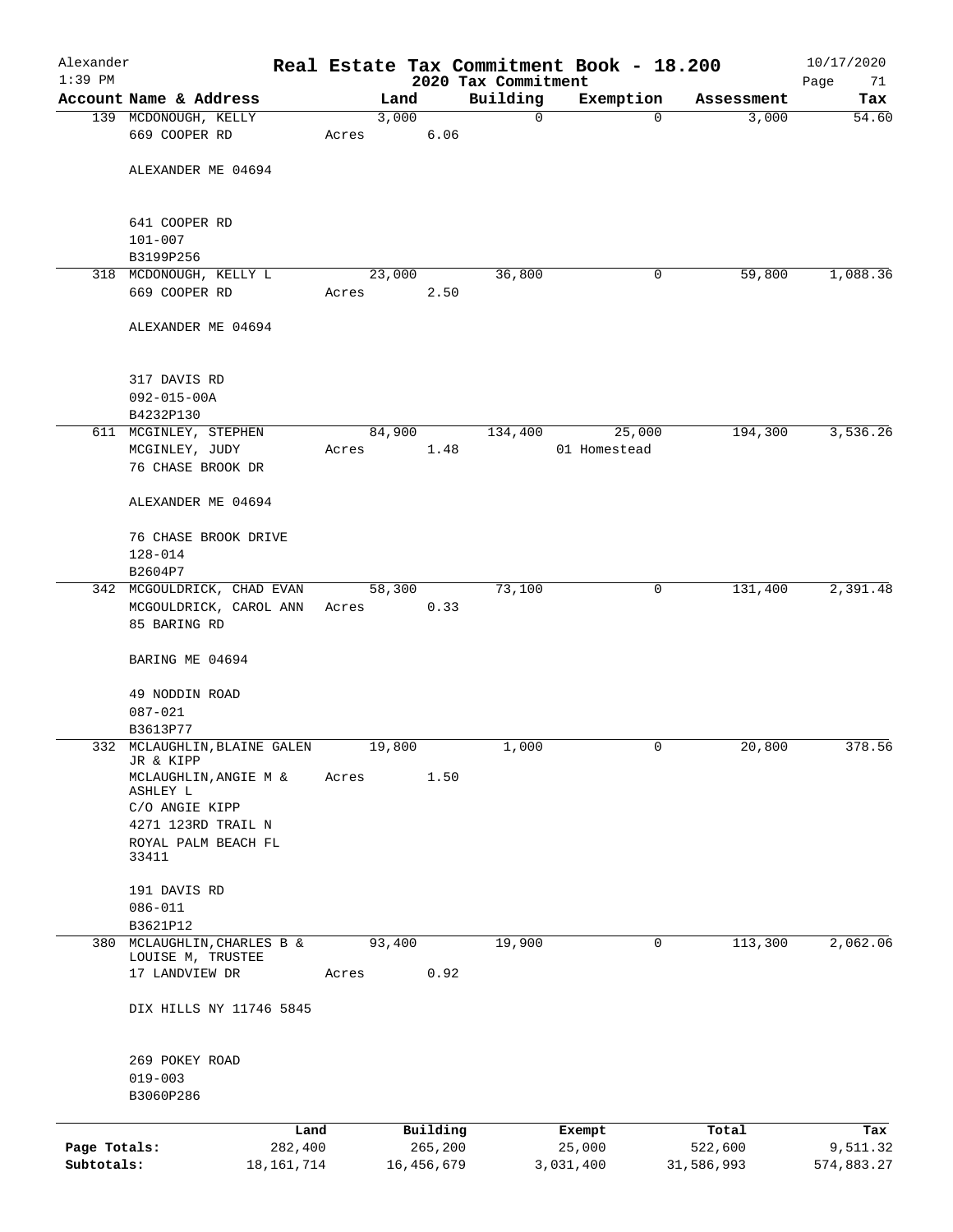# Real Estate Tax Commitment Book - 18.200

Alexander
1:39 PM

2020 Tax Commitment

10/17/2020

| Account Name & Address | Land | Building | Exemption | Assessment | Tax |
|---|---|---|---|---|---|
| 139 MCDONOUGH, KELLY<br>669 COOPER RD<br><br>ALEXANDER ME 04694<br><br>641 COOPER RD<br>101-007<br>B3199P256 | 3,000<br>Acres 6.06 | 0 | 0 | 3,000 | 54.60 |
| 318 MCDONOUGH, KELLY L<br>669 COOPER RD<br><br>ALEXANDER ME 04694<br><br>317 DAVIS RD<br>092-015-00A<br>B4232P130 | 23,000<br>Acres 2.50 | 36,800 | 0 | 59,800 | 1,088.36 |
| 611 MCGINLEY, STEPHEN<br>MCGINLEY, JUDY<br>76 CHASE BROOK DR<br><br>ALEXANDER ME 04694<br><br>76 CHASE BROOK DRIVE<br>128-014<br>B2604P7 | 84,900<br>Acres 1.48 | 134,400 | 25,000<br>01 Homestead | 194,300 | 3,536.26 |
| 342 MCGOULDRICK, CHAD EVAN<br>MCGOULDRICK, CAROL ANN<br>85 BARING RD<br><br>BARING ME 04694<br><br>49 NODDIN ROAD<br>087-021<br>B3613P77 | 58,300<br>Acres 0.33 | 73,100 | 0 | 131,400 | 2,391.48 |
| 332 MCLAUGHLIN, BLAINE GALEN JR & KIPP<br>MCLAUGHLIN, ANGIE M & ASHLEY L<br>C/O ANGIE KIPP<br>4271 123RD TRAIL N<br>ROYAL PALM BEACH FL 33411<br><br>191 DAVIS RD<br>086-011<br>B3621P12 | 19,800<br>Acres 1.50 | 1,000 | 0 | 20,800 | 378.56 |
| 380 MCLAUGHLIN, CHARLES B & LOUISE M, TRUSTEE<br>17 LANDVIEW DR<br><br>DIX HILLS NY 11746 5845<br><br>269 POKEY ROAD<br>019-003<br>B3060P286 | 93,400<br>Acres 0.92 | 19,900 | 0 | 113,300 | 2,062.06 |

| | Land | Building | Exempt | Total | Tax |
|---|---|---|---|---|---|
| Page Totals: | 282,400 | 265,200 | 25,000 | 522,600 | 9,511.32 |
| Subtotals: | 18,161,714 | 16,456,679 | 3,031,400 | 31,586,993 | 574,883.27 |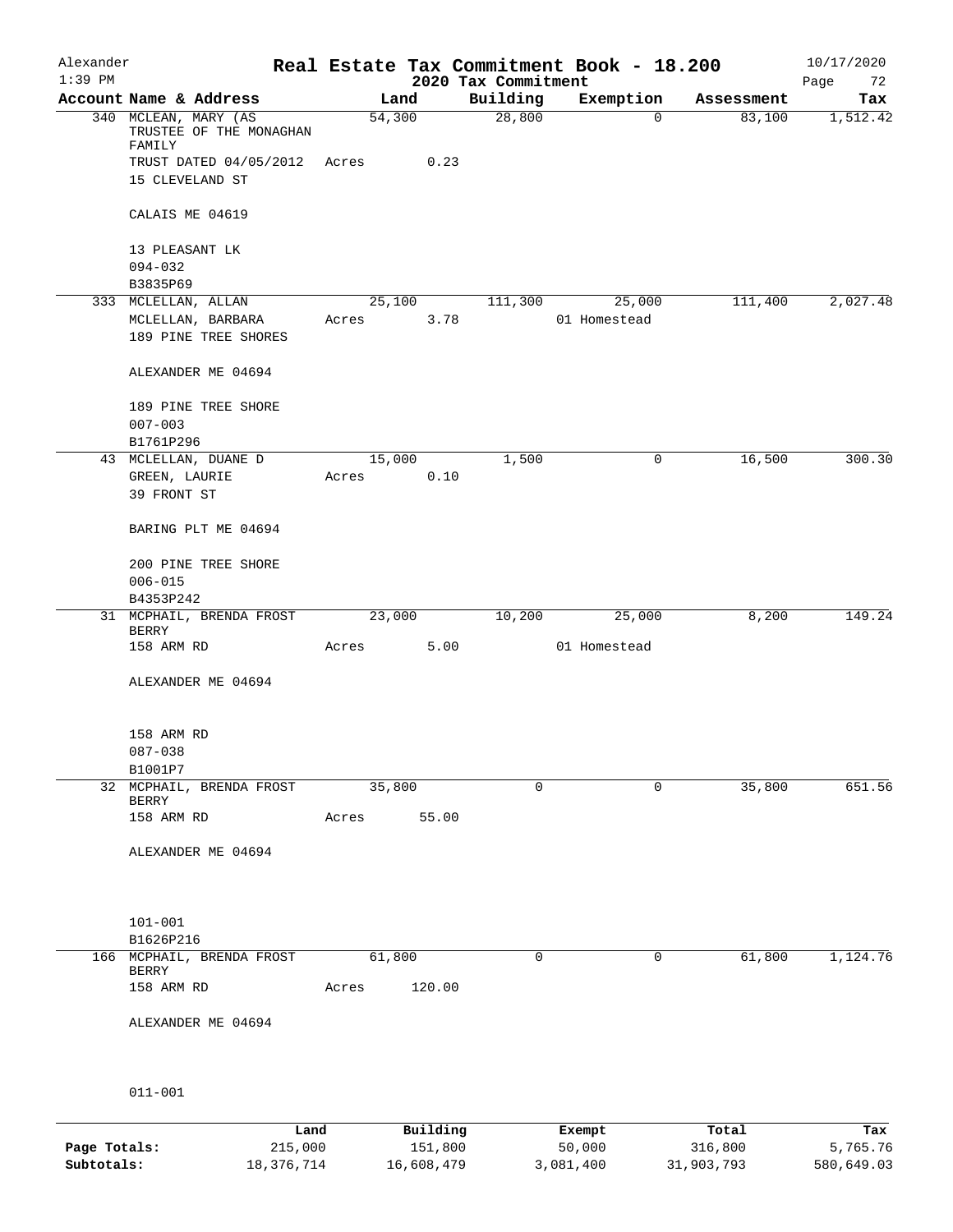# Real Estate Tax Commitment Book - 18.200

## 2020 Tax Commitment

Alexander — 1:39 PM — 10/17/2020

| Account | Name & Address | Land | Building | Exemption | Assessment | Tax |
|---|---|---|---|---|---|---|
| 340 | MCLEAN, MARY (AS TRUSTEE OF THE MONAGHAN FAMILY<br>TRUST DATED 04/05/2012<br>15 CLEVELAND ST<br>CALAIS ME 04619<br>13 PLEASANT LK<br>094-032<br>B3835P69 | 54,300<br>Acres 0.23 | 28,800 | 0 | 83,100 | 1,512.42 |
| 333 | MCLELLAN, ALLAN<br>MCLELLAN, BARBARA<br>189 PINE TREE SHORES<br>ALEXANDER ME 04694<br>189 PINE TREE SHORE<br>007-003<br>B1761P296 | 25,100<br>Acres 3.78 | 111,300 | 25,000<br>01 Homestead | 111,400 | 2,027.48 |
| 43 | MCLELLAN, DUANE D<br>GREEN, LAURIE<br>39 FRONT ST<br>BARING PLT ME 04694<br>200 PINE TREE SHORE<br>006-015<br>B4353P242 | 15,000<br>Acres 0.10 | 1,500 | 0 | 16,500 | 300.30 |
| 31 | MCPHAIL, BRENDA FROST BERRY<br>158 ARM RD<br>ALEXANDER ME 04694<br>158 ARM RD<br>087-038<br>B1001P7 | 23,000<br>Acres 5.00 | 10,200 | 25,000<br>01 Homestead | 8,200 | 149.24 |
| 32 | MCPHAIL, BRENDA FROST BERRY<br>158 ARM RD<br>ALEXANDER ME 04694<br>101-001<br>B1626P216 | 35,800<br>Acres 55.00 | 0 | 0 | 35,800 | 651.56 |
| 166 | MCPHAIL, BRENDA FROST BERRY<br>158 ARM RD<br>ALEXANDER ME 04694<br>011-001 | 61,800<br>Acres 120.00 | 0 | 0 | 61,800 | 1,124.76 |

| | Land | Building | Exempt | Total | Tax |
|---|---|---|---|---|---|
| Page Totals: | 215,000 | 151,800 | 50,000 | 316,800 | 5,765.76 |
| Subtotals: | 18,376,714 | 16,608,479 | 3,081,400 | 31,903,793 | 580,649.03 |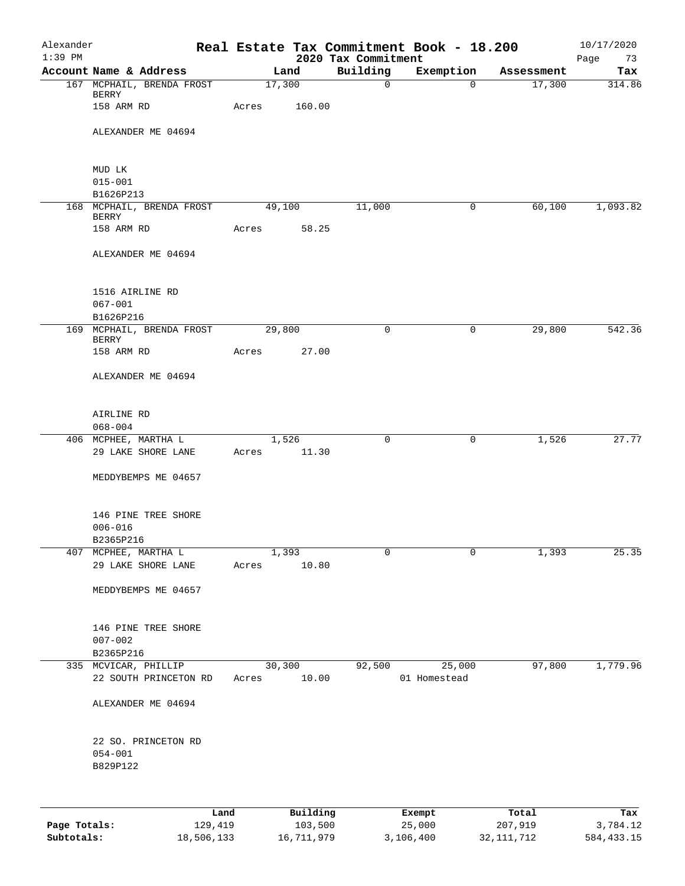# Real Estate Tax Commitment Book - 18.200

Alexander
1:39 PM

2020 Tax Commitment

10/17/2020

| Account Name & Address | Land | Building | Exemption | Assessment | Tax |
|---|---|---|---|---|---|
| 167 MCPHAIL, BRENDA FROST BERRY | 17,300 | 0 | 0 | 17,300 | 314.86 |
| 158 ARM RD | Acres 160.00 | | | | |
| ALEXANDER ME 04694 | | | | | |
| MUD LK | | | | | |
| 015-001 | | | | | |
| B1626P213 | | | | | |
| 168 MCPHAIL, BRENDA FROST BERRY | 49,100 | 11,000 | 0 | 60,100 | 1,093.82 |
| 158 ARM RD | Acres 58.25 | | | | |
| ALEXANDER ME 04694 | | | | | |
| 1516 AIRLINE RD | | | | | |
| 067-001 | | | | | |
| B1626P216 | | | | | |
| 169 MCPHAIL, BRENDA FROST BERRY | 29,800 | 0 | 0 | 29,800 | 542.36 |
| 158 ARM RD | Acres 27.00 | | | | |
| ALEXANDER ME 04694 | | | | | |
| AIRLINE RD | | | | | |
| 068-004 | | | | | |
| 406 MCPHEE, MARTHA L | 1,526 | 0 | 0 | 1,526 | 27.77 |
| 29 LAKE SHORE LANE | Acres 11.30 | | | | |
| MEDDYBEMPS ME 04657 | | | | | |
| 146 PINE TREE SHORE | | | | | |
| 006-016 | | | | | |
| B2365P216 | | | | | |
| 407 MCPHEE, MARTHA L | 1,393 | 0 | 0 | 1,393 | 25.35 |
| 29 LAKE SHORE LANE | Acres 10.80 | | | | |
| MEDDYBEMPS ME 04657 | | | | | |
| 146 PINE TREE SHORE | | | | | |
| 007-002 | | | | | |
| B2365P216 | | | | | |
| 335 MCVICAR, PHILLIP | 30,300 | 92,500 | 25,000 | 97,800 | 1,779.96 |
| 22 SOUTH PRINCETON RD | Acres 10.00 | | 01 Homestead | | |
| ALEXANDER ME 04694 | | | | | |
| 22 SO. PRINCETON RD | | | | | |
| 054-001 | | | | | |
| B829P122 | | | | | |

| | Land | Building | Exempt | Total | Tax |
|---|---|---|---|---|---|
| Page Totals: | 129,419 | 103,500 | 25,000 | 207,919 | 3,784.12 |
| Subtotals: | 18,506,133 | 16,711,979 | 3,106,400 | 32,111,712 | 584,433.15 |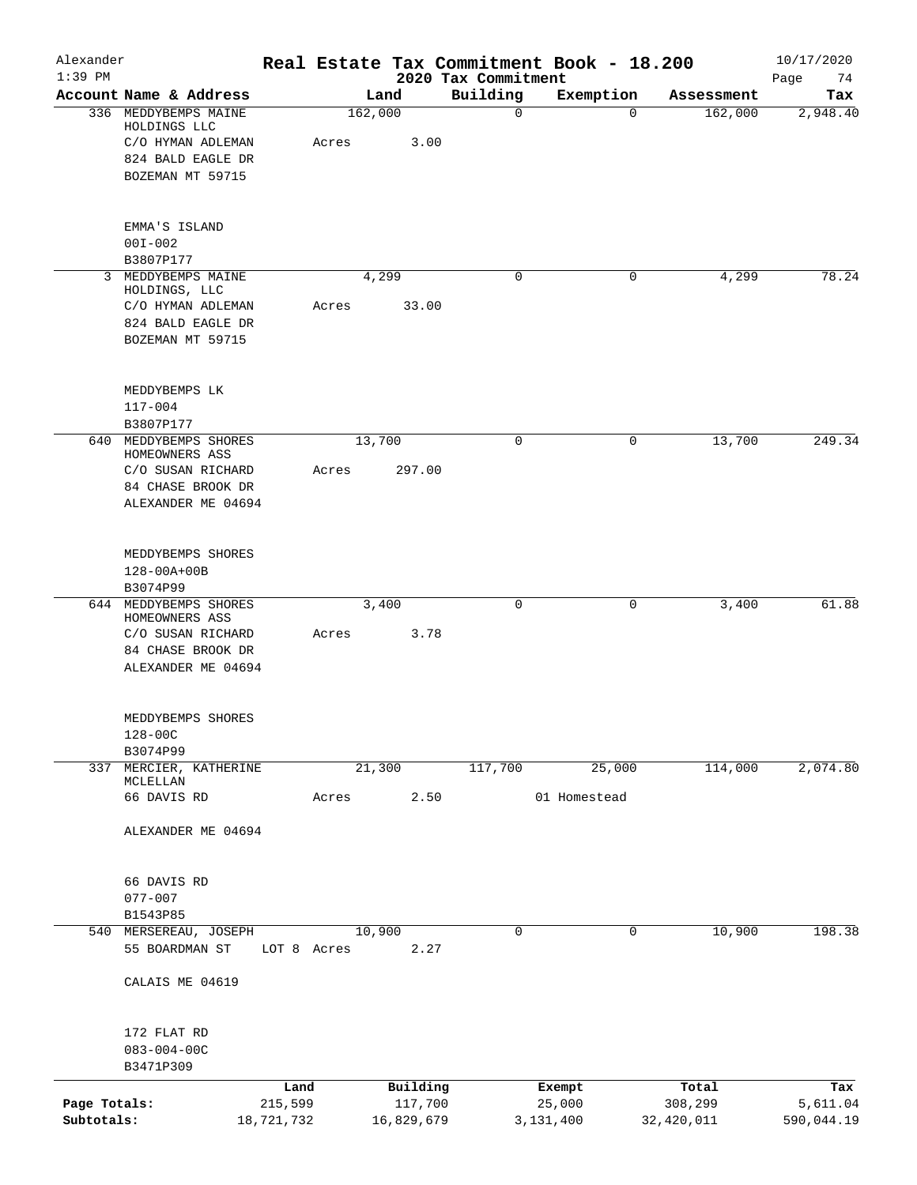# Real Estate Tax Commitment Book - 18.200

## 2020 Tax Commitment

| Account Name & Address | Land | Building | Exemption | Assessment | Tax |
|---|---|---|---|---|---|
| 336 MEDDYBEMPS MAINE HOLDINGS LLC<br>C/O HYMAN ADLEMAN<br>824 BALD EAGLE DR<br>BOZEMAN MT 59715<br><br>EMMA'S ISLAND<br>00I-002<br>B3807P177 | 162,000<br>Acres 3.00 | 0 | 0 | 162,000 | 2,948.40 |
| 3 MEDDYBEMPS MAINE HOLDINGS, LLC<br>C/O HYMAN ADLEMAN<br>824 BALD EAGLE DR<br>BOZEMAN MT 59715<br><br>MEDDYBEMPS LK<br>117-004<br>B3807P177 | 4,299<br>Acres 33.00 | 0 | 0 | 4,299 | 78.24 |
| 640 MEDDYBEMPS SHORES HOMEOWNERS ASS<br>C/O SUSAN RICHARD<br>84 CHASE BROOK DR<br>ALEXANDER ME 04694<br><br>MEDDYBEMPS SHORES<br>128-00A+00B<br>B3074P99 | 13,700<br>Acres 297.00 | 0 | 0 | 13,700 | 249.34 |
| 644 MEDDYBEMPS SHORES HOMEOWNERS ASS<br>C/O SUSAN RICHARD<br>84 CHASE BROOK DR<br>ALEXANDER ME 04694<br><br>MEDDYBEMPS SHORES<br>128-00C<br>B3074P99 | 3,400<br>Acres 3.78 | 0 | 0 | 3,400 | 61.88 |
| 337 MERCIER, KATHERINE MCLELLAN<br>66 DAVIS RD<br><br>ALEXANDER ME 04694<br><br>66 DAVIS RD<br>077-007<br>B1543P85 | 21,300<br>Acres 2.50 | 117,700 | 25,000<br>01 Homestead | 114,000 | 2,074.80 |
| 540 MERSEREAU, JOSEPH<br>55 BOARDMAN ST<br><br>CALAIS ME 04619<br><br>172 FLAT RD<br>083-004-00C<br>B3471P309 | 10,900<br>LOT 8 Acres 2.27 | 0 | 0 | 10,900 | 198.38 |

| | Land | Building | Exempt | Total | Tax |
|---|---|---|---|---|---|
| Page Totals: | 215,599 | 117,700 | 25,000 | 308,299 | 5,611.04 |
| Subtotals: | 18,721,732 | 16,829,679 | 3,131,400 | 32,420,011 | 590,044.19 |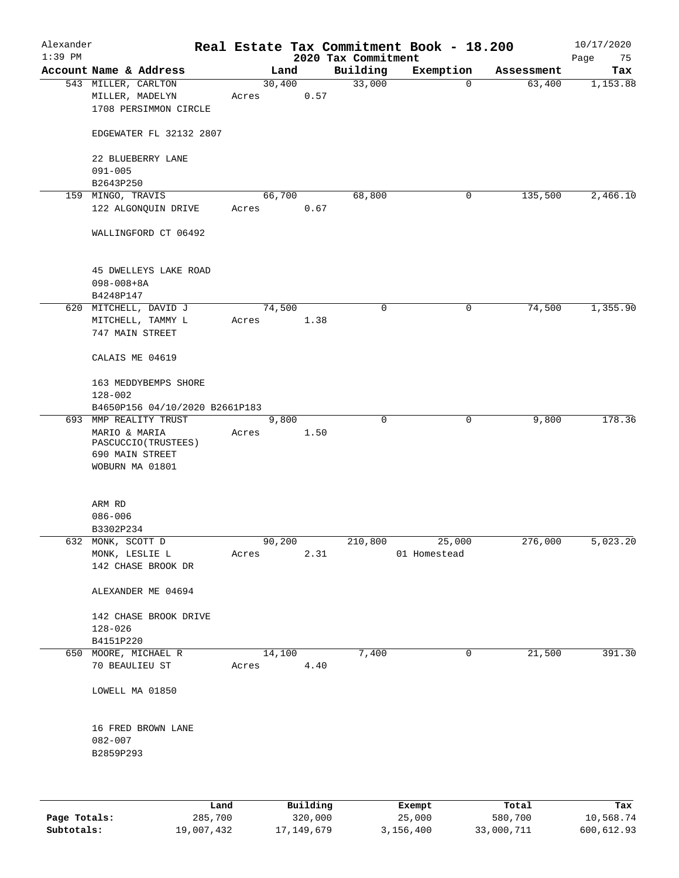Alexander 1:39 PM

# Real Estate Tax Commitment Book - 18.200

## 2020 Tax Commitment

10/17/2020

| Account Name & Address | Land | Building | Exemption | Assessment | Tax |
|---|---|---|---|---|---|
| 543 MILLER, CARLTON<br>MILLER, MADELYN<br>1708 PERSIMMON CIRCLE<br><br>EDGEWATER FL 32132 2807<br><br>22 BLUEBERRY LANE<br>091-005<br>B2643P250 | 30,400<br>Acres 0.57 | 33,000 | 0 | 63,400 | 1,153.88 |
| 159 MINGO, TRAVIS<br>122 ALGONQUIN DRIVE<br><br>WALLINGFORD CT 06492<br><br>45 DWELLEYS LAKE ROAD<br>098-008+8A<br>B4248P147 | 66,700<br>Acres 0.67 | 68,800 | 0 | 135,500 | 2,466.10 |
| 620 MITCHELL, DAVID J<br>MITCHELL, TAMMY L<br>747 MAIN STREET<br><br>CALAIS ME 04619<br><br>163 MEDDYBEMPS SHORE<br>128-002<br>B4650P156 04/10/2020 B2661P183 | 74,500<br>Acres 1.38 | 0 | 0 | 74,500 | 1,355.90 |
| 693 MMP REALITY TRUST<br>MARIO & MARIA<br>PASCUCCIO(TRUSTEES)<br>690 MAIN STREET<br>WOBURN MA 01801<br><br>ARM RD<br>086-006<br>B3302P234 | 9,800<br>Acres 1.50 | 0 | 0 | 9,800 | 178.36 |
| 632 MONK, SCOTT D<br>MONK, LESLIE L<br>142 CHASE BROOK DR<br><br>ALEXANDER ME 04694<br><br>142 CHASE BROOK DRIVE<br>128-026<br>B4151P220 | 90,200<br>Acres 2.31 | 210,800 | 25,000<br>01 Homestead | 276,000 | 5,023.20 |
| 650 MOORE, MICHAEL R<br>70 BEAULIEU ST<br><br>LOWELL MA 01850<br><br>16 FRED BROWN LANE<br>082-007<br>B2859P293 | 14,100<br>Acres 4.40 | 7,400 | 0 | 21,500 | 391.30 |

| | Land | Building | Exempt | Total | Tax |
|---|---|---|---|---|---|
| Page Totals: | 285,700 | 320,000 | 25,000 | 580,700 | 10,568.74 |
| Subtotals: | 19,007,432 | 17,149,679 | 3,156,400 | 33,000,711 | 600,612.93 |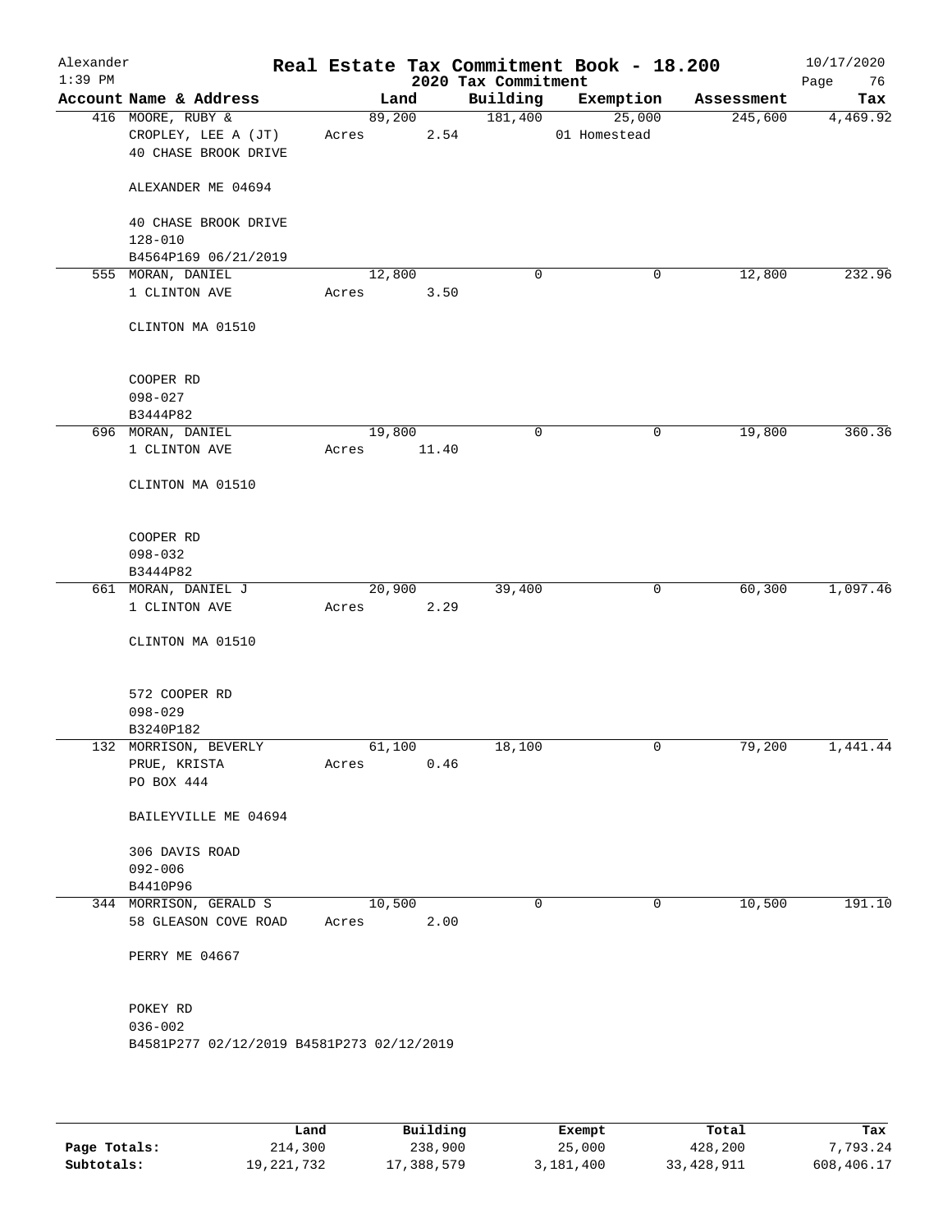Alexander 1:39 PM

# Real Estate Tax Commitment Book - 18.200

## 2020 Tax Commitment

10/17/2020

| Account Name & Address | Land | Building | Exemption | Assessment | Tax |
|---|---|---|---|---|---|
| 416 MOORE, RUBY & | 89,200 | 181,400 | 25,000 | 245,600 | 4,469.92 |
| CROPLEY, LEE A (JT) | Acres 2.54 | | 01 Homestead | | |
| 40 CHASE BROOK DRIVE | | | | | |
| ALEXANDER ME 04694 | | | | | |
| 40 CHASE BROOK DRIVE | | | | | |
| 128-010 | | | | | |
| B4564P169 06/21/2019 | | | | | |
| 555 MORAN, DANIEL | 12,800 | 0 | 0 | 12,800 | 232.96 |
| 1 CLINTON AVE | Acres 3.50 | | | | |
| CLINTON MA 01510 | | | | | |
| COOPER RD | | | | | |
| 098-027 | | | | | |
| B3444P82 | | | | | |
| 696 MORAN, DANIEL | 19,800 | 0 | 0 | 19,800 | 360.36 |
| 1 CLINTON AVE | Acres 11.40 | | | | |
| CLINTON MA 01510 | | | | | |
| COOPER RD | | | | | |
| 098-032 | | | | | |
| B3444P82 | | | | | |
| 661 MORAN, DANIEL J | 20,900 | 39,400 | 0 | 60,300 | 1,097.46 |
| 1 CLINTON AVE | Acres 2.29 | | | | |
| CLINTON MA 01510 | | | | | |
| 572 COOPER RD | | | | | |
| 098-029 | | | | | |
| B3240P182 | | | | | |
| 132 MORRISON, BEVERLY | 61,100 | 18,100 | 0 | 79,200 | 1,441.44 |
| PRUE, KRISTA | Acres 0.46 | | | | |
| PO BOX 444 | | | | | |
| BAILEYVILLE ME 04694 | | | | | |
| 306 DAVIS ROAD | | | | | |
| 092-006 | | | | | |
| B4410P96 | | | | | |
| 344 MORRISON, GERALD S | 10,500 | 0 | 0 | 10,500 | 191.10 |
| 58 GLEASON COVE ROAD | Acres 2.00 | | | | |
| PERRY ME 04667 | | | | | |
| POKEY RD | | | | | |
| 036-002 | | | | | |
| B4581P277 02/12/2019 B4581P273 02/12/2019 | | | | | |

| | Land | Building | Exempt | Total | Tax |
|---|---|---|---|---|---|
| Page Totals: | 214,300 | 238,900 | 25,000 | 428,200 | 7,793.24 |
| Subtotals: | 19,221,732 | 17,388,579 | 3,181,400 | 33,428,911 | 608,406.17 |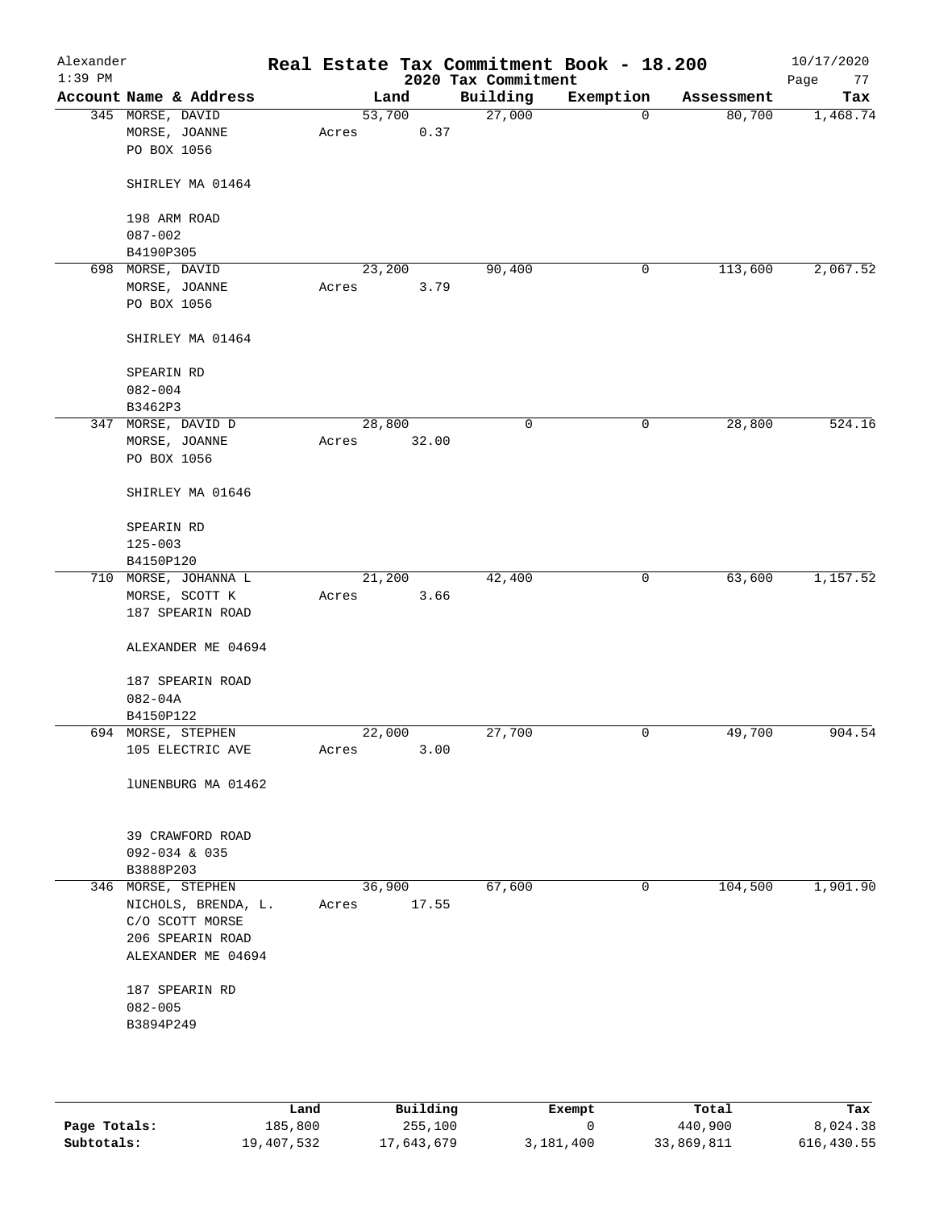# Alexander — Real Estate Tax Commitment Book - 18.200

## 2020 Tax Commitment

1:39 PM — 10/17/2020

| Account Name & Address | Land | Building | Exemption | Assessment | Tax |
|---|---|---|---|---|---|
| 345 MORSE, DAVID<br>MORSE, JOANNE<br>PO BOX 1056<br><br>SHIRLEY MA 01464<br><br>198 ARM ROAD<br>087-002<br>B4190P305 | 53,700<br>Acres 0.37 | 27,000 | 0 | 80,700 | 1,468.74 |
| 698 MORSE, DAVID<br>MORSE, JOANNE<br>PO BOX 1056<br><br>SHIRLEY MA 01464<br><br>SPEARIN RD<br>082-004<br>B3462P3 | 23,200<br>Acres 3.79 | 90,400 | 0 | 113,600 | 2,067.52 |
| 347 MORSE, DAVID D<br>MORSE, JOANNE<br>PO BOX 1056<br><br>SHIRLEY MA 01646<br><br>SPEARIN RD<br>125-003<br>B4150P120 | 28,800<br>Acres 32.00 | 0 | 0 | 28,800 | 524.16 |
| 710 MORSE, JOHANNA L<br>MORSE, SCOTT K<br>187 SPEARIN ROAD<br><br>ALEXANDER ME 04694<br><br>187 SPEARIN ROAD<br>082-04A<br>B4150P122 | 21,200<br>Acres 3.66 | 42,400 | 0 | 63,600 | 1,157.52 |
| 694 MORSE, STEPHEN<br>105 ELECTRIC AVE<br><br>lUNENBURG MA 01462<br><br>39 CRAWFORD ROAD<br>092-034 & 035<br>B3888P203 | 22,000<br>Acres 3.00 | 27,700 | 0 | 49,700 | 904.54 |
| 346 MORSE, STEPHEN<br>NICHOLS, BRENDA, L.<br>C/O SCOTT MORSE<br>206 SPEARIN ROAD<br>ALEXANDER ME 04694<br><br>187 SPEARIN RD<br>082-005<br>B3894P249 | 36,900<br>Acres 17.55 | 67,600 | 0 | 104,500 | 1,901.90 |

| | Land | Building | Exempt | Total | Tax |
|---|---|---|---|---|---|
| **Page Totals:** | 185,800 | 255,100 | 0 | 440,900 | 8,024.38 |
| **Subtotals:** | 19,407,532 | 17,643,679 | 3,181,400 | 33,869,811 | 616,430.55 |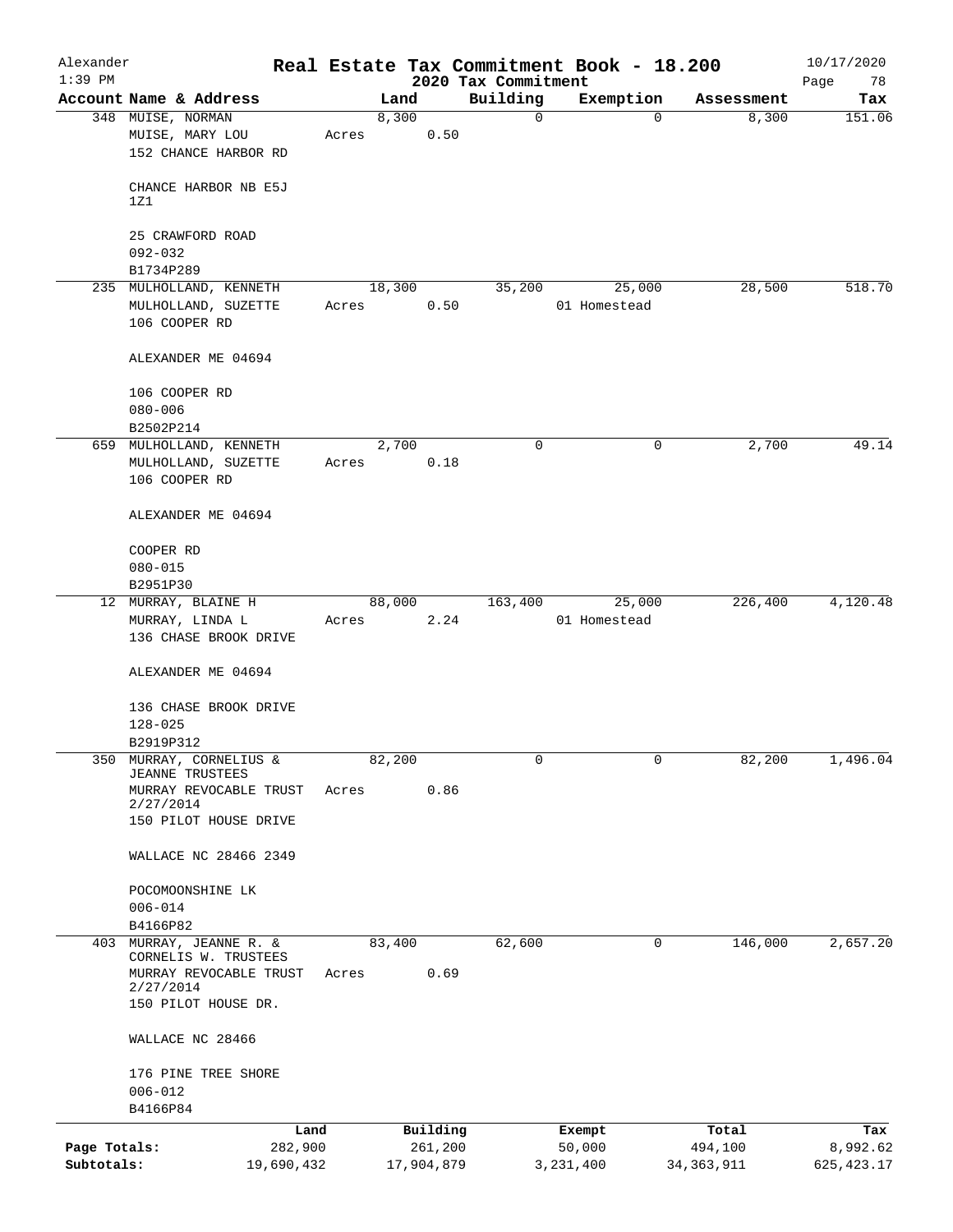Alexander
1:39 PM

# Real Estate Tax Commitment Book - 18.200

## 2020 Tax Commitment

10/17/2020

| Account Name & Address | Land | Building | Exemption | Assessment | Tax |
|---|---|---|---|---|---|
| 348 MUISE, NORMAN<br>MUISE, MARY LOU<br>152 CHANCE HARBOR RD<br><br>CHANCE HARBOR NB E5J 1Z1<br><br>25 CRAWFORD ROAD<br>092-032<br>B1734P289 | 8,300<br>Acres 0.50 | 0 | 0 | 8,300 | 151.06 |
| 235 MULHOLLAND, KENNETH<br>MULHOLLAND, SUZETTE<br>106 COOPER RD<br><br>ALEXANDER ME 04694<br><br>106 COOPER RD<br>080-006<br>B2502P214 | 18,300<br>Acres 0.50 | 35,200 | 25,000<br>01 Homestead | 28,500 | 518.70 |
| 659 MULHOLLAND, KENNETH<br>MULHOLLAND, SUZETTE<br>106 COOPER RD<br><br>ALEXANDER ME 04694<br><br>COOPER RD<br>080-015<br>B2951P30 | 2,700<br>Acres 0.18 | 0 | 0 | 2,700 | 49.14 |
| 12 MURRAY, BLAINE H<br>MURRAY, LINDA L<br>136 CHASE BROOK DRIVE<br><br>ALEXANDER ME 04694<br><br>136 CHASE BROOK DRIVE<br>128-025<br>B2919P312 | 88,000<br>Acres 2.24 | 163,400 | 25,000<br>01 Homestead | 226,400 | 4,120.48 |
| 350 MURRAY, CORNELIUS & JEANNE TRUSTEES<br>MURRAY REVOCABLE TRUST 2/27/2014<br>150 PILOT HOUSE DRIVE<br><br>WALLACE NC 28466 2349<br><br>POCOMOONSHINE LK<br>006-014<br>B4166P82 | 82,200<br>Acres 0.86 | 0 | 0 | 82,200 | 1,496.04 |
| 403 MURRAY, JEANNE R. & CORNELIS W. TRUSTEES<br>MURRAY REVOCABLE TRUST 2/27/2014<br>150 PILOT HOUSE DR.<br><br>WALLACE NC 28466<br><br>176 PINE TREE SHORE<br>006-012<br>B4166P84 | 83,400<br>Acres 0.69 | 62,600 | 0 | 146,000 | 2,657.20 |

| | Land | Building | Exempt | Total | Tax |
|---|---|---|---|---|---|
| Page Totals: | 282,900 | 261,200 | 50,000 | 494,100 | 8,992.62 |
| Subtotals: | 19,690,432 | 17,904,879 | 3,231,400 | 34,363,911 | 625,423.17 |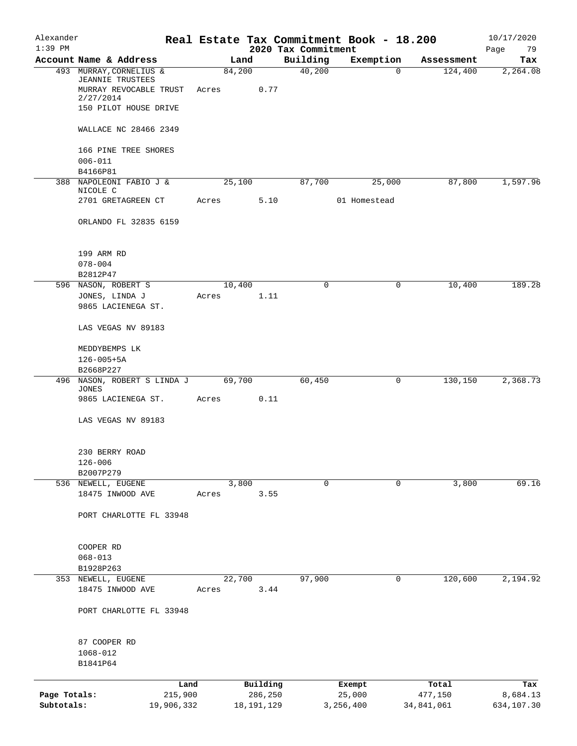Alexander 1:39 PM

# Real Estate Tax Commitment Book - 18.200

## 2020 Tax Commitment

10/17/2020

| Account Name & Address | Land | Building | Exemption | Assessment | Tax |
|---|---|---|---|---|---|
| 493 MURRAY,CORNELIUS & JEANNIE TRUSTEES<br>MURRAY REVOCABLE TRUST 2/27/2014<br>150 PILOT HOUSE DRIVE<br><br>WALLACE NC 28466 2349<br><br>166 PINE TREE SHORES<br>006-011<br>B4166P81 | 84,200<br>Acres 0.77 | 40,200 | 0 | 124,400 | 2,264.08 |
| 388 NAPOLEONI FABIO J & NICOLE C<br>2701 GRETAGREEN CT<br><br>ORLANDO FL 32835 6159<br><br>199 ARM RD<br>078-004<br>B2812P47 | 25,100<br>Acres 5.10 | 87,700 | 25,000<br>01 Homestead | 87,800 | 1,597.96 |
| 596 NASON, ROBERT S<br>JONES, LINDA J<br>9865 LACIENEGA ST.<br><br>LAS VEGAS NV 89183<br><br>MEDDYBEMPS LK<br>126-005+5A<br>B2668P227 | 10,400<br>Acres 1.11 | 0 | 0 | 10,400 | 189.28 |
| 496 NASON, ROBERT S LINDA J JONES<br>9865 LACIENEGA ST.<br><br>LAS VEGAS NV 89183<br><br>230 BERRY ROAD<br>126-006<br>B2007P279 | 69,700<br>Acres 0.11 | 60,450 | 0 | 130,150 | 2,368.73 |
| 536 NEWELL, EUGENE<br>18475 INWOOD AVE<br><br>PORT CHARLOTTE FL 33948<br><br>COOPER RD<br>068-013<br>B1928P263 | 3,800<br>Acres 3.55 | 0 | 0 | 3,800 | 69.16 |
| 353 NEWELL, EUGENE<br>18475 INWOOD AVE<br><br>PORT CHARLOTTE FL 33948<br><br>87 COOPER RD<br>1068-012<br>B1841P64 | 22,700<br>Acres 3.44 | 97,900 | 0 | 120,600 | 2,194.92 |

| | Land | Building | Exempt | Total | Tax |
|---|---|---|---|---|---|
| Page Totals: | 215,900 | 286,250 | 25,000 | 477,150 | 8,684.13 |
| Subtotals: | 19,906,332 | 18,191,129 | 3,256,400 | 34,841,061 | 634,107.30 |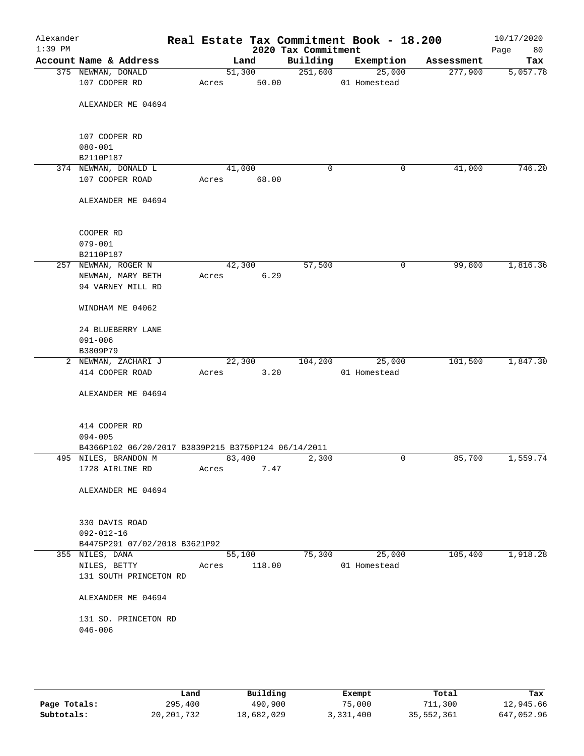# Real Estate Tax Commitment Book - 18.200

Alexander
1:39 PM

2020 Tax Commitment

10/17/2020

| Account Name & Address | Land | Building | Exemption | Assessment | Tax |
|---|---|---|---|---|---|
| 375 NEWMAN, DONALD<br>107 COOPER RD<br><br>ALEXANDER ME 04694<br><br>107 COOPER RD<br>080-001<br>B2110P187 | 51,300<br>Acres 50.00 | 251,600 | 25,000<br>01 Homestead | 277,900 | 5,057.78 |
| 374 NEWMAN, DONALD L<br>107 COOPER ROAD<br><br>ALEXANDER ME 04694<br><br>COOPER RD<br>079-001<br>B2110P187 | 41,000<br>Acres 68.00 | 0 | 0 | 41,000 | 746.20 |
| 257 NEWMAN, ROGER N<br>NEWMAN, MARY BETH<br>94 VARNEY MILL RD<br><br>WINDHAM ME 04062<br><br>24 BLUEBERRY LANE<br>091-006<br>B3809P79 | 42,300<br>Acres 6.29 | 57,500 | 0 | 99,800 | 1,816.36 |
| 2 NEWMAN, ZACHARI J<br>414 COOPER ROAD<br><br>ALEXANDER ME 04694<br><br>414 COOPER RD<br>094-005<br>B4366P102 06/20/2017 B3839P215 B3750P124 06/14/2011 | 22,300<br>Acres 3.20 | 104,200 | 25,000<br>01 Homestead | 101,500 | 1,847.30 |
| 495 NILES, BRANDON M<br>1728 AIRLINE RD<br><br>ALEXANDER ME 04694<br><br>330 DAVIS ROAD<br>092-012-16<br>B4475P291 07/02/2018 B3621P92 | 83,400<br>Acres 7.47 | 2,300 | 0 | 85,700 | 1,559.74 |
| 355 NILES, DANA<br>NILES, BETTY<br>131 SOUTH PRINCETON RD<br><br>ALEXANDER ME 04694<br><br>131 SO. PRINCETON RD<br>046-006 | 55,100<br>Acres 118.00 | 75,300 | 25,000<br>01 Homestead | 105,400 | 1,918.28 |

| | Land | Building | Exempt | Total | Tax |
|---|---|---|---|---|---|
| **Page Totals:** | 295,400 | 490,900 | 75,000 | 711,300 | 12,945.66 |
| **Subtotals:** | 20,201,732 | 18,682,029 | 3,331,400 | 35,552,361 | 647,052.96 |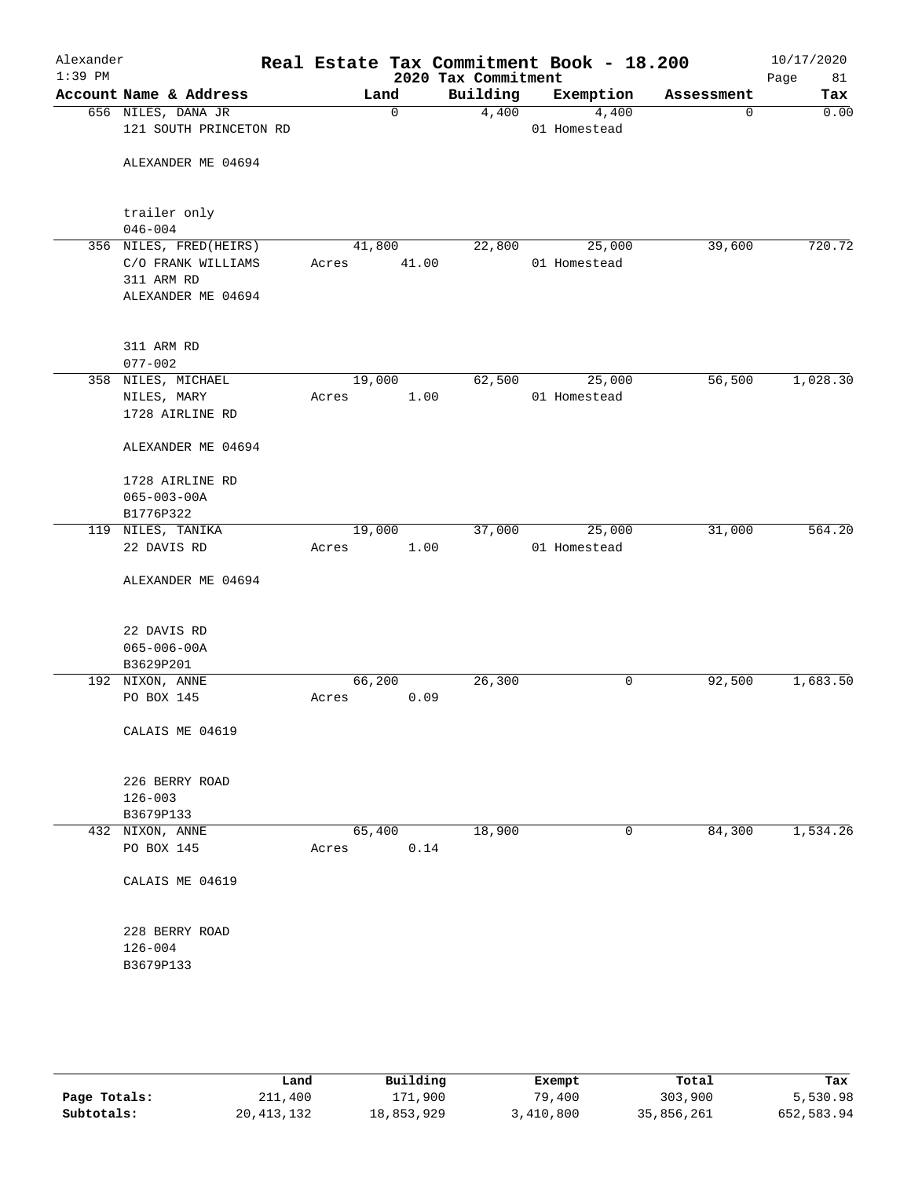# Real Estate Tax Commitment Book - 18.200

## 2020 Tax Commitment

| Account Name & Address | Land | Building | Exemption | Assessment | Tax |
|---|---|---|---|---|---|
| 656 NILES, DANA JR<br>121 SOUTH PRINCETON RD<br><br>ALEXANDER ME 04694<br><br>trailer only<br>046-004 | 0 | 4,400 | 4,400<br>01 Homestead | 0 | 0.00 |
| 356 NILES, FRED(HEIRS)<br>C/O FRANK WILLIAMS<br>311 ARM RD<br>ALEXANDER ME 04694<br><br>311 ARM RD<br>077-002 | 41,800<br>Acres 41.00 | 22,800 | 25,000<br>01 Homestead | 39,600 | 720.72 |
| 358 NILES, MICHAEL<br>NILES, MARY<br>1728 AIRLINE RD<br><br>ALEXANDER ME 04694<br><br>1728 AIRLINE RD<br>065-003-00A<br>B1776P322 | 19,000<br>Acres 1.00 | 62,500 | 25,000<br>01 Homestead | 56,500 | 1,028.30 |
| 119 NILES, TANIKA<br>22 DAVIS RD<br><br>ALEXANDER ME 04694<br><br>22 DAVIS RD<br>065-006-00A<br>B3629P201 | 19,000<br>Acres 1.00 | 37,000 | 25,000<br>01 Homestead | 31,000 | 564.20 |
| 192 NIXON, ANNE<br>PO BOX 145<br><br>CALAIS ME 04619<br><br>226 BERRY ROAD<br>126-003<br>B3679P133 | 66,200<br>Acres 0.09 | 26,300 | 0 | 92,500 | 1,683.50 |
| 432 NIXON, ANNE<br>PO BOX 145<br><br>CALAIS ME 04619<br><br>228 BERRY ROAD<br>126-004<br>B3679P133 | 65,400<br>Acres 0.14 | 18,900 | 0 | 84,300 | 1,534.26 |

| | Land | Building | Exempt | Total | Tax |
|---|---|---|---|---|---|
| **Page Totals:** | 211,400 | 171,900 | 79,400 | 303,900 | 5,530.98 |
| **Subtotals:** | 20,413,132 | 18,853,929 | 3,410,800 | 35,856,261 | 652,583.94 |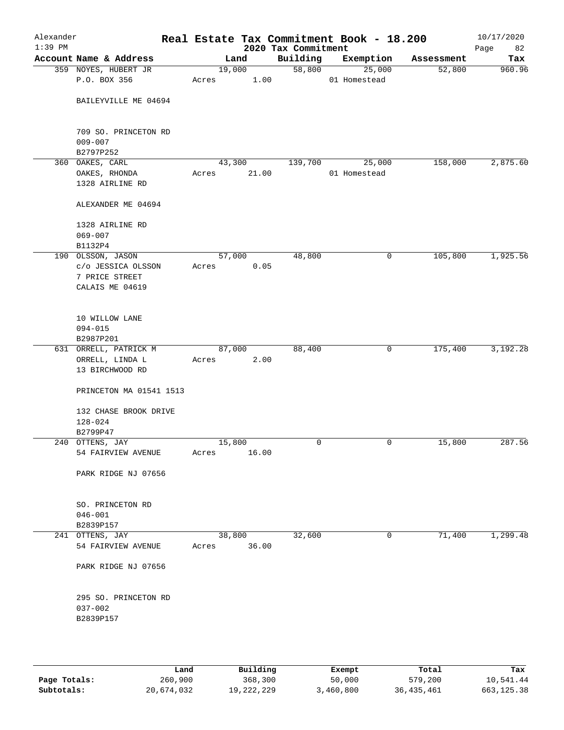# Real Estate Tax Commitment Book - 18.200

Alexander
1:39 PM

2020 Tax Commitment

10/17/2020

| Account Name & Address | Land | Building | Exemption | Assessment | Tax |
|---|---|---|---|---|---|
| 359 NOYES, HUBERT JR<br>P.O. BOX 356<br><br>BAILEYVILLE ME 04694<br><br>709 SO. PRINCETON RD<br>009-007<br>B2797P252 | 19,000<br>Acres 1.00 | 58,800 | 25,000<br>01 Homestead | 52,800 | 960.96 |
| 360 OAKES, CARL<br>OAKES, RHONDA<br>1328 AIRLINE RD<br><br>ALEXANDER ME 04694<br><br>1328 AIRLINE RD<br>069-007<br>B1132P4 | 43,300<br>Acres 21.00 | 139,700 | 25,000<br>01 Homestead | 158,000 | 2,875.60 |
| 190 OLSSON, JASON<br>c/o JESSICA OLSSON<br>7 PRICE STREET<br>CALAIS ME 04619<br><br>10 WILLOW LANE<br>094-015<br>B2987P201 | 57,000<br>Acres 0.05 | 48,800 | 0 | 105,800 | 1,925.56 |
| 631 ORRELL, PATRICK M<br>ORRELL, LINDA L<br>13 BIRCHWOOD RD<br><br>PRINCETON MA 01541 1513<br><br>132 CHASE BROOK DRIVE<br>128-024<br>B2799P47 | 87,000<br>Acres 2.00 | 88,400 | 0 | 175,400 | 3,192.28 |
| 240 OTTENS, JAY<br>54 FAIRVIEW AVENUE<br><br>PARK RIDGE NJ 07656<br><br>SO. PRINCETON RD<br>046-001<br>B2839P157 | 15,800<br>Acres 16.00 | 0 | 0 | 15,800 | 287.56 |
| 241 OTTENS, JAY<br>54 FAIRVIEW AVENUE<br><br>PARK RIDGE NJ 07656<br><br>295 SO. PRINCETON RD<br>037-002<br>B2839P157 | 38,800<br>Acres 36.00 | 32,600 | 0 | 71,400 | 1,299.48 |

| | Land | Building | Exempt | Total | Tax |
|---|---|---|---|---|---|
| **Page Totals:** | 260,900 | 368,300 | 50,000 | 579,200 | 10,541.44 |
| **Subtotals:** | 20,674,032 | 19,222,229 | 3,460,800 | 36,435,461 | 663,125.38 |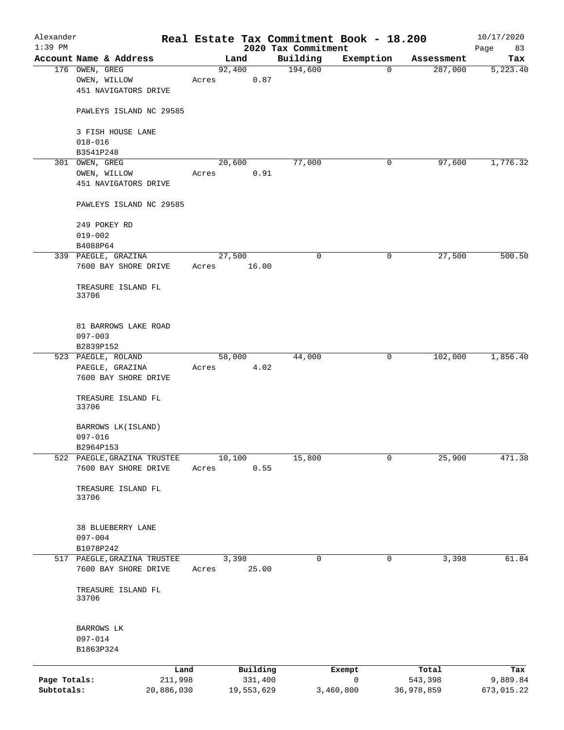# Real Estate Tax Commitment Book - 18.200

Alexander
1:39 PM

## 2020 Tax Commitment

10/17/2020

| Account | Name & Address | Land | Building | Exemption | Assessment | Tax |
|---|---|---|---|---|---|---|
| 176 | OWEN, GREG<br>OWEN, WILLOW<br>451 NAVIGATORS DRIVE<br><br>PAWLEYS ISLAND NC 29585<br><br>3 FISH HOUSE LANE<br>018-016<br>B3541P248 | 92,400<br>Acres 0.87 | 194,600 | 0 | 287,000 | 5,223.40 |
| 301 | OWEN, GREG<br>OWEN, WILLOW<br>451 NAVIGATORS DRIVE<br><br>PAWLEYS ISLAND NC 29585<br><br>249 POKEY RD<br>019-002<br>B4088P64 | 20,600<br>Acres 0.91 | 77,000 | 0 | 97,600 | 1,776.32 |
| 339 | PAEGLE, GRAZINA<br>7600 BAY SHORE DRIVE<br><br>TREASURE ISLAND FL<br>33706<br><br>81 BARROWS LAKE ROAD<br>097-003<br>B2839P152 | 27,500<br>Acres 16.00 | 0 | 0 | 27,500 | 500.50 |
| 523 | PAEGLE, ROLAND<br>PAEGLE, GRAZINA<br>7600 BAY SHORE DRIVE<br><br>TREASURE ISLAND FL<br>33706<br><br>BARROWS LK(ISLAND)<br>097-016<br>B2964P153 | 58,000<br>Acres 4.02 | 44,000 | 0 | 102,000 | 1,856.40 |
| 522 | PAEGLE,GRAZINA TRUSTEE<br>7600 BAY SHORE DRIVE<br><br>TREASURE ISLAND FL<br>33706<br><br>38 BLUEBERRY LANE<br>097-004<br>B1078P242 | 10,100<br>Acres 0.55 | 15,800 | 0 | 25,900 | 471.38 |
| 517 | PAEGLE,GRAZINA TRUSTEE<br>7600 BAY SHORE DRIVE<br><br>TREASURE ISLAND FL<br>33706<br><br>BARROWS LK<br>097-014<br>B1863P324 | 3,398<br>Acres 25.00 | 0 | 0 | 3,398 | 61.84 |

| | Land | Building | Exempt | Total | Tax |
|---|---|---|---|---|---|
| Page Totals: | 211,998 | 331,400 | 0 | 543,398 | 9,889.84 |
| Subtotals: | 20,886,030 | 19,553,629 | 3,460,800 | 36,978,859 | 673,015.22 |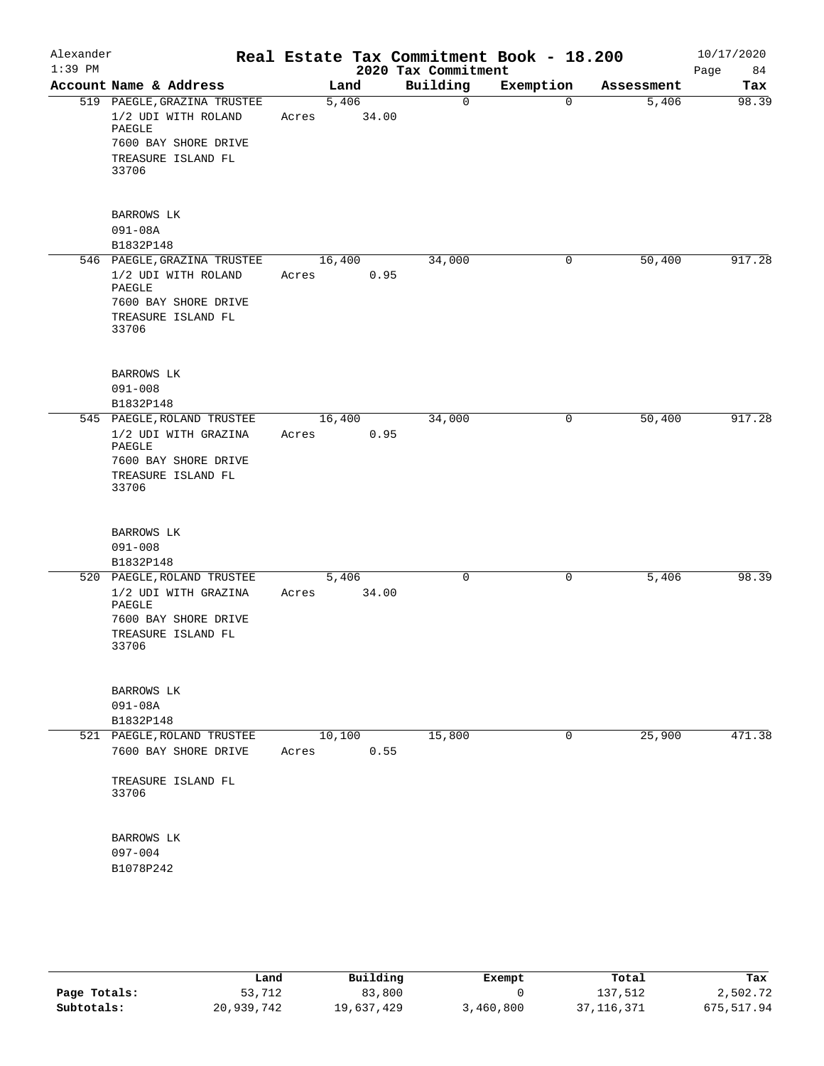Alexander 1:39 PM

# Real Estate Tax Commitment Book - 18.200

## 2020 Tax Commitment

10/17/2020

| Account Name & Address | Land | Building | Exemption | Assessment | Tax |
|---|---|---|---|---|---|
| 519 PAEGLE, GRAZINA TRUSTEE<br>1/2 UDI WITH ROLAND PAEGLE<br>7600 BAY SHORE DRIVE<br>TREASURE ISLAND FL 33706<br><br>BARROWS LK<br>091-08A<br>B1832P148 | 5,406<br>Acres 34.00 | 0 | 0 | 5,406 | 98.39 |
| 546 PAEGLE, GRAZINA TRUSTEE<br>1/2 UDI WITH ROLAND PAEGLE<br>7600 BAY SHORE DRIVE<br>TREASURE ISLAND FL 33706<br><br>BARROWS LK<br>091-008<br>B1832P148 | 16,400<br>Acres 0.95 | 34,000 | 0 | 50,400 | 917.28 |
| 545 PAEGLE, ROLAND TRUSTEE<br>1/2 UDI WITH GRAZINA PAEGLE<br>7600 BAY SHORE DRIVE<br>TREASURE ISLAND FL 33706<br><br>BARROWS LK<br>091-008<br>B1832P148 | 16,400<br>Acres 0.95 | 34,000 | 0 | 50,400 | 917.28 |
| 520 PAEGLE, ROLAND TRUSTEE<br>1/2 UDI WITH GRAZINA PAEGLE<br>7600 BAY SHORE DRIVE<br>TREASURE ISLAND FL 33706<br><br>BARROWS LK<br>091-08A<br>B1832P148 | 5,406<br>Acres 34.00 | 0 | 0 | 5,406 | 98.39 |
| 521 PAEGLE, ROLAND TRUSTEE<br>7600 BAY SHORE DRIVE<br>TREASURE ISLAND FL 33706<br><br>BARROWS LK<br>097-004<br>B1078P242 | 10,100<br>Acres 0.55 | 15,800 | 0 | 25,900 | 471.38 |

| | Land | Building | Exempt | Total | Tax |
|---|---|---|---|---|---|
| Page Totals: | 53,712 | 83,800 | 0 | 137,512 | 2,502.72 |
| Subtotals: | 20,939,742 | 19,637,429 | 3,460,800 | 37,116,371 | 675,517.94 |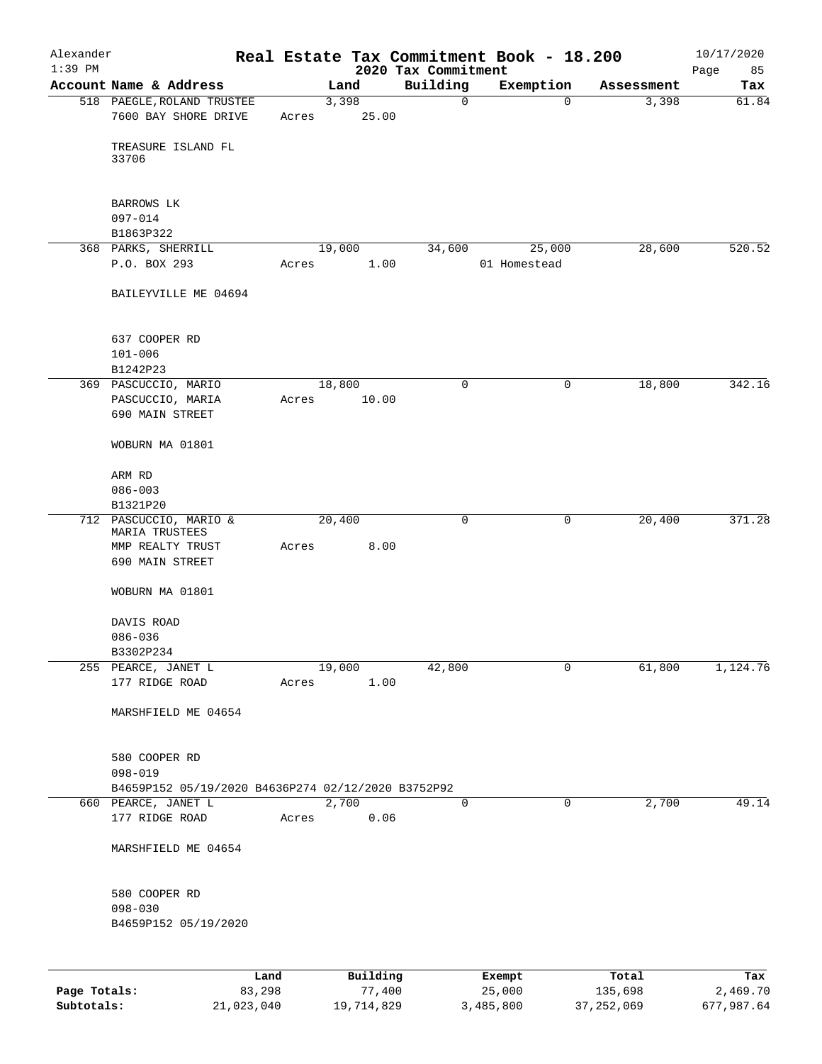# Real Estate Tax Commitment Book - 18.200

Alexander 1:39 PM — 2020 Tax Commitment — 10/17/2020

| Account Name & Address | Land | Building | Exemption | Assessment | Tax |
|---|---|---|---|---|---|
| 518 PAEGLE, ROLAND TRUSTEE<br>7600 BAY SHORE DRIVE<br><br>TREASURE ISLAND FL 33706<br><br>BARROWS LK<br>097-014<br>B1863P322 | 3,398<br>Acres 25.00 | 0 | 0 | 3,398 | 61.84 |
| 368 PARKS, SHERRILL<br>P.O. BOX 293<br><br>BAILEYVILLE ME 04694<br><br>637 COOPER RD<br>101-006<br>B1242P23 | 19,000<br>Acres 1.00 | 34,600 | 25,000<br>01 Homestead | 28,600 | 520.52 |
| 369 PASCUCCIO, MARIO<br>PASCUCCIO, MARIA<br>690 MAIN STREET<br><br>WOBURN MA 01801<br><br>ARM RD<br>086-003<br>B1321P20 | 18,800<br>Acres 10.00 | 0 | 0 | 18,800 | 342.16 |
| 712 PASCUCCIO, MARIO & MARIA TRUSTEES<br>MMP REALTY TRUST<br>690 MAIN STREET<br><br>WOBURN MA 01801<br><br>DAVIS ROAD<br>086-036<br>B3302P234 | 20,400<br>Acres 8.00 | 0 | 0 | 20,400 | 371.28 |
| 255 PEARCE, JANET L<br>177 RIDGE ROAD<br><br>MARSHFIELD ME 04654<br><br>580 COOPER RD<br>098-019<br>B4659P152 05/19/2020 B4636P274 02/12/2020 B3752P92 | 19,000<br>Acres 1.00 | 42,800 | 0 | 61,800 | 1,124.76 |
| 660 PEARCE, JANET L<br>177 RIDGE ROAD<br><br>MARSHFIELD ME 04654<br><br>580 COOPER RD<br>098-030<br>B4659P152 05/19/2020 | 2,700<br>Acres 0.06 | 0 | 0 | 2,700 | 49.14 |

| | Land | Building | Exempt | Total | Tax |
|---|---|---|---|---|---|
| Page Totals: | 83,298 | 77,400 | 25,000 | 135,698 | 2,469.70 |
| Subtotals: | 21,023,040 | 19,714,829 | 3,485,800 | 37,252,069 | 677,987.64 |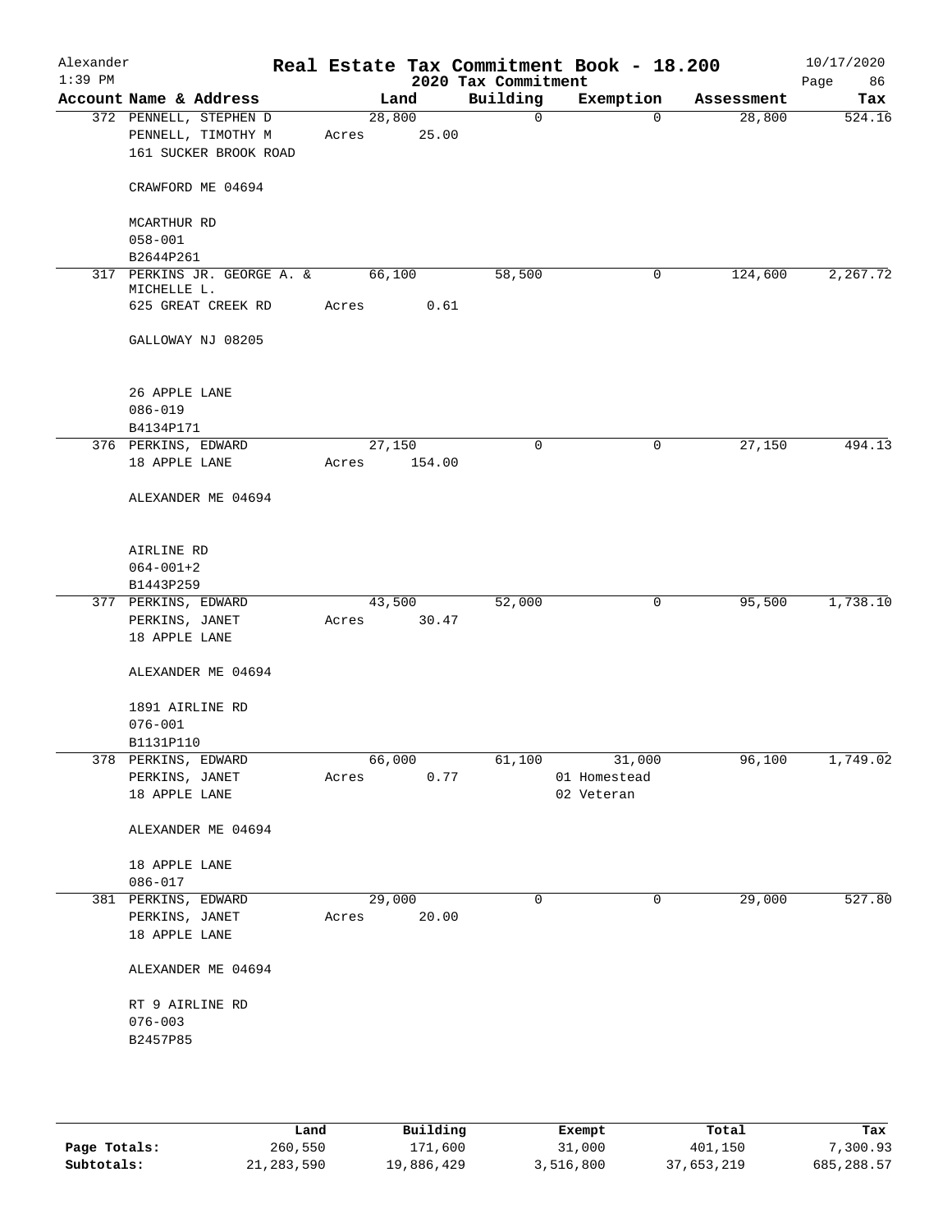Alexander
1:39 PM

# Real Estate Tax Commitment Book - 18.200

## 2020 Tax Commitment

10/17/2020

| Account Name & Address | Land | Building | Exemption | Assessment | Tax |
|---|---|---|---|---|---|
| 372 PENNELL, STEPHEN D<br>PENNELL, TIMOTHY M<br>161 SUCKER BROOK ROAD<br><br>CRAWFORD ME 04694<br><br>MCARTHUR RD<br>058-001<br>B2644P261 | 28,800<br>Acres 25.00 | 0 | 0 | 28,800 | 524.16 |
| 317 PERKINS JR. GEORGE A. & MICHELLE L.<br>625 GREAT CREEK RD<br><br>GALLOWAY NJ 08205<br><br>26 APPLE LANE<br>086-019<br>B4134P171 | 66,100<br>Acres 0.61 | 58,500 | 0 | 124,600 | 2,267.72 |
| 376 PERKINS, EDWARD<br>18 APPLE LANE<br><br>ALEXANDER ME 04694<br><br>AIRLINE RD<br>064-001+2<br>B1443P259 | 27,150<br>Acres 154.00 | 0 | 0 | 27,150 | 494.13 |
| 377 PERKINS, EDWARD<br>PERKINS, JANET<br>18 APPLE LANE<br><br>ALEXANDER ME 04694<br><br>1891 AIRLINE RD<br>076-001<br>B1131P110 | 43,500<br>Acres 30.47 | 52,000 | 0 | 95,500 | 1,738.10 |
| 378 PERKINS, EDWARD<br>PERKINS, JANET<br>18 APPLE LANE<br><br>ALEXANDER ME 04694<br><br>18 APPLE LANE<br>086-017 | 66,000<br>Acres 0.77 | 61,100 | 31,000<br>01 Homestead<br>02 Veteran | 96,100 | 1,749.02 |
| 381 PERKINS, EDWARD<br>PERKINS, JANET<br>18 APPLE LANE<br><br>ALEXANDER ME 04694<br><br>RT 9 AIRLINE RD<br>076-003<br>B2457P85 | 29,000<br>Acres 20.00 | 0 | 0 | 29,000 | 527.80 |

| | Land | Building | Exempt | Total | Tax |
|---|---|---|---|---|---|
| Page Totals: | 260,550 | 171,600 | 31,000 | 401,150 | 7,300.93 |
| Subtotals: | 21,283,590 | 19,886,429 | 3,516,800 | 37,653,219 | 685,288.57 |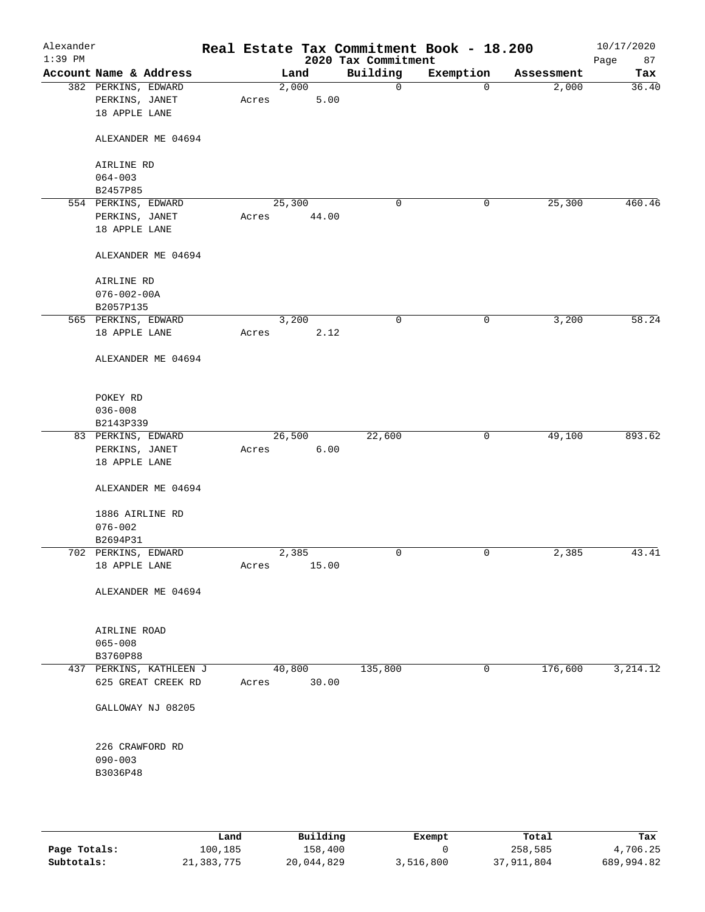Alexander
1:39 PM

# Real Estate Tax Commitment Book - 18.200

## 2020 Tax Commitment

10/17/2020

| Account | Name & Address | Land | Building | Exemption | Assessment | Tax |
|---|---|---|---|---|---|---|
| 382 | PERKINS, EDWARD<br>PERKINS, JANET<br>18 APPLE LANE<br><br>ALEXANDER ME 04694<br><br>AIRLINE RD<br>064-003<br>B2457P85 | 2,000<br>Acres 5.00 | 0 | 0 | 2,000 | 36.40 |
| 554 | PERKINS, EDWARD<br>PERKINS, JANET<br>18 APPLE LANE<br><br>ALEXANDER ME 04694<br><br>AIRLINE RD<br>076-002-00A<br>B2057P135 | 25,300<br>Acres 44.00 | 0 | 0 | 25,300 | 460.46 |
| 565 | PERKINS, EDWARD<br>18 APPLE LANE<br><br>ALEXANDER ME 04694<br><br>POKEY RD<br>036-008<br>B2143P339 | 3,200<br>Acres 2.12 | 0 | 0 | 3,200 | 58.24 |
| 83 | PERKINS, EDWARD<br>PERKINS, JANET<br>18 APPLE LANE<br><br>ALEXANDER ME 04694<br><br>1886 AIRLINE RD<br>076-002<br>B2694P31 | 26,500<br>Acres 6.00 | 22,600 | 0 | 49,100 | 893.62 |
| 702 | PERKINS, EDWARD<br>18 APPLE LANE<br><br>ALEXANDER ME 04694<br><br>AIRLINE ROAD<br>065-008<br>B3760P88 | 2,385<br>Acres 15.00 | 0 | 0 | 2,385 | 43.41 |
| 437 | PERKINS, KATHLEEN J<br>625 GREAT CREEK RD<br><br>GALLOWAY NJ 08205<br><br>226 CRAWFORD RD<br>090-003<br>B3036P48 | 40,800<br>Acres 30.00 | 135,800 | 0 | 176,600 | 3,214.12 |

| | Land | Building | Exempt | Total | Tax |
|---|---|---|---|---|---|
| **Page Totals:** | 100,185 | 158,400 | 0 | 258,585 | 4,706.25 |
| **Subtotals:** | 21,383,775 | 20,044,829 | 3,516,800 | 37,911,804 | 689,994.82 |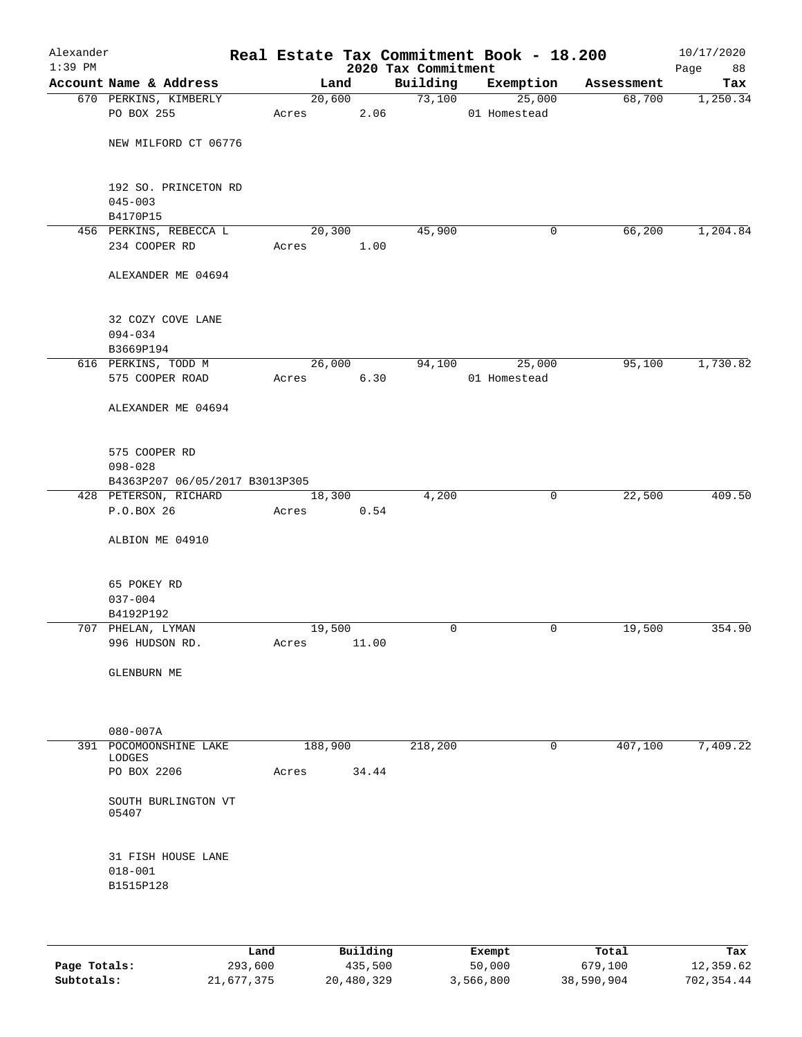# Real Estate Tax Commitment Book - 18.200

Alexander — 1:39 PM — 2020 Tax Commitment — 10/17/2020

| Account Name & Address | Land | Building | Exemption | Assessment | Tax |
|---|---|---|---|---|---|
| 670 PERKINS, KIMBERLY | 20,600 | 73,100 | 25,000 | 68,700 | 1,250.34 |
| PO BOX 255 | Acres 2.06 | | 01 Homestead | | |
| NEW MILFORD CT 06776 | | | | | |
| 192 SO. PRINCETON RD | | | | | |
| 045-003 | | | | | |
| B4170P15 | | | | | |
| 456 PERKINS, REBECCA L | 20,300 | 45,900 | 0 | 66,200 | 1,204.84 |
| 234 COOPER RD | Acres 1.00 | | | | |
| ALEXANDER ME 04694 | | | | | |
| 32 COZY COVE LANE | | | | | |
| 094-034 | | | | | |
| B3669P194 | | | | | |
| 616 PERKINS, TODD M | 26,000 | 94,100 | 25,000 | 95,100 | 1,730.82 |
| 575 COOPER ROAD | Acres 6.30 | | 01 Homestead | | |
| ALEXANDER ME 04694 | | | | | |
| 575 COOPER RD | | | | | |
| 098-028 | | | | | |
| B4363P207 06/05/2017 B3013P305 | | | | | |
| 428 PETERSON, RICHARD | 18,300 | 4,200 | 0 | 22,500 | 409.50 |
| P.O.BOX 26 | Acres 0.54 | | | | |
| ALBION ME 04910 | | | | | |
| 65 POKEY RD | | | | | |
| 037-004 | | | | | |
| B4192P192 | | | | | |
| 707 PHELAN, LYMAN | 19,500 | 0 | 0 | 19,500 | 354.90 |
| 996 HUDSON RD. | Acres 11.00 | | | | |
| GLENBURN ME | | | | | |
| 080-007A | | | | | |
| 391 POCOMOONSHINE LAKE LODGES | 188,900 | 218,200 | 0 | 407,100 | 7,409.22 |
| PO BOX 2206 | Acres 34.44 | | | | |
| SOUTH BURLINGTON VT 05407 | | | | | |
| 31 FISH HOUSE LANE | | | | | |
| 018-001 | | | | | |
| B1515P128 | | | | | |

| | Land | Building | Exempt | Total | Tax |
|---|---|---|---|---|---|
| **Page Totals:** | 293,600 | 435,500 | 50,000 | 679,100 | 12,359.62 |
| **Subtotals:** | 21,677,375 | 20,480,329 | 3,566,800 | 38,590,904 | 702,354.44 |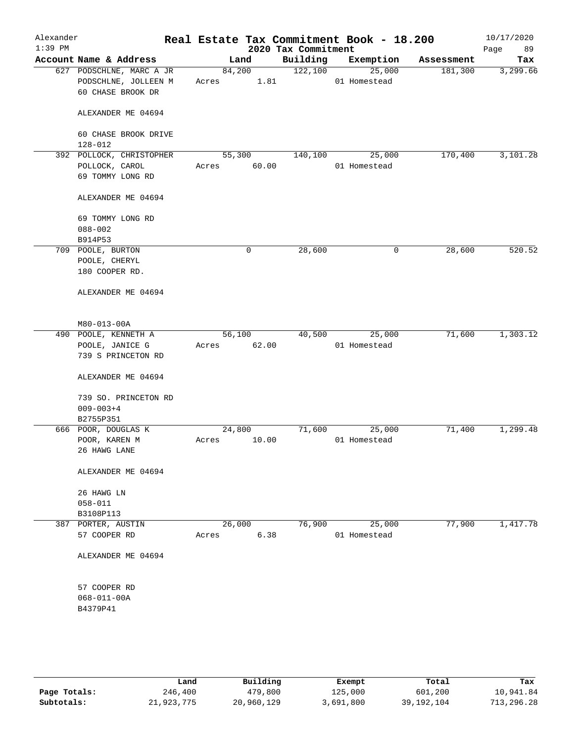# Real Estate Tax Commitment Book - 18.200

Alexander
1:39 PM

2020 Tax Commitment

10/17/2020

| Account Name & Address | Land | Building | Exemption | Assessment | Tax |
|---|---|---|---|---|---|
| 627 PODSCHLNE, MARC A JR<br>PODSCHLNE, JOLLEEN M<br>60 CHASE BROOK DR<br><br>ALEXANDER ME 04694<br><br>60 CHASE BROOK DRIVE<br>128-012 | 84,200<br>Acres 1.81 | 122,100 | 25,000<br>01 Homestead | 181,300 | 3,299.66 |
| 392 POLLOCK, CHRISTOPHER<br>POLLOCK, CAROL<br>69 TOMMY LONG RD<br><br>ALEXANDER ME 04694<br><br>69 TOMMY LONG RD<br>088-002<br>B914P53 | 55,300<br>Acres 60.00 | 140,100 | 25,000<br>01 Homestead | 170,400 | 3,101.28 |
| 709 POOLE, BURTON<br>POOLE, CHERYL<br>180 COOPER RD.<br><br>ALEXANDER ME 04694<br><br>M80-013-00A | 0 | 28,600 | 0 | 28,600 | 520.52 |
| 490 POOLE, KENNETH A<br>POOLE, JANICE G<br>739 S PRINCETON RD<br><br>ALEXANDER ME 04694<br><br>739 SO. PRINCETON RD<br>009-003+4<br>B2755P351 | 56,100<br>Acres 62.00 | 40,500 | 25,000<br>01 Homestead | 71,600 | 1,303.12 |
| 666 POOR, DOUGLAS K<br>POOR, KAREN M<br>26 HAWG LANE<br><br>ALEXANDER ME 04694<br><br>26 HAWG LN<br>058-011<br>B3108P113 | 24,800<br>Acres 10.00 | 71,600 | 25,000<br>01 Homestead | 71,400 | 1,299.48 |
| 387 PORTER, AUSTIN<br>57 COOPER RD<br><br>ALEXANDER ME 04694<br><br>57 COOPER RD<br>068-011-00A<br>B4379P41 | 26,000<br>Acres 6.38 | 76,900 | 25,000<br>01 Homestead | 77,900 | 1,417.78 |

| | Land | Building | Exempt | Total | Tax |
|---|---|---|---|---|---|
| Page Totals: | 246,400 | 479,800 | 125,000 | 601,200 | 10,941.84 |
| Subtotals: | 21,923,775 | 20,960,129 | 3,691,800 | 39,192,104 | 713,296.28 |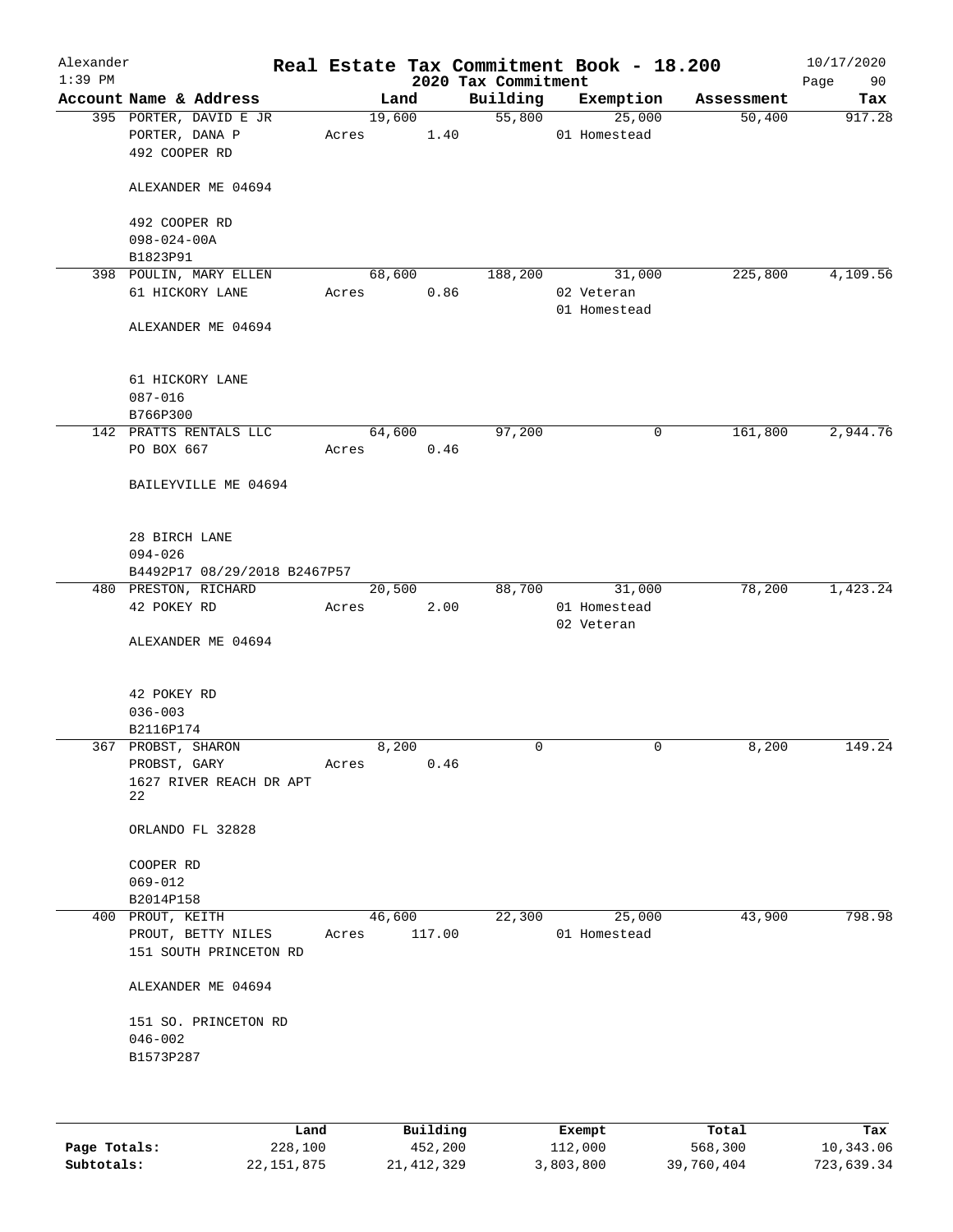# Real Estate Tax Commitment Book - 18.200

## 2020 Tax Commitment

| Account Name & Address | Land | Building | Exemption | Assessment | Tax |
|---|---|---|---|---|---|
| 395 PORTER, DAVID E JR<br>PORTER, DANA P<br>492 COOPER RD<br><br>ALEXANDER ME 04694<br><br>492 COOPER RD<br>098-024-00A<br>B1823P91 | 19,600<br>Acres 1.40 | 55,800 | 25,000<br>01 Homestead | 50,400 | 917.28 |
| 398 POULIN, MARY ELLEN<br>61 HICKORY LANE<br><br>ALEXANDER ME 04694<br><br>61 HICKORY LANE<br>087-016<br>B766P300 | 68,600<br>Acres 0.86 | 188,200 | 31,000<br>02 Veteran<br>01 Homestead | 225,800 | 4,109.56 |
| 142 PRATTS RENTALS LLC<br>PO BOX 667<br><br>BAILEYVILLE ME 04694<br><br>28 BIRCH LANE<br>094-026<br>B4492P17 08/29/2018 B2467P57 | 64,600<br>Acres 0.46 | 97,200 | 0 | 161,800 | 2,944.76 |
| 480 PRESTON, RICHARD<br>42 POKEY RD<br><br>ALEXANDER ME 04694<br><br>42 POKEY RD<br>036-003<br>B2116P174 | 20,500<br>Acres 2.00 | 88,700 | 31,000<br>01 Homestead<br>02 Veteran | 78,200 | 1,423.24 |
| 367 PROBST, SHARON<br>PROBST, GARY<br>1627 RIVER REACH DR APT 22<br><br>ORLANDO FL 32828<br><br>COOPER RD<br>069-012<br>B2014P158 | 8,200<br>Acres 0.46 | 0 | 0 | 8,200 | 149.24 |
| 400 PROUT, KEITH<br>PROUT, BETTY NILES<br>151 SOUTH PRINCETON RD<br><br>ALEXANDER ME 04694<br><br>151 SO. PRINCETON RD<br>046-002<br>B1573P287 | 46,600<br>Acres 117.00 | 22,300 | 25,000<br>01 Homestead | 43,900 | 798.98 |

| | Land | Building | Exempt | Total | Tax |
|---|---|---|---|---|---|
| Page Totals: | 228,100 | 452,200 | 112,000 | 568,300 | 10,343.06 |
| Subtotals: | 22,151,875 | 21,412,329 | 3,803,800 | 39,760,404 | 723,639.34 |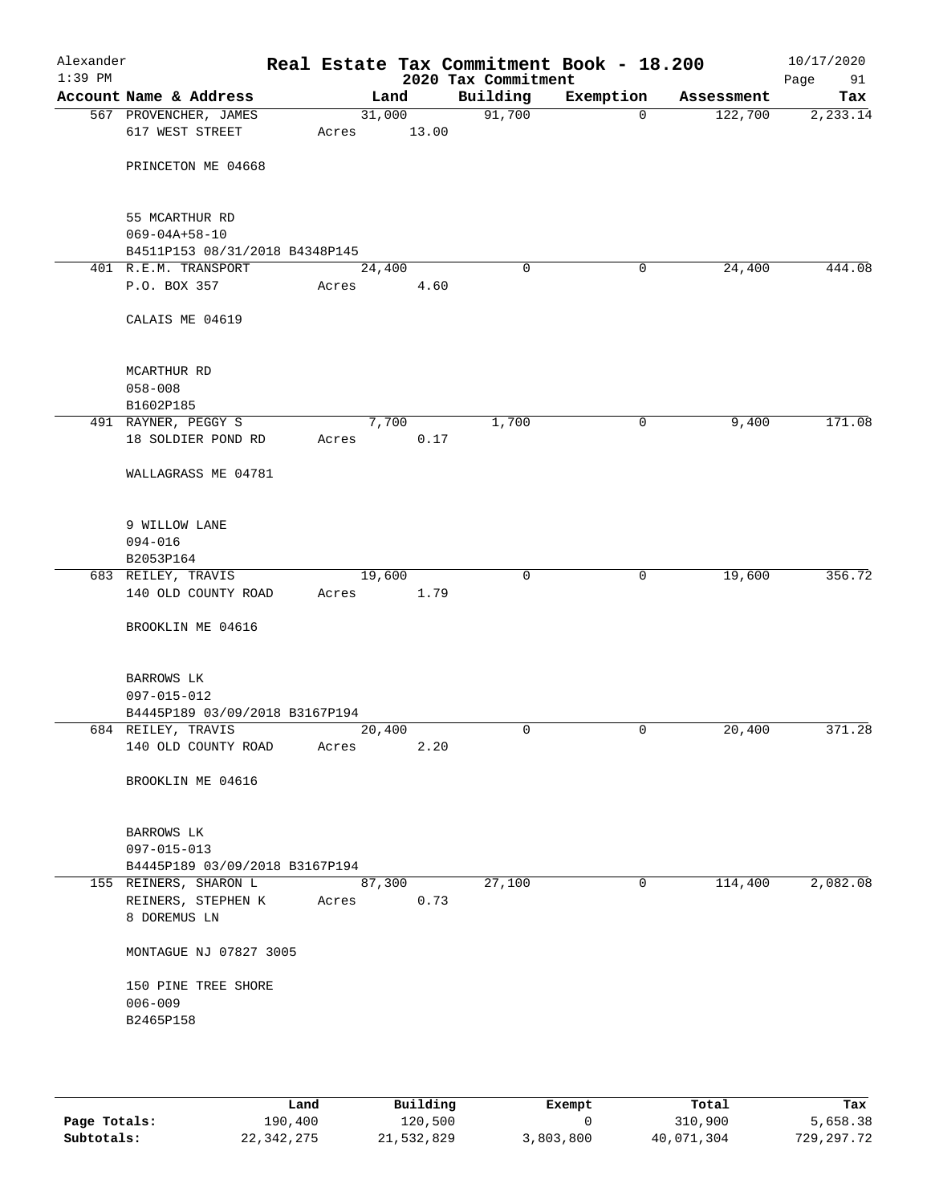# Real Estate Tax Commitment Book - 18.200

Alexander
1:39 PM

2020 Tax Commitment

10/17/2020

| Account Name & Address | Land | Building | Exemption | Assessment | Tax |
|---|---|---|---|---|---|
| 567 PROVENCHER, JAMES<br>617 WEST STREET<br><br>PRINCETON ME 04668<br><br>55 MCARTHUR RD<br>069-04A+58-10<br>B4511P153 08/31/2018 B4348P145 | 31,000<br>Acres 13.00 | 91,700 | 0 | 122,700 | 2,233.14 |
| 401 R.E.M. TRANSPORT<br>P.O. BOX 357<br><br>CALAIS ME 04619<br><br>MCARTHUR RD<br>058-008<br>B1602P185 | 24,400<br>Acres 4.60 | 0 | 0 | 24,400 | 444.08 |
| 491 RAYNER, PEGGY S<br>18 SOLDIER POND RD<br><br>WALLAGRASS ME 04781<br><br>9 WILLOW LANE<br>094-016<br>B2053P164 | 7,700<br>Acres 0.17 | 1,700 | 0 | 9,400 | 171.08 |
| 683 REILEY, TRAVIS<br>140 OLD COUNTY ROAD<br><br>BROOKLIN ME 04616<br><br>BARROWS LK<br>097-015-012<br>B4445P189 03/09/2018 B3167P194 | 19,600<br>Acres 1.79 | 0 | 0 | 19,600 | 356.72 |
| 684 REILEY, TRAVIS<br>140 OLD COUNTY ROAD<br><br>BROOKLIN ME 04616<br><br>BARROWS LK<br>097-015-013<br>B4445P189 03/09/2018 B3167P194 | 20,400<br>Acres 2.20 | 0 | 0 | 20,400 | 371.28 |
| 155 REINERS, SHARON L<br>REINERS, STEPHEN K<br>8 DOREMUS LN<br><br>MONTAGUE NJ 07827 3005<br><br>150 PINE TREE SHORE<br>006-009<br>B2465P158 | 87,300<br>Acres 0.73 | 27,100 | 0 | 114,400 | 2,082.08 |

| | Land | Building | Exempt | Total | Tax |
|---|---|---|---|---|---|
| **Page Totals:** | 190,400 | 120,500 | 0 | 310,900 | 5,658.38 |
| **Subtotals:** | 22,342,275 | 21,532,829 | 3,803,800 | 40,071,304 | 729,297.72 |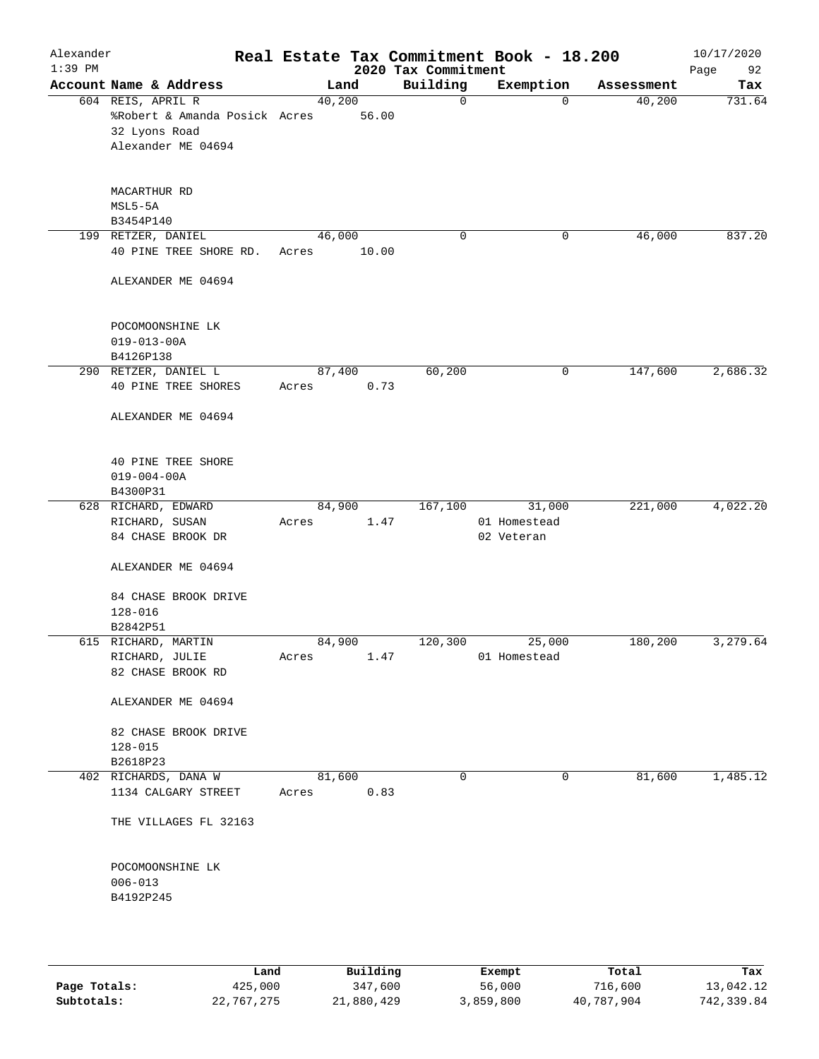# Real Estate Tax Commitment Book - 18.200

Alexander, 1:39 PM — 2020 Tax Commitment — 10/17/2020

| Account | Name & Address | Land | Building | Exemption | Assessment | Tax |
|---|---|---|---|---|---|---|
| 604 | REIS, APRIL R<br>%Robert & Amanda Posick<br>32 Lyons Road<br>Alexander ME 04694<br><br>MACARTHUR RD<br>MSL5-5A<br>B3454P140 | 40,200<br>Acres 56.00 | 0 | 0 | 40,200 | 731.64 |
| 199 | RETZER, DANIEL<br>40 PINE TREE SHORE RD.<br>ALEXANDER ME 04694<br><br>POCOMOONSHINE LK<br>019-013-00A<br>B4126P138 | 46,000<br>Acres 10.00 | 0 | 0 | 46,000 | 837.20 |
| 290 | RETZER, DANIEL L<br>40 PINE TREE SHORES<br>ALEXANDER ME 04694<br><br>40 PINE TREE SHORE<br>019-004-00A<br>B4300P31 | 87,400<br>Acres 0.73 | 60,200 | 0 | 147,600 | 2,686.32 |
| 628 | RICHARD, EDWARD<br>RICHARD, SUSAN<br>84 CHASE BROOK DR<br>ALEXANDER ME 04694<br><br>84 CHASE BROOK DRIVE<br>128-016<br>B2842P51 | 84,900<br>Acres 1.47 | 167,100 | 31,000<br>01 Homestead<br>02 Veteran | 221,000 | 4,022.20 |
| 615 | RICHARD, MARTIN<br>RICHARD, JULIE<br>82 CHASE BROOK RD<br>ALEXANDER ME 04694<br><br>82 CHASE BROOK DRIVE<br>128-015<br>B2618P23 | 84,900<br>Acres 1.47 | 120,300 | 25,000<br>01 Homestead | 180,200 | 3,279.64 |
| 402 | RICHARDS, DANA W<br>1134 CALGARY STREET<br>THE VILLAGES FL 32163<br><br>POCOMOONSHINE LK<br>006-013<br>B4192P245 | 81,600<br>Acres 0.83 | 0 | 0 | 81,600 | 1,485.12 |

| | Land | Building | Exempt | Total | Tax |
|---|---|---|---|---|---|
| Page Totals: | 425,000 | 347,600 | 56,000 | 716,600 | 13,042.12 |
| Subtotals: | 22,767,275 | 21,880,429 | 3,859,800 | 40,787,904 | 742,339.84 |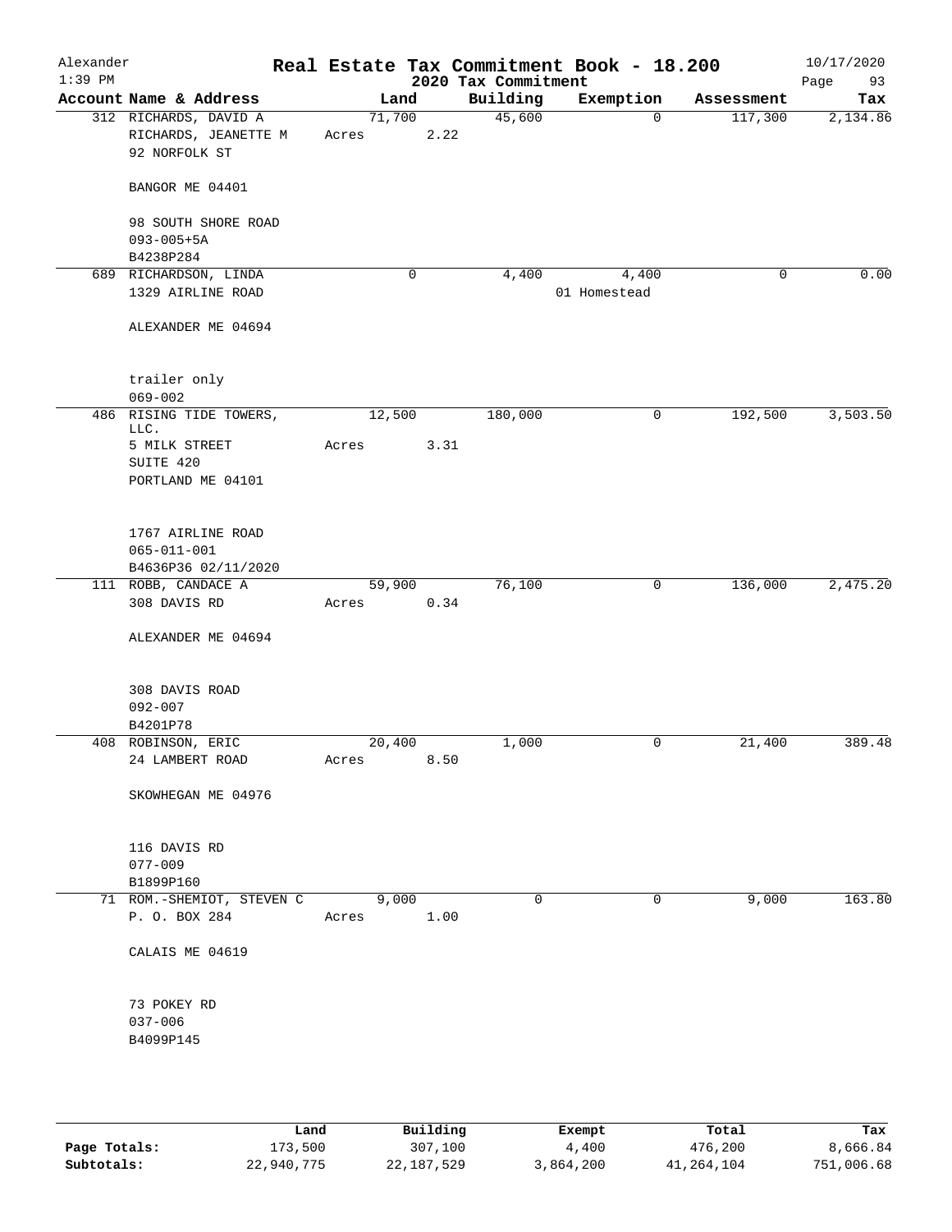Alexander
1:39 PM

# Real Estate Tax Commitment Book - 18.200

## 2020 Tax Commitment

10/17/2020

| Account Name & Address | Land | Building | Exemption | Assessment | Tax |
|---|---|---|---|---|---|
| 312 RICHARDS, DAVID A<br>RICHARDS, JEANETTE M<br>92 NORFOLK ST<br><br>BANGOR ME 04401<br><br>98 SOUTH SHORE ROAD<br>093-005+5A<br>B4238P284 | 71,700<br>Acres 2.22 | 45,600 | 0 | 117,300 | 2,134.86 |
| 689 RICHARDSON, LINDA<br>1329 AIRLINE ROAD<br><br>ALEXANDER ME 04694<br><br>trailer only<br>069-002 | 0 | 4,400 | 4,400<br>01 Homestead | 0 | 0.00 |
| 486 RISING TIDE TOWERS, LLC.<br>5 MILK STREET<br>SUITE 420<br>PORTLAND ME 04101<br><br>1767 AIRLINE ROAD<br>065-011-001<br>B4636P36 02/11/2020 | 12,500<br>Acres 3.31 | 180,000 | 0 | 192,500 | 3,503.50 |
| 111 ROBB, CANDACE A<br>308 DAVIS RD<br><br>ALEXANDER ME 04694<br><br>308 DAVIS ROAD<br>092-007<br>B4201P78 | 59,900<br>Acres 0.34 | 76,100 | 0 | 136,000 | 2,475.20 |
| 408 ROBINSON, ERIC<br>24 LAMBERT ROAD<br><br>SKOWHEGAN ME 04976<br><br>116 DAVIS RD<br>077-009<br>B1899P160 | 20,400<br>Acres 8.50 | 1,000 | 0 | 21,400 | 389.48 |
| 71 ROM.-SHEMIOT, STEVEN C<br>P. O. BOX 284<br><br>CALAIS ME 04619<br><br>73 POKEY RD<br>037-006<br>B4099P145 | 9,000<br>Acres 1.00 | 0 | 0 | 9,000 | 163.80 |

| | Land | Building | Exempt | Total | Tax |
|---|---|---|---|---|---|
| Page Totals: | 173,500 | 307,100 | 4,400 | 476,200 | 8,666.84 |
| Subtotals: | 22,940,775 | 22,187,529 | 3,864,200 | 41,264,104 | 751,006.68 |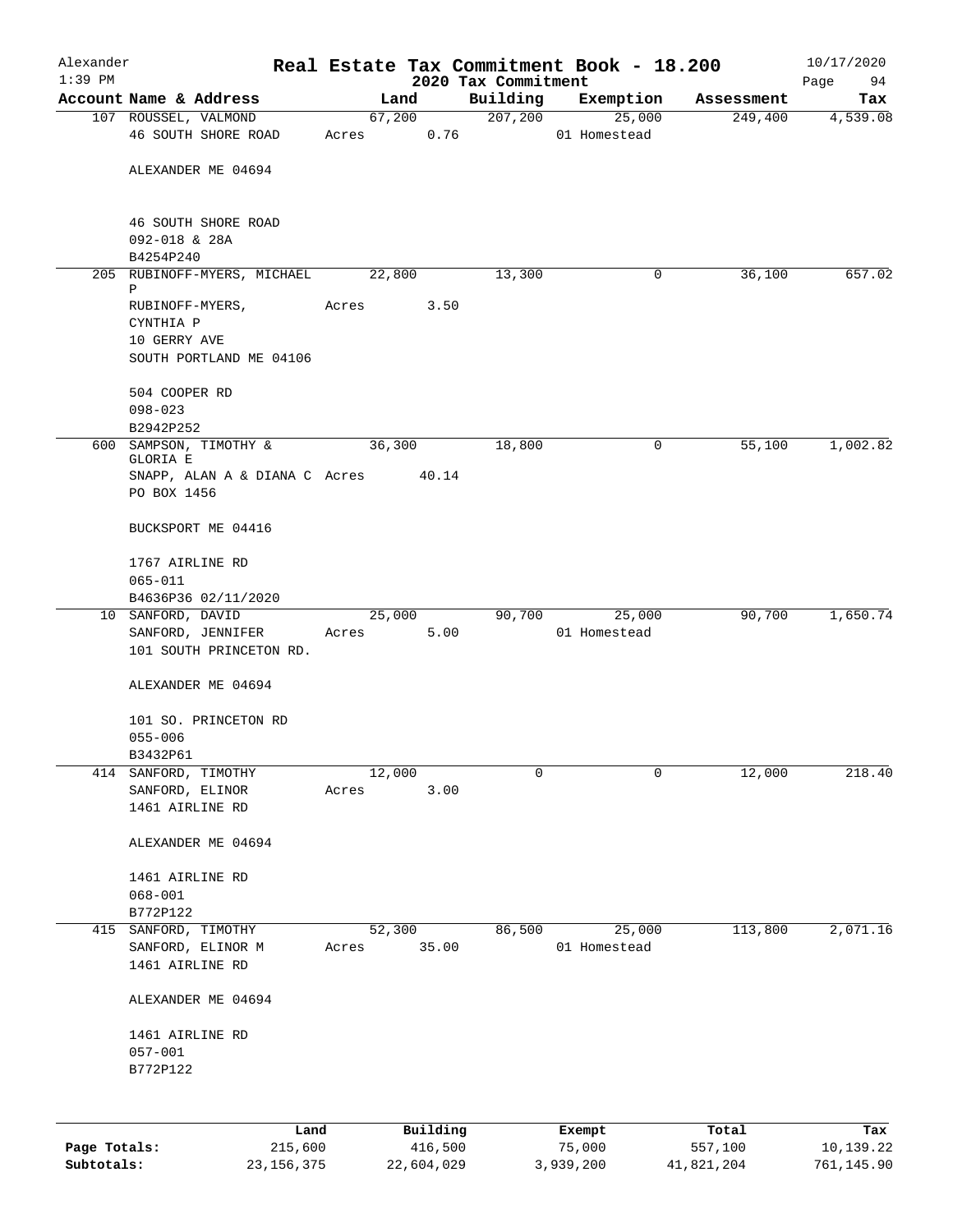# Real Estate Tax Commitment Book - 18.200

Alexander 1:39 PM — 2020 Tax Commitment — 10/17/2020

| Account Name & Address | Land | Building | Exemption | Assessment | Tax |
|---|---|---|---|---|---|
| 107 ROUSSEL, VALMOND<br>46 SOUTH SHORE ROAD<br><br>ALEXANDER ME 04694<br><br>46 SOUTH SHORE ROAD<br>092-018 & 28A<br>B4254P240 | 67,200<br>Acres 0.76 | 207,200 | 25,000<br>01 Homestead | 249,400 | 4,539.08 |
| 205 RUBINOFF-MYERS, MICHAEL P<br>RUBINOFF-MYERS, CYNTHIA P<br>10 GERRY AVE<br>SOUTH PORTLAND ME 04106<br><br>504 COOPER RD<br>098-023<br>B2942P252 | 22,800<br>Acres 3.50 | 13,300 | 0 | 36,100 | 657.02 |
| 600 SAMPSON, TIMOTHY & GLORIA E<br>SNAPP, ALAN A & DIANA C<br>PO BOX 1456<br><br>BUCKSPORT ME 04416<br><br>1767 AIRLINE RD<br>065-011<br>B4636P36 02/11/2020 | 36,300<br>Acres 40.14 | 18,800 | 0 | 55,100 | 1,002.82 |
| 10 SANFORD, DAVID<br>SANFORD, JENNIFER<br>101 SOUTH PRINCETON RD.<br><br>ALEXANDER ME 04694<br><br>101 SO. PRINCETON RD<br>055-006<br>B3432P61 | 25,000<br>Acres 5.00 | 90,700 | 25,000<br>01 Homestead | 90,700 | 1,650.74 |
| 414 SANFORD, TIMOTHY<br>SANFORD, ELINOR<br>1461 AIRLINE RD<br><br>ALEXANDER ME 04694<br><br>1461 AIRLINE RD<br>068-001<br>B772P122 | 12,000<br>Acres 3.00 | 0 | 0 | 12,000 | 218.40 |
| 415 SANFORD, TIMOTHY<br>SANFORD, ELINOR M<br>1461 AIRLINE RD<br><br>ALEXANDER ME 04694<br><br>1461 AIRLINE RD<br>057-001<br>B772P122 | 52,300<br>Acres 35.00 | 86,500 | 25,000<br>01 Homestead | 113,800 | 2,071.16 |

| | Land | Building | Exempt | Total | Tax |
|---|---|---|---|---|---|
| **Page Totals:** | 215,600 | 416,500 | 75,000 | 557,100 | 10,139.22 |
| **Subtotals:** | 23,156,375 | 22,604,029 | 3,939,200 | 41,821,204 | 761,145.90 |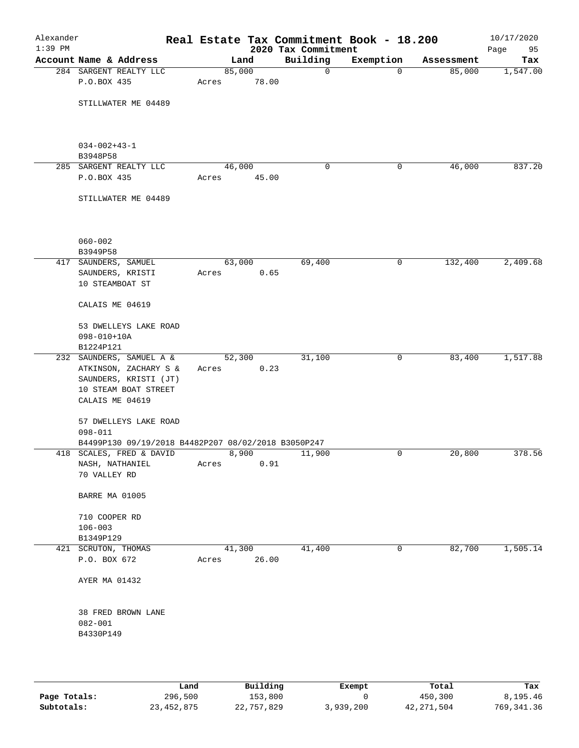# Real Estate Tax Commitment Book - 18.200

Alexander 1:39 PM — 2020 Tax Commitment — 10/17/2020

| Account Name & Address | Land | Building | Exemption | Assessment | Tax |
|---|---|---|---|---|---|
| 284 SARGENT REALTY LLC<br>P.O.BOX 435<br><br>STILLWATER ME 04489<br><br>034-002+43-1<br>B3948P58 | 85,000<br>Acres 78.00 | 0 | 0 | 85,000 | 1,547.00 |
| 285 SARGENT REALTY LLC<br>P.O.BOX 435<br><br>STILLWATER ME 04489<br><br>060-002<br>B3949P58 | 46,000<br>Acres 45.00 | 0 | 0 | 46,000 | 837.20 |
| 417 SAUNDERS, SAMUEL<br>SAUNDERS, KRISTI<br>10 STEAMBOAT ST<br><br>CALAIS ME 04619<br><br>53 DWELLEYS LAKE ROAD<br>098-010+10A<br>B1224P121 | 63,000<br>Acres 0.65 | 69,400 | 0 | 132,400 | 2,409.68 |
| 232 SAUNDERS, SAMUEL A &<br>ATKINSON, ZACHARY S &<br>SAUNDERS, KRISTI (JT)<br>10 STEAM BOAT STREET<br>CALAIS ME 04619<br><br>57 DWELLEYS LAKE ROAD<br>098-011<br>B4499P130 09/19/2018 B4482P207 08/02/2018 B3050P247 | 52,300<br>Acres 0.23 | 31,100 | 0 | 83,400 | 1,517.88 |
| 418 SCALES, FRED & DAVID<br>NASH, NATHANIEL<br>70 VALLEY RD<br><br>BARRE MA 01005<br><br>710 COOPER RD<br>106-003<br>B1349P129 | 8,900<br>Acres 0.91 | 11,900 | 0 | 20,800 | 378.56 |
| 421 SCRUTON, THOMAS<br>P.O. BOX 672<br><br>AYER MA 01432<br><br>38 FRED BROWN LANE<br>082-001<br>B4330P149 | 41,300<br>Acres 26.00 | 41,400 | 0 | 82,700 | 1,505.14 |

| | Land | Building | Exempt | Total | Tax |
|---|---|---|---|---|---|
| **Page Totals:** | 296,500 | 153,800 | 0 | 450,300 | 8,195.46 |
| **Subtotals:** | 23,452,875 | 22,757,829 | 3,939,200 | 42,271,504 | 769,341.36 |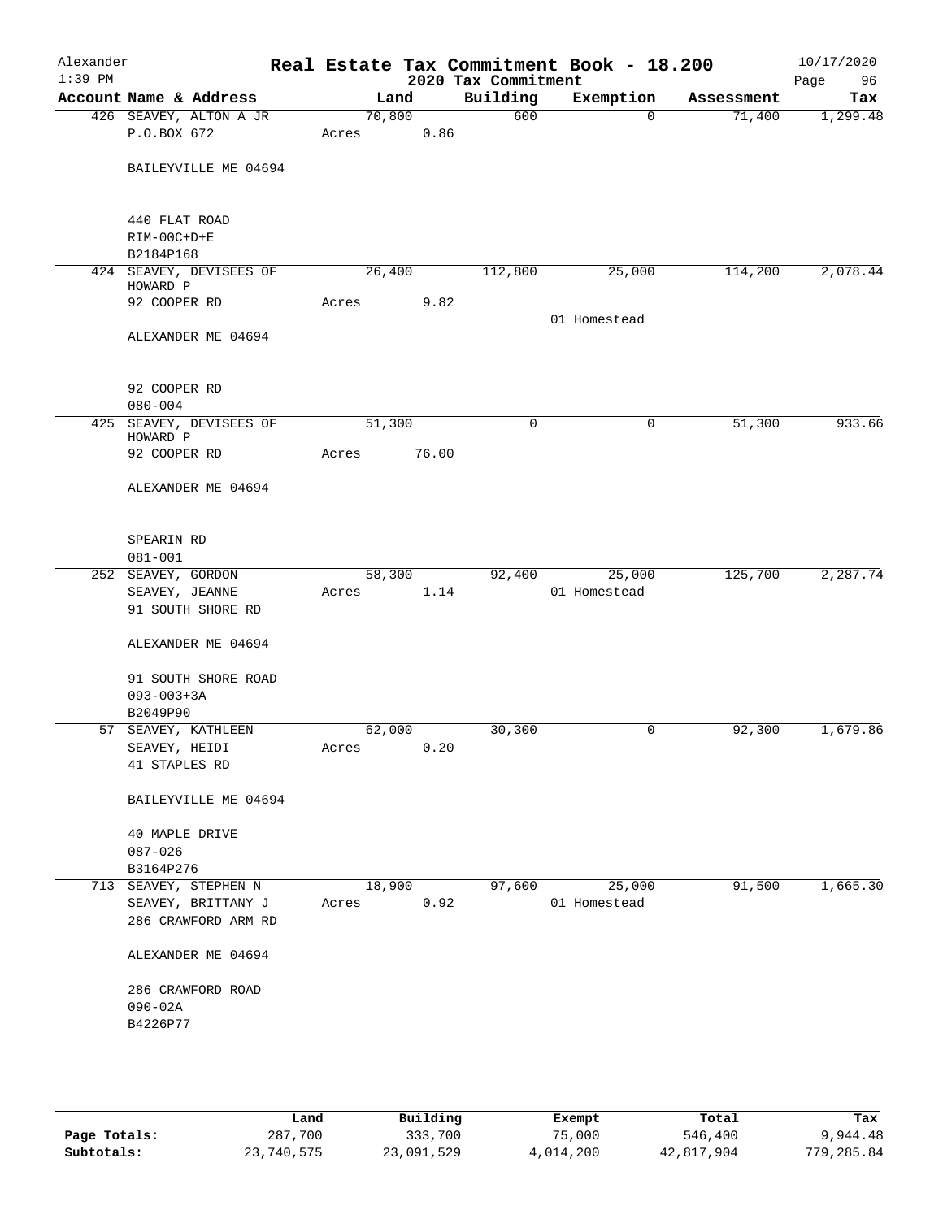# Real Estate Tax Commitment Book - 18.200

Alexander
1:39 PM

2020 Tax Commitment

10/17/2020

| Account Name & Address | Land | Building | Exemption | Assessment | Tax |
|---|---|---|---|---|---|
| 426 SEAVEY, ALTON A JR<br>P.O.BOX 672<br><br>BAILEYVILLE ME 04694<br><br>440 FLAT ROAD<br>RIM-00C+D+E<br>B2184P168 | 70,800<br>Acres 0.86 | 600 | 0 | 71,400 | 1,299.48 |
| 424 SEAVEY, DEVISEES OF HOWARD P<br>92 COOPER RD<br><br>ALEXANDER ME 04694<br><br>92 COOPER RD<br>080-004 | 26,400<br>Acres 9.82 | 112,800 | 25,000<br>01 Homestead | 114,200 | 2,078.44 |
| 425 SEAVEY, DEVISEES OF HOWARD P<br>92 COOPER RD<br><br>ALEXANDER ME 04694<br><br>SPEARIN RD<br>081-001 | 51,300<br>Acres 76.00 | 0 | 0 | 51,300 | 933.66 |
| 252 SEAVEY, GORDON<br>SEAVEY, JEANNE<br>91 SOUTH SHORE RD<br><br>ALEXANDER ME 04694<br><br>91 SOUTH SHORE ROAD<br>093-003+3A<br>B2049P90 | 58,300<br>Acres 1.14 | 92,400 | 25,000<br>01 Homestead | 125,700 | 2,287.74 |
| 57 SEAVEY, KATHLEEN<br>SEAVEY, HEIDI<br>41 STAPLES RD<br><br>BAILEYVILLE ME 04694<br><br>40 MAPLE DRIVE<br>087-026<br>B3164P276 | 62,000<br>Acres 0.20 | 30,300 | 0 | 92,300 | 1,679.86 |
| 713 SEAVEY, STEPHEN N<br>SEAVEY, BRITTANY J<br>286 CRAWFORD ARM RD<br><br>ALEXANDER ME 04694<br><br>286 CRAWFORD ROAD<br>090-02A<br>B4226P77 | 18,900<br>Acres 0.92 | 97,600 | 25,000<br>01 Homestead | 91,500 | 1,665.30 |

| | Land | Building | Exempt | Total | Tax |
|---|---|---|---|---|---|
| Page Totals: | 287,700 | 333,700 | 75,000 | 546,400 | 9,944.48 |
| Subtotals: | 23,740,575 | 23,091,529 | 4,014,200 | 42,817,904 | 779,285.84 |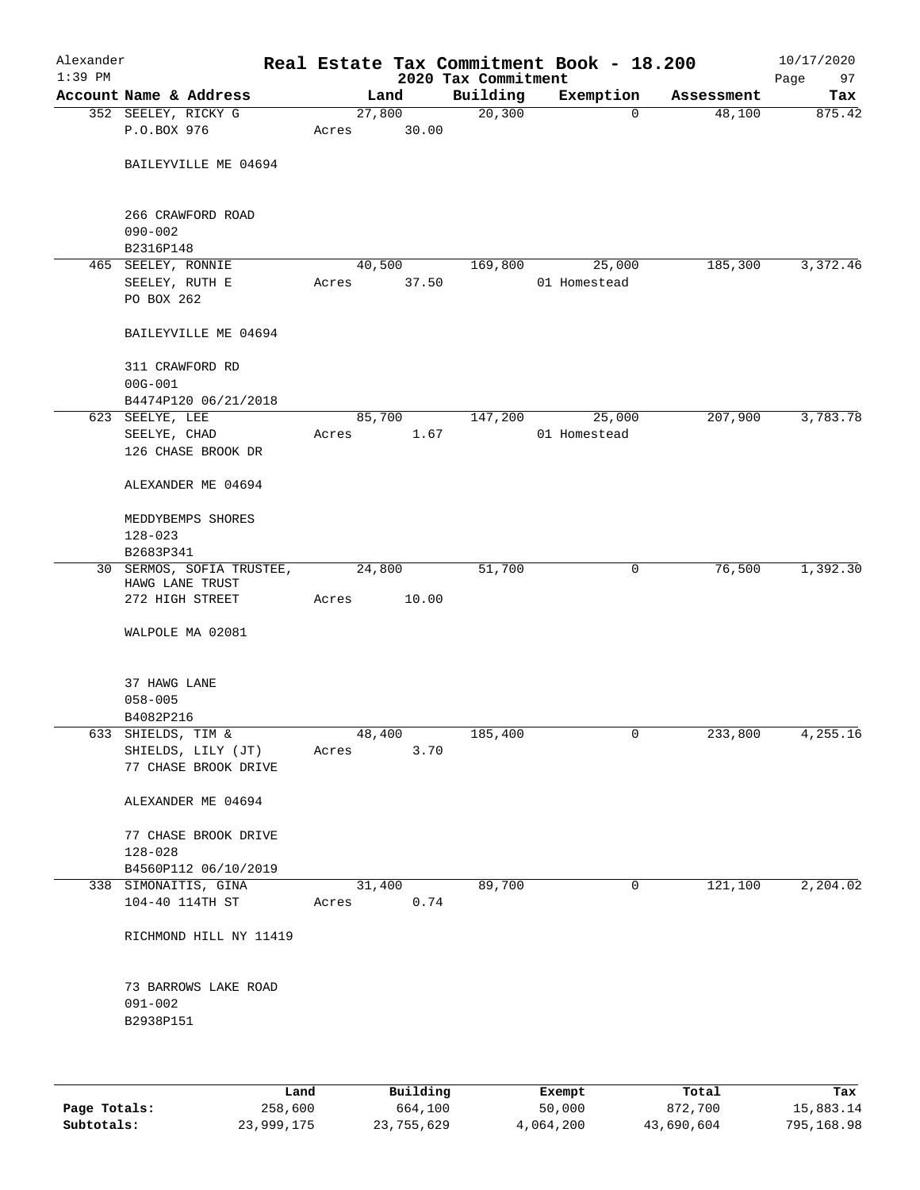# Real Estate Tax Commitment Book - 18.200

Alexander
1:39 PM

2020 Tax Commitment

10/17/2020

| Account | Name & Address | Land | Building | Exemption | Assessment | Tax |
|---|---|---|---|---|---|---|
| 352 | SEELEY, RICKY G<br>P.O.BOX 976<br><br>BAILEYVILLE ME 04694<br><br>266 CRAWFORD ROAD<br>090-002<br>B2316P148 | 27,800<br>Acres 30.00 | 20,300 | 0 | 48,100 | 875.42 |
| 465 | SEELEY, RONNIE<br>SEELEY, RUTH E<br>PO BOX 262<br><br>BAILEYVILLE ME 04694<br><br>311 CRAWFORD RD<br>00G-001<br>B4474P120 06/21/2018 | 40,500<br>Acres 37.50 | 169,800 | 25,000<br>01 Homestead | 185,300 | 3,372.46 |
| 623 | SEELYE, LEE<br>SEELYE, CHAD<br>126 CHASE BROOK DR<br><br>ALEXANDER ME 04694<br><br>MEDDYBEMPS SHORES<br>128-023<br>B2683P341 | 85,700<br>Acres 1.67 | 147,200 | 25,000<br>01 Homestead | 207,900 | 3,783.78 |
| 30 | SERMOS, SOFIA TRUSTEE,<br>HAWG LANE TRUST<br>272 HIGH STREET<br><br>WALPOLE MA 02081<br><br>37 HAWG LANE<br>058-005<br>B4082P216 | 24,800<br>Acres 10.00 | 51,700 | 0 | 76,500 | 1,392.30 |
| 633 | SHIELDS, TIM &<br>SHIELDS, LILY (JT)<br>77 CHASE BROOK DRIVE<br><br>ALEXANDER ME 04694<br><br>77 CHASE BROOK DRIVE<br>128-028<br>B4560P112 06/10/2019 | 48,400<br>Acres 3.70 | 185,400 | 0 | 233,800 | 4,255.16 |
| 338 | SIMONAITIS, GINA<br>104-40 114TH ST<br><br>RICHMOND HILL NY 11419<br><br>73 BARROWS LAKE ROAD<br>091-002<br>B2938P151 | 31,400<br>Acres 0.74 | 89,700 | 0 | 121,100 | 2,204.02 |

| | Land | Building | Exempt | Total | Tax |
|---|---|---|---|---|---|
| **Page Totals:** | 258,600 | 664,100 | 50,000 | 872,700 | 15,883.14 |
| **Subtotals:** | 23,999,175 | 23,755,629 | 4,064,200 | 43,690,604 | 795,168.98 |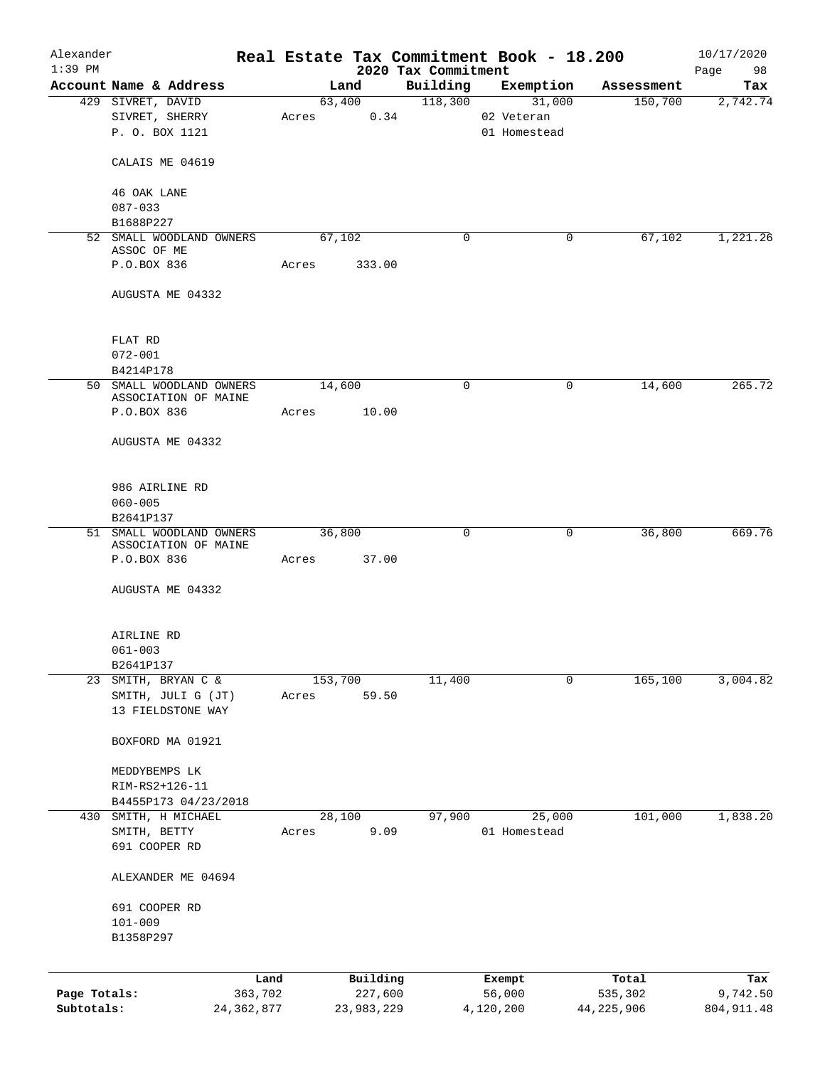Alexander — Real Estate Tax Commitment Book - 18.200 — 10/17/2020
1:39 PM — 2020 Tax Commitment

| Account Name & Address | Land | Building | Exemption | Assessment | Tax |
|---|---|---|---|---|---|
| 429 SIVRET, DAVID<br>SIVRET, SHERRY<br>P. O. BOX 1121<br><br>CALAIS ME 04619<br><br>46 OAK LANE<br>087-033<br>B1688P227 | 63,400<br>Acres 0.34 | 118,300 | 31,000<br>02 Veteran<br>01 Homestead | 150,700 | 2,742.74 |
| 52 SMALL WOODLAND OWNERS<br>ASSOC OF ME<br>P.O.BOX 836<br><br>AUGUSTA ME 04332<br><br>FLAT RD<br>072-001<br>B4214P178 | 67,102<br>Acres 333.00 | 0 | 0 | 67,102 | 1,221.26 |
| 50 SMALL WOODLAND OWNERS<br>ASSOCIATION OF MAINE<br>P.O.BOX 836<br><br>AUGUSTA ME 04332<br><br>986 AIRLINE RD<br>060-005<br>B2641P137 | 14,600<br>Acres 10.00 | 0 | 0 | 14,600 | 265.72 |
| 51 SMALL WOODLAND OWNERS<br>ASSOCIATION OF MAINE<br>P.O.BOX 836<br><br>AUGUSTA ME 04332<br><br>AIRLINE RD<br>061-003<br>B2641P137 | 36,800<br>Acres 37.00 | 0 | 0 | 36,800 | 669.76 |
| 23 SMITH, BRYAN C &<br>SMITH, JULI G (JT)<br>13 FIELDSTONE WAY<br><br>BOXFORD MA 01921<br><br>MEDDYBEMPS LK<br>RIM-RS2+126-11<br>B4455P173 04/23/2018 | 153,700<br>Acres 59.50 | 11,400 | 0 | 165,100 | 3,004.82 |
| 430 SMITH, H MICHAEL<br>SMITH, BETTY<br>691 COOPER RD<br><br>ALEXANDER ME 04694<br><br>691 COOPER RD<br>101-009<br>B1358P297 | 28,100<br>Acres 9.09 | 97,900 | 25,000<br>01 Homestead | 101,000 | 1,838.20 |

| | Land | Building | Exempt | Total | Tax |
|---|---|---|---|---|---|
| Page Totals: | 363,702 | 227,600 | 56,000 | 535,302 | 9,742.50 |
| Subtotals: | 24,362,877 | 23,983,229 | 4,120,200 | 44,225,906 | 804,911.48 |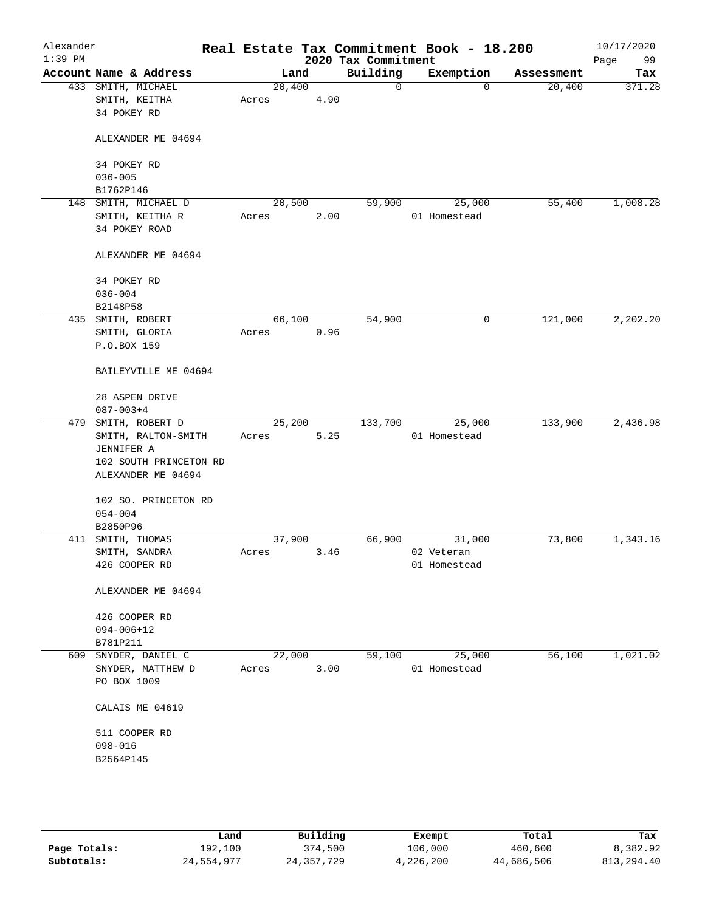# Real Estate Tax Commitment Book - 18.200

Alexander
1:39 PM

2020 Tax Commitment

10/17/2020

| Account Name & Address | Land | Building | Exemption | Assessment | Tax |
|---|---|---|---|---|---|
| 433 SMITH, MICHAEL<br>SMITH, KEITHA<br>34 POKEY RD<br><br>ALEXANDER ME 04694<br><br>34 POKEY RD<br>036-005<br>B1762P146 | 20,400<br>Acres 4.90 | 0 | 0 | 20,400 | 371.28 |
| 148 SMITH, MICHAEL D<br>SMITH, KEITHA R<br>34 POKEY ROAD<br><br>ALEXANDER ME 04694<br><br>34 POKEY RD<br>036-004<br>B2148P58 | 20,500<br>Acres 2.00 | 59,900 | 25,000<br>01 Homestead | 55,400 | 1,008.28 |
| 435 SMITH, ROBERT<br>SMITH, GLORIA<br>P.O.BOX 159<br><br>BAILEYVILLE ME 04694<br><br>28 ASPEN DRIVE<br>087-003+4 | 66,100<br>Acres 0.96 | 54,900 | 0 | 121,000 | 2,202.20 |
| 479 SMITH, ROBERT D<br>SMITH, RALTON-SMITH<br>JENNIFER A<br>102 SOUTH PRINCETON RD<br>ALEXANDER ME 04694<br><br>102 SO. PRINCETON RD<br>054-004<br>B2850P96 | 25,200<br>Acres 5.25 | 133,700 | 25,000<br>01 Homestead | 133,900 | 2,436.98 |
| 411 SMITH, THOMAS<br>SMITH, SANDRA<br>426 COOPER RD<br><br>ALEXANDER ME 04694<br><br>426 COOPER RD<br>094-006+12<br>B781P211 | 37,900<br>Acres 3.46 | 66,900 | 31,000<br>02 Veteran<br>01 Homestead | 73,800 | 1,343.16 |
| 609 SNYDER, DANIEL C<br>SNYDER, MATTHEW D<br>PO BOX 1009<br><br>CALAIS ME 04619<br><br>511 COOPER RD<br>098-016<br>B2564P145 | 22,000<br>Acres 3.00 | 59,100 | 25,000<br>01 Homestead | 56,100 | 1,021.02 |

| | Land | Building | Exempt | Total | Tax |
|---|---|---|---|---|---|
| Page Totals: | 192,100 | 374,500 | 106,000 | 460,600 | 8,382.92 |
| Subtotals: | 24,554,977 | 24,357,729 | 4,226,200 | 44,686,506 | 813,294.40 |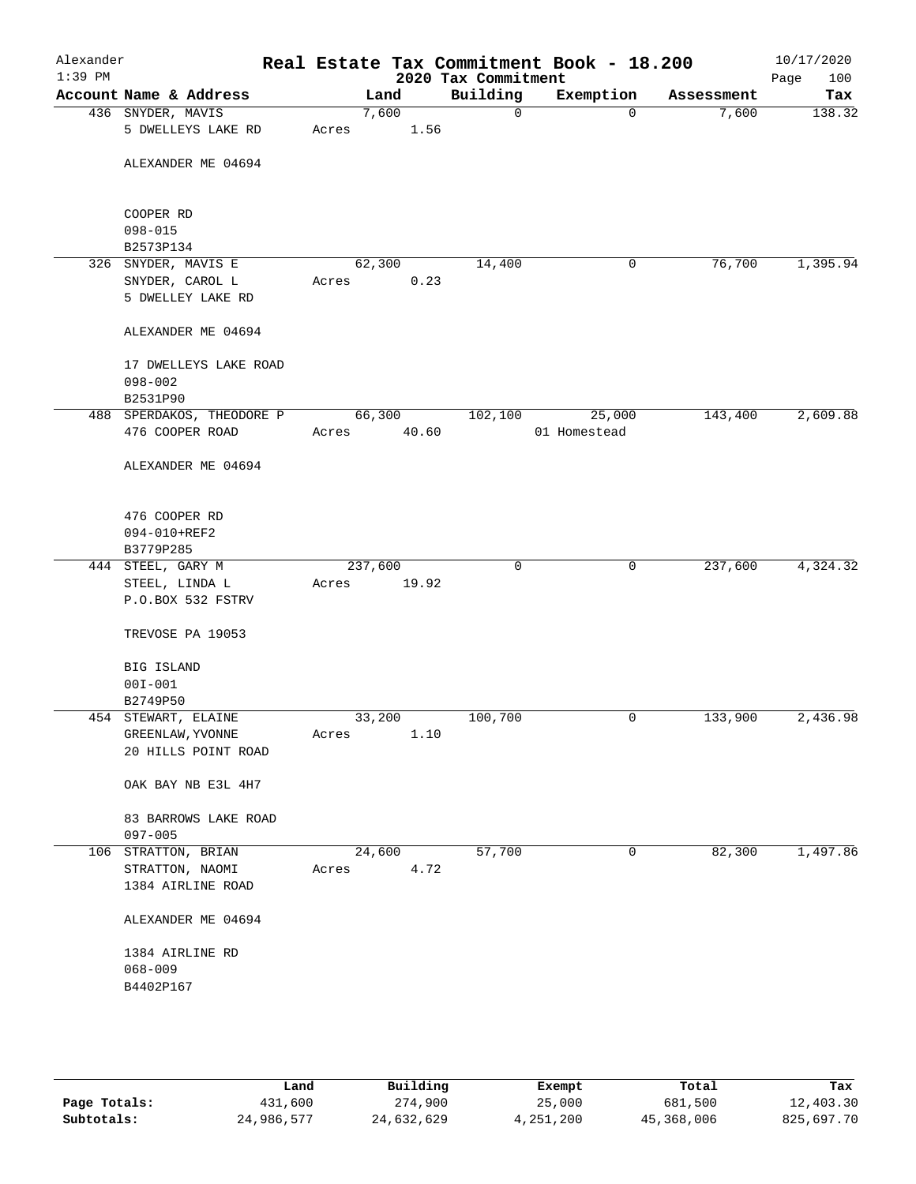# Real Estate Tax Commitment Book - 18.200

Alexander
1:39 PM

2020 Tax Commitment

10/17/2020

| Account Name & Address | Land | Building | Exemption | Assessment | Tax |
|---|---|---|---|---|---|
| 436 SNYDER, MAVIS<br>5 DWELLEYS LAKE RD<br><br>ALEXANDER ME 04694<br><br>COOPER RD<br>098-015<br>B2573P134 | 7,600<br>Acres 1.56 | 0 | 0 | 7,600 | 138.32 |
| 326 SNYDER, MAVIS E<br>SNYDER, CAROL L<br>5 DWELLEY LAKE RD<br><br>ALEXANDER ME 04694<br><br>17 DWELLEYS LAKE ROAD<br>098-002<br>B2531P90 | 62,300<br>Acres 0.23 | 14,400 | 0 | 76,700 | 1,395.94 |
| 488 SPERDAKOS, THEODORE P<br>476 COOPER ROAD<br><br>ALEXANDER ME 04694<br><br>476 COOPER RD<br>094-010+REF2<br>B3779P285 | 66,300<br>Acres 40.60 | 102,100 | 25,000<br>01 Homestead | 143,400 | 2,609.88 |
| 444 STEEL, GARY M<br>STEEL, LINDA L<br>P.O.BOX 532 FSTRV<br><br>TREVOSE PA 19053<br><br>BIG ISLAND<br>00I-001<br>B2749P50 | 237,600<br>Acres 19.92 | 0 | 0 | 237,600 | 4,324.32 |
| 454 STEWART, ELAINE<br>GREENLAW, YVONNE<br>20 HILLS POINT ROAD<br><br>OAK BAY NB E3L 4H7<br><br>83 BARROWS LAKE ROAD<br>097-005 | 33,200<br>Acres 1.10 | 100,700 | 0 | 133,900 | 2,436.98 |
| 106 STRATTON, BRIAN<br>STRATTON, NAOMI<br>1384 AIRLINE ROAD<br><br>ALEXANDER ME 04694<br><br>1384 AIRLINE RD<br>068-009<br>B4402P167 | 24,600<br>Acres 4.72 | 57,700 | 0 | 82,300 | 1,497.86 |

| | Land | Building | Exempt | Total | Tax |
|---|---|---|---|---|---|
| **Page Totals:** | 431,600 | 274,900 | 25,000 | 681,500 | 12,403.30 |
| **Subtotals:** | 24,986,577 | 24,632,629 | 4,251,200 | 45,368,006 | 825,697.70 |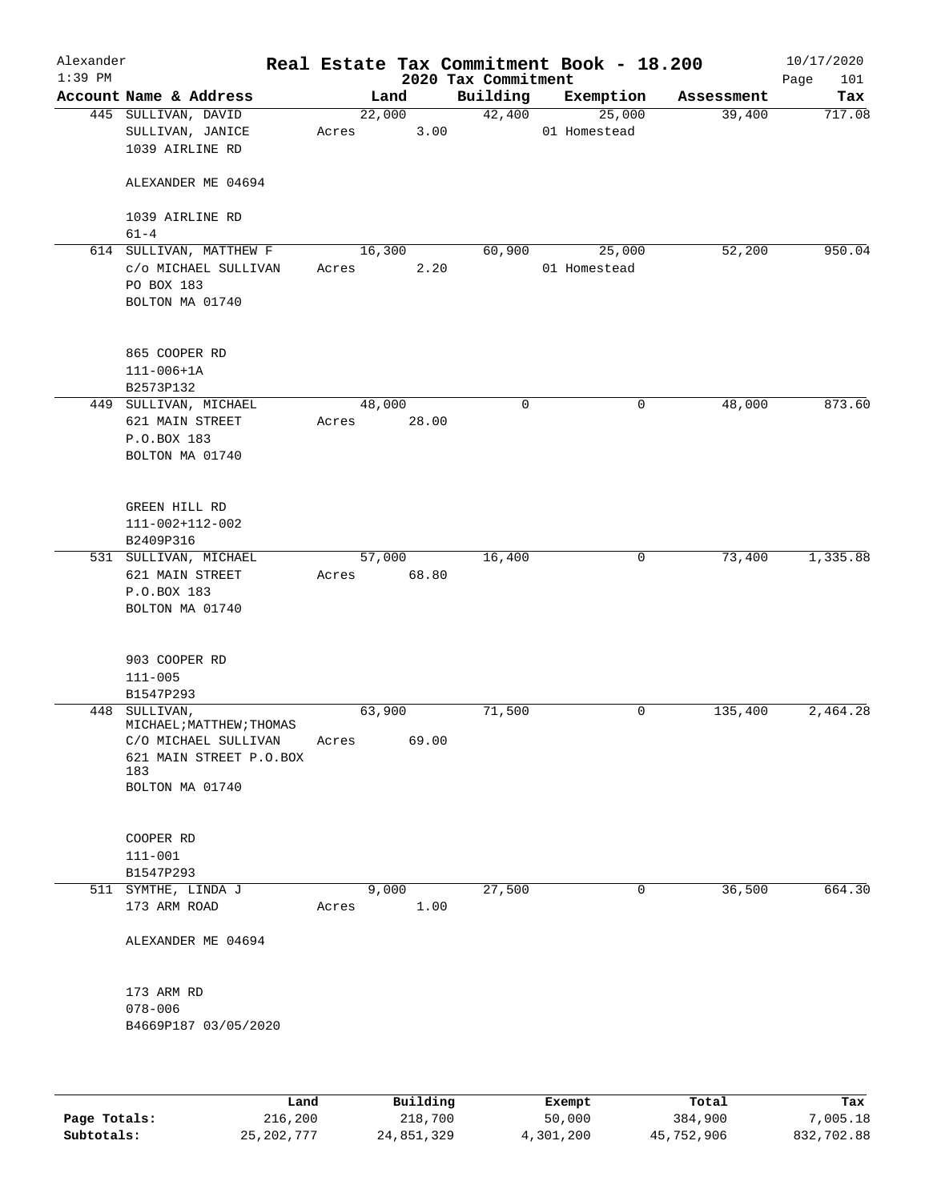Alexander 1:39 PM

# Real Estate Tax Commitment Book - 18.200

## 2020 Tax Commitment

10/17/2020

| Account | Name & Address | Land | Building | Exemption | Assessment | Tax |
|---|---|---|---|---|---|---|
| 445 | SULLIVAN, DAVID<br>SULLIVAN, JANICE<br>1039 AIRLINE RD<br><br>ALEXANDER ME 04694<br><br>1039 AIRLINE RD<br>61-4 | 22,000<br>Acres 3.00 | 42,400 | 25,000<br>01 Homestead | 39,400 | 717.08 |
| 614 | SULLIVAN, MATTHEW F<br>c/o MICHAEL SULLIVAN<br>PO BOX 183<br>BOLTON MA 01740<br><br>865 COOPER RD<br>111-006+1A<br>B2573P132 | 16,300<br>Acres 2.20 | 60,900 | 25,000<br>01 Homestead | 52,200 | 950.04 |
| 449 | SULLIVAN, MICHAEL<br>621 MAIN STREET<br>P.O.BOX 183<br>BOLTON MA 01740<br><br>GREEN HILL RD<br>111-002+112-002<br>B2409P316 | 48,000<br>Acres 28.00 | 0 | 0 | 48,000 | 873.60 |
| 531 | SULLIVAN, MICHAEL<br>621 MAIN STREET<br>P.O.BOX 183<br>BOLTON MA 01740<br><br>903 COOPER RD<br>111-005<br>B1547P293 | 57,000<br>Acres 68.80 | 16,400 | 0 | 73,400 | 1,335.88 |
| 448 | SULLIVAN, MICHAEL;MATTHEW;THOMAS<br>C/O MICHAEL SULLIVAN<br>621 MAIN STREET P.O.BOX 183<br>BOLTON MA 01740<br><br>COOPER RD<br>111-001<br>B1547P293 | 63,900<br>Acres 69.00 | 71,500 | 0 | 135,400 | 2,464.28 |
| 511 | SYMTHE, LINDA J<br>173 ARM ROAD<br><br>ALEXANDER ME 04694<br><br>173 ARM RD<br>078-006<br>B4669P187 03/05/2020 | 9,000<br>Acres 1.00 | 27,500 | 0 | 36,500 | 664.30 |

| | Land | Building | Exempt | Total | Tax |
|---|---|---|---|---|---|
| Page Totals: | 216,200 | 218,700 | 50,000 | 384,900 | 7,005.18 |
| Subtotals: | 25,202,777 | 24,851,329 | 4,301,200 | 45,752,906 | 832,702.88 |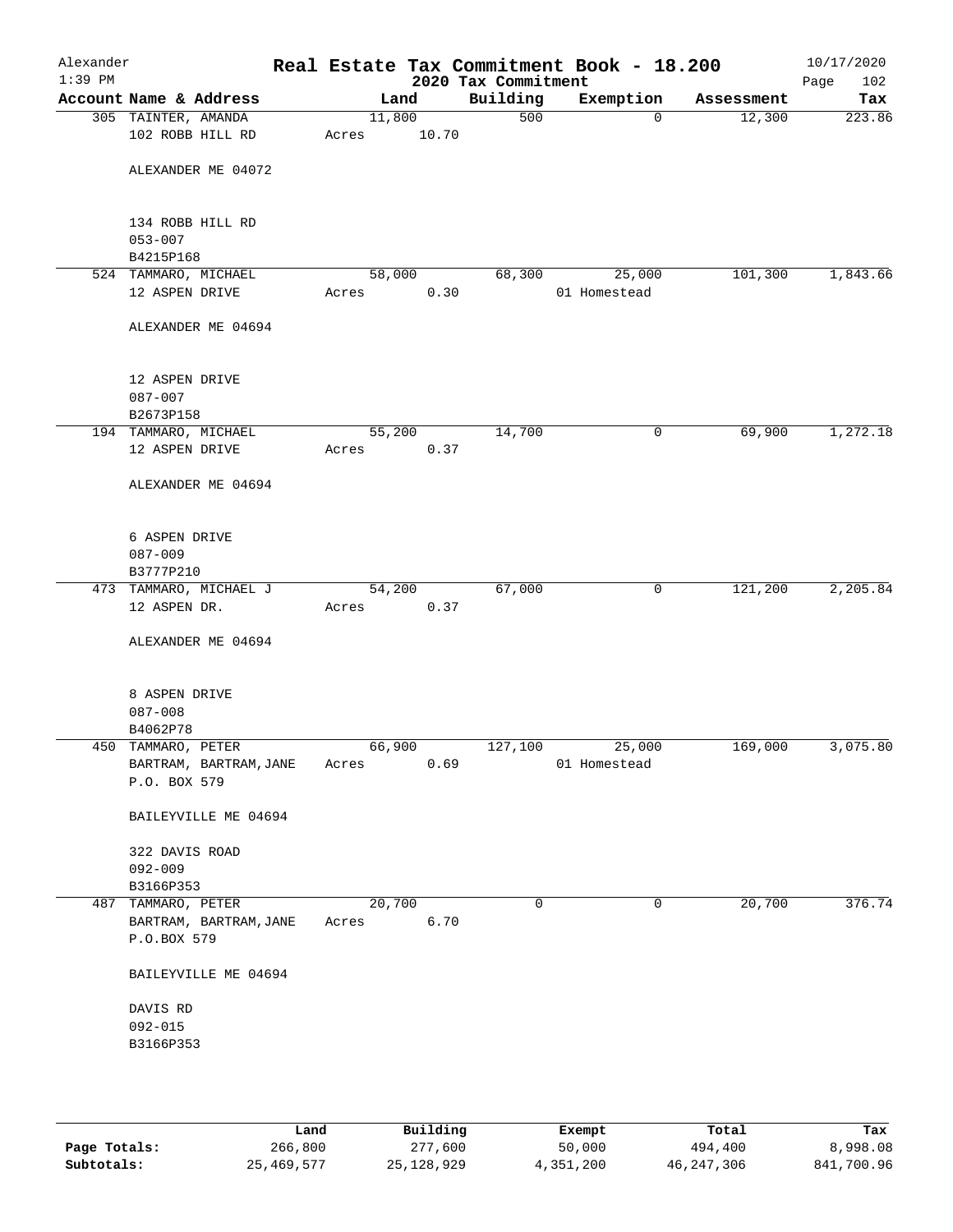Alexander 1:39 PM

# Real Estate Tax Commitment Book - 18.200

2020 Tax Commitment

10/17/2020 Page 102

| Account Name & Address | Land | Building | Exemption | Assessment | Tax |
|---|---|---|---|---|---|
| 305 TAINTER, AMANDA | 11,800 | 500 | 0 | 12,300 | 223.86 |
| 102 ROBB HILL RD | Acres 10.70 | | | | |
| ALEXANDER ME 04072 | | | | | |
| 134 ROBB HILL RD | | | | | |
| 053-007 | | | | | |
| B4215P168 | | | | | |
| 524 TAMMARO, MICHAEL | 58,000 | 68,300 | 25,000 | 101,300 | 1,843.66 |
| 12 ASPEN DRIVE | Acres 0.30 | | 01 Homestead | | |
| ALEXANDER ME 04694 | | | | | |
| 12 ASPEN DRIVE | | | | | |
| 087-007 | | | | | |
| B2673P158 | | | | | |
| 194 TAMMARO, MICHAEL | 55,200 | 14,700 | 0 | 69,900 | 1,272.18 |
| 12 ASPEN DRIVE | Acres 0.37 | | | | |
| ALEXANDER ME 04694 | | | | | |
| 6 ASPEN DRIVE | | | | | |
| 087-009 | | | | | |
| B3777P210 | | | | | |
| 473 TAMMARO, MICHAEL J | 54,200 | 67,000 | 0 | 121,200 | 2,205.84 |
| 12 ASPEN DR. | Acres 0.37 | | | | |
| ALEXANDER ME 04694 | | | | | |
| 8 ASPEN DRIVE | | | | | |
| 087-008 | | | | | |
| B4062P78 | | | | | |
| 450 TAMMARO, PETER | 66,900 | 127,100 | 25,000 | 169,000 | 3,075.80 |
| BARTRAM, BARTRAM, JANE | Acres 0.69 | | 01 Homestead | | |
| P.O. BOX 579 | | | | | |
| BAILEYVILLE ME 04694 | | | | | |
| 322 DAVIS ROAD | | | | | |
| 092-009 | | | | | |
| B3166P353 | | | | | |
| 487 TAMMARO, PETER | 20,700 | 0 | 0 | 20,700 | 376.74 |
| BARTRAM, BARTRAM, JANE | Acres 6.70 | | | | |
| P.O.BOX 579 | | | | | |
| BAILEYVILLE ME 04694 | | | | | |
| DAVIS RD | | | | | |
| 092-015 | | | | | |
| B3166P353 | | | | | |

| | Land | Building | Exempt | Total | Tax |
|---|---|---|---|---|---|
| Page Totals: | 266,800 | 277,600 | 50,000 | 494,400 | 8,998.08 |
| Subtotals: | 25,469,577 | 25,128,929 | 4,351,200 | 46,247,306 | 841,700.96 |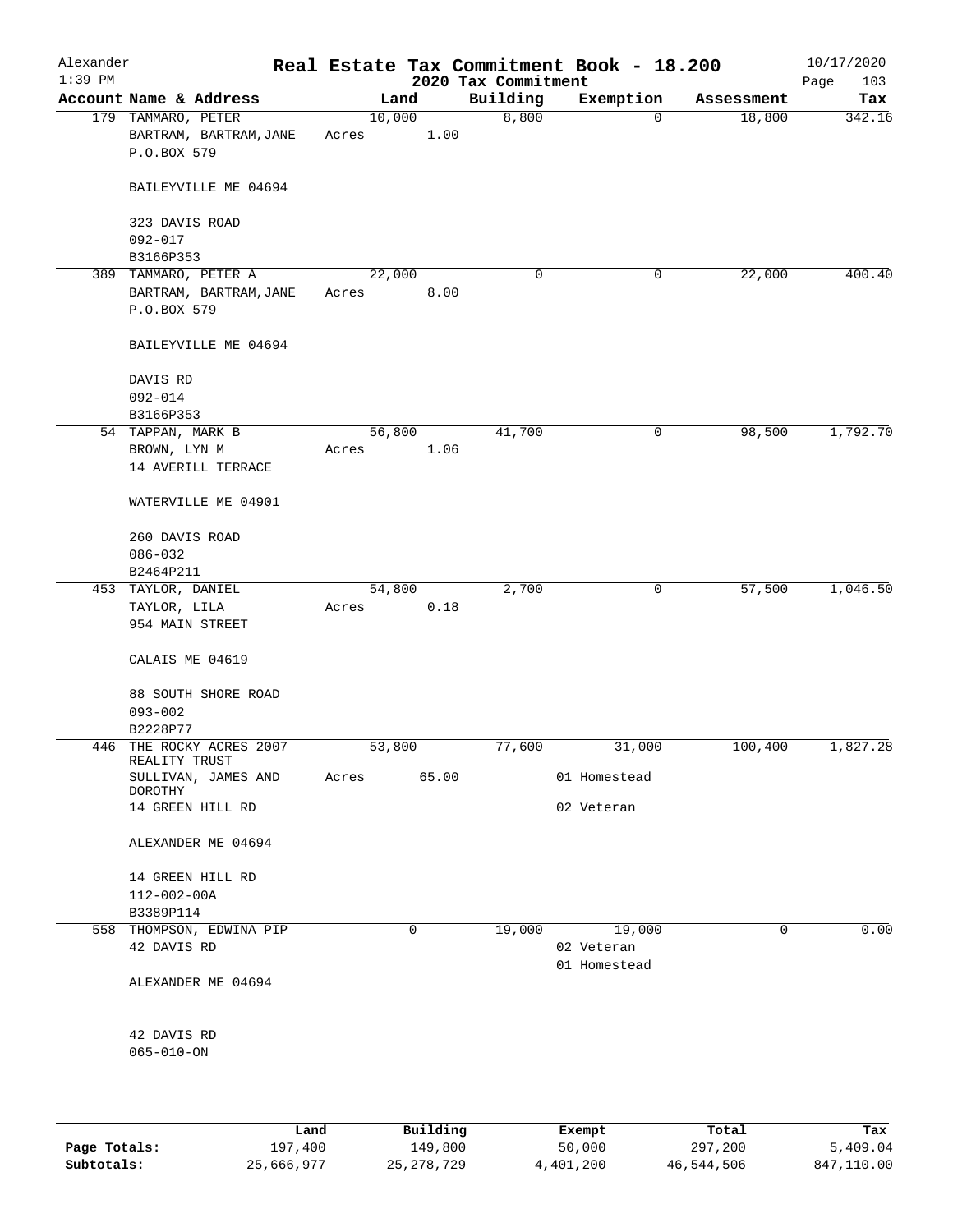Alexander 1:39 PM

# Real Estate Tax Commitment Book - 18.200

## 2020 Tax Commitment

10/17/2020

| Account | Name & Address | Land | Building | Exemption | Assessment | Tax |
|---|---|---|---|---|---|---|
| 179 | TAMMARO, PETER<br>BARTRAM, BARTRAM, JANE<br>P.O.BOX 579<br><br>BAILEYVILLE ME 04694<br><br>323 DAVIS ROAD<br>092-017<br>B3166P353 | 10,000<br>Acres 1.00 | 8,800 | 0 | 18,800 | 342.16 |
| 389 | TAMMARO, PETER A<br>BARTRAM, BARTRAM, JANE<br>P.O.BOX 579<br><br>BAILEYVILLE ME 04694<br><br>DAVIS RD<br>092-014<br>B3166P353 | 22,000<br>Acres 8.00 | 0 | 0 | 22,000 | 400.40 |
| 54 | TAPPAN, MARK B<br>BROWN, LYN M<br>14 AVERILL TERRACE<br><br>WATERVILLE ME 04901<br><br>260 DAVIS ROAD<br>086-032<br>B2464P211 | 56,800<br>Acres 1.06 | 41,700 | 0 | 98,500 | 1,792.70 |
| 453 | TAYLOR, DANIEL<br>TAYLOR, LILA<br>954 MAIN STREET<br><br>CALAIS ME 04619<br><br>88 SOUTH SHORE ROAD<br>093-002<br>B2228P77 | 54,800<br>Acres 0.18 | 2,700 | 0 | 57,500 | 1,046.50 |
| 446 | THE ROCKY ACRES 2007 REALITY TRUST<br>SULLIVAN, JAMES AND DOROTHY<br>14 GREEN HILL RD<br><br>ALEXANDER ME 04694<br><br>14 GREEN HILL RD<br>112-002-00A<br>B3389P114 | 53,800<br>Acres 65.00 | 77,600 | 31,000<br>01 Homestead<br>02 Veteran | 100,400 | 1,827.28 |
| 558 | THOMPSON, EDWINA PIP<br>42 DAVIS RD<br><br>ALEXANDER ME 04694<br><br>42 DAVIS RD<br>065-010-ON | 0 | 19,000 | 19,000<br>02 Veteran<br>01 Homestead | 0 | 0.00 |

| | Land | Building | Exempt | Total | Tax |
|---|---|---|---|---|---|
| Page Totals: | 197,400 | 149,800 | 50,000 | 297,200 | 5,409.04 |
| Subtotals: | 25,666,977 | 25,278,729 | 4,401,200 | 46,544,506 | 847,110.00 |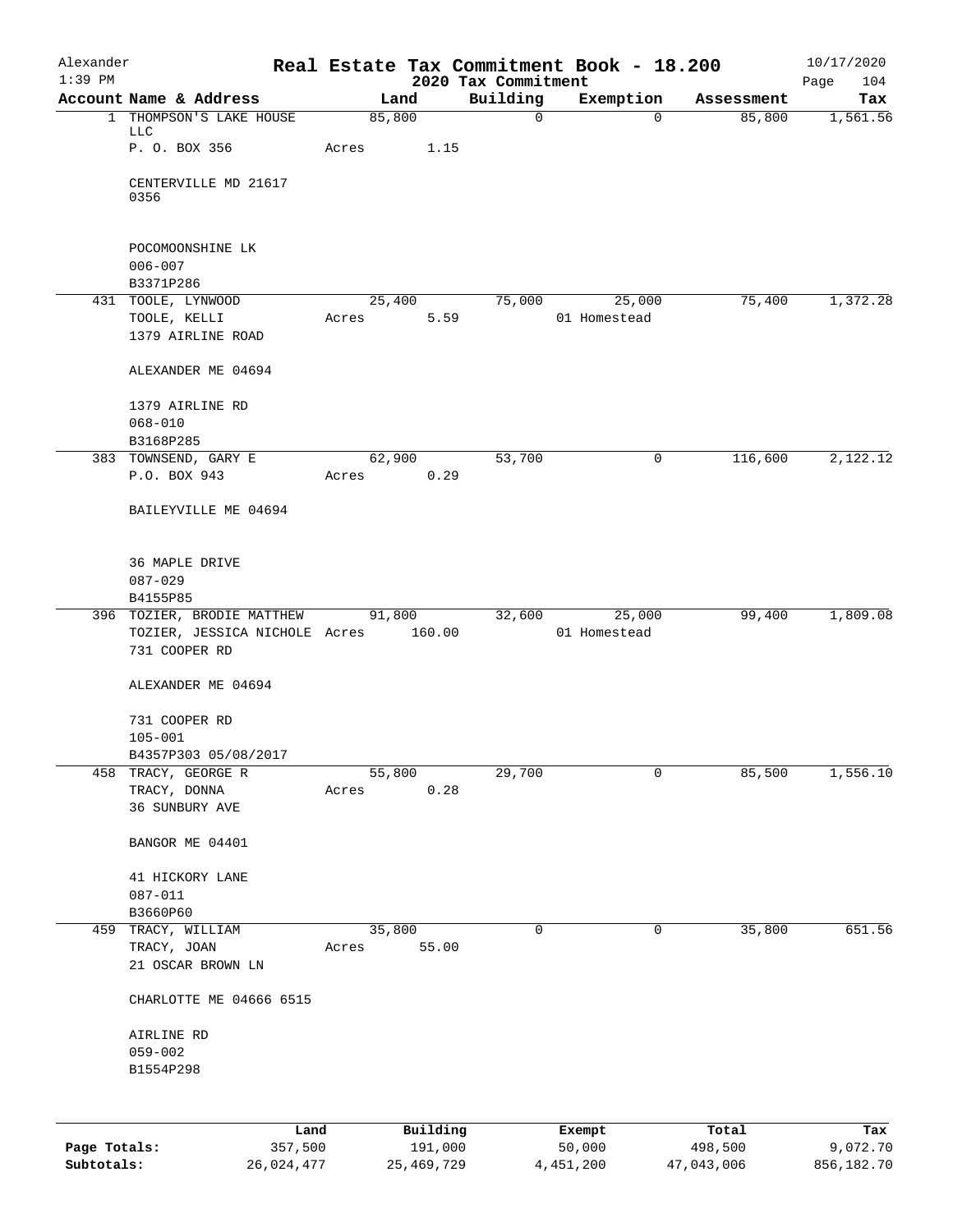# Real Estate Tax Commitment Book - 18.200

Alexander
1:39 PM

2020 Tax Commitment

10/17/2020

| Account | Name & Address | Land | Building | Exemption | Assessment | Tax |
|---|---|---|---|---|---|---|
| 1 | THOMPSON'S LAKE HOUSE LLC<br>P. O. BOX 356<br>CENTERVILLE MD 21617 0356<br><br>POCOMOONSHINE LK<br>006-007<br>B3371P286 | 85,800<br>Acres 1.15 | 0 | 0 | 85,800 | 1,561.56 |
| 431 | TOOLE, LYNWOOD<br>TOOLE, KELLI<br>1379 AIRLINE ROAD<br>ALEXANDER ME 04694<br><br>1379 AIRLINE RD<br>068-010<br>B3168P285 | 25,400<br>Acres 5.59 | 75,000 | 25,000<br>01 Homestead | 75,400 | 1,372.28 |
| 383 | TOWNSEND, GARY E<br>P.O. BOX 943<br>BAILEYVILLE ME 04694<br><br>36 MAPLE DRIVE<br>087-029<br>B4155P85 | 62,900<br>Acres 0.29 | 53,700 | 0 | 116,600 | 2,122.12 |
| 396 | TOZIER, BRODIE MATTHEW<br>TOZIER, JESSICA NICHOLE<br>731 COOPER RD<br>ALEXANDER ME 04694<br><br>731 COOPER RD<br>105-001<br>B4357P303 05/08/2017 | 91,800<br>Acres 160.00 | 32,600 | 25,000<br>01 Homestead | 99,400 | 1,809.08 |
| 458 | TRACY, GEORGE R<br>TRACY, DONNA<br>36 SUNBURY AVE<br>BANGOR ME 04401<br><br>41 HICKORY LANE<br>087-011<br>B3660P60 | 55,800<br>Acres 0.28 | 29,700 | 0 | 85,500 | 1,556.10 |
| 459 | TRACY, WILLIAM<br>TRACY, JOAN<br>21 OSCAR BROWN LN<br>CHARLOTTE ME 04666 6515<br><br>AIRLINE RD<br>059-002<br>B1554P298 | 35,800<br>Acres 55.00 | 0 | 0 | 35,800 | 651.56 |

| | Land | Building | Exempt | Total | Tax |
|---|---|---|---|---|---|
| **Page Totals:** | 357,500 | 191,000 | 50,000 | 498,500 | 9,072.70 |
| **Subtotals:** | 26,024,477 | 25,469,729 | 4,451,200 | 47,043,006 | 856,182.70 |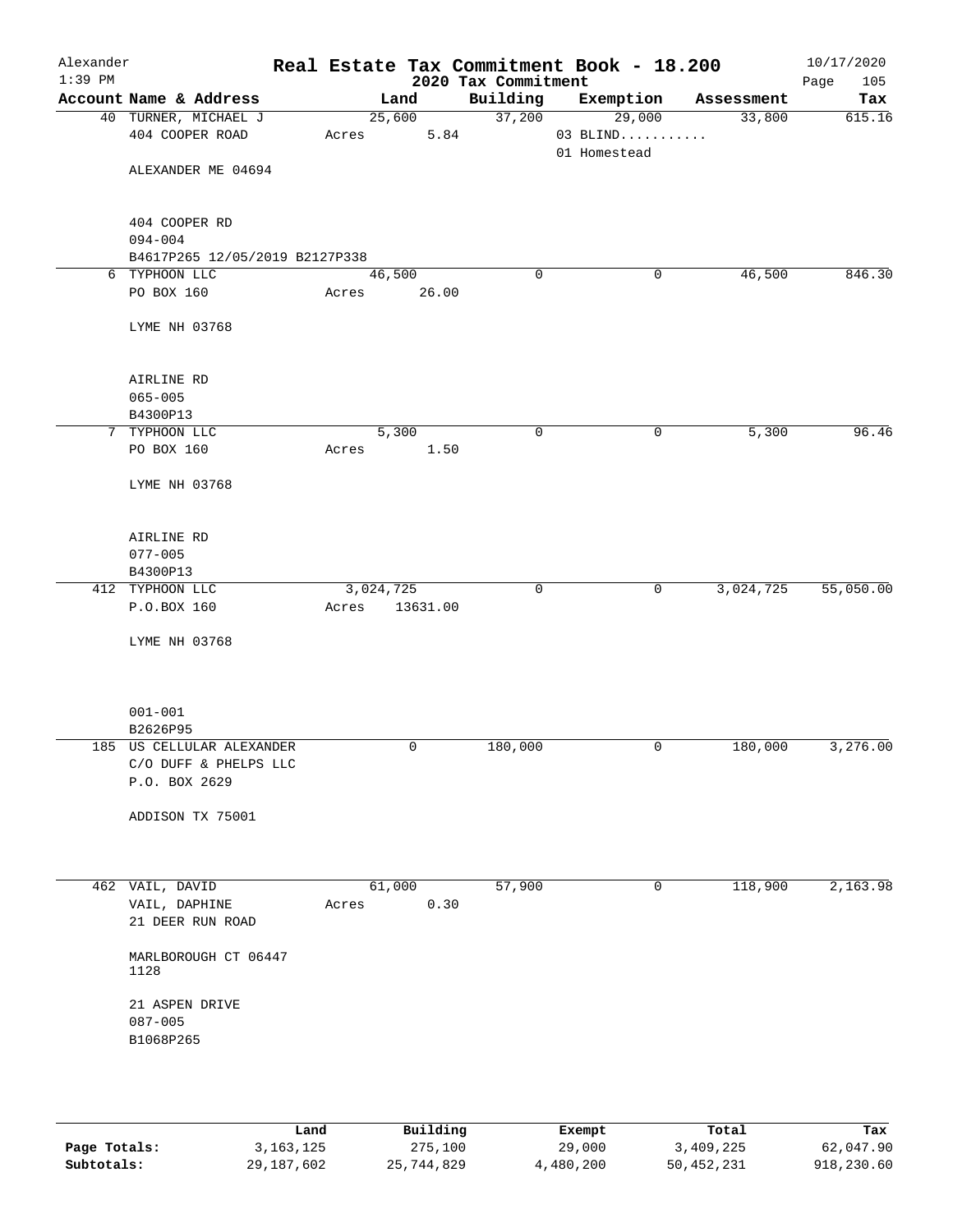Alexander 1:39 PM

# Real Estate Tax Commitment Book - 18.200

## 2020 Tax Commitment

10/17/2020

| Account Name & Address | Land | Building | Exemption | Assessment | Tax |
|---|---|---|---|---|---|
| 40 TURNER, MICHAEL J<br>404 COOPER ROAD<br><br>ALEXANDER ME 04694<br><br>404 COOPER RD<br>094-004<br>B4617P265 12/05/2019 B2127P338 | 25,600<br>Acres 5.84 | 37,200 | 29,000<br>03 BLIND...........<br>01 Homestead | 33,800 | 615.16 |
| 6 TYPHOON LLC<br>PO BOX 160<br><br>LYME NH 03768<br><br>AIRLINE RD<br>065-005<br>B4300P13 | 46,500<br>Acres 26.00 | 0 | 0 | 46,500 | 846.30 |
| 7 TYPHOON LLC<br>PO BOX 160<br><br>LYME NH 03768<br><br>AIRLINE RD<br>077-005<br>B4300P13 | 5,300<br>Acres 1.50 | 0 | 0 | 5,300 | 96.46 |
| 412 TYPHOON LLC<br>P.O.BOX 160<br><br>LYME NH 03768<br><br>001-001<br>B2626P95 | 3,024,725<br>Acres 13631.00 | 0 | 0 | 3,024,725 | 55,050.00 |
| 185 US CELLULAR ALEXANDER<br>C/O DUFF & PHELPS LLC<br>P.O. BOX 2629<br><br>ADDISON TX 75001 | 0 | 180,000 | 0 | 180,000 | 3,276.00 |
| 462 VAIL, DAVID<br>VAIL, DAPHINE<br>21 DEER RUN ROAD<br><br>MARLBOROUGH CT 06447<br>1128<br><br>21 ASPEN DRIVE<br>087-005<br>B1068P265 | 61,000<br>Acres 0.30 | 57,900 | 0 | 118,900 | 2,163.98 |

| | Land | Building | Exempt | Total | Tax |
|---|---|---|---|---|---|
| Page Totals: | 3,163,125 | 275,100 | 29,000 | 3,409,225 | 62,047.90 |
| Subtotals: | 29,187,602 | 25,744,829 | 4,480,200 | 50,452,231 | 918,230.60 |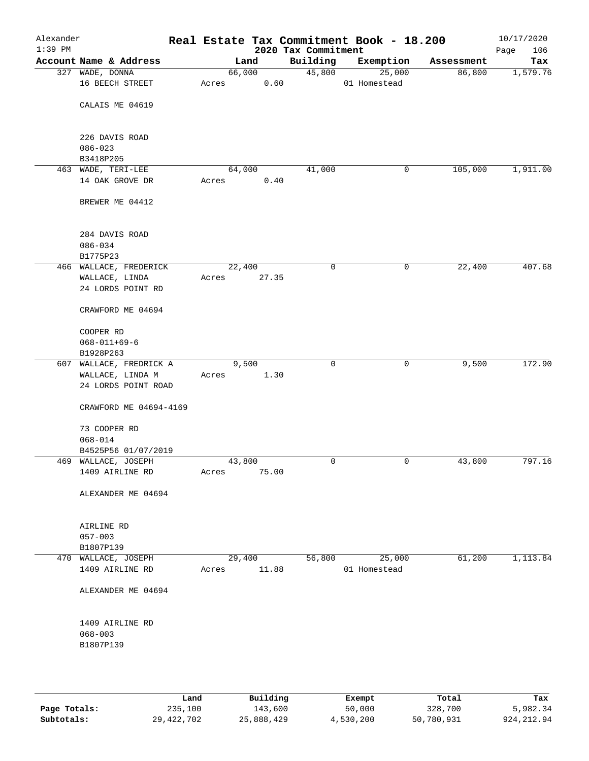Alexander
1:39 PM

**Real Estate Tax Commitment Book - 18.200**
**2020 Tax Commitment**

10/17/2020

| Account | Name & Address | Land | Building | Exemption | Assessment | Tax |
|---|---|---|---|---|---|---|
| 327 | WADE, DONNA<br>16 BEECH STREET<br><br>CALAIS ME 04619<br><br>226 DAVIS ROAD<br>086-023<br>B3418P205 | 66,000<br>Acres 0.60 | 45,800 | 25,000<br>01 Homestead | 86,800 | 1,579.76 |
| 463 | WADE, TERI-LEE<br>14 OAK GROVE DR<br><br>BREWER ME 04412<br><br>284 DAVIS ROAD<br>086-034<br>B1775P23 | 64,000<br>Acres 0.40 | 41,000 | 0 | 105,000 | 1,911.00 |
| 466 | WALLACE, FREDERICK<br>WALLACE, LINDA<br>24 LORDS POINT RD<br><br>CRAWFORD ME 04694<br><br>COOPER RD<br>068-011+69-6<br>B1928P263 | 22,400<br>Acres 27.35 | 0 | 0 | 22,400 | 407.68 |
| 607 | WALLACE, FREDRICK A<br>WALLACE, LINDA M<br>24 LORDS POINT ROAD<br><br>CRAWFORD ME 04694-4169<br><br>73 COOPER RD<br>068-014<br>B4525P56 01/07/2019 | 9,500<br>Acres 1.30 | 0 | 0 | 9,500 | 172.90 |
| 469 | WALLACE, JOSEPH<br>1409 AIRLINE RD<br><br>ALEXANDER ME 04694<br><br>AIRLINE RD<br>057-003<br>B1807P139 | 43,800<br>Acres 75.00 | 0 | 0 | 43,800 | 797.16 |
| 470 | WALLACE, JOSEPH<br>1409 AIRLINE RD<br><br>ALEXANDER ME 04694<br><br>1409 AIRLINE RD<br>068-003<br>B1807P139 | 29,400<br>Acres 11.88 | 56,800 | 25,000<br>01 Homestead | 61,200 | 1,113.84 |

| | Land | Building | Exempt | Total | Tax |
|---|---|---|---|---|---|
| **Page Totals:** | 235,100 | 143,600 | 50,000 | 328,700 | 5,982.34 |
| **Subtotals:** | 29,422,702 | 25,888,429 | 4,530,200 | 50,780,931 | 924,212.94 |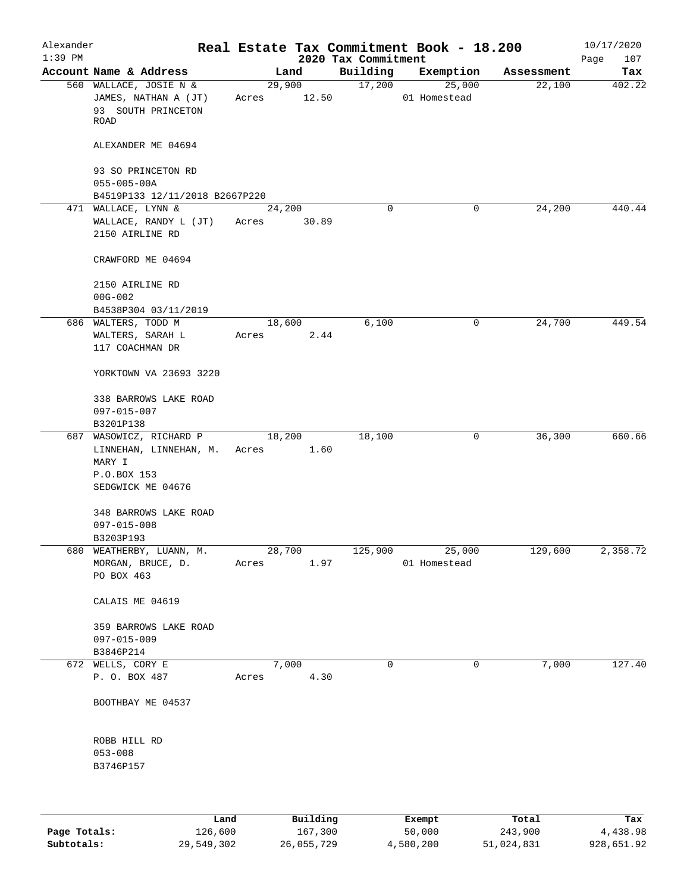# Real Estate Tax Commitment Book - 18.200

Alexander
1:39 PM
2020 Tax Commitment
10/17/2020

| Account Name & Address | Land | Building | Exemption | Assessment | Tax |
|---|---|---|---|---|---|
| 560 WALLACE, JOSIE N & JAMES, NATHAN A (JT) 93 SOUTH PRINCETON ROAD ALEXANDER ME 04694 93 SO PRINCETON RD 055-005-00A B4519P133 12/11/2018 B2667P220 | 29,900 Acres 12.50 | 17,200 | 25,000 01 Homestead | 22,100 | 402.22 |
| 471 WALLACE, LYNN & WALLACE, RANDY L (JT) 2150 AIRLINE RD CRAWFORD ME 04694 2150 AIRLINE RD 00G-002 B4538P304 03/11/2019 | 24,200 Acres 30.89 | 0 | 0 | 24,200 | 440.44 |
| 686 WALTERS, TODD M WALTERS, SARAH L 117 COACHMAN DR YORKTOWN VA 23693 3220 338 BARROWS LAKE ROAD 097-015-007 B3201P138 | 18,600 Acres 2.44 | 6,100 | 0 | 24,700 | 449.54 |
| 687 WASOWICZ, RICHARD P LINNEHAN, LINNEHAN, M. MARY I P.O.BOX 153 SEDGWICK ME 04676 348 BARROWS LAKE ROAD 097-015-008 B3203P193 | 18,200 Acres 1.60 | 18,100 | 0 | 36,300 | 660.66 |
| 680 WEATHERBY, LUANN, M. MORGAN, BRUCE, D. PO BOX 463 CALAIS ME 04619 359 BARROWS LAKE ROAD 097-015-009 B3846P214 | 28,700 Acres 1.97 | 125,900 | 25,000 01 Homestead | 129,600 | 2,358.72 |
| 672 WELLS, CORY E P. O. BOX 487 BOOTHBAY ME 04537 ROBB HILL RD 053-008 B3746P157 | 7,000 Acres 4.30 | 0 | 0 | 7,000 | 127.40 |

| | Land | Building | Exempt | Total | Tax |
|---|---|---|---|---|---|
| Page Totals: | 126,600 | 167,300 | 50,000 | 243,900 | 4,438.98 |
| Subtotals: | 29,549,302 | 26,055,729 | 4,580,200 | 51,024,831 | 928,651.92 |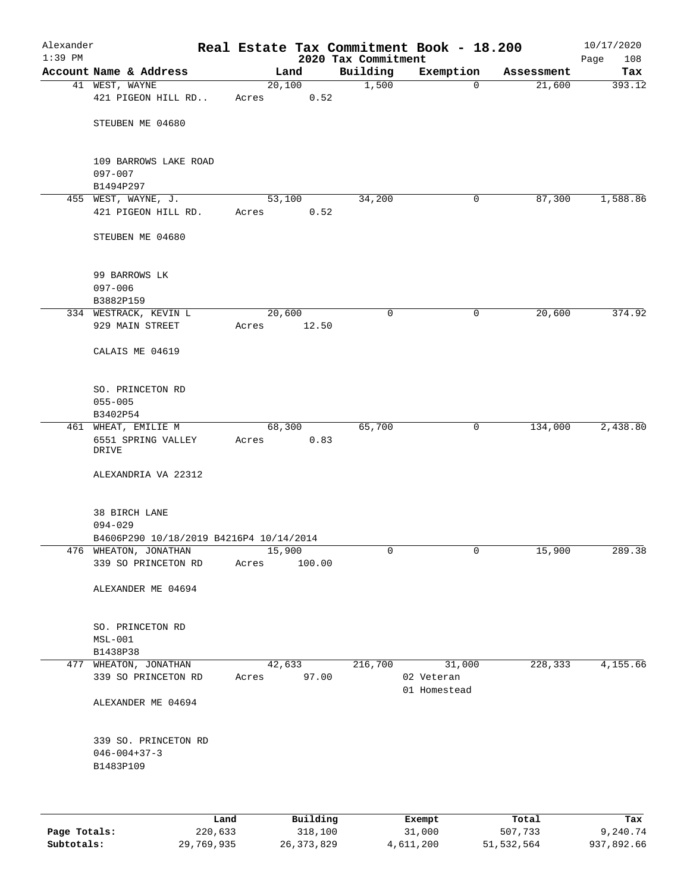# Real Estate Tax Commitment Book - 18.200

Alexander
1:39 PM

2020 Tax Commitment

10/17/2020

| Account Name & Address | Land | Building | Exemption | Assessment | Tax |
|---|---|---|---|---|---|
| 41 WEST, WAYNE<br>421 PIGEON HILL RD..<br><br>STEUBEN ME 04680<br><br>109 BARROWS LAKE ROAD<br>097-007<br>B1494P297 | 20,100<br>Acres 0.52 | 1,500 | 0 | 21,600 | 393.12 |
| 455 WEST, WAYNE, J.<br>421 PIGEON HILL RD.<br><br>STEUBEN ME 04680<br><br>99 BARROWS LK<br>097-006<br>B3882P159 | 53,100<br>Acres 0.52 | 34,200 | 0 | 87,300 | 1,588.86 |
| 334 WESTRACK, KEVIN L<br>929 MAIN STREET<br><br>CALAIS ME 04619<br><br>SO. PRINCETON RD<br>055-005<br>B3402P54 | 20,600<br>Acres 12.50 | 0 | 0 | 20,600 | 374.92 |
| 461 WHEAT, EMILIE M<br>6551 SPRING VALLEY DRIVE<br><br>ALEXANDRIA VA 22312<br><br>38 BIRCH LANE<br>094-029<br>B4606P290 10/18/2019 B4216P4 10/14/2014 | 68,300<br>Acres 0.83 | 65,700 | 0 | 134,000 | 2,438.80 |
| 476 WHEATON, JONATHAN<br>339 SO PRINCETON RD<br><br>ALEXANDER ME 04694<br><br>SO. PRINCETON RD<br>MSL-001<br>B1438P38 | 15,900<br>Acres 100.00 | 0 | 0 | 15,900 | 289.38 |
| 477 WHEATON, JONATHAN<br>339 SO PRINCETON RD<br><br>ALEXANDER ME 04694<br><br>339 SO. PRINCETON RD<br>046-004+37-3<br>B1483P109 | 42,633<br>Acres 97.00 | 216,700 | 31,000<br>02 Veteran<br>01 Homestead | 228,333 | 4,155.66 |

| | Land | Building | Exempt | Total | Tax |
|---|---|---|---|---|---|
| **Page Totals:** | 220,633 | 318,100 | 31,000 | 507,733 | 9,240.74 |
| **Subtotals:** | 29,769,935 | 26,373,829 | 4,611,200 | 51,532,564 | 937,892.66 |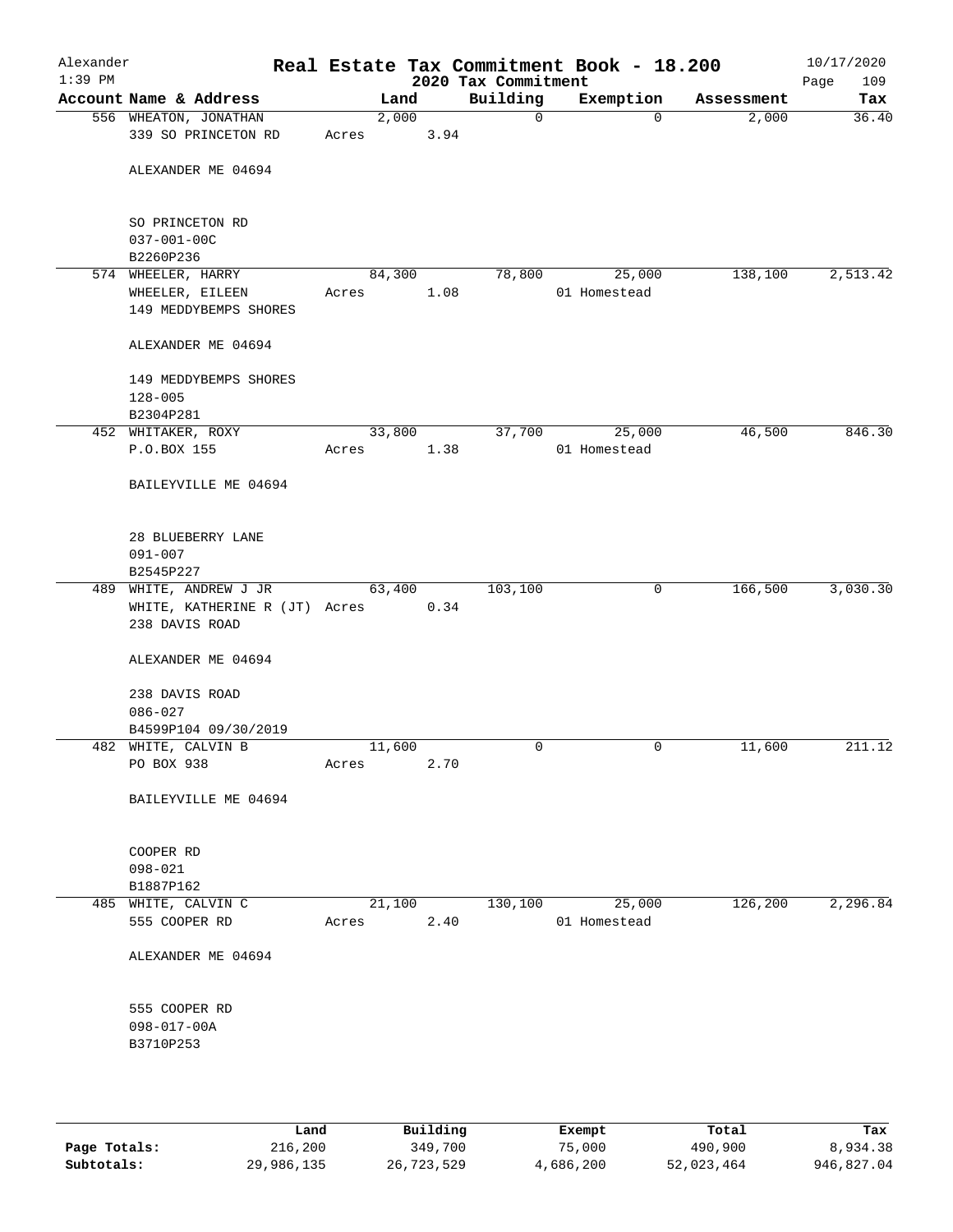# Real Estate Tax Commitment Book - 18.200

Alexander — 2020 Tax Commitment — 10/17/2020 1:39 PM — Page 109

| Account Name & Address | Land | Building | Exemption | Assessment | Tax |
|---|---|---|---|---|---|
| 556 WHEATON, JONATHAN<br>339 SO PRINCETON RD<br><br>ALEXANDER ME 04694<br><br>SO PRINCETON RD<br>037-001-00C<br>B2260P236 | 2,000<br>Acres 3.94 | 0 | 0 | 2,000 | 36.40 |
| 574 WHEELER, HARRY<br>WHEELER, EILEEN<br>149 MEDDYBEMPS SHORES<br><br>ALEXANDER ME 04694<br><br>149 MEDDYBEMPS SHORES<br>128-005<br>B2304P281 | 84,300<br>Acres 1.08 | 78,800 | 25,000<br>01 Homestead | 138,100 | 2,513.42 |
| 452 WHITAKER, ROXY<br>P.O.BOX 155<br><br>BAILEYVILLE ME 04694<br><br>28 BLUEBERRY LANE<br>091-007<br>B2545P227 | 33,800<br>Acres 1.38 | 37,700 | 25,000<br>01 Homestead | 46,500 | 846.30 |
| 489 WHITE, ANDREW J JR<br>WHITE, KATHERINE R (JT)<br>238 DAVIS ROAD<br><br>ALEXANDER ME 04694<br><br>238 DAVIS ROAD<br>086-027<br>B4599P104 09/30/2019 | 63,400<br>Acres 0.34 | 103,100 | 0 | 166,500 | 3,030.30 |
| 482 WHITE, CALVIN B<br>PO BOX 938<br><br>BAILEYVILLE ME 04694<br><br>COOPER RD<br>098-021<br>B1887P162 | 11,600<br>Acres 2.70 | 0 | 0 | 11,600 | 211.12 |
| 485 WHITE, CALVIN C<br>555 COOPER RD<br><br>ALEXANDER ME 04694<br><br>555 COOPER RD<br>098-017-00A<br>B3710P253 | 21,100<br>Acres 2.40 | 130,100 | 25,000<br>01 Homestead | 126,200 | 2,296.84 |

| | Land | Building | Exempt | Total | Tax |
|---|---|---|---|---|---|
| Page Totals: | 216,200 | 349,700 | 75,000 | 490,900 | 8,934.38 |
| Subtotals: | 29,986,135 | 26,723,529 | 4,686,200 | 52,023,464 | 946,827.04 |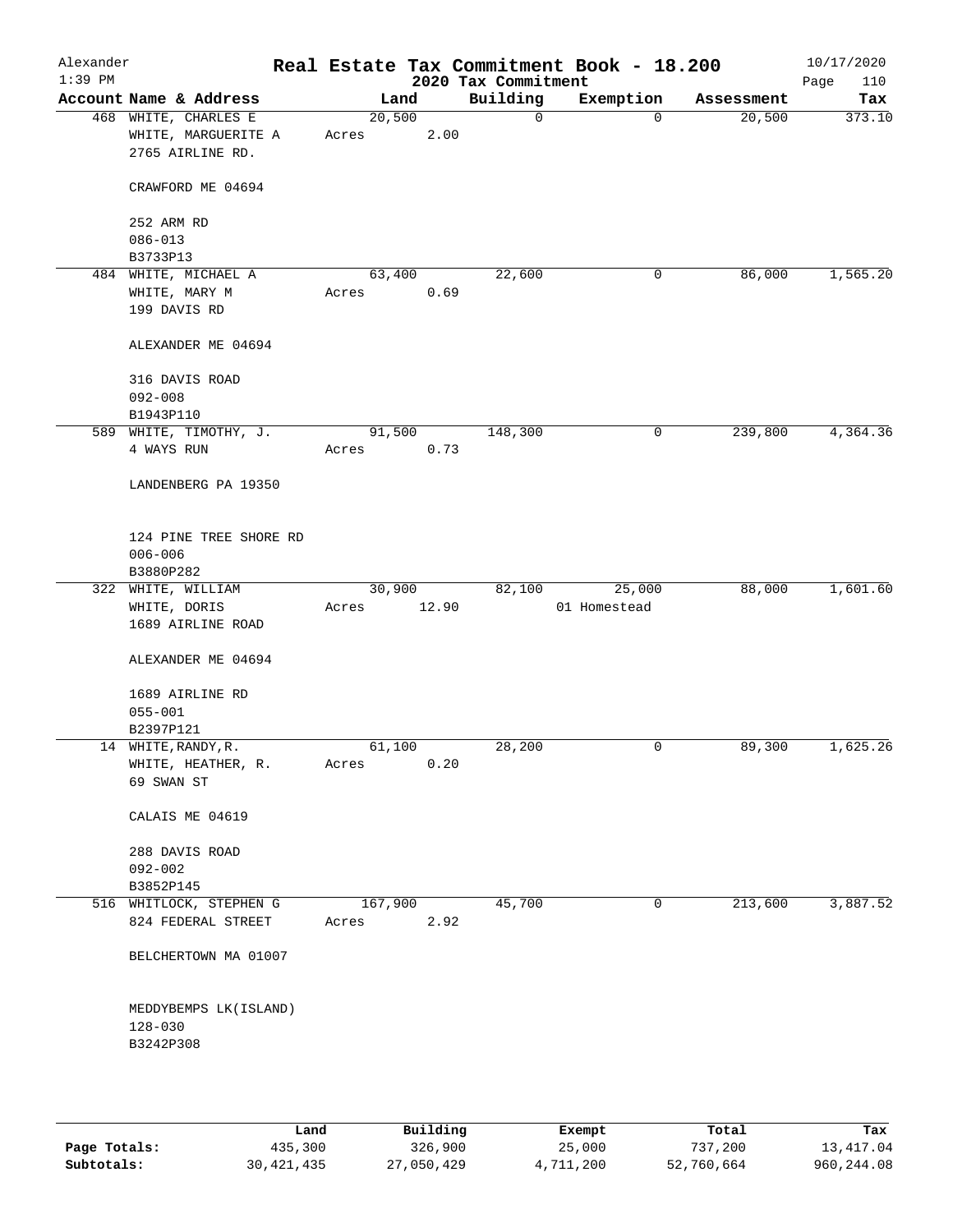# Real Estate Tax Commitment Book - 18.200

Alexander
1:39 PM

2020 Tax Commitment

10/17/2020
Page 110

| Account Name & Address | Land | Building | Exemption | Assessment | Tax |
|---|---|---|---|---|---|
| 468 WHITE, CHARLES E<br>WHITE, MARGUERITE A<br>2765 AIRLINE RD.<br><br>CRAWFORD ME 04694<br><br>252 ARM RD<br>086-013<br>B3733P13 | 20,500<br>Acres 2.00 | 0 | 0 | 20,500 | 373.10 |
| 484 WHITE, MICHAEL A<br>WHITE, MARY M<br>199 DAVIS RD<br><br>ALEXANDER ME 04694<br><br>316 DAVIS ROAD<br>092-008<br>B1943P110 | 63,400<br>Acres 0.69 | 22,600 | 0 | 86,000 | 1,565.20 |
| 589 WHITE, TIMOTHY, J.<br>4 WAYS RUN<br><br>LANDENBERG PA 19350<br><br>124 PINE TREE SHORE RD<br>006-006<br>B3880P282 | 91,500<br>Acres 0.73 | 148,300 | 0 | 239,800 | 4,364.36 |
| 322 WHITE, WILLIAM<br>WHITE, DORIS<br>1689 AIRLINE ROAD<br><br>ALEXANDER ME 04694<br><br>1689 AIRLINE RD<br>055-001<br>B2397P121 | 30,900<br>Acres 12.90 | 82,100 | 25,000<br>01 Homestead | 88,000 | 1,601.60 |
| 14 WHITE,RANDY,R.<br>WHITE, HEATHER, R.<br>69 SWAN ST<br><br>CALAIS ME 04619<br><br>288 DAVIS ROAD<br>092-002<br>B3852P145 | 61,100<br>Acres 0.20 | 28,200 | 0 | 89,300 | 1,625.26 |
| 516 WHITLOCK, STEPHEN G<br>824 FEDERAL STREET<br><br>BELCHERTOWN MA 01007<br><br>MEDDYBEMPS LK(ISLAND)<br>128-030<br>B3242P308 | 167,900<br>Acres 2.92 | 45,700 | 0 | 213,600 | 3,887.52 |

| | Land | Building | Exempt | Total | Tax |
|---|---|---|---|---|---|
| Page Totals: | 435,300 | 326,900 | 25,000 | 737,200 | 13,417.04 |
| Subtotals: | 30,421,435 | 27,050,429 | 4,711,200 | 52,760,664 | 960,244.08 |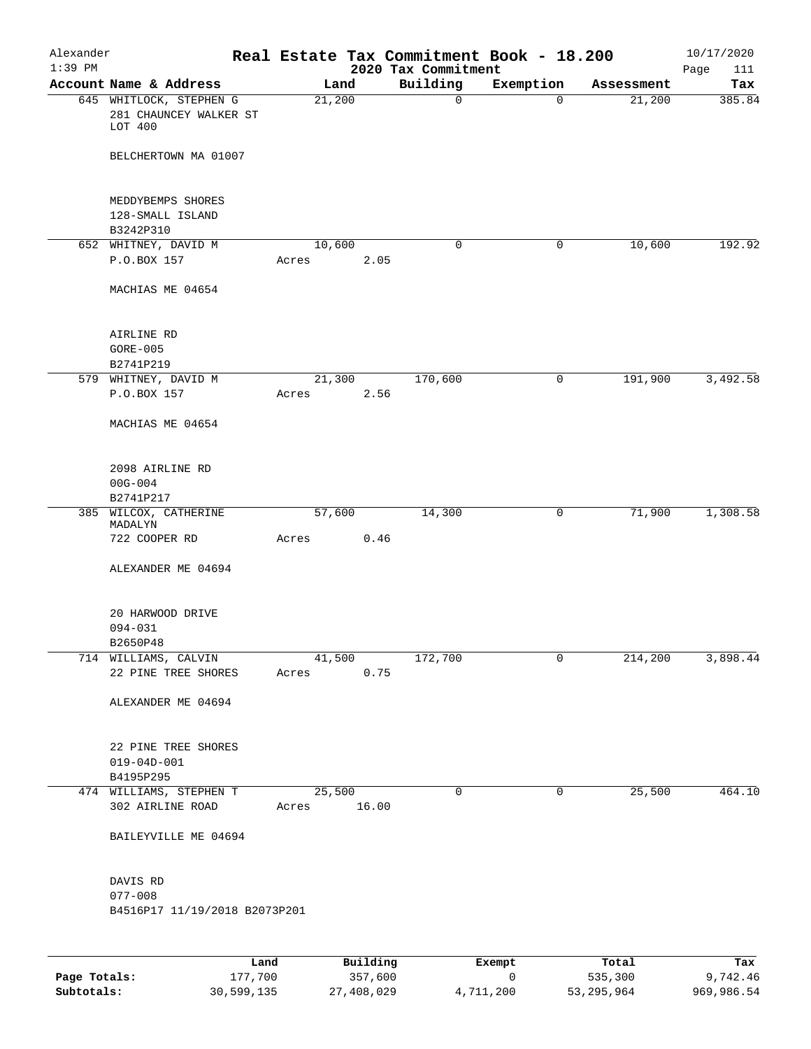# Real Estate Tax Commitment Book - 18.200

Alexander 10/17/2020
1:39 PM 2020 Tax Commitment Page 111

| Account Name & Address | Land | Building | Exemption | Assessment | Tax |
|---|---|---|---|---|---|
| 645 WHITLOCK, STEPHEN G<br>281 CHAUNCEY WALKER ST<br>LOT 400<br><br>BELCHERTOWN MA 01007<br><br>MEDDYBEMPS SHORES<br>128-SMALL ISLAND<br>B3242P310 | 21,200 | 0 | 0 | 21,200 | 385.84 |
| 652 WHITNEY, DAVID M<br>P.O.BOX 157<br><br>MACHIAS ME 04654<br><br>AIRLINE RD<br>GORE-005<br>B2741P219 | 10,600<br>Acres 2.05 | 0 | 0 | 10,600 | 192.92 |
| 579 WHITNEY, DAVID M<br>P.O.BOX 157<br><br>MACHIAS ME 04654<br><br>2098 AIRLINE RD<br>00G-004<br>B2741P217 | 21,300<br>Acres 2.56 | 170,600 | 0 | 191,900 | 3,492.58 |
| 385 WILCOX, CATHERINE MADALYN<br>722 COOPER RD<br><br>ALEXANDER ME 04694<br><br>20 HARWOOD DRIVE<br>094-031<br>B2650P48 | 57,600<br>Acres 0.46 | 14,300 | 0 | 71,900 | 1,308.58 |
| 714 WILLIAMS, CALVIN<br>22 PINE TREE SHORES<br><br>ALEXANDER ME 04694<br><br>22 PINE TREE SHORES<br>019-04D-001<br>B4195P295 | 41,500<br>Acres 0.75 | 172,700 | 0 | 214,200 | 3,898.44 |
| 474 WILLIAMS, STEPHEN T<br>302 AIRLINE ROAD<br><br>BAILEYVILLE ME 04694<br><br>DAVIS RD<br>077-008<br>B4516P17 11/19/2018 B2073P201 | 25,500<br>Acres 16.00 | 0 | 0 | 25,500 | 464.10 |

| | Land | Building | Exempt | Total | Tax |
|---|---|---|---|---|---|
| Page Totals: | 177,700 | 357,600 | 0 | 535,300 | 9,742.46 |
| Subtotals: | 30,599,135 | 27,408,029 | 4,711,200 | 53,295,964 | 969,986.54 |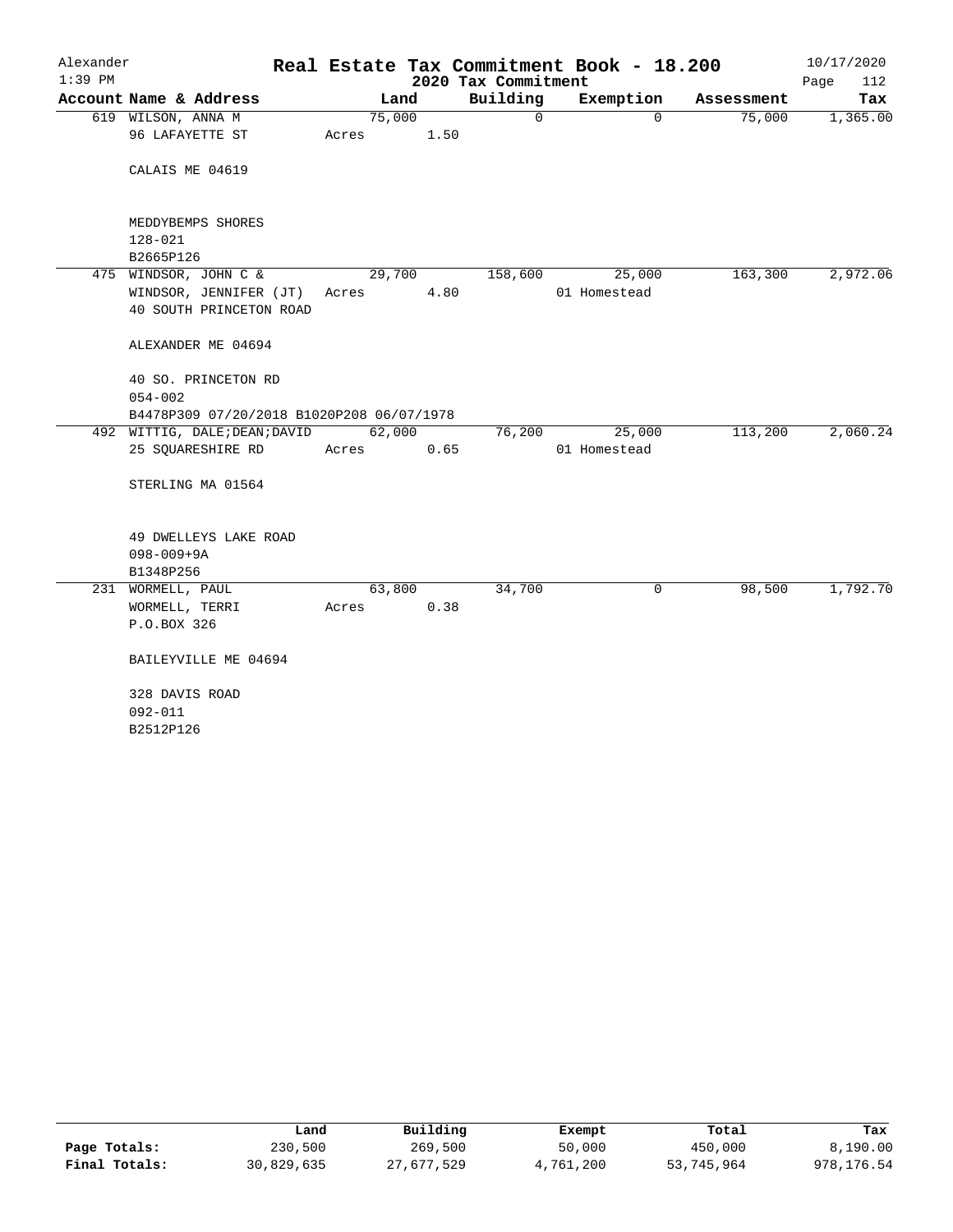Alexander
1:39 PM

# Real Estate Tax Commitment Book - 18.200

2020 Tax Commitment

10/17/2020

| Account Name & Address | Land | Building | Exemption | Assessment | Tax |
|---|---|---|---|---|---|
| 619 WILSON, ANNA M<br>96 LAFAYETTE ST<br><br>CALAIS ME 04619<br><br>MEDDYBEMPS SHORES<br>128-021<br>B2665P126 | 75,000<br>Acres 1.50 | 0 | 0 | 75,000 | 1,365.00 |
| 475 WINDSOR, JOHN C &<br>WINDSOR, JENNIFER (JT)<br>40 SOUTH PRINCETON ROAD<br><br>ALEXANDER ME 04694<br><br>40 SO. PRINCETON RD<br>054-002<br>B4478P309 07/20/2018 B1020P208 06/07/1978 | 29,700<br>Acres 4.80 | 158,600 | 25,000<br>01 Homestead | 163,300 | 2,972.06 |
| 492 WITTIG, DALE;DEAN;DAVID<br>25 SQUARESHIRE RD<br><br>STERLING MA 01564<br><br>49 DWELLEYS LAKE ROAD<br>098-009+9A<br>B1348P256 | 62,000<br>Acres 0.65 | 76,200 | 25,000<br>01 Homestead | 113,200 | 2,060.24 |
| 231 WORMELL, PAUL<br>WORMELL, TERRI<br>P.O.BOX 326<br><br>BAILEYVILLE ME 04694<br><br>328 DAVIS ROAD<br>092-011<br>B2512P126 | 63,800<br>Acres 0.38 | 34,700 | 0 | 98,500 | 1,792.70 |

| | Land | Building | Exempt | Total | Tax |
|---|---|---|---|---|---|
| Page Totals: | 230,500 | 269,500 | 50,000 | 450,000 | 8,190.00 |
| Final Totals: | 30,829,635 | 27,677,529 | 4,761,200 | 53,745,964 | 978,176.54 |